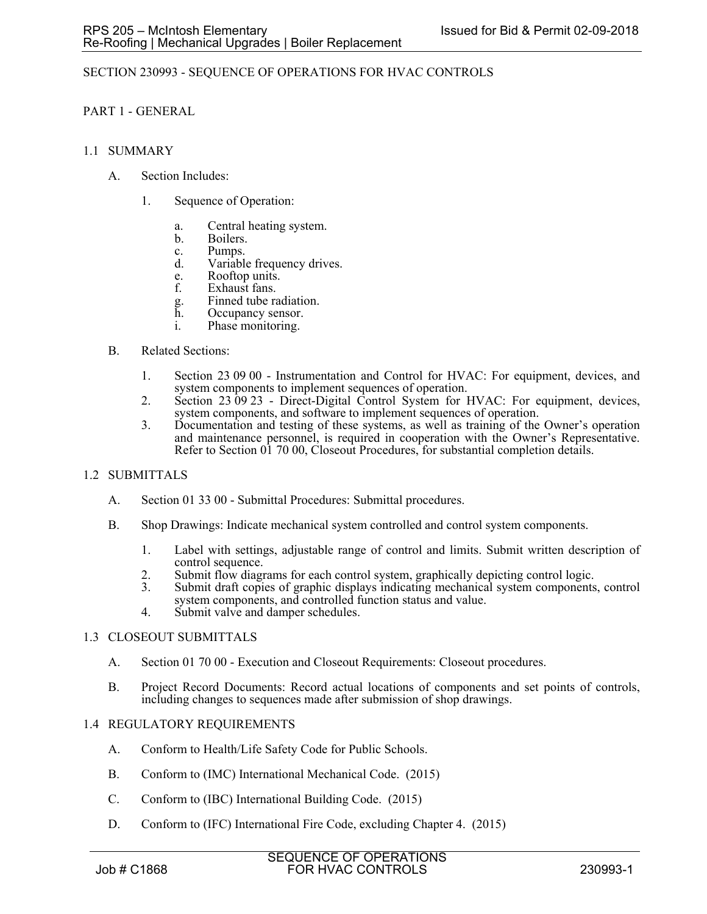# SECTION 230993 - SEQUENCE OF OPERATIONS FOR HVAC CONTROLS

## PART 1 - GENERAL

### 1.1 SUMMARY

A. Section Includes:

1. Sequence of Operation:

   a. Central heating system.
   b. Boilers.
   c. Pumps.
   d. Variable frequency drives.
   e. Rooftop units.
   f. Exhaust fans.
   g. Finned tube radiation.
   h. Occupancy sensor.
   i. Phase monitoring.

B. Related Sections:

1. Section 23 09 00 - Instrumentation and Control for HVAC: For equipment, devices, and system components to implement sequences of operation.
2. Section 23 09 23 - Direct-Digital Control System for HVAC: For equipment, devices, system components, and software to implement sequences of operation.
3. Documentation and testing of these systems, as well as training of the Owner's operation and maintenance personnel, is required in cooperation with the Owner's Representative. Refer to Section 01 70 00, Closeout Procedures, for substantial completion details.

### 1.2 SUBMITTALS

A. Section 01 33 00 - Submittal Procedures: Submittal procedures.

B. Shop Drawings: Indicate mechanical system controlled and control system components.

1. Label with settings, adjustable range of control and limits. Submit written description of control sequence.
2. Submit flow diagrams for each control system, graphically depicting control logic.
3. Submit draft copies of graphic displays indicating mechanical system components, control system components, and controlled function status and value.
4. Submit valve and damper schedules.

### 1.3 CLOSEOUT SUBMITTALS

A. Section 01 70 00 - Execution and Closeout Requirements: Closeout procedures.

B. Project Record Documents: Record actual locations of components and set points of controls, including changes to sequences made after submission of shop drawings.

### 1.4 REGULATORY REQUIREMENTS

A. Conform to Health/Life Safety Code for Public Schools.

B. Conform to (IMC) International Mechanical Code. (2015)

C. Conform to (IBC) International Building Code. (2015)

D. Conform to (IFC) International Fire Code, excluding Chapter 4. (2015)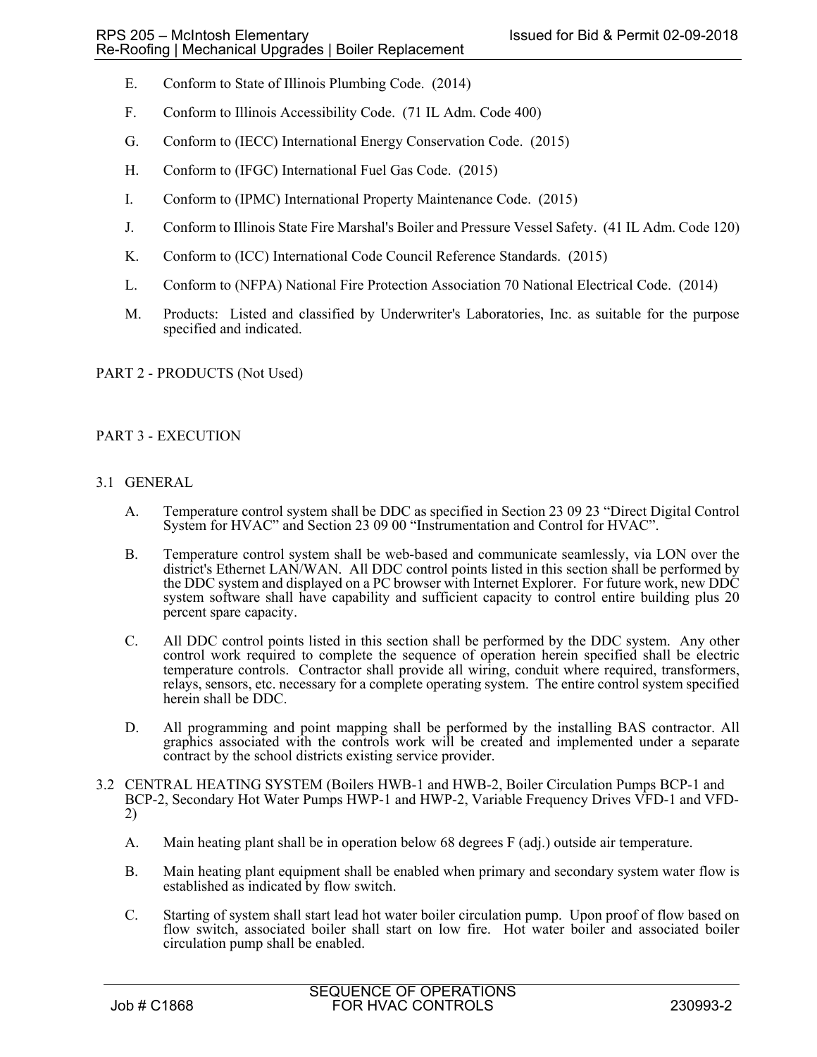E. Conform to State of Illinois Plumbing Code. (2014)

F. Conform to Illinois Accessibility Code. (71 IL Adm. Code 400)

G. Conform to (IECC) International Energy Conservation Code. (2015)

H. Conform to (IFGC) International Fuel Gas Code. (2015)

I. Conform to (IPMC) International Property Maintenance Code. (2015)

J. Conform to Illinois State Fire Marshal's Boiler and Pressure Vessel Safety. (41 IL Adm. Code 120)

K. Conform to (ICC) International Code Council Reference Standards. (2015)

L. Conform to (NFPA) National Fire Protection Association 70 National Electrical Code. (2014)

M. Products: Listed and classified by Underwriter's Laboratories, Inc. as suitable for the purpose specified and indicated.

## PART 2 - PRODUCTS (Not Used)

## PART 3 - EXECUTION

### 3.1 GENERAL

A. Temperature control system shall be DDC as specified in Section 23 09 23 "Direct Digital Control System for HVAC" and Section 23 09 00 "Instrumentation and Control for HVAC".

B. Temperature control system shall be web-based and communicate seamlessly, via LON over the district's Ethernet LAN/WAN. All DDC control points listed in this section shall be performed by the DDC system and displayed on a PC browser with Internet Explorer. For future work, new DDC system software shall have capability and sufficient capacity to control entire building plus 20 percent spare capacity.

C. All DDC control points listed in this section shall be performed by the DDC system. Any other control work required to complete the sequence of operation herein specified shall be electric temperature controls. Contractor shall provide all wiring, conduit where required, transformers, relays, sensors, etc. necessary for a complete operating system. The entire control system specified herein shall be DDC.

D. All programming and point mapping shall be performed by the installing BAS contractor. All graphics associated with the controls work will be created and implemented under a separate contract by the school districts existing service provider.

### 3.2 CENTRAL HEATING SYSTEM (Boilers HWB-1 and HWB-2, Boiler Circulation Pumps BCP-1 and BCP-2, Secondary Hot Water Pumps HWP-1 and HWP-2, Variable Frequency Drives VFD-1 and VFD-2)

A. Main heating plant shall be in operation below 68 degrees F (adj.) outside air temperature.

B. Main heating plant equipment shall be enabled when primary and secondary system water flow is established as indicated by flow switch.

C. Starting of system shall start lead hot water boiler circulation pump. Upon proof of flow based on flow switch, associated boiler shall start on low fire. Hot water boiler and associated boiler circulation pump shall be enabled.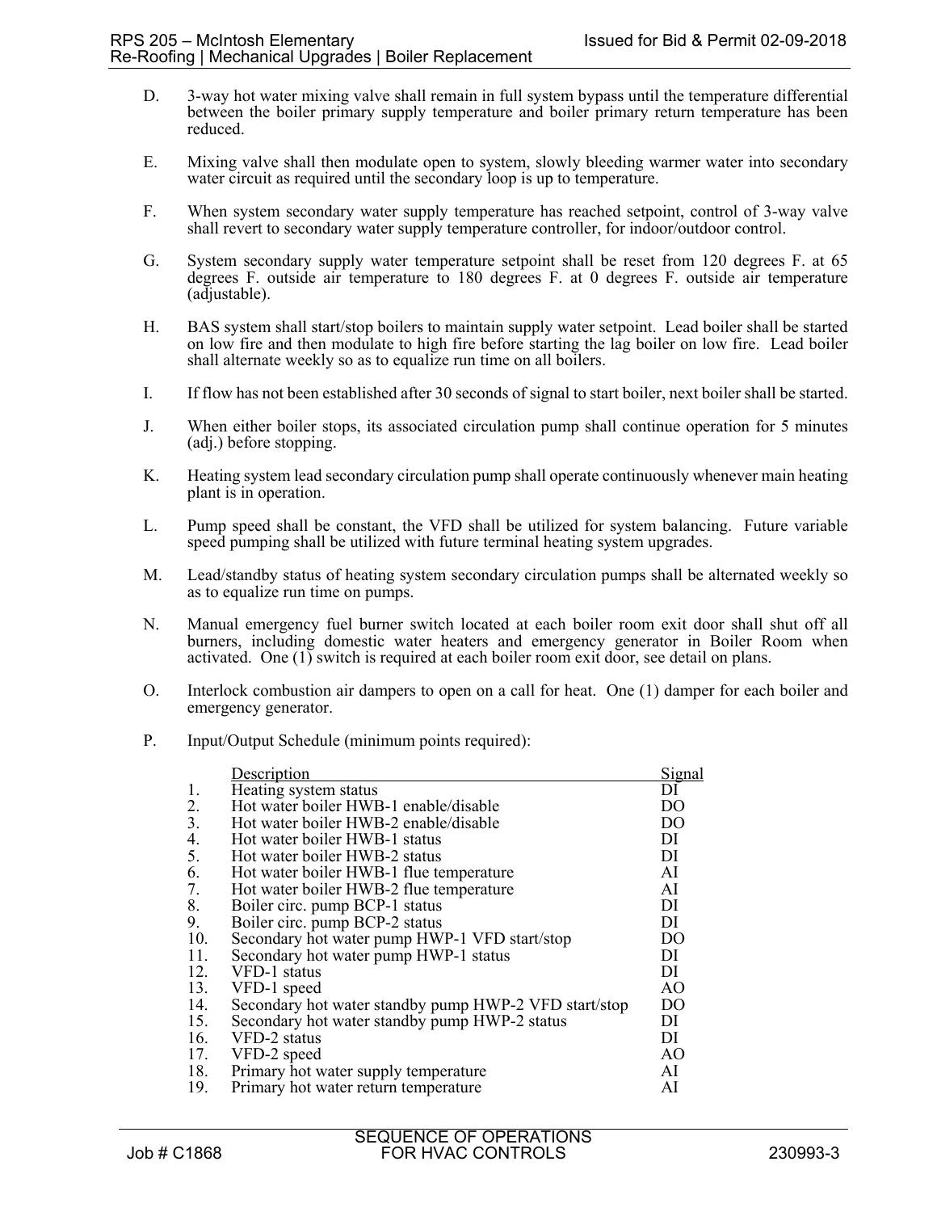D. 3-way hot water mixing valve shall remain in full system bypass until the temperature differential between the boiler primary supply temperature and boiler primary return temperature has been reduced.

E. Mixing valve shall then modulate open to system, slowly bleeding warmer water into secondary water circuit as required until the secondary loop is up to temperature.

F. When system secondary water supply temperature has reached setpoint, control of 3-way valve shall revert to secondary water supply temperature controller, for indoor/outdoor control.

G. System secondary supply water temperature setpoint shall be reset from 120 degrees F. at 65 degrees F. outside air temperature to 180 degrees F. at 0 degrees F. outside air temperature (adjustable).

H. BAS system shall start/stop boilers to maintain supply water setpoint. Lead boiler shall be started on low fire and then modulate to high fire before starting the lag boiler on low fire. Lead boiler shall alternate weekly so as to equalize run time on all boilers.

I. If flow has not been established after 30 seconds of signal to start boiler, next boiler shall be started.

J. When either boiler stops, its associated circulation pump shall continue operation for 5 minutes (adj.) before stopping.

K. Heating system lead secondary circulation pump shall operate continuously whenever main heating plant is in operation.

L. Pump speed shall be constant, the VFD shall be utilized for system balancing. Future variable speed pumping shall be utilized with future terminal heating system upgrades.

M. Lead/standby status of heating system secondary circulation pumps shall be alternated weekly so as to equalize run time on pumps.

N. Manual emergency fuel burner switch located at each boiler room exit door shall shut off all burners, including domestic water heaters and emergency generator in Boiler Room when activated. One (1) switch is required at each boiler room exit door, see detail on plans.

O. Interlock combustion air dampers to open on a call for heat. One (1) damper for each boiler and emergency generator.

P. Input/Output Schedule (minimum points required):

| | Description | Signal |
|---|---|---|
| 1. | Heating system status | DI |
| 2. | Hot water boiler HWB-1 enable/disable | DO |
| 3. | Hot water boiler HWB-2 enable/disable | DO |
| 4. | Hot water boiler HWB-1 status | DI |
| 5. | Hot water boiler HWB-2 status | DI |
| 6. | Hot water boiler HWB-1 flue temperature | AI |
| 7. | Hot water boiler HWB-2 flue temperature | AI |
| 8. | Boiler circ. pump BCP-1 status | DI |
| 9. | Boiler circ. pump BCP-2 status | DI |
| 10. | Secondary hot water pump HWP-1 VFD start/stop | DO |
| 11. | Secondary hot water pump HWP-1 status | DI |
| 12. | VFD-1 status | DI |
| 13. | VFD-1 speed | AO |
| 14. | Secondary hot water standby pump HWP-2 VFD start/stop | DO |
| 15. | Secondary hot water standby pump HWP-2 status | DI |
| 16. | VFD-2 status | DI |
| 17. | VFD-2 speed | AO |
| 18. | Primary hot water supply temperature | AI |
| 19. | Primary hot water return temperature | AI |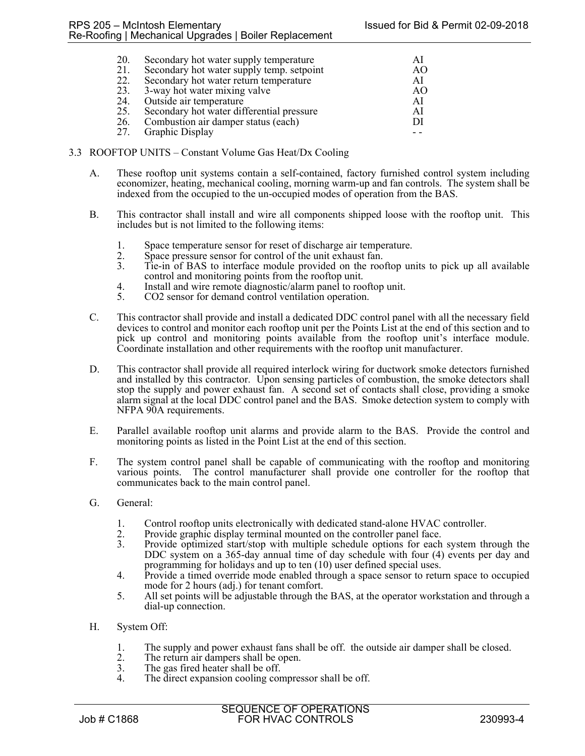20. Secondary hot water supply temperature AI
21. Secondary hot water supply temp. setpoint AO
22. Secondary hot water return temperature AI
23. 3-way hot water mixing valve AO
24. Outside air temperature AI
25. Secondary hot water differential pressure AI
26. Combustion air damper status (each) DI
27. Graphic Display - -

## 3.3 ROOFTOP UNITS – Constant Volume Gas Heat/Dx Cooling

A. These rooftop unit systems contain a self-contained, factory furnished control system including economizer, heating, mechanical cooling, morning warm-up and fan controls. The system shall be indexed from the occupied to the un-occupied modes of operation from the BAS.

B. This contractor shall install and wire all components shipped loose with the rooftop unit. This includes but is not limited to the following items:

1. Space temperature sensor for reset of discharge air temperature.
2. Space pressure sensor for control of the unit exhaust fan.
3. Tie-in of BAS to interface module provided on the rooftop units to pick up all available control and monitoring points from the rooftop unit.
4. Install and wire remote diagnostic/alarm panel to rooftop unit.
5. CO2 sensor for demand control ventilation operation.

C. This contractor shall provide and install a dedicated DDC control panel with all the necessary field devices to control and monitor each rooftop unit per the Points List at the end of this section and to pick up control and monitoring points available from the rooftop unit's interface module. Coordinate installation and other requirements with the rooftop unit manufacturer.

D. This contractor shall provide all required interlock wiring for ductwork smoke detectors furnished and installed by this contractor. Upon sensing particles of combustion, the smoke detectors shall stop the supply and power exhaust fan. A second set of contacts shall close, providing a smoke alarm signal at the local DDC control panel and the BAS. Smoke detection system to comply with NFPA 90A requirements.

E. Parallel available rooftop unit alarms and provide alarm to the BAS. Provide the control and monitoring points as listed in the Point List at the end of this section.

F. The system control panel shall be capable of communicating with the rooftop and monitoring various points. The control manufacturer shall provide one controller for the rooftop that communicates back to the main control panel.

G. General:

1. Control rooftop units electronically with dedicated stand-alone HVAC controller.
2. Provide graphic display terminal mounted on the controller panel face.
3. Provide optimized start/stop with multiple schedule options for each system through the DDC system on a 365-day annual time of day schedule with four (4) events per day and programming for holidays and up to ten (10) user defined special uses.
4. Provide a timed override mode enabled through a space sensor to return space to occupied mode for 2 hours (adj.) for tenant comfort.
5. All set points will be adjustable through the BAS, at the operator workstation and through a dial-up connection.

H. System Off:

1. The supply and power exhaust fans shall be off. the outside air damper shall be closed.
2. The return air dampers shall be open.
3. The gas fired heater shall be off.
4. The direct expansion cooling compressor shall be off.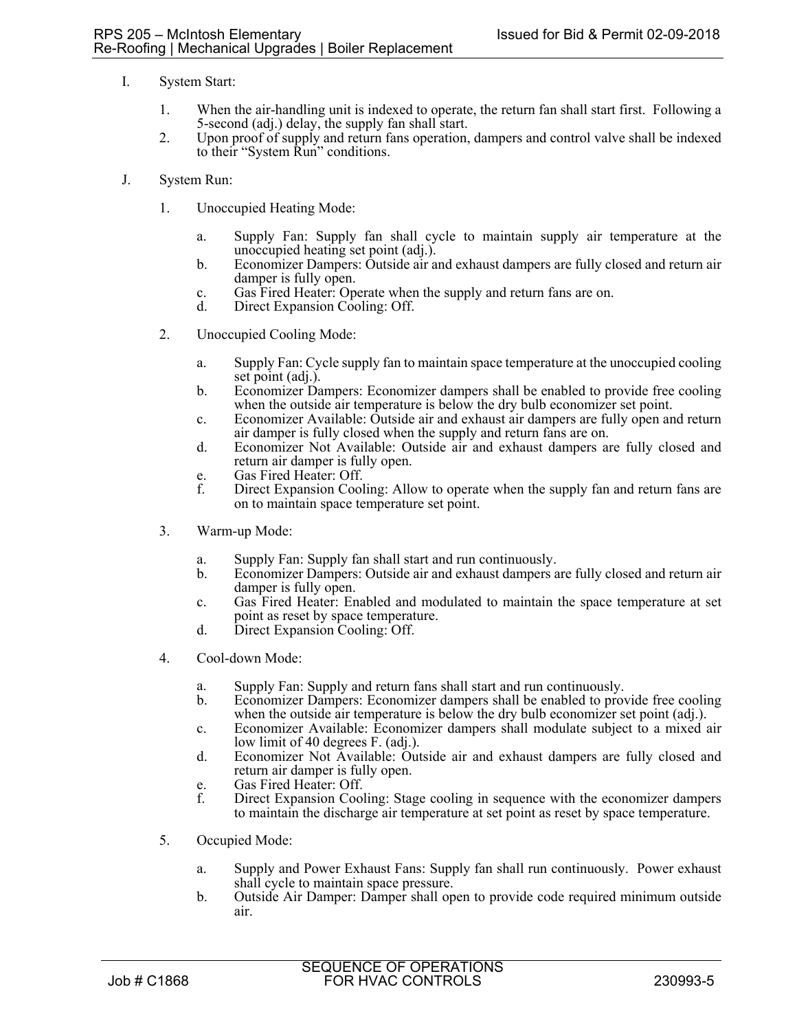I. System Start:

1. When the air-handling unit is indexed to operate, the return fan shall start first. Following a 5-second (adj.) delay, the supply fan shall start.
2. Upon proof of supply and return fans operation, dampers and control valve shall be indexed to their "System Run" conditions.

J. System Run:

1. Unoccupied Heating Mode:

    a. Supply Fan: Supply fan shall cycle to maintain supply air temperature at the unoccupied heating set point (adj.).
    b. Economizer Dampers: Outside air and exhaust dampers are fully closed and return air damper is fully open.
    c. Gas Fired Heater: Operate when the supply and return fans are on.
    d. Direct Expansion Cooling: Off.

2. Unoccupied Cooling Mode:

    a. Supply Fan: Cycle supply fan to maintain space temperature at the unoccupied cooling set point (adj.).
    b. Economizer Dampers: Economizer dampers shall be enabled to provide free cooling when the outside air temperature is below the dry bulb economizer set point.
    c. Economizer Available: Outside air and exhaust air dampers are fully open and return air damper is fully closed when the supply and return fans are on.
    d. Economizer Not Available: Outside air and exhaust dampers are fully closed and return air damper is fully open.
    e. Gas Fired Heater: Off.
    f. Direct Expansion Cooling: Allow to operate when the supply fan and return fans are on to maintain space temperature set point.

3. Warm-up Mode:

    a. Supply Fan: Supply fan shall start and run continuously.
    b. Economizer Dampers: Outside air and exhaust dampers are fully closed and return air damper is fully open.
    c. Gas Fired Heater: Enabled and modulated to maintain the space temperature at set point as reset by space temperature.
    d. Direct Expansion Cooling: Off.

4. Cool-down Mode:

    a. Supply Fan: Supply and return fans shall start and run continuously.
    b. Economizer Dampers: Economizer dampers shall be enabled to provide free cooling when the outside air temperature is below the dry bulb economizer set point (adj.).
    c. Economizer Available: Economizer dampers shall modulate subject to a mixed air low limit of 40 degrees F. (adj.).
    d. Economizer Not Available: Outside air and exhaust dampers are fully closed and return air damper is fully open.
    e. Gas Fired Heater: Off.
    f. Direct Expansion Cooling: Stage cooling in sequence with the economizer dampers to maintain the discharge air temperature at set point as reset by space temperature.

5. Occupied Mode:

    a. Supply and Power Exhaust Fans: Supply fan shall run continuously. Power exhaust shall cycle to maintain space pressure.
    b. Outside Air Damper: Damper shall open to provide code required minimum outside air.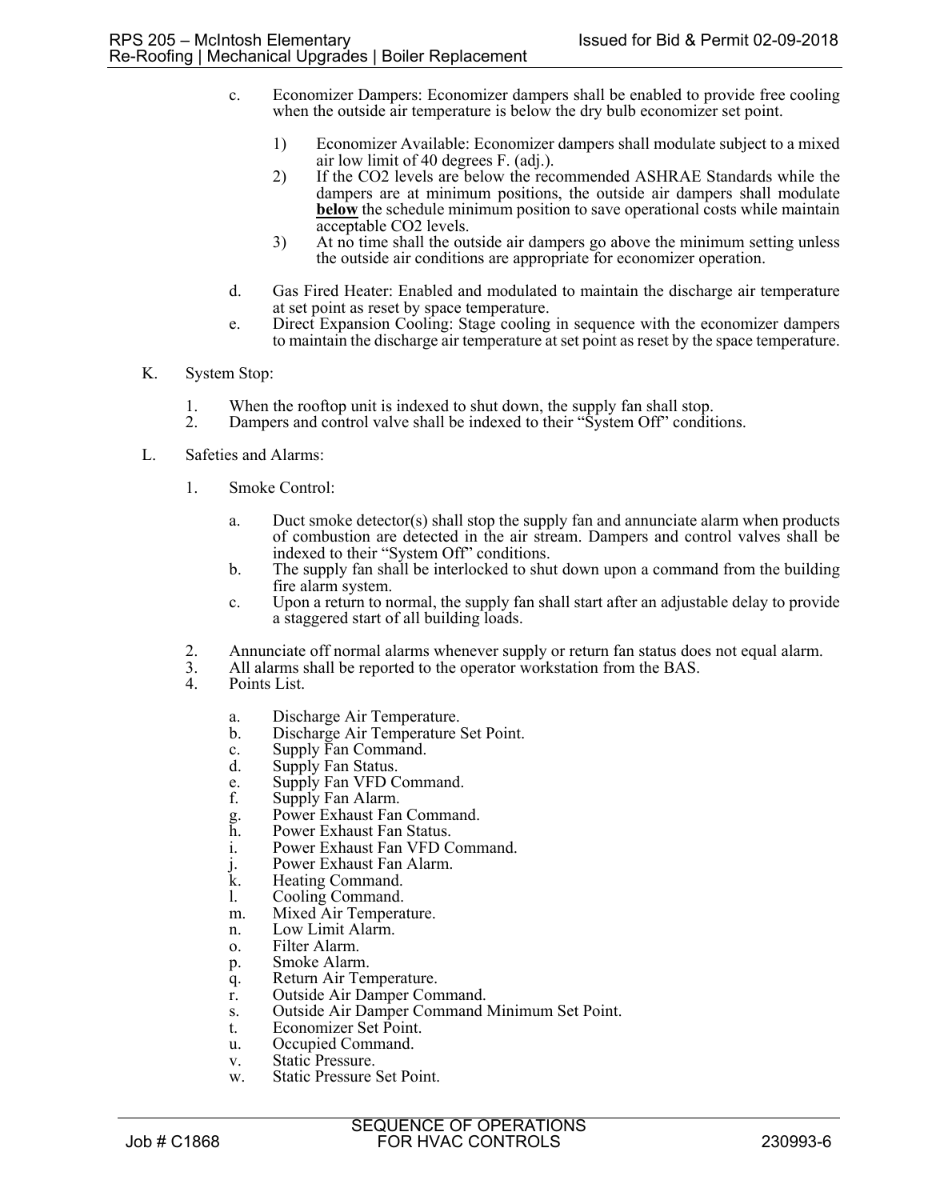c. Economizer Dampers: Economizer dampers shall be enabled to provide free cooling when the outside air temperature is below the dry bulb economizer set point.

   1) Economizer Available: Economizer dampers shall modulate subject to a mixed air low limit of 40 degrees F. (adj.).
   2) If the $CO_2$ levels are below the recommended ASHRAE Standards while the dampers are at minimum positions, the outside air dampers shall modulate **below** the schedule minimum position to save operational costs while maintain acceptable $CO_2$ levels.
   3) At no time shall the outside air dampers go above the minimum setting unless the outside air conditions are appropriate for economizer operation.

d. Gas Fired Heater: Enabled and modulated to maintain the discharge air temperature at set point as reset by space temperature.

e. Direct Expansion Cooling: Stage cooling in sequence with the economizer dampers to maintain the discharge air temperature at set point as reset by the space temperature.

K. System Stop:

1. When the rooftop unit is indexed to shut down, the supply fan shall stop.
2. Dampers and control valve shall be indexed to their "System Off" conditions.

L. Safeties and Alarms:

1. Smoke Control:

   a. Duct smoke detector(s) shall stop the supply fan and annunciate alarm when products of combustion are detected in the air stream. Dampers and control valves shall be indexed to their "System Off" conditions.
   b. The supply fan shall be interlocked to shut down upon a command from the building fire alarm system.
   c. Upon a return to normal, the supply fan shall start after an adjustable delay to provide a staggered start of all building loads.

2. Annunciate off normal alarms whenever supply or return fan status does not equal alarm.
3. All alarms shall be reported to the operator workstation from the BAS.
4. Points List.

   a. Discharge Air Temperature.
   b. Discharge Air Temperature Set Point.
   c. Supply Fan Command.
   d. Supply Fan Status.
   e. Supply Fan VFD Command.
   f. Supply Fan Alarm.
   g. Power Exhaust Fan Command.
   h. Power Exhaust Fan Status.
   i. Power Exhaust Fan VFD Command.
   j. Power Exhaust Fan Alarm.
   k. Heating Command.
   l. Cooling Command.
   m. Mixed Air Temperature.
   n. Low Limit Alarm.
   o. Filter Alarm.
   p. Smoke Alarm.
   q. Return Air Temperature.
   r. Outside Air Damper Command.
   s. Outside Air Damper Command Minimum Set Point.
   t. Economizer Set Point.
   u. Occupied Command.
   v. Static Pressure.
   w. Static Pressure Set Point.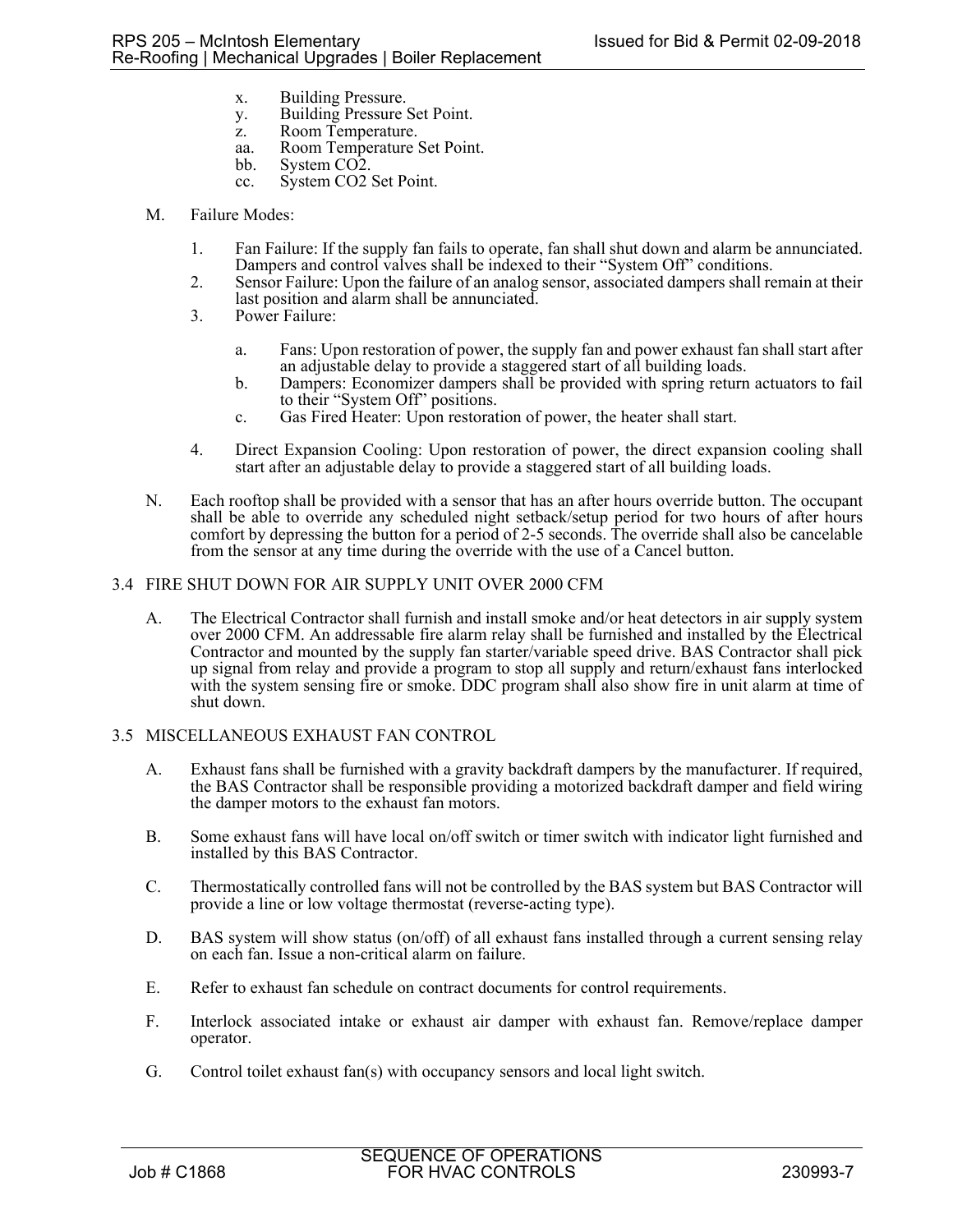x. Building Pressure.
y. Building Pressure Set Point.
z. Room Temperature.
aa. Room Temperature Set Point.
bb. System CO2.
cc. System CO2 Set Point.

M. Failure Modes:

1. Fan Failure: If the supply fan fails to operate, fan shall shut down and alarm be annunciated. Dampers and control valves shall be indexed to their "System Off" conditions.
2. Sensor Failure: Upon the failure of an analog sensor, associated dampers shall remain at their last position and alarm shall be annunciated.
3. Power Failure:

    a. Fans: Upon restoration of power, the supply fan and power exhaust fan shall start after an adjustable delay to provide a staggered start of all building loads.
    b. Dampers: Economizer dampers shall be provided with spring return actuators to fail to their "System Off" positions.
    c. Gas Fired Heater: Upon restoration of power, the heater shall start.

4. Direct Expansion Cooling: Upon restoration of power, the direct expansion cooling shall start after an adjustable delay to provide a staggered start of all building loads.

N. Each rooftop shall be provided with a sensor that has an after hours override button. The occupant shall be able to override any scheduled night setback/setup period for two hours of after hours comfort by depressing the button for a period of 2-5 seconds. The override shall also be cancelable from the sensor at any time during the override with the use of a Cancel button.

## 3.4 FIRE SHUT DOWN FOR AIR SUPPLY UNIT OVER 2000 CFM

A. The Electrical Contractor shall furnish and install smoke and/or heat detectors in air supply system over 2000 CFM. An addressable fire alarm relay shall be furnished and installed by the Electrical Contractor and mounted by the supply fan starter/variable speed drive. BAS Contractor shall pick up signal from relay and provide a program to stop all supply and return/exhaust fans interlocked with the system sensing fire or smoke. DDC program shall also show fire in unit alarm at time of shut down.

## 3.5 MISCELLANEOUS EXHAUST FAN CONTROL

A. Exhaust fans shall be furnished with a gravity backdraft dampers by the manufacturer. If required, the BAS Contractor shall be responsible providing a motorized backdraft damper and field wiring the damper motors to the exhaust fan motors.

B. Some exhaust fans will have local on/off switch or timer switch with indicator light furnished and installed by this BAS Contractor.

C. Thermostatically controlled fans will not be controlled by the BAS system but BAS Contractor will provide a line or low voltage thermostat (reverse-acting type).

D. BAS system will show status (on/off) of all exhaust fans installed through a current sensing relay on each fan. Issue a non-critical alarm on failure.

E. Refer to exhaust fan schedule on contract documents for control requirements.

F. Interlock associated intake or exhaust air damper with exhaust fan. Remove/replace damper operator.

G. Control toilet exhaust fan(s) with occupancy sensors and local light switch.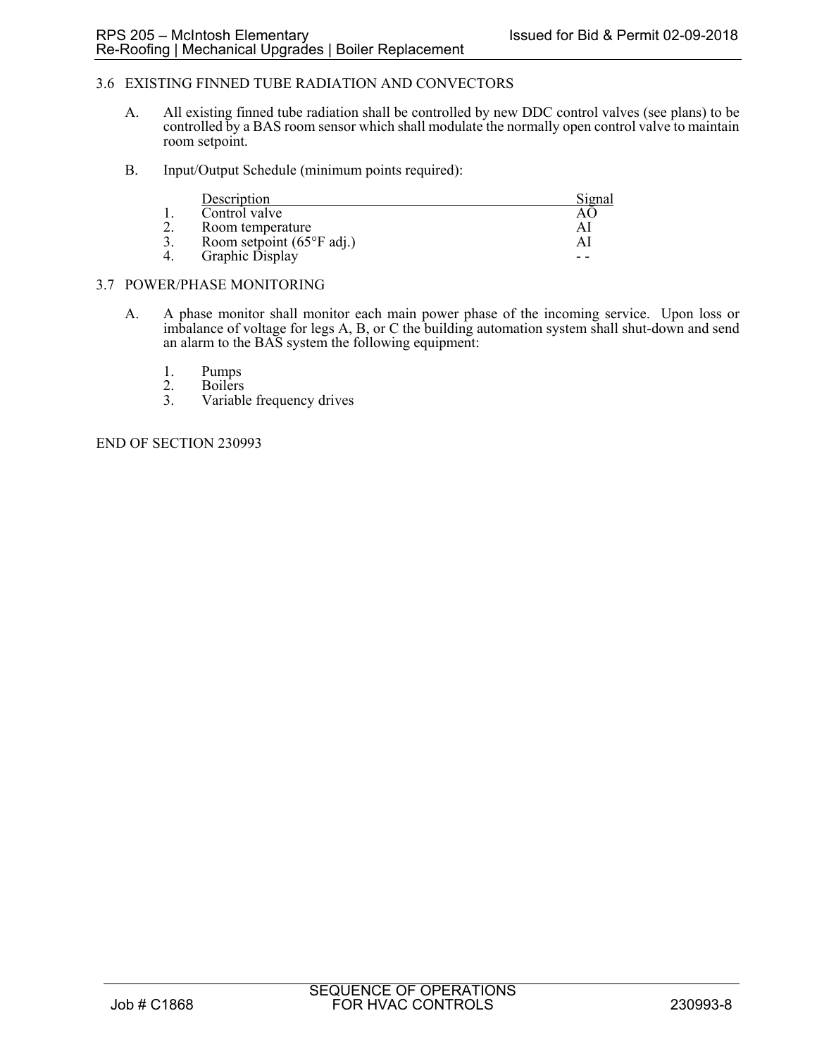## 3.6 EXISTING FINNED TUBE RADIATION AND CONVECTORS

A. All existing finned tube radiation shall be controlled by new DDC control valves (see plans) to be controlled by a BAS room sensor which shall modulate the normally open control valve to maintain room setpoint.

B. Input/Output Schedule (minimum points required):

| | Description | Signal |
|---|---|---|
| 1. | Control valve | AO |
| 2. | Room temperature | AI |
| 3. | Room setpoint (65°F adj.) | AI |
| 4. | Graphic Display | - - |

## 3.7 POWER/PHASE MONITORING

A. A phase monitor shall monitor each main power phase of the incoming service. Upon loss or imbalance of voltage for legs A, B, or C the building automation system shall shut-down and send an alarm to the BAS system the following equipment:

1. Pumps
2. Boilers
3. Variable frequency drives

END OF SECTION 230993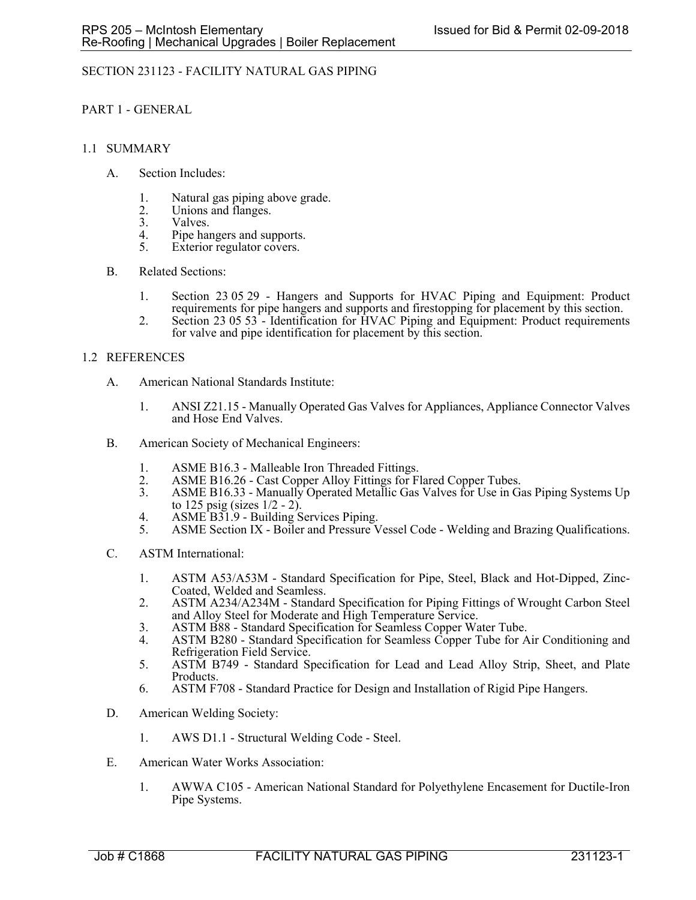# SECTION 231123 - FACILITY NATURAL GAS PIPING

## PART 1 - GENERAL

### 1.1 SUMMARY

A. Section Includes:

1. Natural gas piping above grade.
2. Unions and flanges.
3. Valves.
4. Pipe hangers and supports.
5. Exterior regulator covers.

B. Related Sections:

1. Section 23 05 29 - Hangers and Supports for HVAC Piping and Equipment: Product requirements for pipe hangers and supports and firestopping for placement by this section.
2. Section 23 05 53 - Identification for HVAC Piping and Equipment: Product requirements for valve and pipe identification for placement by this section.

### 1.2 REFERENCES

A. American National Standards Institute:

1. ANSI Z21.15 - Manually Operated Gas Valves for Appliances, Appliance Connector Valves and Hose End Valves.

B. American Society of Mechanical Engineers:

1. ASME B16.3 - Malleable Iron Threaded Fittings.
2. ASME B16.26 - Cast Copper Alloy Fittings for Flared Copper Tubes.
3. ASME B16.33 - Manually Operated Metallic Gas Valves for Use in Gas Piping Systems Up to 125 psig (sizes 1/2 - 2).
4. ASME B31.9 - Building Services Piping.
5. ASME Section IX - Boiler and Pressure Vessel Code - Welding and Brazing Qualifications.

C. ASTM International:

1. ASTM A53/A53M - Standard Specification for Pipe, Steel, Black and Hot-Dipped, Zinc-Coated, Welded and Seamless.
2. ASTM A234/A234M - Standard Specification for Piping Fittings of Wrought Carbon Steel and Alloy Steel for Moderate and High Temperature Service.
3. ASTM B88 - Standard Specification for Seamless Copper Water Tube.
4. ASTM B280 - Standard Specification for Seamless Copper Tube for Air Conditioning and Refrigeration Field Service.
5. ASTM B749 - Standard Specification for Lead and Lead Alloy Strip, Sheet, and Plate Products.
6. ASTM F708 - Standard Practice for Design and Installation of Rigid Pipe Hangers.

D. American Welding Society:

1. AWS D1.1 - Structural Welding Code - Steel.

E. American Water Works Association:

1. AWWA C105 - American National Standard for Polyethylene Encasement for Ductile-Iron Pipe Systems.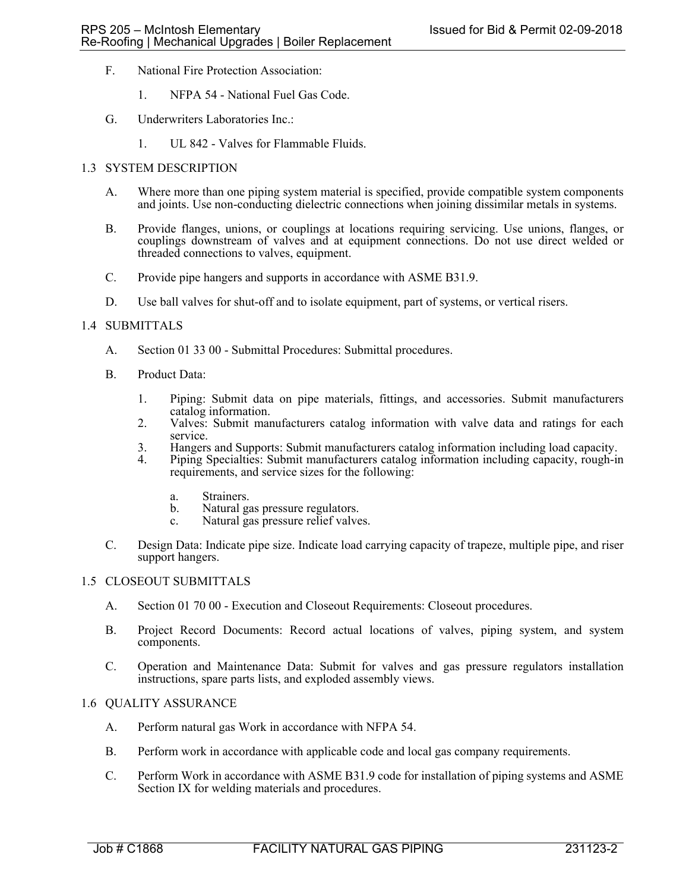F. National Fire Protection Association:

   1. NFPA 54 - National Fuel Gas Code.

G. Underwriters Laboratories Inc.:

   1. UL 842 - Valves for Flammable Fluids.

## 1.3 SYSTEM DESCRIPTION

A. Where more than one piping system material is specified, provide compatible system components and joints. Use non-conducting dielectric connections when joining dissimilar metals in systems.

B. Provide flanges, unions, or couplings at locations requiring servicing. Use unions, flanges, or couplings downstream of valves and at equipment connections. Do not use direct welded or threaded connections to valves, equipment.

C. Provide pipe hangers and supports in accordance with ASME B31.9.

D. Use ball valves for shut-off and to isolate equipment, part of systems, or vertical risers.

## 1.4 SUBMITTALS

A. Section 01 33 00 - Submittal Procedures: Submittal procedures.

B. Product Data:

   1. Piping: Submit data on pipe materials, fittings, and accessories. Submit manufacturers catalog information.
   2. Valves: Submit manufacturers catalog information with valve data and ratings for each service.
   3. Hangers and Supports: Submit manufacturers catalog information including load capacity.
   4. Piping Specialties: Submit manufacturers catalog information including capacity, rough-in requirements, and service sizes for the following:

      a. Strainers.
      b. Natural gas pressure regulators.
      c. Natural gas pressure relief valves.

C. Design Data: Indicate pipe size. Indicate load carrying capacity of trapeze, multiple pipe, and riser support hangers.

## 1.5 CLOSEOUT SUBMITTALS

A. Section 01 70 00 - Execution and Closeout Requirements: Closeout procedures.

B. Project Record Documents: Record actual locations of valves, piping system, and system components.

C. Operation and Maintenance Data: Submit for valves and gas pressure regulators installation instructions, spare parts lists, and exploded assembly views.

## 1.6 QUALITY ASSURANCE

A. Perform natural gas Work in accordance with NFPA 54.

B. Perform work in accordance with applicable code and local gas company requirements.

C. Perform Work in accordance with ASME B31.9 code for installation of piping systems and ASME Section IX for welding materials and procedures.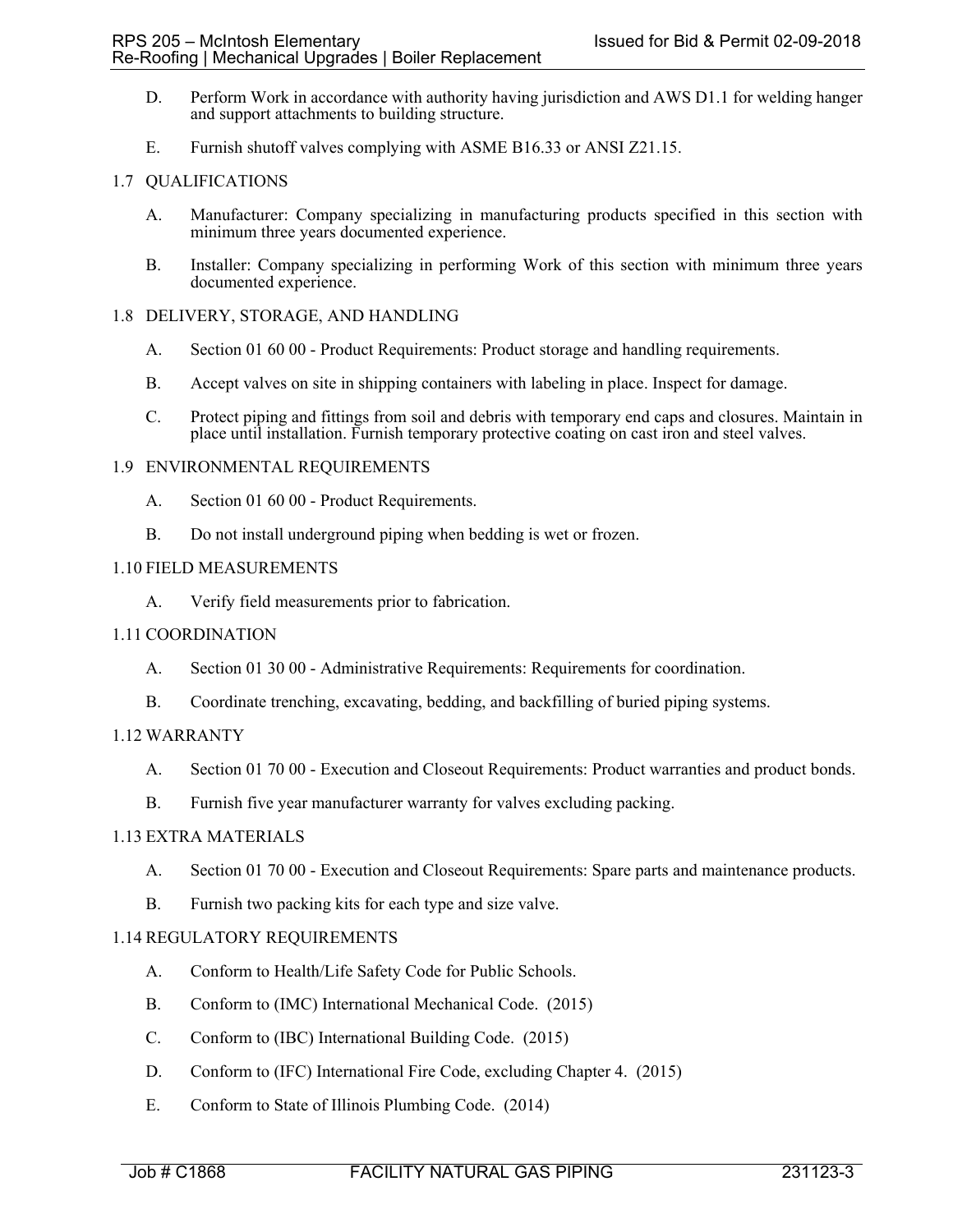D. Perform Work in accordance with authority having jurisdiction and AWS D1.1 for welding hanger and support attachments to building structure.

E. Furnish shutoff valves complying with ASME B16.33 or ANSI Z21.15.

## 1.7 QUALIFICATIONS

A. Manufacturer: Company specializing in manufacturing products specified in this section with minimum three years documented experience.

B. Installer: Company specializing in performing Work of this section with minimum three years documented experience.

## 1.8 DELIVERY, STORAGE, AND HANDLING

A. Section 01 60 00 - Product Requirements: Product storage and handling requirements.

B. Accept valves on site in shipping containers with labeling in place. Inspect for damage.

C. Protect piping and fittings from soil and debris with temporary end caps and closures. Maintain in place until installation. Furnish temporary protective coating on cast iron and steel valves.

## 1.9 ENVIRONMENTAL REQUIREMENTS

A. Section 01 60 00 - Product Requirements.

B. Do not install underground piping when bedding is wet or frozen.

## 1.10 FIELD MEASUREMENTS

A. Verify field measurements prior to fabrication.

## 1.11 COORDINATION

A. Section 01 30 00 - Administrative Requirements: Requirements for coordination.

B. Coordinate trenching, excavating, bedding, and backfilling of buried piping systems.

## 1.12 WARRANTY

A. Section 01 70 00 - Execution and Closeout Requirements: Product warranties and product bonds.

B. Furnish five year manufacturer warranty for valves excluding packing.

## 1.13 EXTRA MATERIALS

A. Section 01 70 00 - Execution and Closeout Requirements: Spare parts and maintenance products.

B. Furnish two packing kits for each type and size valve.

## 1.14 REGULATORY REQUIREMENTS

A. Conform to Health/Life Safety Code for Public Schools.

B. Conform to (IMC) International Mechanical Code. (2015)

C. Conform to (IBC) International Building Code. (2015)

D. Conform to (IFC) International Fire Code, excluding Chapter 4. (2015)

E. Conform to State of Illinois Plumbing Code. (2014)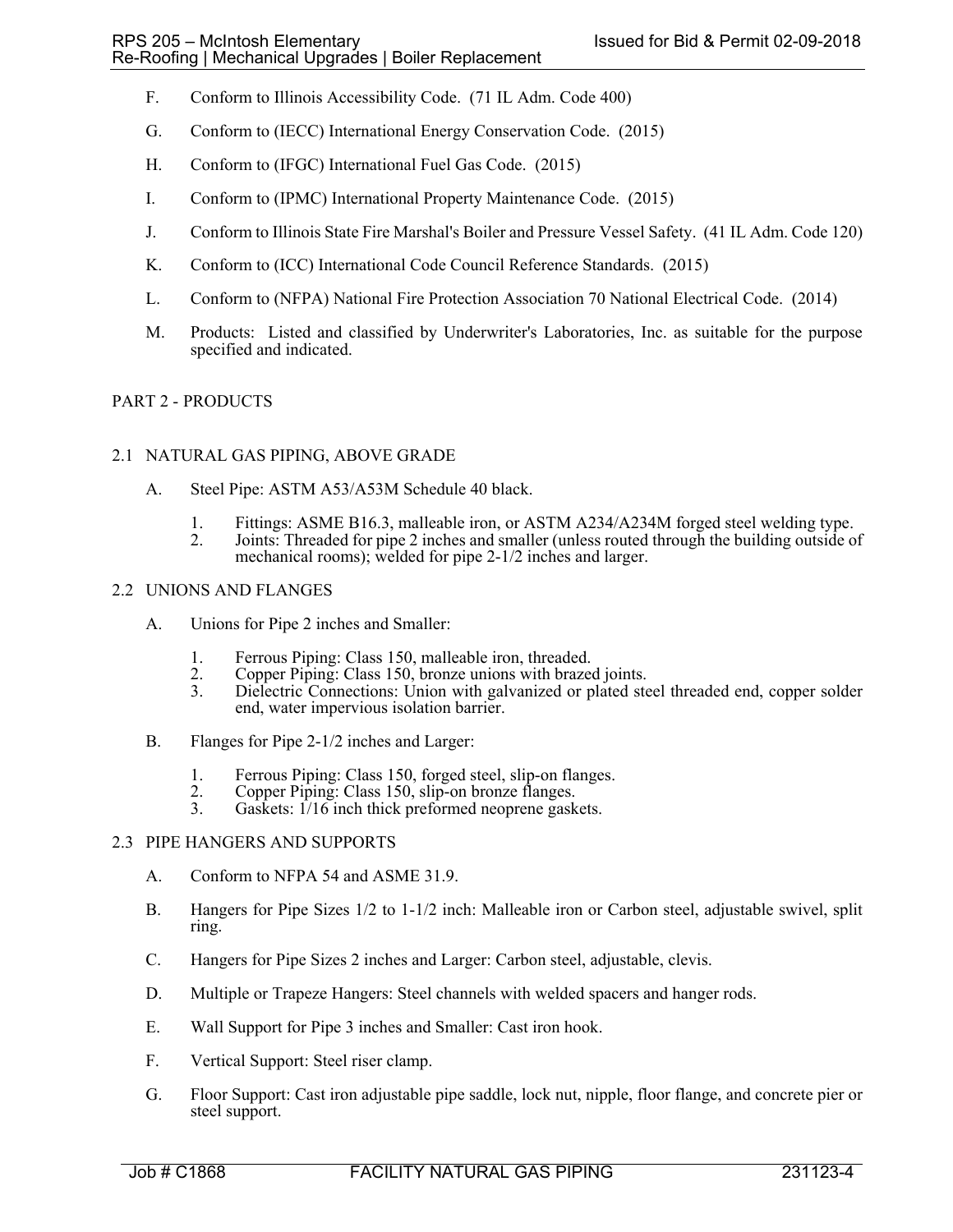F. Conform to Illinois Accessibility Code. (71 IL Adm. Code 400)

G. Conform to (IECC) International Energy Conservation Code. (2015)

H. Conform to (IFGC) International Fuel Gas Code. (2015)

I. Conform to (IPMC) International Property Maintenance Code. (2015)

J. Conform to Illinois State Fire Marshal's Boiler and Pressure Vessel Safety. (41 IL Adm. Code 120)

K. Conform to (ICC) International Code Council Reference Standards. (2015)

L. Conform to (NFPA) National Fire Protection Association 70 National Electrical Code. (2014)

M. Products: Listed and classified by Underwriter's Laboratories, Inc. as suitable for the purpose specified and indicated.

## PART 2 - PRODUCTS

### 2.1 NATURAL GAS PIPING, ABOVE GRADE

A. Steel Pipe: ASTM A53/A53M Schedule 40 black.

1. Fittings: ASME B16.3, malleable iron, or ASTM A234/A234M forged steel welding type.
2. Joints: Threaded for pipe 2 inches and smaller (unless routed through the building outside of mechanical rooms); welded for pipe 2-1/2 inches and larger.

### 2.2 UNIONS AND FLANGES

A. Unions for Pipe 2 inches and Smaller:

1. Ferrous Piping: Class 150, malleable iron, threaded.
2. Copper Piping: Class 150, bronze unions with brazed joints.
3. Dielectric Connections: Union with galvanized or plated steel threaded end, copper solder end, water impervious isolation barrier.

B. Flanges for Pipe 2-1/2 inches and Larger:

1. Ferrous Piping: Class 150, forged steel, slip-on flanges.
2. Copper Piping: Class 150, slip-on bronze flanges.
3. Gaskets: 1/16 inch thick preformed neoprene gaskets.

### 2.3 PIPE HANGERS AND SUPPORTS

A. Conform to NFPA 54 and ASME 31.9.

B. Hangers for Pipe Sizes 1/2 to 1-1/2 inch: Malleable iron or Carbon steel, adjustable swivel, split ring.

C. Hangers for Pipe Sizes 2 inches and Larger: Carbon steel, adjustable, clevis.

D. Multiple or Trapeze Hangers: Steel channels with welded spacers and hanger rods.

E. Wall Support for Pipe 3 inches and Smaller: Cast iron hook.

F. Vertical Support: Steel riser clamp.

G. Floor Support: Cast iron adjustable pipe saddle, lock nut, nipple, floor flange, and concrete pier or steel support.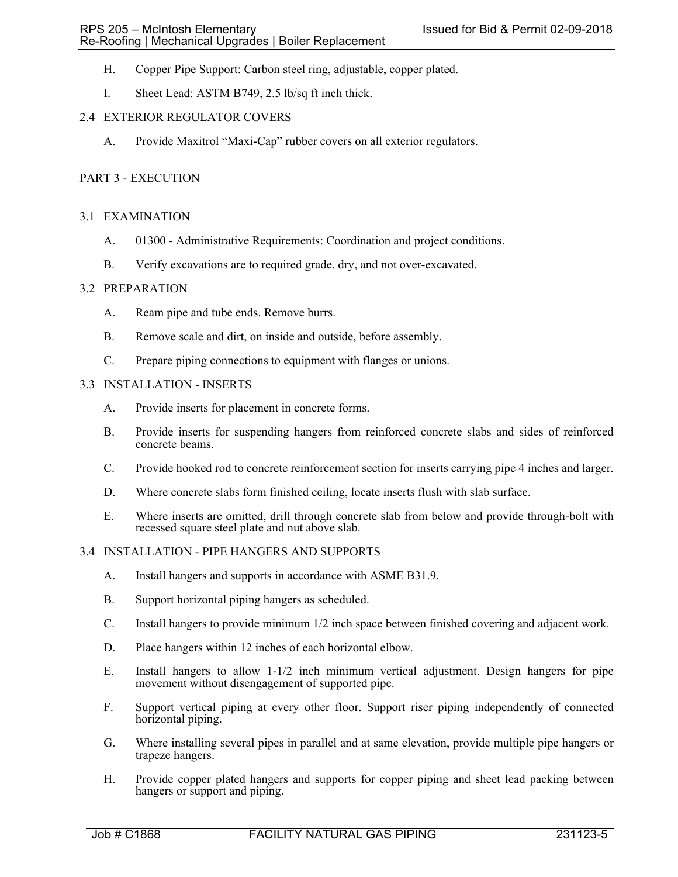H. Copper Pipe Support: Carbon steel ring, adjustable, copper plated.

I. Sheet Lead: ASTM B749, 2.5 lb/sq ft inch thick.

## 2.4 EXTERIOR REGULATOR COVERS

A. Provide Maxitrol “Maxi-Cap” rubber covers on all exterior regulators.

# PART 3 - EXECUTION

## 3.1 EXAMINATION

A. 01300 - Administrative Requirements: Coordination and project conditions.

B. Verify excavations are to required grade, dry, and not over-excavated.

## 3.2 PREPARATION

A. Ream pipe and tube ends. Remove burrs.

B. Remove scale and dirt, on inside and outside, before assembly.

C. Prepare piping connections to equipment with flanges or unions.

## 3.3 INSTALLATION - INSERTS

A. Provide inserts for placement in concrete forms.

B. Provide inserts for suspending hangers from reinforced concrete slabs and sides of reinforced concrete beams.

C. Provide hooked rod to concrete reinforcement section for inserts carrying pipe 4 inches and larger.

D. Where concrete slabs form finished ceiling, locate inserts flush with slab surface.

E. Where inserts are omitted, drill through concrete slab from below and provide through-bolt with recessed square steel plate and nut above slab.

## 3.4 INSTALLATION - PIPE HANGERS AND SUPPORTS

A. Install hangers and supports in accordance with ASME B31.9.

B. Support horizontal piping hangers as scheduled.

C. Install hangers to provide minimum 1/2 inch space between finished covering and adjacent work.

D. Place hangers within 12 inches of each horizontal elbow.

E. Install hangers to allow 1-1/2 inch minimum vertical adjustment. Design hangers for pipe movement without disengagement of supported pipe.

F. Support vertical piping at every other floor. Support riser piping independently of connected horizontal piping.

G. Where installing several pipes in parallel and at same elevation, provide multiple pipe hangers or trapeze hangers.

H. Provide copper plated hangers and supports for copper piping and sheet lead packing between hangers or support and piping.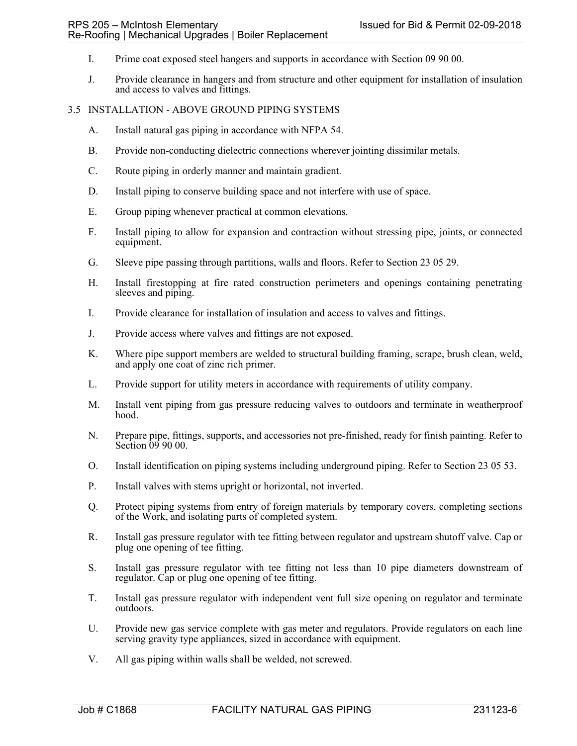I. Prime coat exposed steel hangers and supports in accordance with Section 09 90 00.

J. Provide clearance in hangers and from structure and other equipment for installation of insulation and access to valves and fittings.

## 3.5 INSTALLATION - ABOVE GROUND PIPING SYSTEMS

A. Install natural gas piping in accordance with NFPA 54.

B. Provide non-conducting dielectric connections wherever jointing dissimilar metals.

C. Route piping in orderly manner and maintain gradient.

D. Install piping to conserve building space and not interfere with use of space.

E. Group piping whenever practical at common elevations.

F. Install piping to allow for expansion and contraction without stressing pipe, joints, or connected equipment.

G. Sleeve pipe passing through partitions, walls and floors. Refer to Section 23 05 29.

H. Install firestopping at fire rated construction perimeters and openings containing penetrating sleeves and piping.

I. Provide clearance for installation of insulation and access to valves and fittings.

J. Provide access where valves and fittings are not exposed.

K. Where pipe support members are welded to structural building framing, scrape, brush clean, weld, and apply one coat of zinc rich primer.

L. Provide support for utility meters in accordance with requirements of utility company.

M. Install vent piping from gas pressure reducing valves to outdoors and terminate in weatherproof hood.

N. Prepare pipe, fittings, supports, and accessories not pre-finished, ready for finish painting. Refer to Section 09 90 00.

O. Install identification on piping systems including underground piping. Refer to Section 23 05 53.

P. Install valves with stems upright or horizontal, not inverted.

Q. Protect piping systems from entry of foreign materials by temporary covers, completing sections of the Work, and isolating parts of completed system.

R. Install gas pressure regulator with tee fitting between regulator and upstream shutoff valve. Cap or plug one opening of tee fitting.

S. Install gas pressure regulator with tee fitting not less than 10 pipe diameters downstream of regulator. Cap or plug one opening of tee fitting.

T. Install gas pressure regulator with independent vent full size opening on regulator and terminate outdoors.

U. Provide new gas service complete with gas meter and regulators. Provide regulators on each line serving gravity type appliances, sized in accordance with equipment.

V. All gas piping within walls shall be welded, not screwed.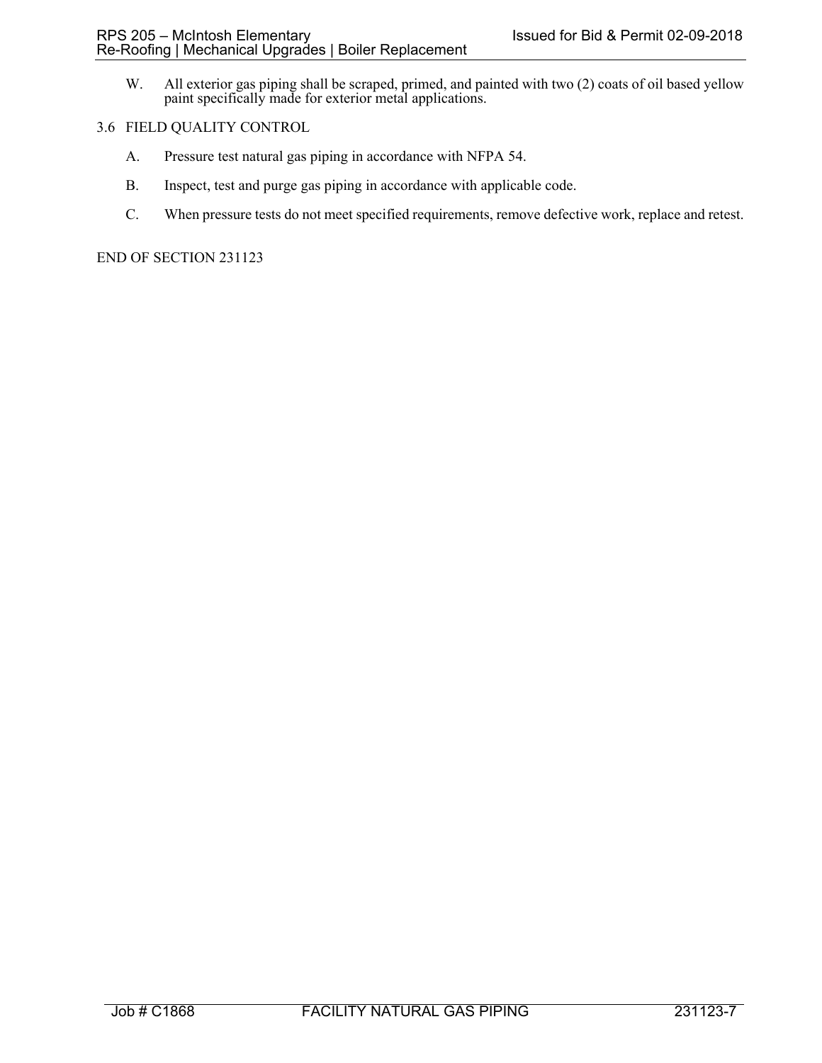W. All exterior gas piping shall be scraped, primed, and painted with two (2) coats of oil based yellow paint specifically made for exterior metal applications.

## 3.6 FIELD QUALITY CONTROL

A. Pressure test natural gas piping in accordance with NFPA 54.

B. Inspect, test and purge gas piping in accordance with applicable code.

C. When pressure tests do not meet specified requirements, remove defective work, replace and retest.

END OF SECTION 231123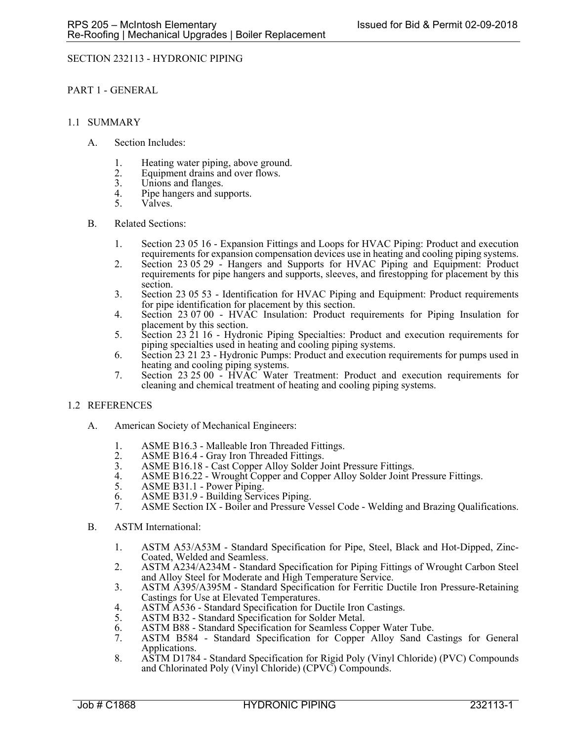SECTION 232113 - HYDRONIC PIPING

PART 1 - GENERAL

1.1 SUMMARY

A. Section Includes:

1. Heating water piping, above ground.
2. Equipment drains and over flows.
3. Unions and flanges.
4. Pipe hangers and supports.
5. Valves.

B. Related Sections:

1. Section 23 05 16 - Expansion Fittings and Loops for HVAC Piping: Product and execution requirements for expansion compensation devices use in heating and cooling piping systems.
2. Section 23 05 29 - Hangers and Supports for HVAC Piping and Equipment: Product requirements for pipe hangers and supports, sleeves, and firestopping for placement by this section.
3. Section 23 05 53 - Identification for HVAC Piping and Equipment: Product requirements for pipe identification for placement by this section.
4. Section 23 07 00 - HVAC Insulation: Product requirements for Piping Insulation for placement by this section.
5. Section 23 21 16 - Hydronic Piping Specialties: Product and execution requirements for piping specialties used in heating and cooling piping systems.
6. Section 23 21 23 - Hydronic Pumps: Product and execution requirements for pumps used in heating and cooling piping systems.
7. Section 23 25 00 - HVAC Water Treatment: Product and execution requirements for cleaning and chemical treatment of heating and cooling piping systems.

1.2 REFERENCES

A. American Society of Mechanical Engineers:

1. ASME B16.3 - Malleable Iron Threaded Fittings.
2. ASME B16.4 - Gray Iron Threaded Fittings.
3. ASME B16.18 - Cast Copper Alloy Solder Joint Pressure Fittings.
4. ASME B16.22 - Wrought Copper and Copper Alloy Solder Joint Pressure Fittings.
5. ASME B31.1 - Power Piping.
6. ASME B31.9 - Building Services Piping.
7. ASME Section IX - Boiler and Pressure Vessel Code - Welding and Brazing Qualifications.

B. ASTM International:

1. ASTM A53/A53M - Standard Specification for Pipe, Steel, Black and Hot-Dipped, Zinc-Coated, Welded and Seamless.
2. ASTM A234/A234M - Standard Specification for Piping Fittings of Wrought Carbon Steel and Alloy Steel for Moderate and High Temperature Service.
3. ASTM A395/A395M - Standard Specification for Ferritic Ductile Iron Pressure-Retaining Castings for Use at Elevated Temperatures.
4. ASTM A536 - Standard Specification for Ductile Iron Castings.
5. ASTM B32 - Standard Specification for Solder Metal.
6. ASTM B88 - Standard Specification for Seamless Copper Water Tube.
7. ASTM B584 - Standard Specification for Copper Alloy Sand Castings for General Applications.
8. ASTM D1784 - Standard Specification for Rigid Poly (Vinyl Chloride) (PVC) Compounds and Chlorinated Poly (Vinyl Chloride) (CPVC) Compounds.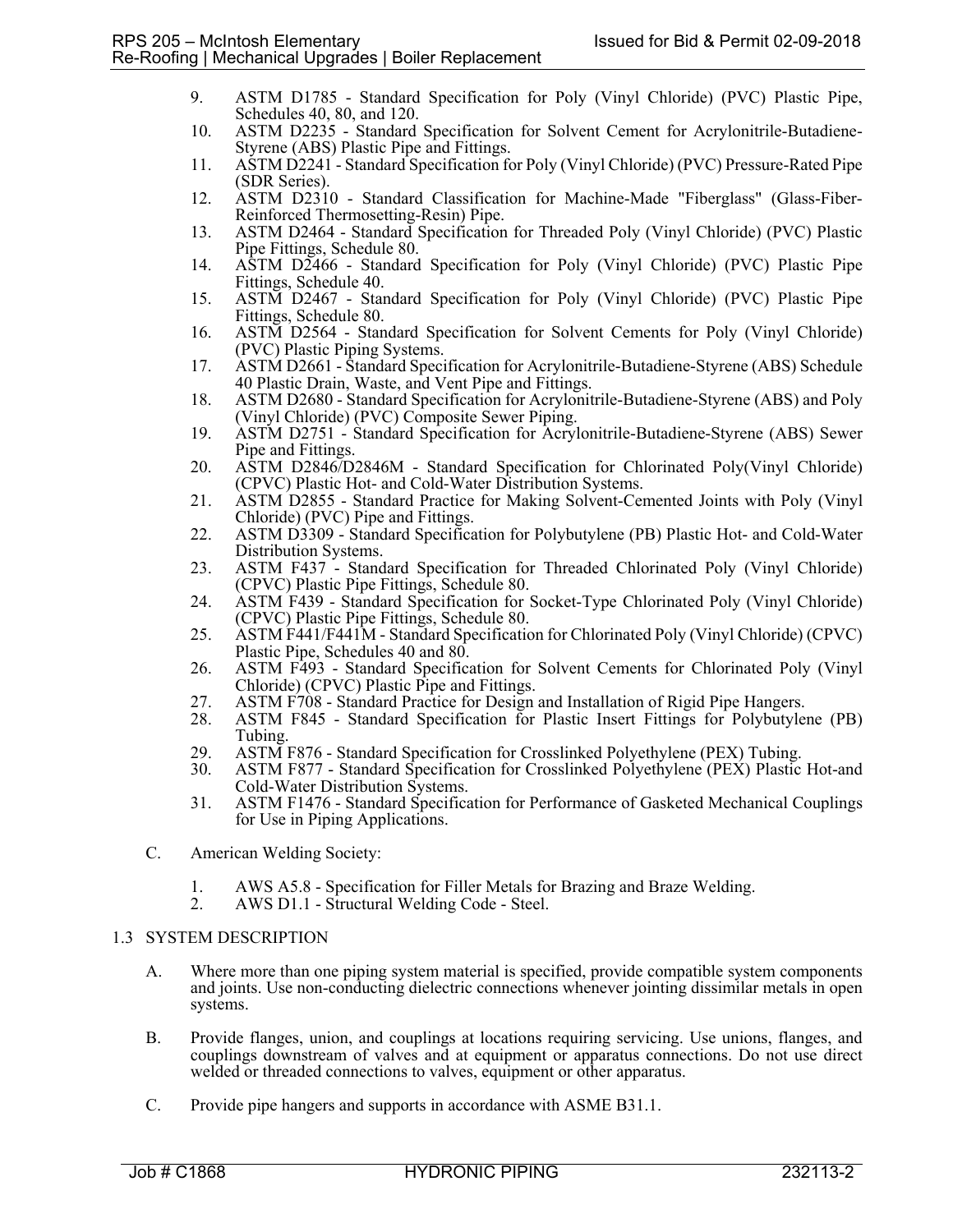9. ASTM D1785 - Standard Specification for Poly (Vinyl Chloride) (PVC) Plastic Pipe, Schedules 40, 80, and 120.
10. ASTM D2235 - Standard Specification for Solvent Cement for Acrylonitrile-Butadiene-Styrene (ABS) Plastic Pipe and Fittings.
11. ASTM D2241 - Standard Specification for Poly (Vinyl Chloride) (PVC) Pressure-Rated Pipe (SDR Series).
12. ASTM D2310 - Standard Classification for Machine-Made "Fiberglass" (Glass-Fiber-Reinforced Thermosetting-Resin) Pipe.
13. ASTM D2464 - Standard Specification for Threaded Poly (Vinyl Chloride) (PVC) Plastic Pipe Fittings, Schedule 80.
14. ASTM D2466 - Standard Specification for Poly (Vinyl Chloride) (PVC) Plastic Pipe Fittings, Schedule 40.
15. ASTM D2467 - Standard Specification for Poly (Vinyl Chloride) (PVC) Plastic Pipe Fittings, Schedule 80.
16. ASTM D2564 - Standard Specification for Solvent Cements for Poly (Vinyl Chloride) (PVC) Plastic Piping Systems.
17. ASTM D2661 - Standard Specification for Acrylonitrile-Butadiene-Styrene (ABS) Schedule 40 Plastic Drain, Waste, and Vent Pipe and Fittings.
18. ASTM D2680 - Standard Specification for Acrylonitrile-Butadiene-Styrene (ABS) and Poly (Vinyl Chloride) (PVC) Composite Sewer Piping.
19. ASTM D2751 - Standard Specification for Acrylonitrile-Butadiene-Styrene (ABS) Sewer Pipe and Fittings.
20. ASTM D2846/D2846M - Standard Specification for Chlorinated Poly(Vinyl Chloride) (CPVC) Plastic Hot- and Cold-Water Distribution Systems.
21. ASTM D2855 - Standard Practice for Making Solvent-Cemented Joints with Poly (Vinyl Chloride) (PVC) Pipe and Fittings.
22. ASTM D3309 - Standard Specification for Polybutylene (PB) Plastic Hot- and Cold-Water Distribution Systems.
23. ASTM F437 - Standard Specification for Threaded Chlorinated Poly (Vinyl Chloride) (CPVC) Plastic Pipe Fittings, Schedule 80.
24. ASTM F439 - Standard Specification for Socket-Type Chlorinated Poly (Vinyl Chloride) (CPVC) Plastic Pipe Fittings, Schedule 80.
25. ASTM F441/F441M - Standard Specification for Chlorinated Poly (Vinyl Chloride) (CPVC) Plastic Pipe, Schedules 40 and 80.
26. ASTM F493 - Standard Specification for Solvent Cements for Chlorinated Poly (Vinyl Chloride) (CPVC) Plastic Pipe and Fittings.
27. ASTM F708 - Standard Practice for Design and Installation of Rigid Pipe Hangers.
28. ASTM F845 - Standard Specification for Plastic Insert Fittings for Polybutylene (PB) Tubing.
29. ASTM F876 - Standard Specification for Crosslinked Polyethylene (PEX) Tubing.
30. ASTM F877 - Standard Specification for Crosslinked Polyethylene (PEX) Plastic Hot-and Cold-Water Distribution Systems.
31. ASTM F1476 - Standard Specification for Performance of Gasketed Mechanical Couplings for Use in Piping Applications.

C. American Welding Society:

1. AWS A5.8 - Specification for Filler Metals for Brazing and Braze Welding.
2. AWS D1.1 - Structural Welding Code - Steel.

## 1.3 SYSTEM DESCRIPTION

A. Where more than one piping system material is specified, provide compatible system components and joints. Use non-conducting dielectric connections whenever jointing dissimilar metals in open systems.

B. Provide flanges, union, and couplings at locations requiring servicing. Use unions, flanges, and couplings downstream of valves and at equipment or apparatus connections. Do not use direct welded or threaded connections to valves, equipment or other apparatus.

C. Provide pipe hangers and supports in accordance with ASME B31.1.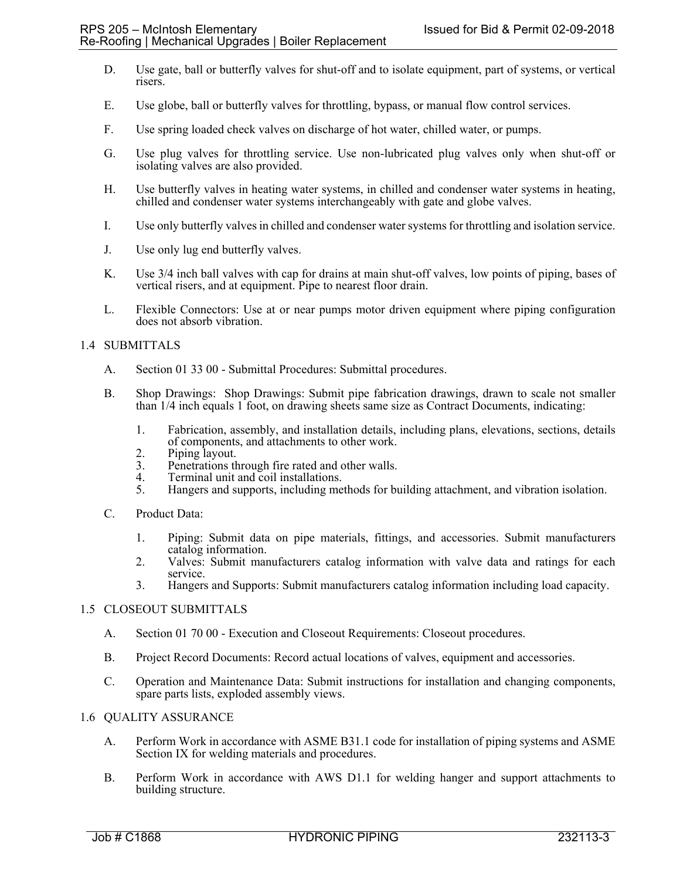D. Use gate, ball or butterfly valves for shut-off and to isolate equipment, part of systems, or vertical risers.

E. Use globe, ball or butterfly valves for throttling, bypass, or manual flow control services.

F. Use spring loaded check valves on discharge of hot water, chilled water, or pumps.

G. Use plug valves for throttling service. Use non-lubricated plug valves only when shut-off or isolating valves are also provided.

H. Use butterfly valves in heating water systems, in chilled and condenser water systems in heating, chilled and condenser water systems interchangeably with gate and globe valves.

I. Use only butterfly valves in chilled and condenser water systems for throttling and isolation service.

J. Use only lug end butterfly valves.

K. Use 3/4 inch ball valves with cap for drains at main shut-off valves, low points of piping, bases of vertical risers, and at equipment. Pipe to nearest floor drain.

L. Flexible Connectors: Use at or near pumps motor driven equipment where piping configuration does not absorb vibration.

## 1.4 SUBMITTALS

A. Section 01 33 00 - Submittal Procedures: Submittal procedures.

B. Shop Drawings: Shop Drawings: Submit pipe fabrication drawings, drawn to scale not smaller than 1/4 inch equals 1 foot, on drawing sheets same size as Contract Documents, indicating:

1. Fabrication, assembly, and installation details, including plans, elevations, sections, details of components, and attachments to other work.
2. Piping layout.
3. Penetrations through fire rated and other walls.
4. Terminal unit and coil installations.
5. Hangers and supports, including methods for building attachment, and vibration isolation.

C. Product Data:

1. Piping: Submit data on pipe materials, fittings, and accessories. Submit manufacturers catalog information.
2. Valves: Submit manufacturers catalog information with valve data and ratings for each service.
3. Hangers and Supports: Submit manufacturers catalog information including load capacity.

## 1.5 CLOSEOUT SUBMITTALS

A. Section 01 70 00 - Execution and Closeout Requirements: Closeout procedures.

B. Project Record Documents: Record actual locations of valves, equipment and accessories.

C. Operation and Maintenance Data: Submit instructions for installation and changing components, spare parts lists, exploded assembly views.

## 1.6 QUALITY ASSURANCE

A. Perform Work in accordance with ASME B31.1 code for installation of piping systems and ASME Section IX for welding materials and procedures.

B. Perform Work in accordance with AWS D1.1 for welding hanger and support attachments to building structure.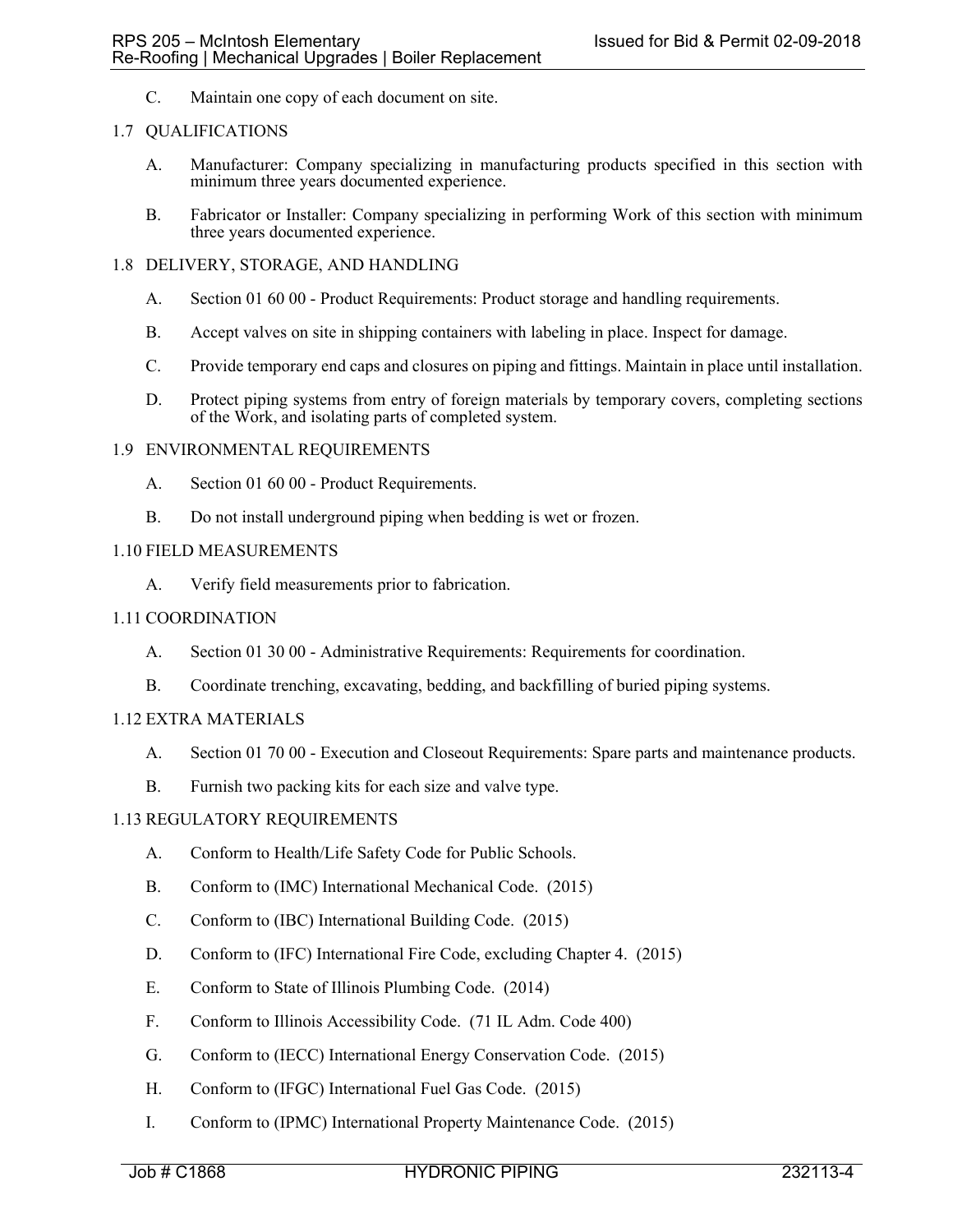C. Maintain one copy of each document on site.

## 1.7 QUALIFICATIONS

A. Manufacturer: Company specializing in manufacturing products specified in this section with minimum three years documented experience.

B. Fabricator or Installer: Company specializing in performing Work of this section with minimum three years documented experience.

## 1.8 DELIVERY, STORAGE, AND HANDLING

A. Section 01 60 00 - Product Requirements: Product storage and handling requirements.

B. Accept valves on site in shipping containers with labeling in place. Inspect for damage.

C. Provide temporary end caps and closures on piping and fittings. Maintain in place until installation.

D. Protect piping systems from entry of foreign materials by temporary covers, completing sections of the Work, and isolating parts of completed system.

## 1.9 ENVIRONMENTAL REQUIREMENTS

A. Section 01 60 00 - Product Requirements.

B. Do not install underground piping when bedding is wet or frozen.

## 1.10 FIELD MEASUREMENTS

A. Verify field measurements prior to fabrication.

## 1.11 COORDINATION

A. Section 01 30 00 - Administrative Requirements: Requirements for coordination.

B. Coordinate trenching, excavating, bedding, and backfilling of buried piping systems.

## 1.12 EXTRA MATERIALS

A. Section 01 70 00 - Execution and Closeout Requirements: Spare parts and maintenance products.

B. Furnish two packing kits for each size and valve type.

## 1.13 REGULATORY REQUIREMENTS

A. Conform to Health/Life Safety Code for Public Schools.

B. Conform to (IMC) International Mechanical Code. (2015)

C. Conform to (IBC) International Building Code. (2015)

D. Conform to (IFC) International Fire Code, excluding Chapter 4. (2015)

E. Conform to State of Illinois Plumbing Code. (2014)

F. Conform to Illinois Accessibility Code. (71 IL Adm. Code 400)

G. Conform to (IECC) International Energy Conservation Code. (2015)

H. Conform to (IFGC) International Fuel Gas Code. (2015)

I. Conform to (IPMC) International Property Maintenance Code. (2015)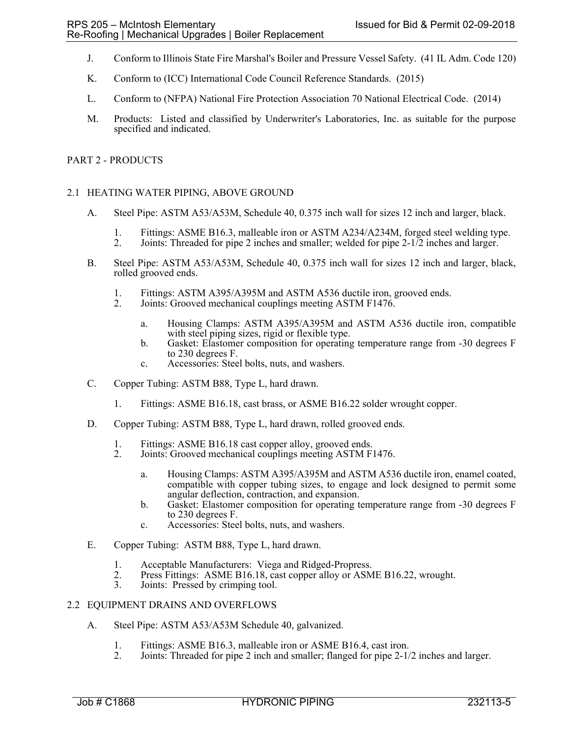J. Conform to Illinois State Fire Marshal's Boiler and Pressure Vessel Safety. (41 IL Adm. Code 120)

K. Conform to (ICC) International Code Council Reference Standards. (2015)

L. Conform to (NFPA) National Fire Protection Association 70 National Electrical Code. (2014)

M. Products: Listed and classified by Underwriter's Laboratories, Inc. as suitable for the purpose specified and indicated.

## PART 2 - PRODUCTS

### 2.1 HEATING WATER PIPING, ABOVE GROUND

A. Steel Pipe: ASTM A53/A53M, Schedule 40, 0.375 inch wall for sizes 12 inch and larger, black.

1. Fittings: ASME B16.3, malleable iron or ASTM A234/A234M, forged steel welding type.
2. Joints: Threaded for pipe 2 inches and smaller; welded for pipe 2-1/2 inches and larger.

B. Steel Pipe: ASTM A53/A53M, Schedule 40, 0.375 inch wall for sizes 12 inch and larger, black, rolled grooved ends.

1. Fittings: ASTM A395/A395M and ASTM A536 ductile iron, grooved ends.
2. Joints: Grooved mechanical couplings meeting ASTM F1476.
   a. Housing Clamps: ASTM A395/A395M and ASTM A536 ductile iron, compatible with steel piping sizes, rigid or flexible type.
   b. Gasket: Elastomer composition for operating temperature range from -30 degrees F to 230 degrees F.
   c. Accessories: Steel bolts, nuts, and washers.

C. Copper Tubing: ASTM B88, Type L, hard drawn.

1. Fittings: ASME B16.18, cast brass, or ASME B16.22 solder wrought copper.

D. Copper Tubing: ASTM B88, Type L, hard drawn, rolled grooved ends.

1. Fittings: ASME B16.18 cast copper alloy, grooved ends.
2. Joints: Grooved mechanical couplings meeting ASTM F1476.
   a. Housing Clamps: ASTM A395/A395M and ASTM A536 ductile iron, enamel coated, compatible with copper tubing sizes, to engage and lock designed to permit some angular deflection, contraction, and expansion.
   b. Gasket: Elastomer composition for operating temperature range from -30 degrees F to 230 degrees F.
   c. Accessories: Steel bolts, nuts, and washers.

E. Copper Tubing: ASTM B88, Type L, hard drawn.

1. Acceptable Manufacturers: Viega and Ridged-Propress.
2. Press Fittings: ASME B16.18, cast copper alloy or ASME B16.22, wrought.
3. Joints: Pressed by crimping tool.

### 2.2 EQUIPMENT DRAINS AND OVERFLOWS

A. Steel Pipe: ASTM A53/A53M Schedule 40, galvanized.

1. Fittings: ASME B16.3, malleable iron or ASME B16.4, cast iron.
2. Joints: Threaded for pipe 2 inch and smaller; flanged for pipe 2-1/2 inches and larger.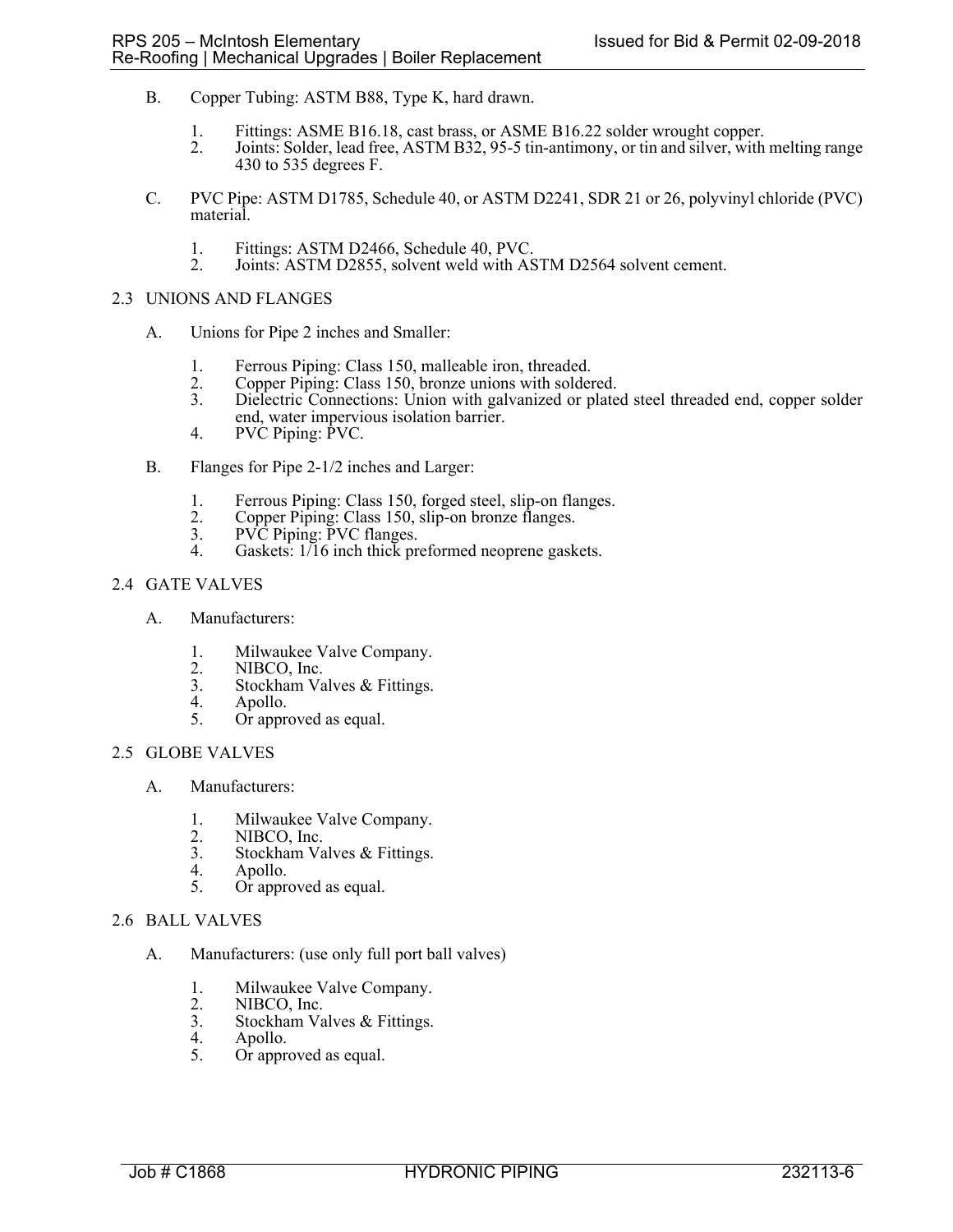B. Copper Tubing: ASTM B88, Type K, hard drawn.

1. Fittings: ASME B16.18, cast brass, or ASME B16.22 solder wrought copper.
2. Joints: Solder, lead free, ASTM B32, 95-5 tin-antimony, or tin and silver, with melting range 430 to 535 degrees F.

C. PVC Pipe: ASTM D1785, Schedule 40, or ASTM D2241, SDR 21 or 26, polyvinyl chloride (PVC) material.

1. Fittings: ASTM D2466, Schedule 40, PVC.
2. Joints: ASTM D2855, solvent weld with ASTM D2564 solvent cement.

## 2.3 UNIONS AND FLANGES

A. Unions for Pipe 2 inches and Smaller:

1. Ferrous Piping: Class 150, malleable iron, threaded.
2. Copper Piping: Class 150, bronze unions with soldered.
3. Dielectric Connections: Union with galvanized or plated steel threaded end, copper solder end, water impervious isolation barrier.
4. PVC Piping: PVC.

B. Flanges for Pipe 2-1/2 inches and Larger:

1. Ferrous Piping: Class 150, forged steel, slip-on flanges.
2. Copper Piping: Class 150, slip-on bronze flanges.
3. PVC Piping: PVC flanges.
4. Gaskets: 1/16 inch thick preformed neoprene gaskets.

## 2.4 GATE VALVES

A. Manufacturers:

1. Milwaukee Valve Company.
2. NIBCO, Inc.
3. Stockham Valves & Fittings.
4. Apollo.
5. Or approved as equal.

## 2.5 GLOBE VALVES

A. Manufacturers:

1. Milwaukee Valve Company.
2. NIBCO, Inc.
3. Stockham Valves & Fittings.
4. Apollo.
5. Or approved as equal.

## 2.6 BALL VALVES

A. Manufacturers: (use only full port ball valves)

1. Milwaukee Valve Company.
2. NIBCO, Inc.
3. Stockham Valves & Fittings.
4. Apollo.
5. Or approved as equal.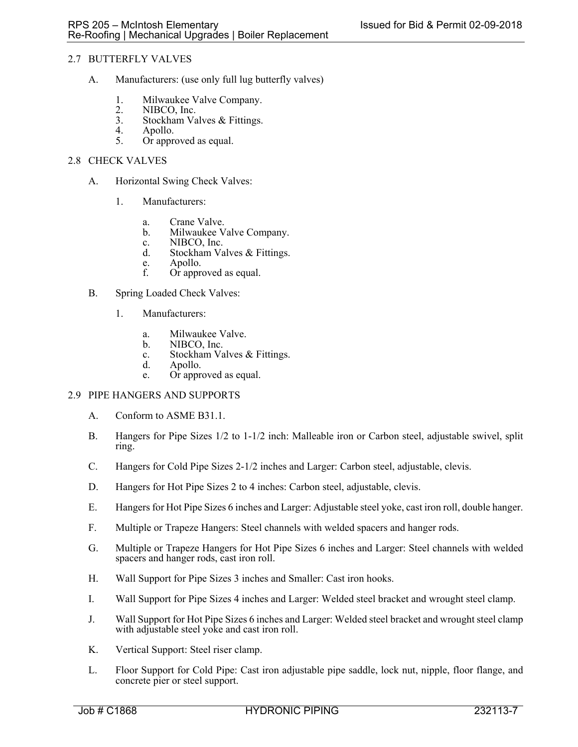## 2.7 BUTTERFLY VALVES

A. Manufacturers: (use only full lug butterfly valves)

1. Milwaukee Valve Company.
2. NIBCO, Inc.
3. Stockham Valves & Fittings.
4. Apollo.
5. Or approved as equal.

## 2.8 CHECK VALVES

A. Horizontal Swing Check Valves:

1. Manufacturers:

   a. Crane Valve.
   b. Milwaukee Valve Company.
   c. NIBCO, Inc.
   d. Stockham Valves & Fittings.
   e. Apollo.
   f. Or approved as equal.

B. Spring Loaded Check Valves:

1. Manufacturers:

   a. Milwaukee Valve.
   b. NIBCO, Inc.
   c. Stockham Valves & Fittings.
   d. Apollo.
   e. Or approved as equal.

## 2.9 PIPE HANGERS AND SUPPORTS

A. Conform to ASME B31.1.

B. Hangers for Pipe Sizes 1/2 to 1-1/2 inch: Malleable iron or Carbon steel, adjustable swivel, split ring.

C. Hangers for Cold Pipe Sizes 2-1/2 inches and Larger: Carbon steel, adjustable, clevis.

D. Hangers for Hot Pipe Sizes 2 to 4 inches: Carbon steel, adjustable, clevis.

E. Hangers for Hot Pipe Sizes 6 inches and Larger: Adjustable steel yoke, cast iron roll, double hanger.

F. Multiple or Trapeze Hangers: Steel channels with welded spacers and hanger rods.

G. Multiple or Trapeze Hangers for Hot Pipe Sizes 6 inches and Larger: Steel channels with welded spacers and hanger rods, cast iron roll.

H. Wall Support for Pipe Sizes 3 inches and Smaller: Cast iron hooks.

I. Wall Support for Pipe Sizes 4 inches and Larger: Welded steel bracket and wrought steel clamp.

J. Wall Support for Hot Pipe Sizes 6 inches and Larger: Welded steel bracket and wrought steel clamp with adjustable steel yoke and cast iron roll.

K. Vertical Support: Steel riser clamp.

L. Floor Support for Cold Pipe: Cast iron adjustable pipe saddle, lock nut, nipple, floor flange, and concrete pier or steel support.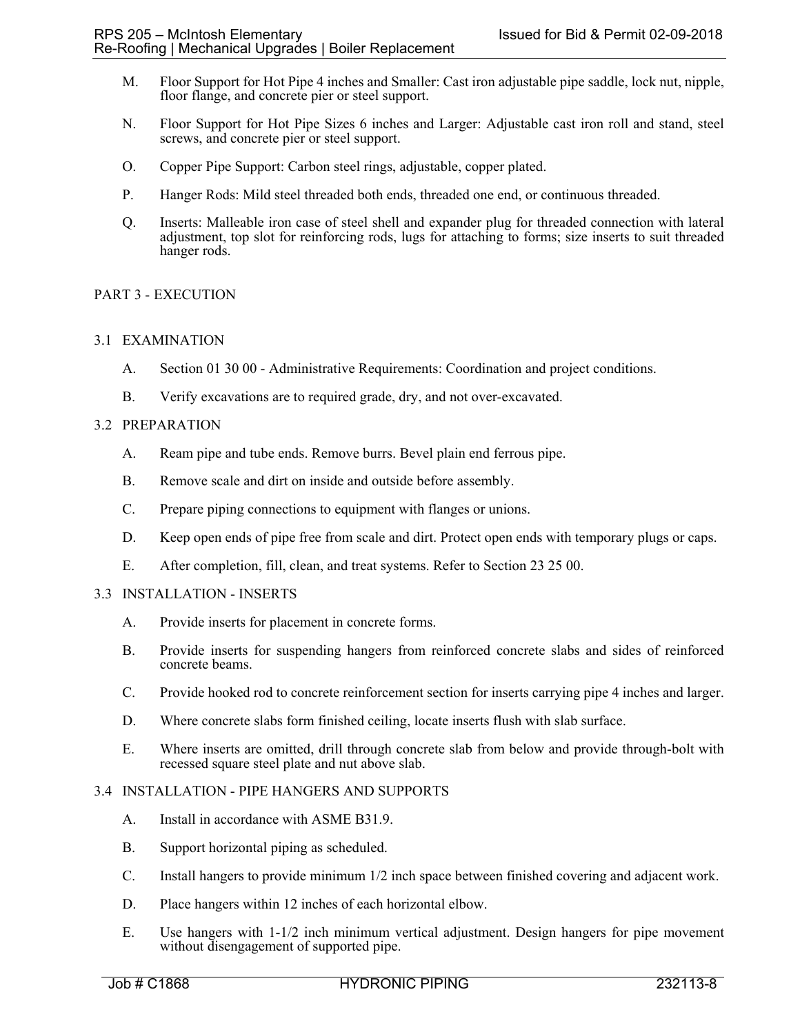M. Floor Support for Hot Pipe 4 inches and Smaller: Cast iron adjustable pipe saddle, lock nut, nipple, floor flange, and concrete pier or steel support.

N. Floor Support for Hot Pipe Sizes 6 inches and Larger: Adjustable cast iron roll and stand, steel screws, and concrete pier or steel support.

O. Copper Pipe Support: Carbon steel rings, adjustable, copper plated.

P. Hanger Rods: Mild steel threaded both ends, threaded one end, or continuous threaded.

Q. Inserts: Malleable iron case of steel shell and expander plug for threaded connection with lateral adjustment, top slot for reinforcing rods, lugs for attaching to forms; size inserts to suit threaded hanger rods.

## PART 3 - EXECUTION

### 3.1 EXAMINATION

A. Section 01 30 00 - Administrative Requirements: Coordination and project conditions.

B. Verify excavations are to required grade, dry, and not over-excavated.

### 3.2 PREPARATION

A. Ream pipe and tube ends. Remove burrs. Bevel plain end ferrous pipe.

B. Remove scale and dirt on inside and outside before assembly.

C. Prepare piping connections to equipment with flanges or unions.

D. Keep open ends of pipe free from scale and dirt. Protect open ends with temporary plugs or caps.

E. After completion, fill, clean, and treat systems. Refer to Section 23 25 00.

### 3.3 INSTALLATION - INSERTS

A. Provide inserts for placement in concrete forms.

B. Provide inserts for suspending hangers from reinforced concrete slabs and sides of reinforced concrete beams.

C. Provide hooked rod to concrete reinforcement section for inserts carrying pipe 4 inches and larger.

D. Where concrete slabs form finished ceiling, locate inserts flush with slab surface.

E. Where inserts are omitted, drill through concrete slab from below and provide through-bolt with recessed square steel plate and nut above slab.

### 3.4 INSTALLATION - PIPE HANGERS AND SUPPORTS

A. Install in accordance with ASME B31.9.

B. Support horizontal piping as scheduled.

C. Install hangers to provide minimum 1/2 inch space between finished covering and adjacent work.

D. Place hangers within 12 inches of each horizontal elbow.

E. Use hangers with 1-1/2 inch minimum vertical adjustment. Design hangers for pipe movement without disengagement of supported pipe.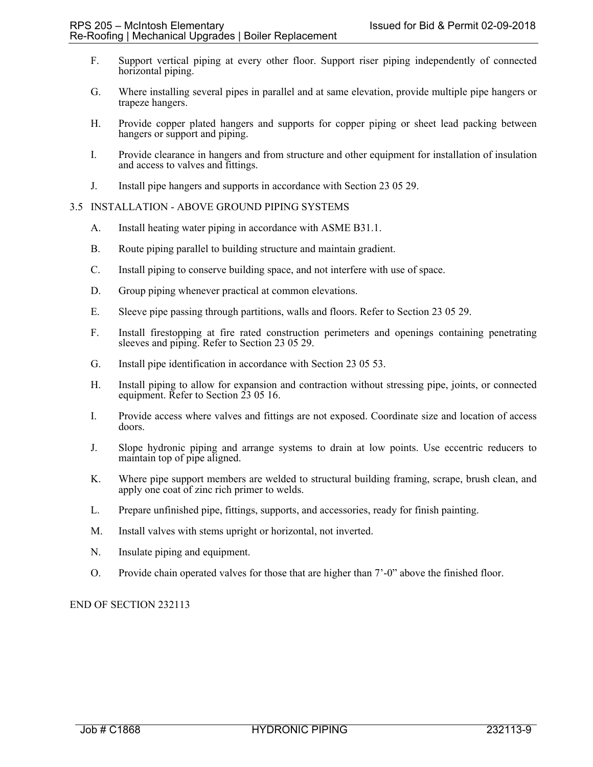F. Support vertical piping at every other floor. Support riser piping independently of connected horizontal piping.

G. Where installing several pipes in parallel and at same elevation, provide multiple pipe hangers or trapeze hangers.

H. Provide copper plated hangers and supports for copper piping or sheet lead packing between hangers or support and piping.

I. Provide clearance in hangers and from structure and other equipment for installation of insulation and access to valves and fittings.

J. Install pipe hangers and supports in accordance with Section 23 05 29.

## 3.5 INSTALLATION - ABOVE GROUND PIPING SYSTEMS

A. Install heating water piping in accordance with ASME B31.1.

B. Route piping parallel to building structure and maintain gradient.

C. Install piping to conserve building space, and not interfere with use of space.

D. Group piping whenever practical at common elevations.

E. Sleeve pipe passing through partitions, walls and floors. Refer to Section 23 05 29.

F. Install firestopping at fire rated construction perimeters and openings containing penetrating sleeves and piping. Refer to Section 23 05 29.

G. Install pipe identification in accordance with Section 23 05 53.

H. Install piping to allow for expansion and contraction without stressing pipe, joints, or connected equipment. Refer to Section 23 05 16.

I. Provide access where valves and fittings are not exposed. Coordinate size and location of access doors.

J. Slope hydronic piping and arrange systems to drain at low points. Use eccentric reducers to maintain top of pipe aligned.

K. Where pipe support members are welded to structural building framing, scrape, brush clean, and apply one coat of zinc rich primer to welds.

L. Prepare unfinished pipe, fittings, supports, and accessories, ready for finish painting.

M. Install valves with stems upright or horizontal, not inverted.

N. Insulate piping and equipment.

O. Provide chain operated valves for those that are higher than 7'-0" above the finished floor.

END OF SECTION 232113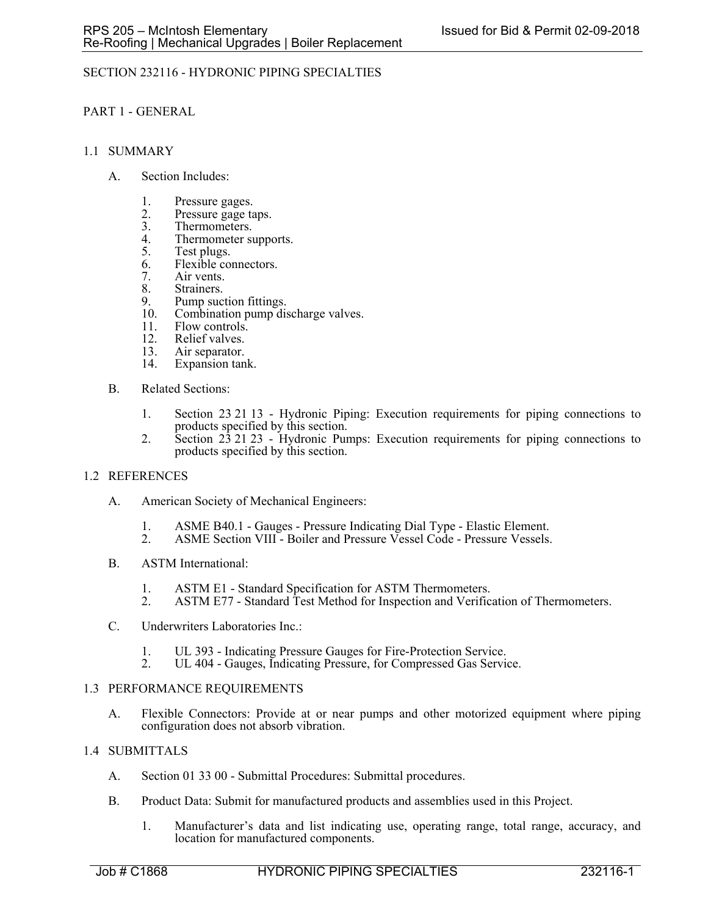# SECTION 232116 - HYDRONIC PIPING SPECIALTIES

## PART 1 - GENERAL

### 1.1 SUMMARY

A. Section Includes:

1. Pressure gages.
2. Pressure gage taps.
3. Thermometers.
4. Thermometer supports.
5. Test plugs.
6. Flexible connectors.
7. Air vents.
8. Strainers.
9. Pump suction fittings.
10. Combination pump discharge valves.
11. Flow controls.
12. Relief valves.
13. Air separator.
14. Expansion tank.

B. Related Sections:

1. Section 23 21 13 - Hydronic Piping: Execution requirements for piping connections to products specified by this section.
2. Section 23 21 23 - Hydronic Pumps: Execution requirements for piping connections to products specified by this section.

### 1.2 REFERENCES

A. American Society of Mechanical Engineers:

1. ASME B40.1 - Gauges - Pressure Indicating Dial Type - Elastic Element.
2. ASME Section VIII - Boiler and Pressure Vessel Code - Pressure Vessels.

B. ASTM International:

1. ASTM E1 - Standard Specification for ASTM Thermometers.
2. ASTM E77 - Standard Test Method for Inspection and Verification of Thermometers.

C. Underwriters Laboratories Inc.:

1. UL 393 - Indicating Pressure Gauges for Fire-Protection Service.
2. UL 404 - Gauges, Indicating Pressure, for Compressed Gas Service.

### 1.3 PERFORMANCE REQUIREMENTS

A. Flexible Connectors: Provide at or near pumps and other motorized equipment where piping configuration does not absorb vibration.

### 1.4 SUBMITTALS

A. Section 01 33 00 - Submittal Procedures: Submittal procedures.

B. Product Data: Submit for manufactured products and assemblies used in this Project.

1. Manufacturer's data and list indicating use, operating range, total range, accuracy, and location for manufactured components.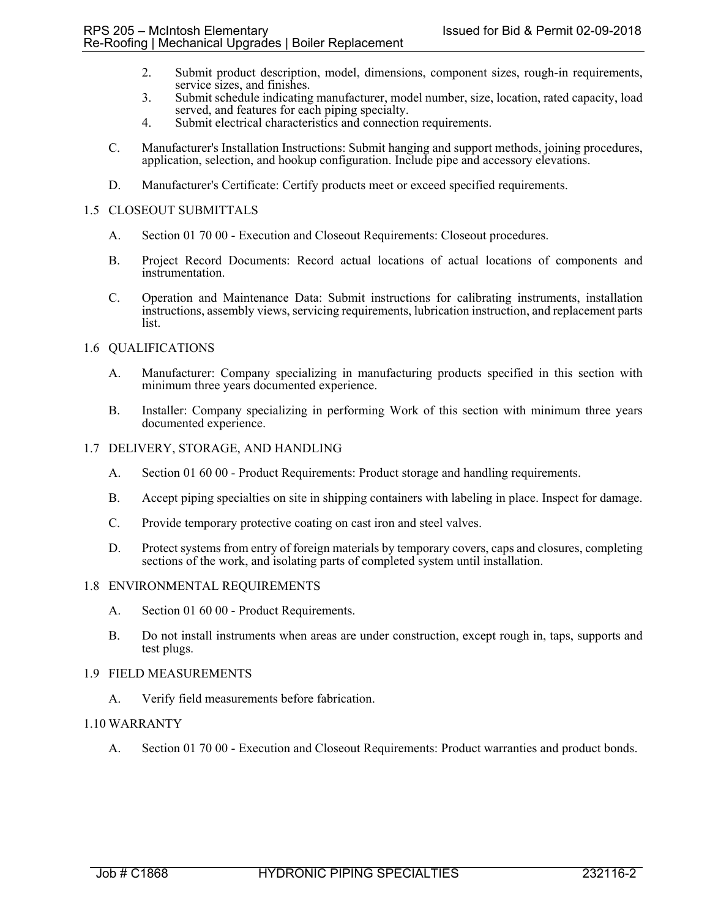2. Submit product description, model, dimensions, component sizes, rough-in requirements, service sizes, and finishes.
3. Submit schedule indicating manufacturer, model number, size, location, rated capacity, load served, and features for each piping specialty.
4. Submit electrical characteristics and connection requirements.

C. Manufacturer's Installation Instructions: Submit hanging and support methods, joining procedures, application, selection, and hookup configuration. Include pipe and accessory elevations.

D. Manufacturer's Certificate: Certify products meet or exceed specified requirements.

## 1.5 CLOSEOUT SUBMITTALS

A. Section 01 70 00 - Execution and Closeout Requirements: Closeout procedures.

B. Project Record Documents: Record actual locations of actual locations of components and instrumentation.

C. Operation and Maintenance Data: Submit instructions for calibrating instruments, installation instructions, assembly views, servicing requirements, lubrication instruction, and replacement parts list.

## 1.6 QUALIFICATIONS

A. Manufacturer: Company specializing in manufacturing products specified in this section with minimum three years documented experience.

B. Installer: Company specializing in performing Work of this section with minimum three years documented experience.

## 1.7 DELIVERY, STORAGE, AND HANDLING

A. Section 01 60 00 - Product Requirements: Product storage and handling requirements.

B. Accept piping specialties on site in shipping containers with labeling in place. Inspect for damage.

C. Provide temporary protective coating on cast iron and steel valves.

D. Protect systems from entry of foreign materials by temporary covers, caps and closures, completing sections of the work, and isolating parts of completed system until installation.

## 1.8 ENVIRONMENTAL REQUIREMENTS

A. Section 01 60 00 - Product Requirements.

B. Do not install instruments when areas are under construction, except rough in, taps, supports and test plugs.

## 1.9 FIELD MEASUREMENTS

A. Verify field measurements before fabrication.

## 1.10 WARRANTY

A. Section 01 70 00 - Execution and Closeout Requirements: Product warranties and product bonds.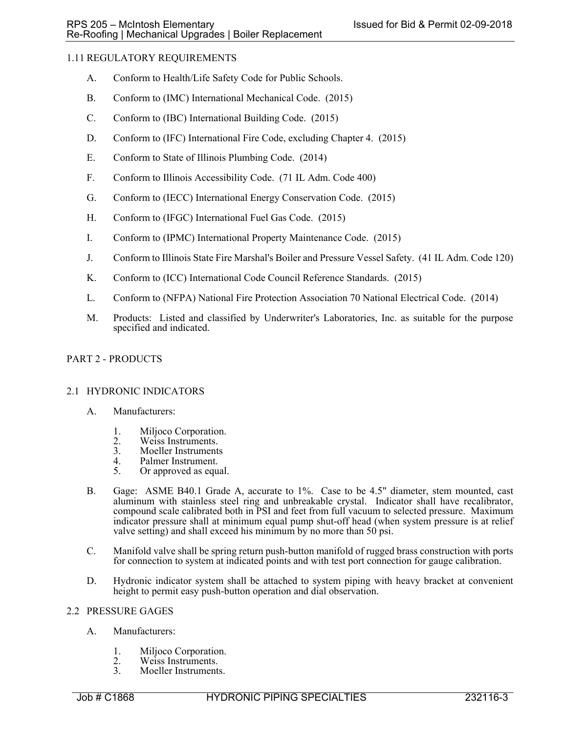### 1.11 REGULATORY REQUIREMENTS

A. Conform to Health/Life Safety Code for Public Schools.

B. Conform to (IMC) International Mechanical Code. (2015)

C. Conform to (IBC) International Building Code. (2015)

D. Conform to (IFC) International Fire Code, excluding Chapter 4. (2015)

E. Conform to State of Illinois Plumbing Code. (2014)

F. Conform to Illinois Accessibility Code. (71 IL Adm. Code 400)

G. Conform to (IECC) International Energy Conservation Code. (2015)

H. Conform to (IFGC) International Fuel Gas Code. (2015)

I. Conform to (IPMC) International Property Maintenance Code. (2015)

J. Conform to Illinois State Fire Marshal's Boiler and Pressure Vessel Safety. (41 IL Adm. Code 120)

K. Conform to (ICC) International Code Council Reference Standards. (2015)

L. Conform to (NFPA) National Fire Protection Association 70 National Electrical Code. (2014)

M. Products: Listed and classified by Underwriter's Laboratories, Inc. as suitable for the purpose specified and indicated.

## PART 2 - PRODUCTS

### 2.1 HYDRONIC INDICATORS

A. Manufacturers:

1. Miljoco Corporation.
2. Weiss Instruments.
3. Moeller Instruments
4. Palmer Instrument.
5. Or approved as equal.

B. Gage: ASME B40.1 Grade A, accurate to 1%. Case to be 4.5" diameter, stem mounted, cast aluminum with stainless steel ring and unbreakable crystal. Indicator shall have recalibrator, compound scale calibrated both in PSI and feet from full vacuum to selected pressure. Maximum indicator pressure shall at minimum equal pump shut-off head (when system pressure is at relief valve setting) and shall exceed his minimum by no more than 50 psi.

C. Manifold valve shall be spring return push-button manifold of rugged brass construction with ports for connection to system at indicated points and with test port connection for gauge calibration.

D. Hydronic indicator system shall be attached to system piping with heavy bracket at convenient height to permit easy push-button operation and dial observation.

### 2.2 PRESSURE GAGES

A. Manufacturers:

1. Miljoco Corporation.
2. Weiss Instruments.
3. Moeller Instruments.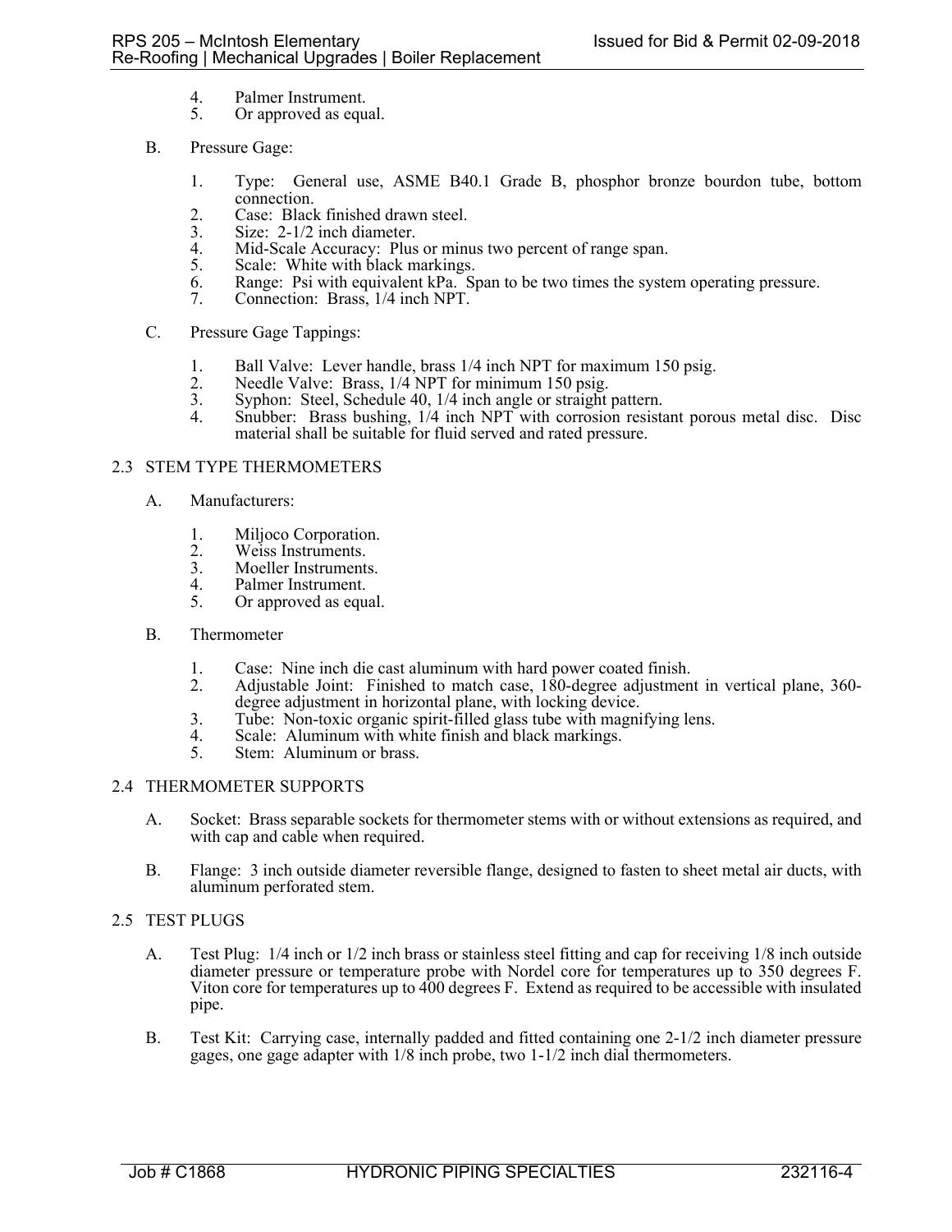4. Palmer Instrument.
5. Or approved as equal.

B. Pressure Gage:

1. Type: General use, ASME B40.1 Grade B, phosphor bronze bourdon tube, bottom connection.
2. Case: Black finished drawn steel.
3. Size: 2-1/2 inch diameter.
4. Mid-Scale Accuracy: Plus or minus two percent of range span.
5. Scale: White with black markings.
6. Range: Psi with equivalent kPa. Span to be two times the system operating pressure.
7. Connection: Brass, 1/4 inch NPT.

C. Pressure Gage Tappings:

1. Ball Valve: Lever handle, brass 1/4 inch NPT for maximum 150 psig.
2. Needle Valve: Brass, 1/4 NPT for minimum 150 psig.
3. Syphon: Steel, Schedule 40, 1/4 inch angle or straight pattern.
4. Snubber: Brass bushing, 1/4 inch NPT with corrosion resistant porous metal disc. Disc material shall be suitable for fluid served and rated pressure.

## 2.3 STEM TYPE THERMOMETERS

A. Manufacturers:

1. Miljoco Corporation.
2. Weiss Instruments.
3. Moeller Instruments.
4. Palmer Instrument.
5. Or approved as equal.

B. Thermometer

1. Case: Nine inch die cast aluminum with hard power coated finish.
2. Adjustable Joint: Finished to match case, 180-degree adjustment in vertical plane, 360-degree adjustment in horizontal plane, with locking device.
3. Tube: Non-toxic organic spirit-filled glass tube with magnifying lens.
4. Scale: Aluminum with white finish and black markings.
5. Stem: Aluminum or brass.

## 2.4 THERMOMETER SUPPORTS

A. Socket: Brass separable sockets for thermometer stems with or without extensions as required, and with cap and cable when required.

B. Flange: 3 inch outside diameter reversible flange, designed to fasten to sheet metal air ducts, with aluminum perforated stem.

## 2.5 TEST PLUGS

A. Test Plug: 1/4 inch or 1/2 inch brass or stainless steel fitting and cap for receiving 1/8 inch outside diameter pressure or temperature probe with Nordel core for temperatures up to 350 degrees F. Viton core for temperatures up to 400 degrees F. Extend as required to be accessible with insulated pipe.

B. Test Kit: Carrying case, internally padded and fitted containing one 2-1/2 inch diameter pressure gages, one gage adapter with 1/8 inch probe, two 1-1/2 inch dial thermometers.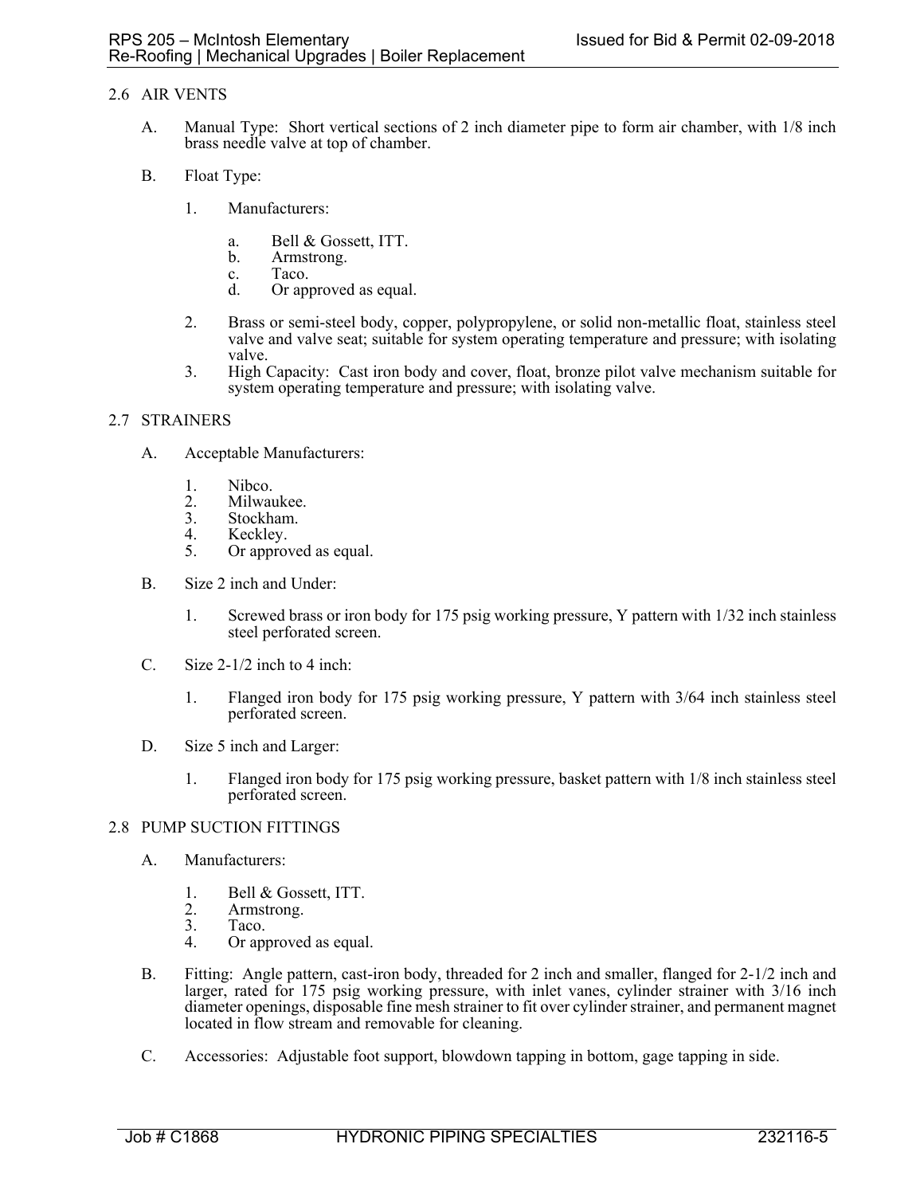## 2.6 AIR VENTS

A. Manual Type: Short vertical sections of 2 inch diameter pipe to form air chamber, with 1/8 inch brass needle valve at top of chamber.

B. Float Type:

1. Manufacturers:

   a. Bell & Gossett, ITT.
   b. Armstrong.
   c. Taco.
   d. Or approved as equal.

2. Brass or semi-steel body, copper, polypropylene, or solid non-metallic float, stainless steel valve and valve seat; suitable for system operating temperature and pressure; with isolating valve.

3. High Capacity: Cast iron body and cover, float, bronze pilot valve mechanism suitable for system operating temperature and pressure; with isolating valve.

## 2.7 STRAINERS

A. Acceptable Manufacturers:

1. Nibco.
2. Milwaukee.
3. Stockham.
4. Keckley.
5. Or approved as equal.

B. Size 2 inch and Under:

1. Screwed brass or iron body for 175 psig working pressure, Y pattern with 1/32 inch stainless steel perforated screen.

C. Size 2-1/2 inch to 4 inch:

1. Flanged iron body for 175 psig working pressure, Y pattern with 3/64 inch stainless steel perforated screen.

D. Size 5 inch and Larger:

1. Flanged iron body for 175 psig working pressure, basket pattern with 1/8 inch stainless steel perforated screen.

## 2.8 PUMP SUCTION FITTINGS

A. Manufacturers:

1. Bell & Gossett, ITT.
2. Armstrong.
3. Taco.
4. Or approved as equal.

B. Fitting: Angle pattern, cast-iron body, threaded for 2 inch and smaller, flanged for 2-1/2 inch and larger, rated for 175 psig working pressure, with inlet vanes, cylinder strainer with 3/16 inch diameter openings, disposable fine mesh strainer to fit over cylinder strainer, and permanent magnet located in flow stream and removable for cleaning.

C. Accessories: Adjustable foot support, blowdown tapping in bottom, gage tapping in side.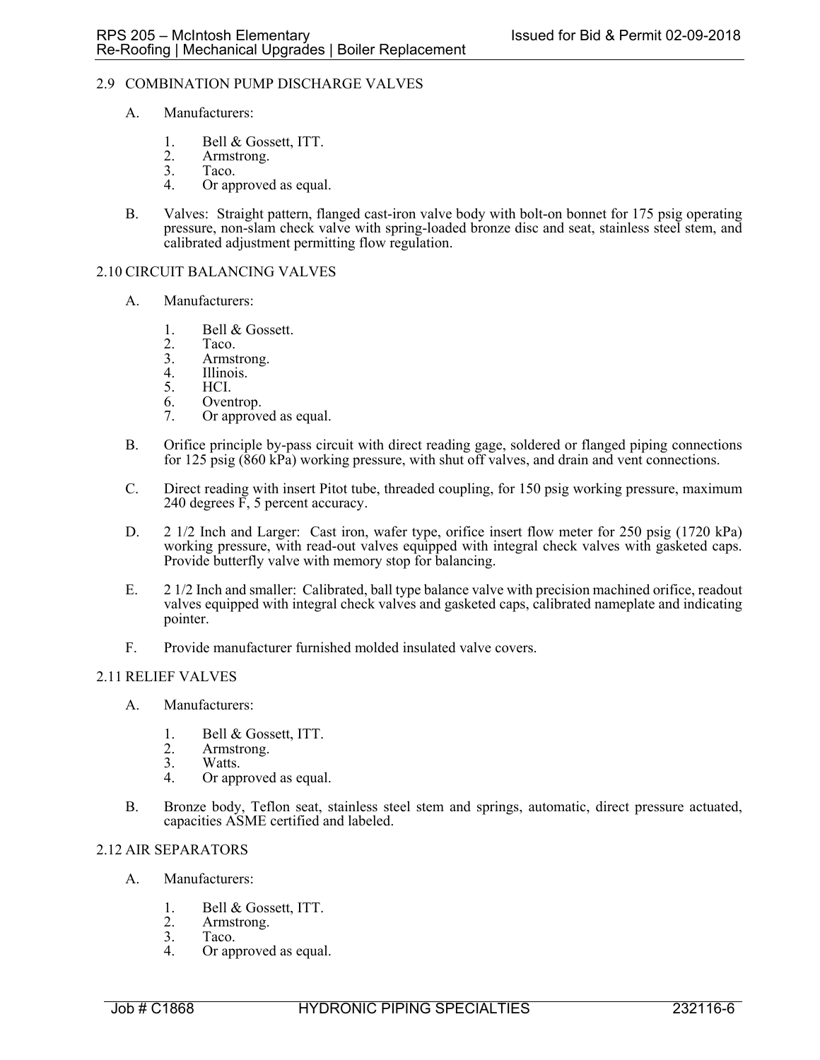## 2.9 COMBINATION PUMP DISCHARGE VALVES

A. Manufacturers:

1. Bell & Gossett, ITT.
2. Armstrong.
3. Taco.
4. Or approved as equal.

B. Valves: Straight pattern, flanged cast-iron valve body with bolt-on bonnet for 175 psig operating pressure, non-slam check valve with spring-loaded bronze disc and seat, stainless steel stem, and calibrated adjustment permitting flow regulation.

## 2.10 CIRCUIT BALANCING VALVES

A. Manufacturers:

1. Bell & Gossett.
2. Taco.
3. Armstrong.
4. Illinois.
5. HCI.
6. Oventrop.
7. Or approved as equal.

B. Orifice principle by-pass circuit with direct reading gage, soldered or flanged piping connections for 125 psig (860 kPa) working pressure, with shut off valves, and drain and vent connections.

C. Direct reading with insert Pitot tube, threaded coupling, for 150 psig working pressure, maximum 240 degrees F, 5 percent accuracy.

D. 2 1/2 Inch and Larger: Cast iron, wafer type, orifice insert flow meter for 250 psig (1720 kPa) working pressure, with read-out valves equipped with integral check valves with gasketed caps. Provide butterfly valve with memory stop for balancing.

E. 2 1/2 Inch and smaller: Calibrated, ball type balance valve with precision machined orifice, readout valves equipped with integral check valves and gasketed caps, calibrated nameplate and indicating pointer.

F. Provide manufacturer furnished molded insulated valve covers.

## 2.11 RELIEF VALVES

A. Manufacturers:

1. Bell & Gossett, ITT.
2. Armstrong.
3. Watts.
4. Or approved as equal.

B. Bronze body, Teflon seat, stainless steel stem and springs, automatic, direct pressure actuated, capacities ASME certified and labeled.

## 2.12 AIR SEPARATORS

A. Manufacturers:

1. Bell & Gossett, ITT.
2. Armstrong.
3. Taco.
4. Or approved as equal.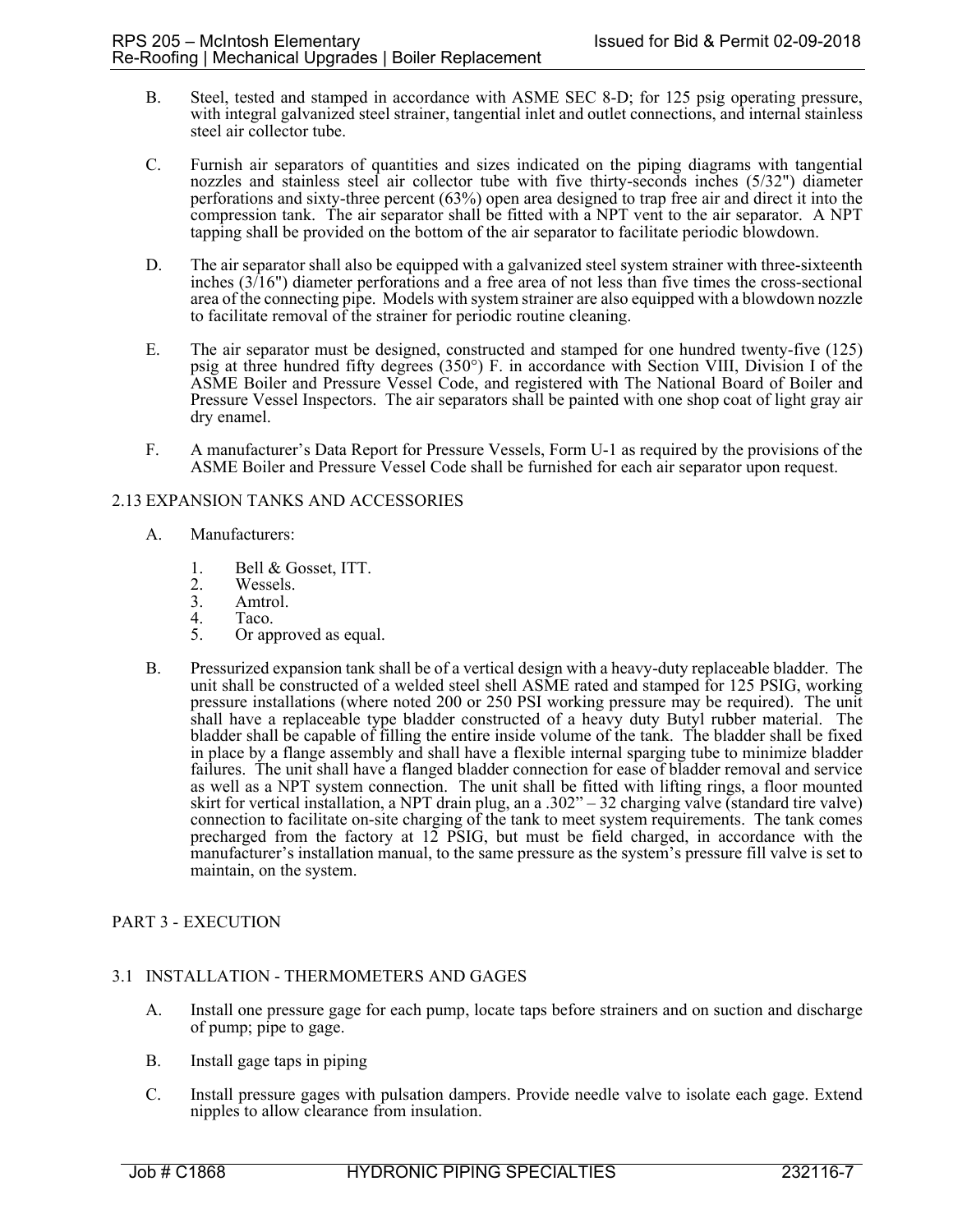B. Steel, tested and stamped in accordance with ASME SEC 8-D; for 125 psig operating pressure, with integral galvanized steel strainer, tangential inlet and outlet connections, and internal stainless steel air collector tube.

C. Furnish air separators of quantities and sizes indicated on the piping diagrams with tangential nozzles and stainless steel air collector tube with five thirty-seconds inches (5/32") diameter perforations and sixty-three percent (63%) open area designed to trap free air and direct it into the compression tank. The air separator shall be fitted with a NPT vent to the air separator. A NPT tapping shall be provided on the bottom of the air separator to facilitate periodic blowdown.

D. The air separator shall also be equipped with a galvanized steel system strainer with three-sixteenth inches (3/16") diameter perforations and a free area of not less than five times the cross-sectional area of the connecting pipe. Models with system strainer are also equipped with a blowdown nozzle to facilitate removal of the strainer for periodic routine cleaning.

E. The air separator must be designed, constructed and stamped for one hundred twenty-five (125) psig at three hundred fifty degrees (350°) F. in accordance with Section VIII, Division I of the ASME Boiler and Pressure Vessel Code, and registered with The National Board of Boiler and Pressure Vessel Inspectors. The air separators shall be painted with one shop coat of light gray air dry enamel.

F. A manufacturer's Data Report for Pressure Vessels, Form U-1 as required by the provisions of the ASME Boiler and Pressure Vessel Code shall be furnished for each air separator upon request.

## 2.13 EXPANSION TANKS AND ACCESSORIES

A. Manufacturers:

1. Bell & Gosset, ITT.
2. Wessels.
3. Amtrol.
4. Taco.
5. Or approved as equal.

B. Pressurized expansion tank shall be of a vertical design with a heavy-duty replaceable bladder. The unit shall be constructed of a welded steel shell ASME rated and stamped for 125 PSIG, working pressure installations (where noted 200 or 250 PSI working pressure may be required). The unit shall have a replaceable type bladder constructed of a heavy duty Butyl rubber material. The bladder shall be capable of filling the entire inside volume of the tank. The bladder shall be fixed in place by a flange assembly and shall have a flexible internal sparging tube to minimize bladder failures. The unit shall have a flanged bladder connection for ease of bladder removal and service as well as a NPT system connection. The unit shall be fitted with lifting rings, a floor mounted skirt for vertical installation, a NPT drain plug, an a .302" – 32 charging valve (standard tire valve) connection to facilitate on-site charging of the tank to meet system requirements. The tank comes precharged from the factory at 12 PSIG, but must be field charged, in accordance with the manufacturer's installation manual, to the same pressure as the system's pressure fill valve is set to maintain, on the system.

# PART 3 - EXECUTION

## 3.1 INSTALLATION - THERMOMETERS AND GAGES

A. Install one pressure gage for each pump, locate taps before strainers and on suction and discharge of pump; pipe to gage.

B. Install gage taps in piping

C. Install pressure gages with pulsation dampers. Provide needle valve to isolate each gage. Extend nipples to allow clearance from insulation.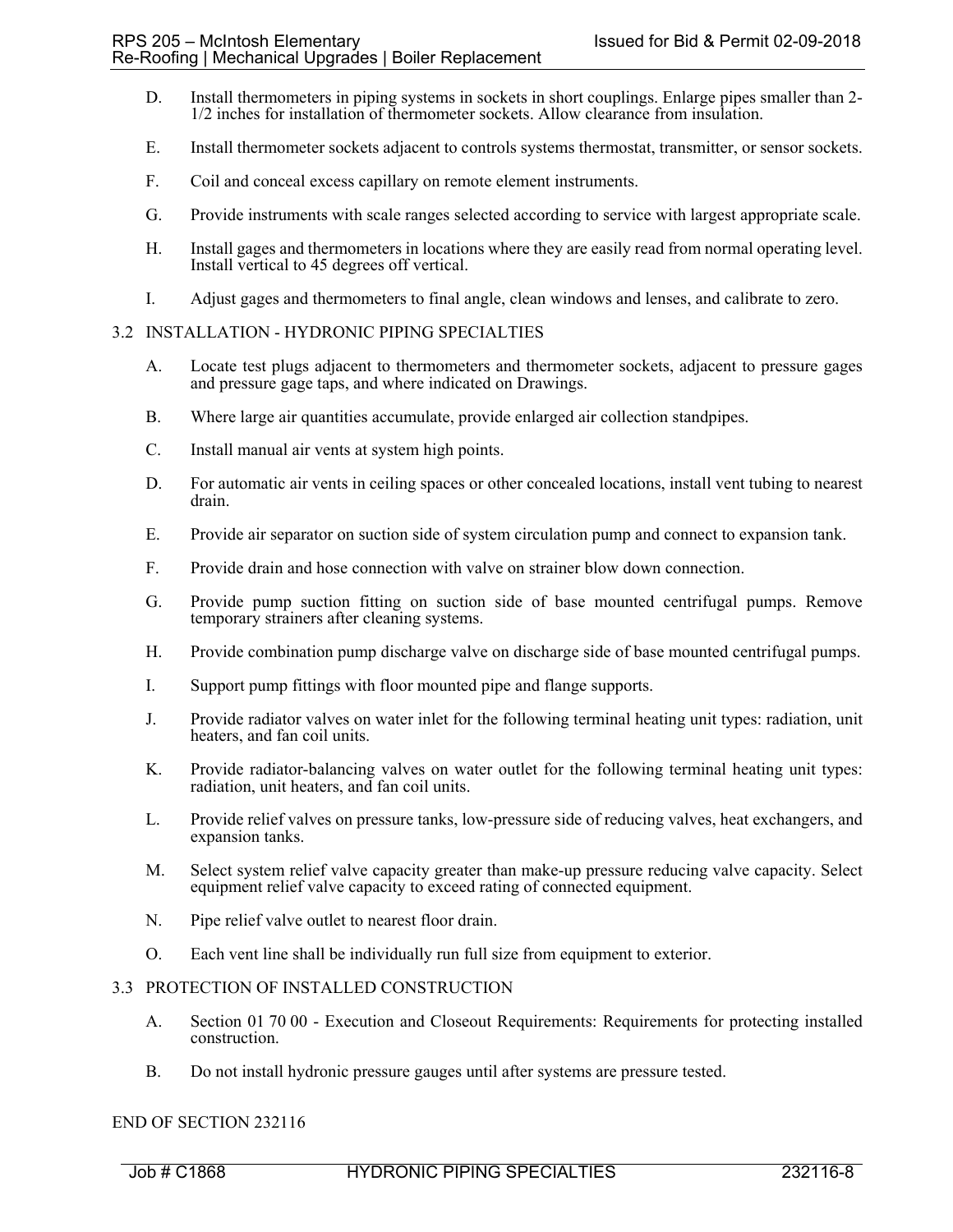D. Install thermometers in piping systems in sockets in short couplings. Enlarge pipes smaller than 2-1/2 inches for installation of thermometer sockets. Allow clearance from insulation.

E. Install thermometer sockets adjacent to controls systems thermostat, transmitter, or sensor sockets.

F. Coil and conceal excess capillary on remote element instruments.

G. Provide instruments with scale ranges selected according to service with largest appropriate scale.

H. Install gages and thermometers in locations where they are easily read from normal operating level. Install vertical to 45 degrees off vertical.

I. Adjust gages and thermometers to final angle, clean windows and lenses, and calibrate to zero.

## 3.2 INSTALLATION - HYDRONIC PIPING SPECIALTIES

A. Locate test plugs adjacent to thermometers and thermometer sockets, adjacent to pressure gages and pressure gage taps, and where indicated on Drawings.

B. Where large air quantities accumulate, provide enlarged air collection standpipes.

C. Install manual air vents at system high points.

D. For automatic air vents in ceiling spaces or other concealed locations, install vent tubing to nearest drain.

E. Provide air separator on suction side of system circulation pump and connect to expansion tank.

F. Provide drain and hose connection with valve on strainer blow down connection.

G. Provide pump suction fitting on suction side of base mounted centrifugal pumps. Remove temporary strainers after cleaning systems.

H. Provide combination pump discharge valve on discharge side of base mounted centrifugal pumps.

I. Support pump fittings with floor mounted pipe and flange supports.

J. Provide radiator valves on water inlet for the following terminal heating unit types: radiation, unit heaters, and fan coil units.

K. Provide radiator-balancing valves on water outlet for the following terminal heating unit types: radiation, unit heaters, and fan coil units.

L. Provide relief valves on pressure tanks, low-pressure side of reducing valves, heat exchangers, and expansion tanks.

M. Select system relief valve capacity greater than make-up pressure reducing valve capacity. Select equipment relief valve capacity to exceed rating of connected equipment.

N. Pipe relief valve outlet to nearest floor drain.

O. Each vent line shall be individually run full size from equipment to exterior.

## 3.3 PROTECTION OF INSTALLED CONSTRUCTION

A. Section 01 70 00 - Execution and Closeout Requirements: Requirements for protecting installed construction.

B. Do not install hydronic pressure gauges until after systems are pressure tested.

END OF SECTION 232116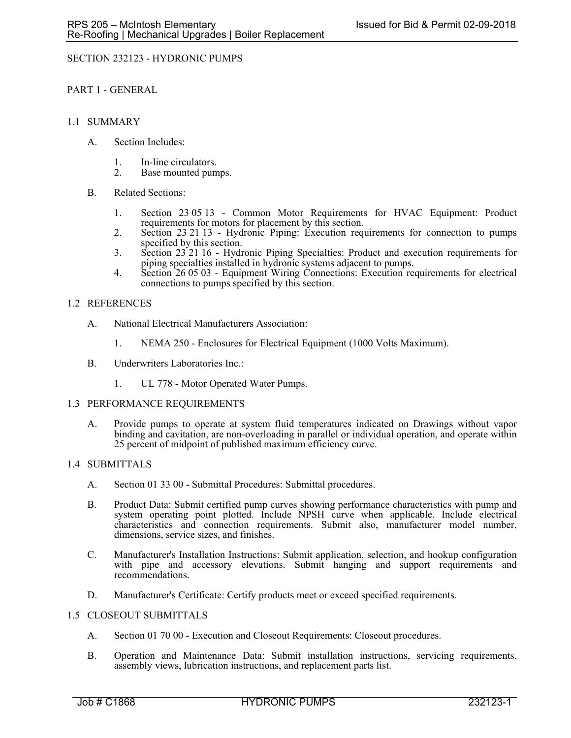# SECTION 232123 - HYDRONIC PUMPS

## PART 1 - GENERAL

### 1.1 SUMMARY

A. Section Includes:

1. In-line circulators.
2. Base mounted pumps.

B. Related Sections:

1. Section 23 05 13 - Common Motor Requirements for HVAC Equipment: Product requirements for motors for placement by this section.
2. Section 23 21 13 - Hydronic Piping: Execution requirements for connection to pumps specified by this section.
3. Section 23 21 16 - Hydronic Piping Specialties: Product and execution requirements for piping specialties installed in hydronic systems adjacent to pumps.
4. Section 26 05 03 - Equipment Wiring Connections: Execution requirements for electrical connections to pumps specified by this section.

### 1.2 REFERENCES

A. National Electrical Manufacturers Association:

1. NEMA 250 - Enclosures for Electrical Equipment (1000 Volts Maximum).

B. Underwriters Laboratories Inc.:

1. UL 778 - Motor Operated Water Pumps.

### 1.3 PERFORMANCE REQUIREMENTS

A. Provide pumps to operate at system fluid temperatures indicated on Drawings without vapor binding and cavitation, are non-overloading in parallel or individual operation, and operate within 25 percent of midpoint of published maximum efficiency curve.

### 1.4 SUBMITTALS

A. Section 01 33 00 - Submittal Procedures: Submittal procedures.

B. Product Data: Submit certified pump curves showing performance characteristics with pump and system operating point plotted. Include NPSH curve when applicable. Include electrical characteristics and connection requirements. Submit also, manufacturer model number, dimensions, service sizes, and finishes.

C. Manufacturer's Installation Instructions: Submit application, selection, and hookup configuration with pipe and accessory elevations. Submit hanging and support requirements and recommendations.

D. Manufacturer's Certificate: Certify products meet or exceed specified requirements.

### 1.5 CLOSEOUT SUBMITTALS

A. Section 01 70 00 - Execution and Closeout Requirements: Closeout procedures.

B. Operation and Maintenance Data: Submit installation instructions, servicing requirements, assembly views, lubrication instructions, and replacement parts list.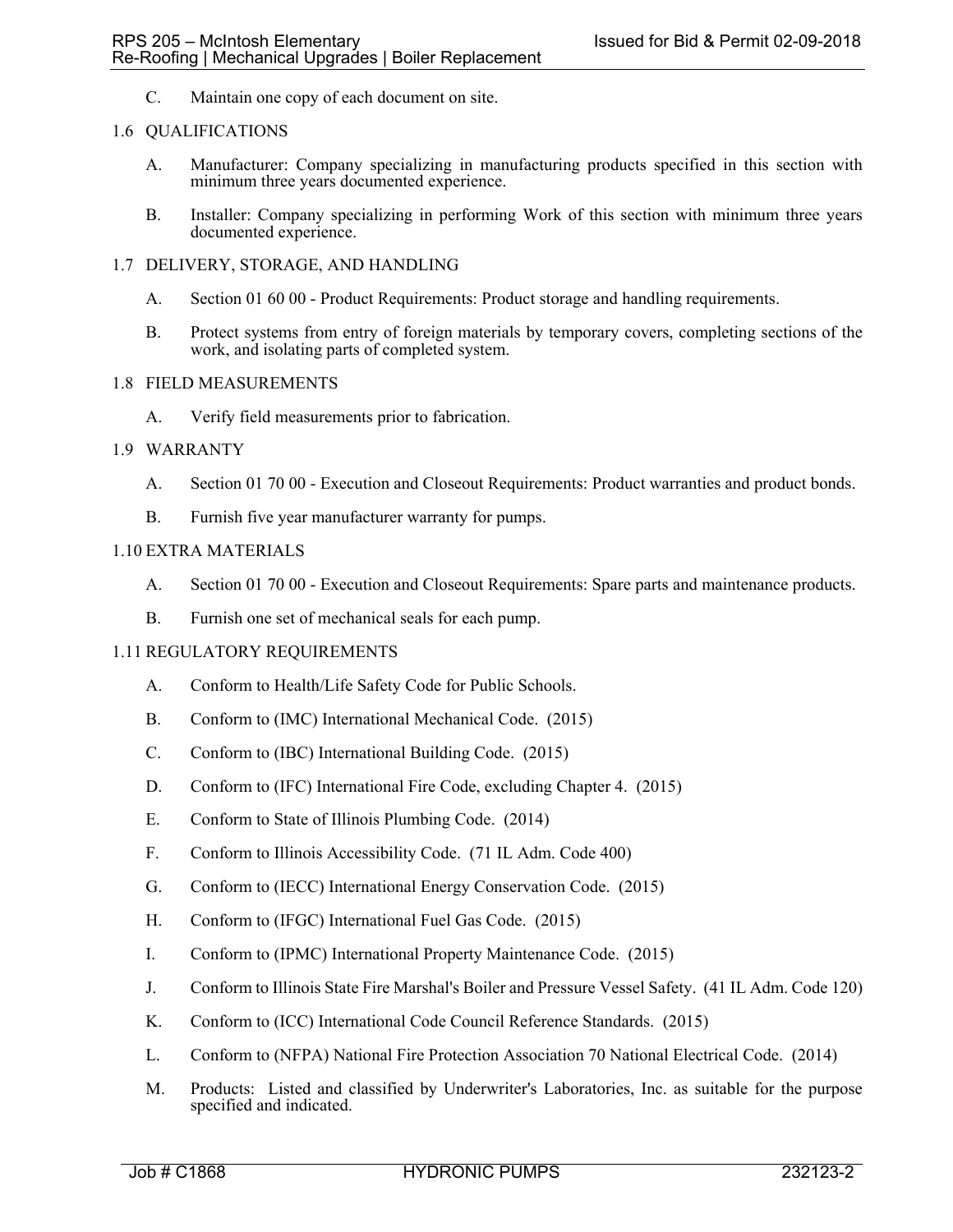C. Maintain one copy of each document on site.

## 1.6 QUALIFICATIONS

A. Manufacturer: Company specializing in manufacturing products specified in this section with minimum three years documented experience.

B. Installer: Company specializing in performing Work of this section with minimum three years documented experience.

## 1.7 DELIVERY, STORAGE, AND HANDLING

A. Section 01 60 00 - Product Requirements: Product storage and handling requirements.

B. Protect systems from entry of foreign materials by temporary covers, completing sections of the work, and isolating parts of completed system.

## 1.8 FIELD MEASUREMENTS

A. Verify field measurements prior to fabrication.

## 1.9 WARRANTY

A. Section 01 70 00 - Execution and Closeout Requirements: Product warranties and product bonds.

B. Furnish five year manufacturer warranty for pumps.

## 1.10 EXTRA MATERIALS

A. Section 01 70 00 - Execution and Closeout Requirements: Spare parts and maintenance products.

B. Furnish one set of mechanical seals for each pump.

## 1.11 REGULATORY REQUIREMENTS

A. Conform to Health/Life Safety Code for Public Schools.

B. Conform to (IMC) International Mechanical Code. (2015)

C. Conform to (IBC) International Building Code. (2015)

D. Conform to (IFC) International Fire Code, excluding Chapter 4. (2015)

E. Conform to State of Illinois Plumbing Code. (2014)

F. Conform to Illinois Accessibility Code. (71 IL Adm. Code 400)

G. Conform to (IECC) International Energy Conservation Code. (2015)

H. Conform to (IFGC) International Fuel Gas Code. (2015)

I. Conform to (IPMC) International Property Maintenance Code. (2015)

J. Conform to Illinois State Fire Marshal's Boiler and Pressure Vessel Safety. (41 IL Adm. Code 120)

K. Conform to (ICC) International Code Council Reference Standards. (2015)

L. Conform to (NFPA) National Fire Protection Association 70 National Electrical Code. (2014)

M. Products: Listed and classified by Underwriter's Laboratories, Inc. as suitable for the purpose specified and indicated.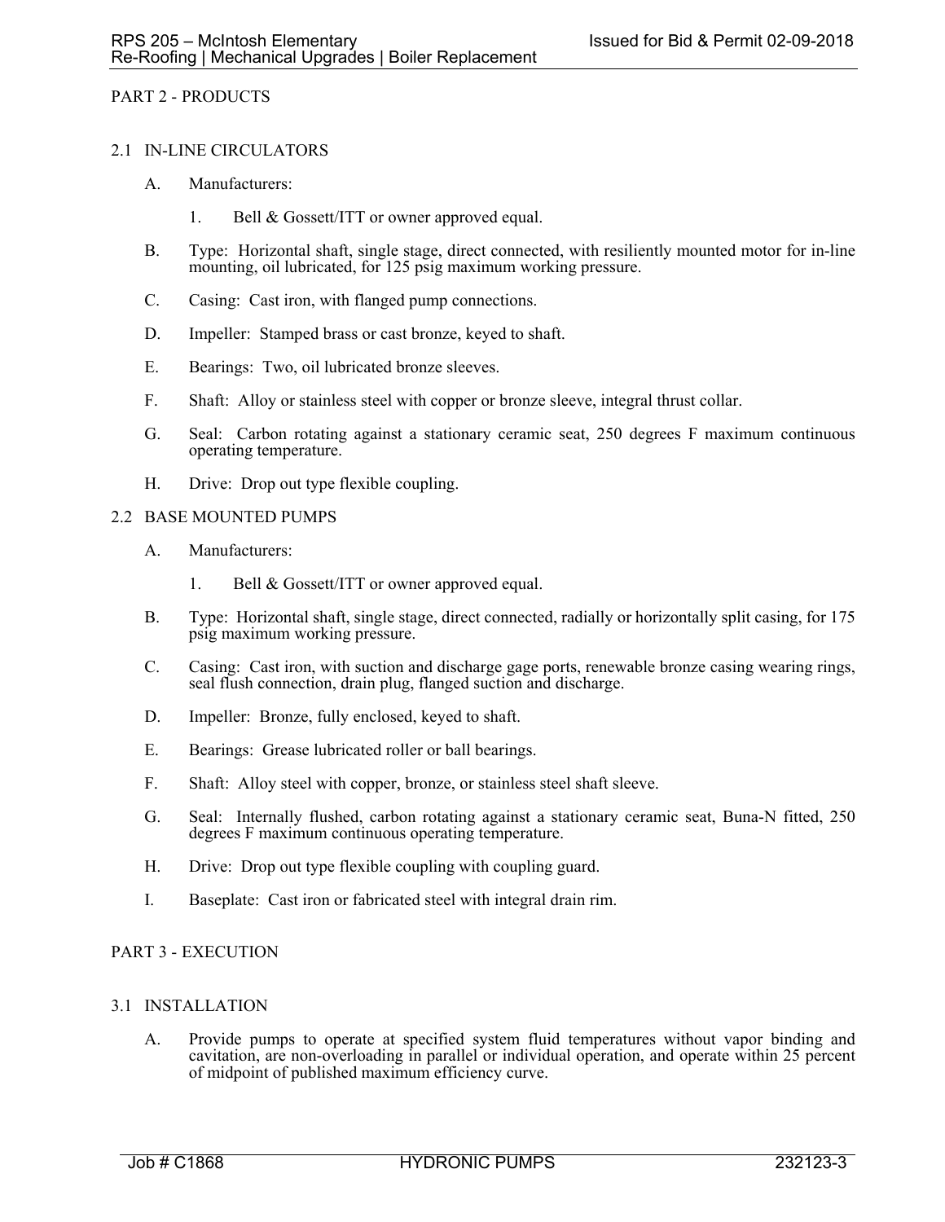## PART 2 - PRODUCTS

### 2.1 IN-LINE CIRCULATORS

A. Manufacturers:

1. Bell & Gossett/ITT or owner approved equal.

B. Type: Horizontal shaft, single stage, direct connected, with resiliently mounted motor for in-line mounting, oil lubricated, for 125 psig maximum working pressure.

C. Casing: Cast iron, with flanged pump connections.

D. Impeller: Stamped brass or cast bronze, keyed to shaft.

E. Bearings: Two, oil lubricated bronze sleeves.

F. Shaft: Alloy or stainless steel with copper or bronze sleeve, integral thrust collar.

G. Seal: Carbon rotating against a stationary ceramic seat, 250 degrees F maximum continuous operating temperature.

H. Drive: Drop out type flexible coupling.

### 2.2 BASE MOUNTED PUMPS

A. Manufacturers:

1. Bell & Gossett/ITT or owner approved equal.

B. Type: Horizontal shaft, single stage, direct connected, radially or horizontally split casing, for 175 psig maximum working pressure.

C. Casing: Cast iron, with suction and discharge gage ports, renewable bronze casing wearing rings, seal flush connection, drain plug, flanged suction and discharge.

D. Impeller: Bronze, fully enclosed, keyed to shaft.

E. Bearings: Grease lubricated roller or ball bearings.

F. Shaft: Alloy steel with copper, bronze, or stainless steel shaft sleeve.

G. Seal: Internally flushed, carbon rotating against a stationary ceramic seat, Buna-N fitted, 250 degrees F maximum continuous operating temperature.

H. Drive: Drop out type flexible coupling with coupling guard.

I. Baseplate: Cast iron or fabricated steel with integral drain rim.

## PART 3 - EXECUTION

### 3.1 INSTALLATION

A. Provide pumps to operate at specified system fluid temperatures without vapor binding and cavitation, are non-overloading in parallel or individual operation, and operate within 25 percent of midpoint of published maximum efficiency curve.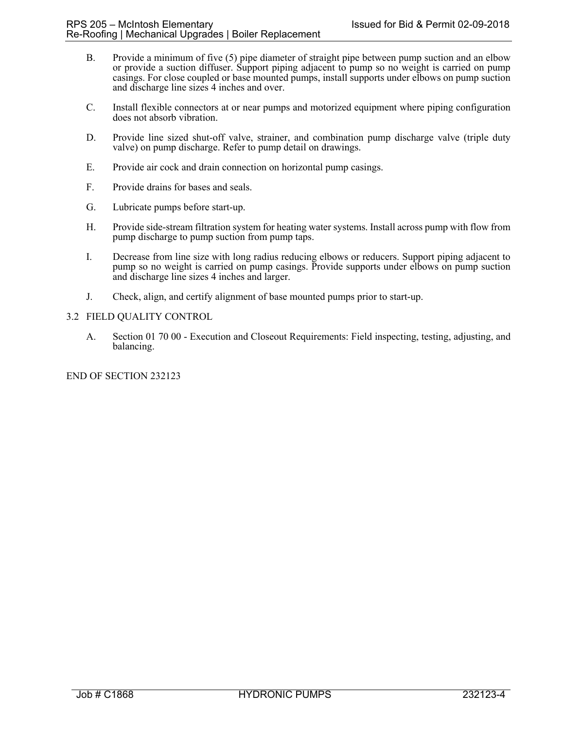B. Provide a minimum of five (5) pipe diameter of straight pipe between pump suction and an elbow or provide a suction diffuser. Support piping adjacent to pump so no weight is carried on pump casings. For close coupled or base mounted pumps, install supports under elbows on pump suction and discharge line sizes 4 inches and over.

C. Install flexible connectors at or near pumps and motorized equipment where piping configuration does not absorb vibration.

D. Provide line sized shut-off valve, strainer, and combination pump discharge valve (triple duty valve) on pump discharge. Refer to pump detail on drawings.

E. Provide air cock and drain connection on horizontal pump casings.

F. Provide drains for bases and seals.

G. Lubricate pumps before start-up.

H. Provide side-stream filtration system for heating water systems. Install across pump with flow from pump discharge to pump suction from pump taps.

I. Decrease from line size with long radius reducing elbows or reducers. Support piping adjacent to pump so no weight is carried on pump casings. Provide supports under elbows on pump suction and discharge line sizes 4 inches and larger.

J. Check, align, and certify alignment of base mounted pumps prior to start-up.

## 3.2 FIELD QUALITY CONTROL

A. Section 01 70 00 - Execution and Closeout Requirements: Field inspecting, testing, adjusting, and balancing.

END OF SECTION 232123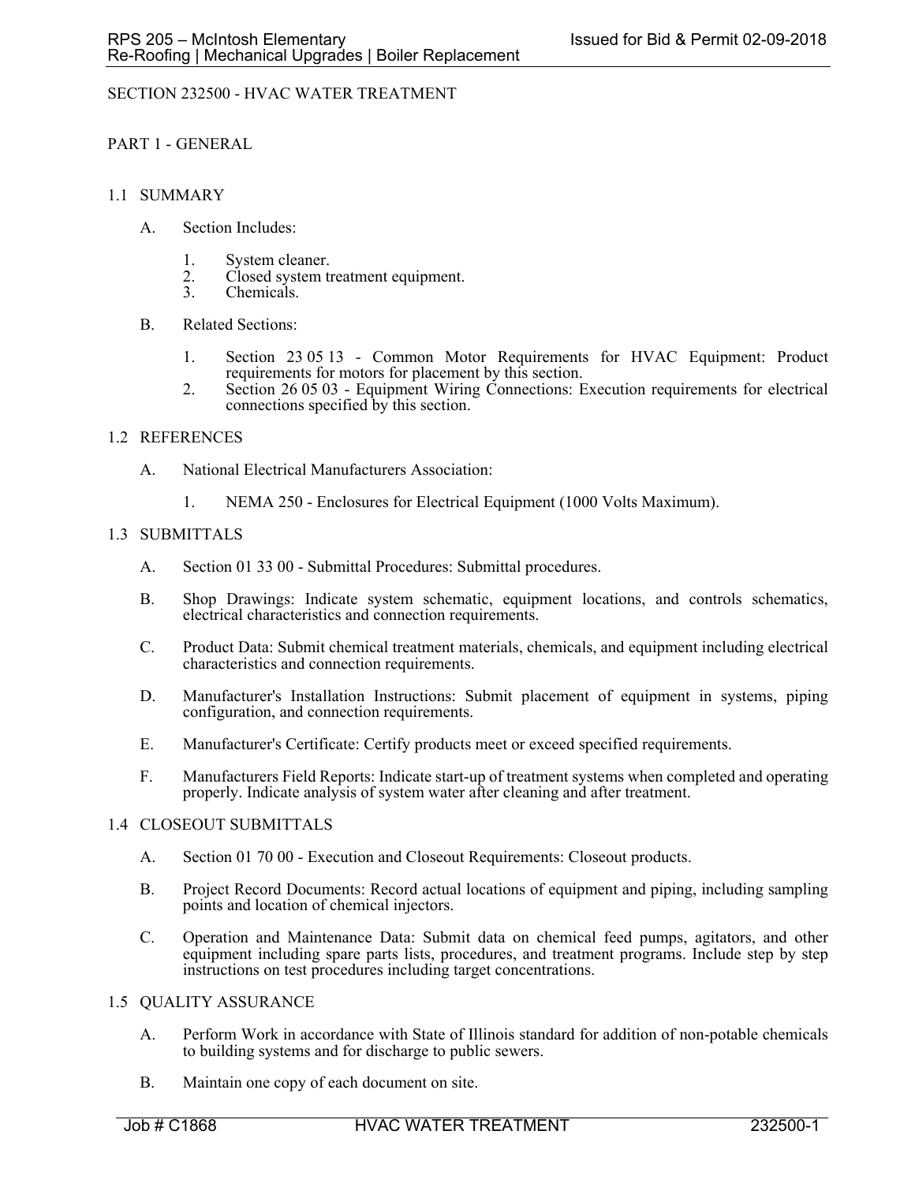# SECTION 232500 - HVAC WATER TREATMENT

## PART 1 - GENERAL

### 1.1 SUMMARY

A. Section Includes:

1. System cleaner.
2. Closed system treatment equipment.
3. Chemicals.

B. Related Sections:

1. Section 23 05 13 - Common Motor Requirements for HVAC Equipment: Product requirements for motors for placement by this section.
2. Section 26 05 03 - Equipment Wiring Connections: Execution requirements for electrical connections specified by this section.

### 1.2 REFERENCES

A. National Electrical Manufacturers Association:

1. NEMA 250 - Enclosures for Electrical Equipment (1000 Volts Maximum).

### 1.3 SUBMITTALS

A. Section 01 33 00 - Submittal Procedures: Submittal procedures.

B. Shop Drawings: Indicate system schematic, equipment locations, and controls schematics, electrical characteristics and connection requirements.

C. Product Data: Submit chemical treatment materials, chemicals, and equipment including electrical characteristics and connection requirements.

D. Manufacturer's Installation Instructions: Submit placement of equipment in systems, piping configuration, and connection requirements.

E. Manufacturer's Certificate: Certify products meet or exceed specified requirements.

F. Manufacturers Field Reports: Indicate start-up of treatment systems when completed and operating properly. Indicate analysis of system water after cleaning and after treatment.

### 1.4 CLOSEOUT SUBMITTALS

A. Section 01 70 00 - Execution and Closeout Requirements: Closeout products.

B. Project Record Documents: Record actual locations of equipment and piping, including sampling points and location of chemical injectors.

C. Operation and Maintenance Data: Submit data on chemical feed pumps, agitators, and other equipment including spare parts lists, procedures, and treatment programs. Include step by step instructions on test procedures including target concentrations.

### 1.5 QUALITY ASSURANCE

A. Perform Work in accordance with State of Illinois standard for addition of non-potable chemicals to building systems and for discharge to public sewers.

B. Maintain one copy of each document on site.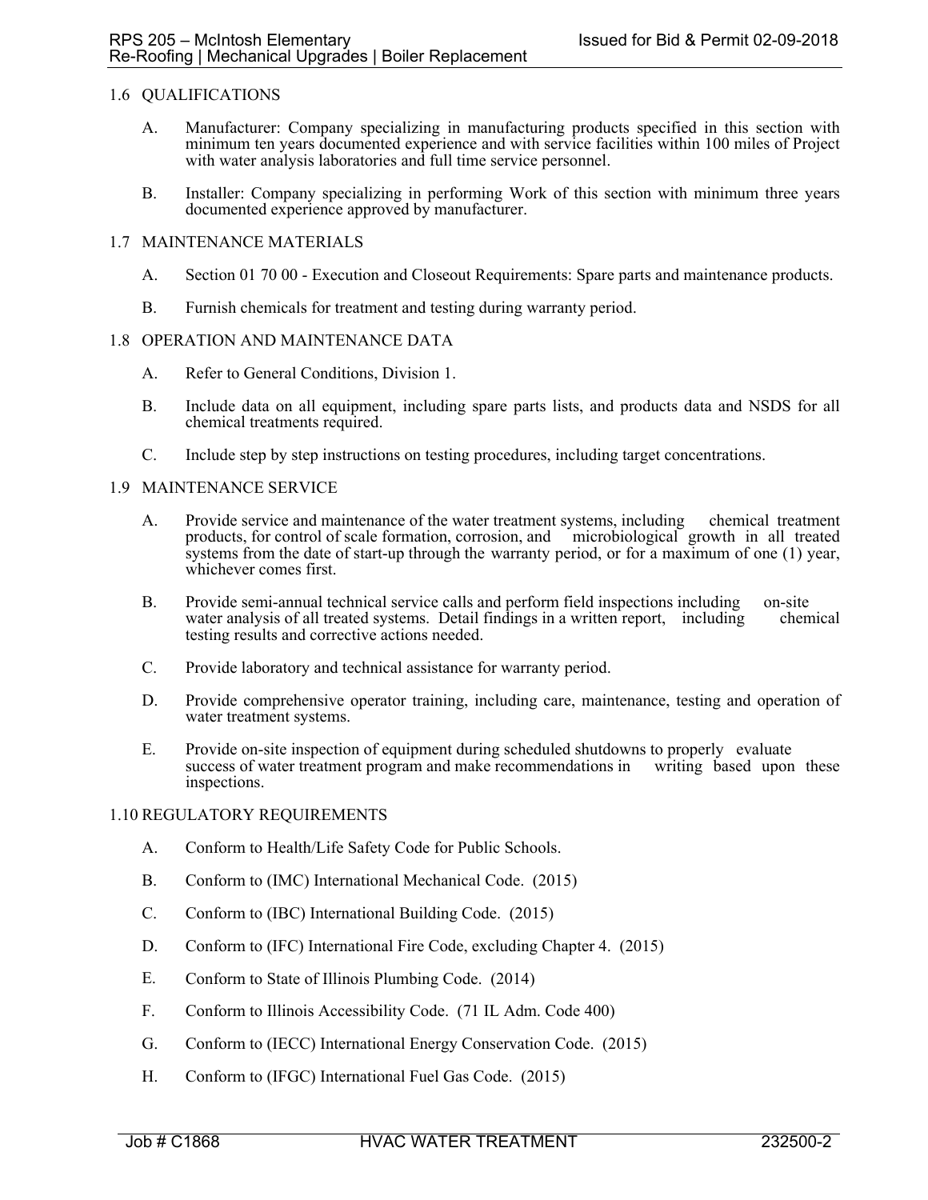## 1.6 QUALIFICATIONS

A. Manufacturer: Company specializing in manufacturing products specified in this section with minimum ten years documented experience and with service facilities within 100 miles of Project with water analysis laboratories and full time service personnel.

B. Installer: Company specializing in performing Work of this section with minimum three years documented experience approved by manufacturer.

## 1.7 MAINTENANCE MATERIALS

A. Section 01 70 00 - Execution and Closeout Requirements: Spare parts and maintenance products.

B. Furnish chemicals for treatment and testing during warranty period.

## 1.8 OPERATION AND MAINTENANCE DATA

A. Refer to General Conditions, Division 1.

B. Include data on all equipment, including spare parts lists, and products data and NSDS for all chemical treatments required.

C. Include step by step instructions on testing procedures, including target concentrations.

## 1.9 MAINTENANCE SERVICE

A. Provide service and maintenance of the water treatment systems, including chemical treatment products, for control of scale formation, corrosion, and microbiological growth in all treated systems from the date of start-up through the warranty period, or for a maximum of one (1) year, whichever comes first.

B. Provide semi-annual technical service calls and perform field inspections including on-site water analysis of all treated systems. Detail findings in a written report, including chemical testing results and corrective actions needed.

C. Provide laboratory and technical assistance for warranty period.

D. Provide comprehensive operator training, including care, maintenance, testing and operation of water treatment systems.

E. Provide on-site inspection of equipment during scheduled shutdowns to properly evaluate success of water treatment program and make recommendations in writing based upon these inspections.

## 1.10 REGULATORY REQUIREMENTS

A. Conform to Health/Life Safety Code for Public Schools.

B. Conform to (IMC) International Mechanical Code. (2015)

C. Conform to (IBC) International Building Code. (2015)

D. Conform to (IFC) International Fire Code, excluding Chapter 4. (2015)

E. Conform to State of Illinois Plumbing Code. (2014)

F. Conform to Illinois Accessibility Code. (71 IL Adm. Code 400)

G. Conform to (IECC) International Energy Conservation Code. (2015)

H. Conform to (IFGC) International Fuel Gas Code. (2015)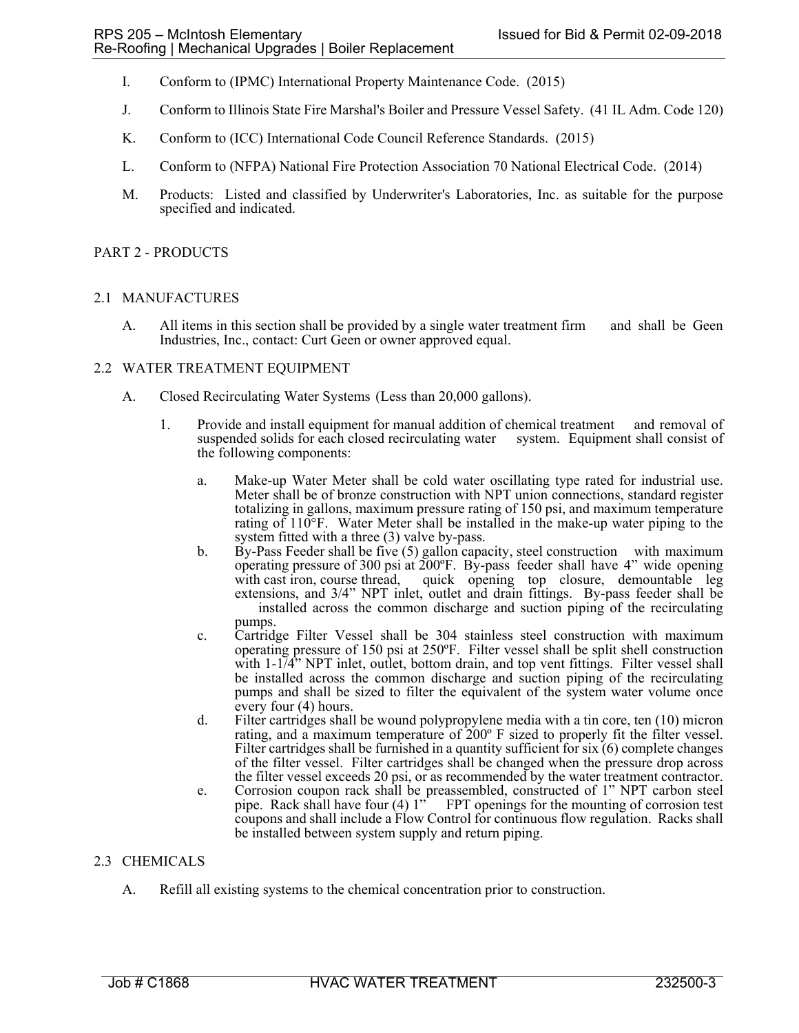I. Conform to (IPMC) International Property Maintenance Code. (2015)

J. Conform to Illinois State Fire Marshal's Boiler and Pressure Vessel Safety. (41 IL Adm. Code 120)

K. Conform to (ICC) International Code Council Reference Standards. (2015)

L. Conform to (NFPA) National Fire Protection Association 70 National Electrical Code. (2014)

M. Products: Listed and classified by Underwriter's Laboratories, Inc. as suitable for the purpose specified and indicated.

## PART 2 - PRODUCTS

### 2.1 MANUFACTURES

A. All items in this section shall be provided by a single water treatment firm and shall be Geen Industries, Inc., contact: Curt Geen or owner approved equal.

### 2.2 WATER TREATMENT EQUIPMENT

A. Closed Recirculating Water Systems (Less than 20,000 gallons).

1. Provide and install equipment for manual addition of chemical treatment and removal of suspended solids for each closed recirculating water system. Equipment shall consist of the following components:

   a. Make-up Water Meter shall be cold water oscillating type rated for industrial use. Meter shall be of bronze construction with NPT union connections, standard register totalizing in gallons, maximum pressure rating of 150 psi, and maximum temperature rating of 110°F. Water Meter shall be installed in the make-up water piping to the system fitted with a three (3) valve by-pass.

   b. By-Pass Feeder shall be five (5) gallon capacity, steel construction with maximum operating pressure of 300 psi at 200ºF. By-pass feeder shall have 4" wide opening with cast iron, course thread, quick opening top closure, demountable leg extensions, and 3/4" NPT inlet, outlet and drain fittings. By-pass feeder shall be installed across the common discharge and suction piping of the recirculating pumps.

   c. Cartridge Filter Vessel shall be 304 stainless steel construction with maximum operating pressure of 150 psi at 250ºF. Filter vessel shall be split shell construction with 1-1/4" NPT inlet, outlet, bottom drain, and top vent fittings. Filter vessel shall be installed across the common discharge and suction piping of the recirculating pumps and shall be sized to filter the equivalent of the system water volume once every four (4) hours.

   d. Filter cartridges shall be wound polypropylene media with a tin core, ten (10) micron rating, and a maximum temperature of 200º F sized to properly fit the filter vessel. Filter cartridges shall be furnished in a quantity sufficient for six (6) complete changes of the filter vessel. Filter cartridges shall be changed when the pressure drop across the filter vessel exceeds 20 psi, or as recommended by the water treatment contractor.

   e. Corrosion coupon rack shall be preassembled, constructed of 1" NPT carbon steel pipe. Rack shall have four (4) 1" FPT openings for the mounting of corrosion test coupons and shall include a Flow Control for continuous flow regulation. Racks shall be installed between system supply and return piping.

### 2.3 CHEMICALS

A. Refill all existing systems to the chemical concentration prior to construction.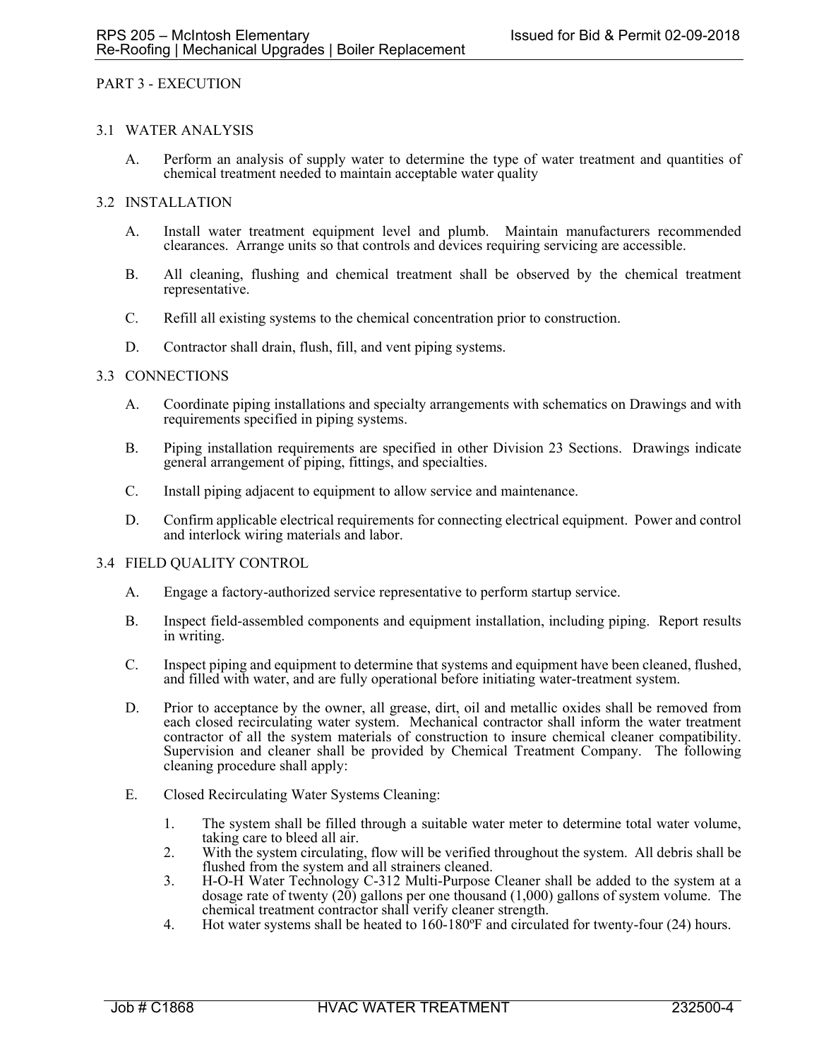# PART 3 - EXECUTION

## 3.1 WATER ANALYSIS

A. Perform an analysis of supply water to determine the type of water treatment and quantities of chemical treatment needed to maintain acceptable water quality

## 3.2 INSTALLATION

A. Install water treatment equipment level and plumb. Maintain manufacturers recommended clearances. Arrange units so that controls and devices requiring servicing are accessible.

B. All cleaning, flushing and chemical treatment shall be observed by the chemical treatment representative.

C. Refill all existing systems to the chemical concentration prior to construction.

D. Contractor shall drain, flush, fill, and vent piping systems.

## 3.3 CONNECTIONS

A. Coordinate piping installations and specialty arrangements with schematics on Drawings and with requirements specified in piping systems.

B. Piping installation requirements are specified in other Division 23 Sections. Drawings indicate general arrangement of piping, fittings, and specialties.

C. Install piping adjacent to equipment to allow service and maintenance.

D. Confirm applicable electrical requirements for connecting electrical equipment. Power and control and interlock wiring materials and labor.

## 3.4 FIELD QUALITY CONTROL

A. Engage a factory-authorized service representative to perform startup service.

B. Inspect field-assembled components and equipment installation, including piping. Report results in writing.

C. Inspect piping and equipment to determine that systems and equipment have been cleaned, flushed, and filled with water, and are fully operational before initiating water-treatment system.

D. Prior to acceptance by the owner, all grease, dirt, oil and metallic oxides shall be removed from each closed recirculating water system. Mechanical contractor shall inform the water treatment contractor of all the system materials of construction to insure chemical cleaner compatibility. Supervision and cleaner shall be provided by Chemical Treatment Company. The following cleaning procedure shall apply:

E. Closed Recirculating Water Systems Cleaning:

1. The system shall be filled through a suitable water meter to determine total water volume, taking care to bleed all air.
2. With the system circulating, flow will be verified throughout the system. All debris shall be flushed from the system and all strainers cleaned.
3. H-O-H Water Technology C-312 Multi-Purpose Cleaner shall be added to the system at a dosage rate of twenty (20) gallons per one thousand (1,000) gallons of system volume. The chemical treatment contractor shall verify cleaner strength.
4. Hot water systems shall be heated to 160-180ºF and circulated for twenty-four (24) hours.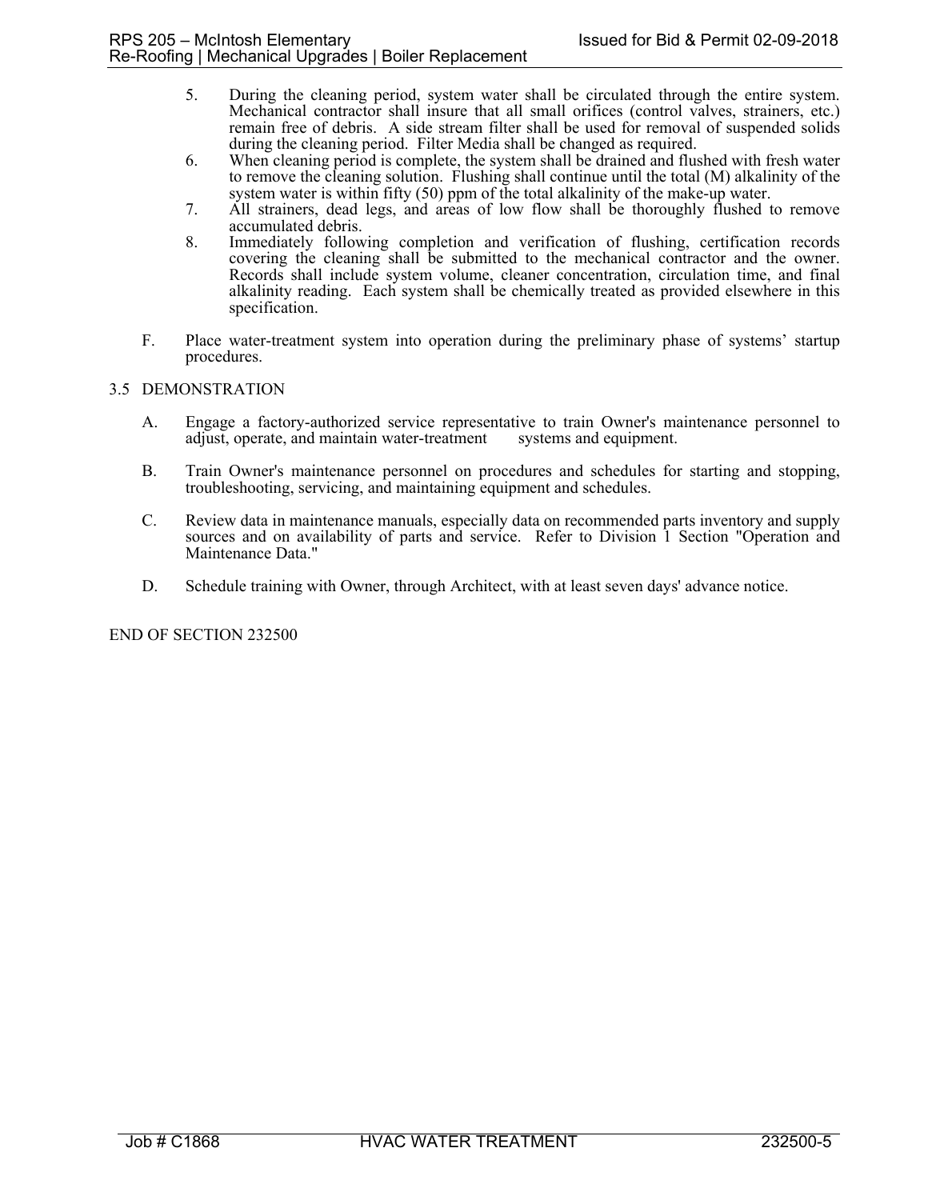5. During the cleaning period, system water shall be circulated through the entire system. Mechanical contractor shall insure that all small orifices (control valves, strainers, etc.) remain free of debris. A side stream filter shall be used for removal of suspended solids during the cleaning period. Filter Media shall be changed as required.
6. When cleaning period is complete, the system shall be drained and flushed with fresh water to remove the cleaning solution. Flushing shall continue until the total (M) alkalinity of the system water is within fifty (50) ppm of the total alkalinity of the make-up water.
7. All strainers, dead legs, and areas of low flow shall be thoroughly flushed to remove accumulated debris.
8. Immediately following completion and verification of flushing, certification records covering the cleaning shall be submitted to the mechanical contractor and the owner. Records shall include system volume, cleaner concentration, circulation time, and final alkalinity reading. Each system shall be chemically treated as provided elsewhere in this specification.

F. Place water-treatment system into operation during the preliminary phase of systems' startup procedures.

## 3.5 DEMONSTRATION

A. Engage a factory-authorized service representative to train Owner's maintenance personnel to adjust, operate, and maintain water-treatment systems and equipment.

B. Train Owner's maintenance personnel on procedures and schedules for starting and stopping, troubleshooting, servicing, and maintaining equipment and schedules.

C. Review data in maintenance manuals, especially data on recommended parts inventory and supply sources and on availability of parts and service. Refer to Division 1 Section "Operation and Maintenance Data."

D. Schedule training with Owner, through Architect, with at least seven days' advance notice.

END OF SECTION 232500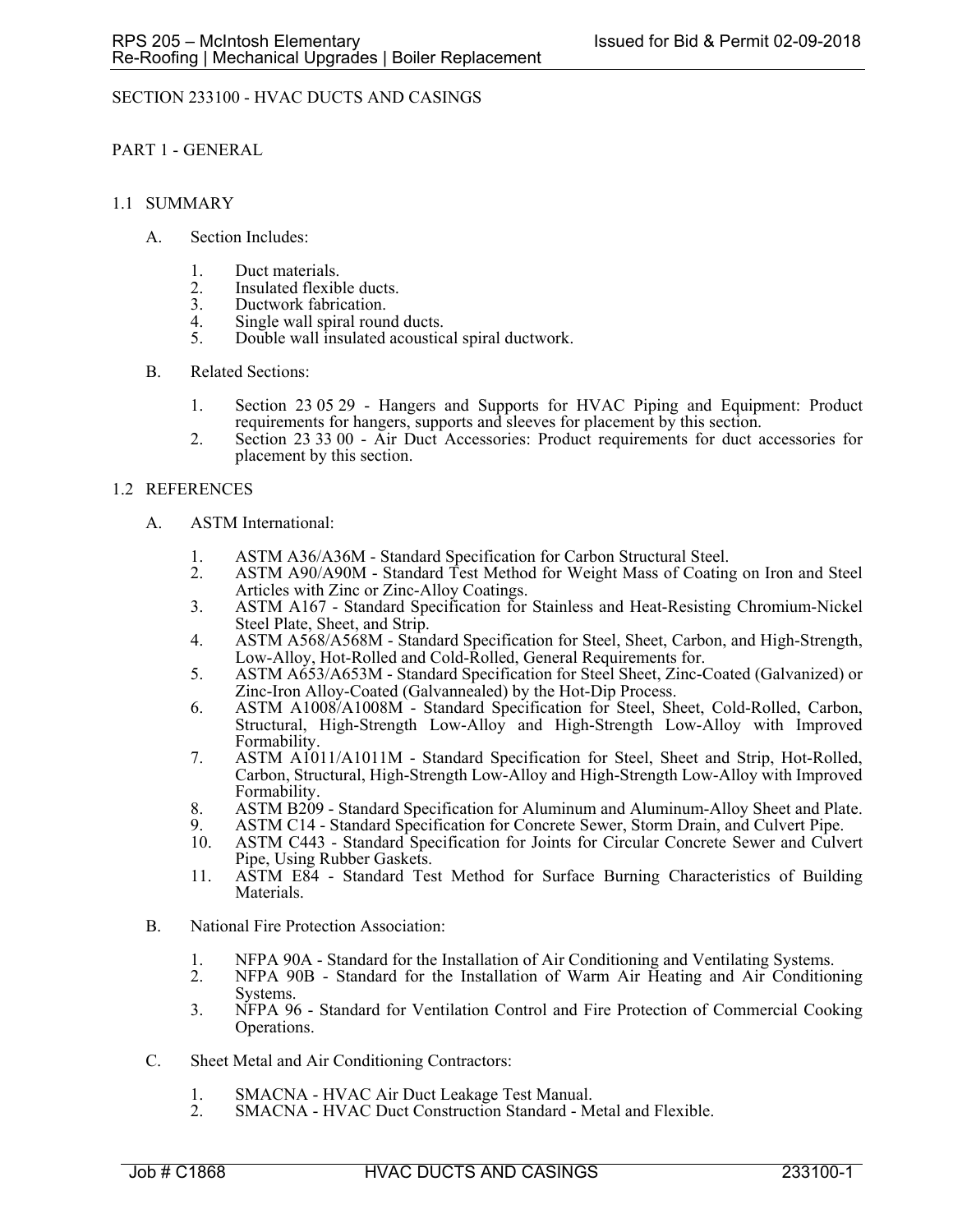# SECTION 233100 - HVAC DUCTS AND CASINGS

## PART 1 - GENERAL

### 1.1 SUMMARY

A. Section Includes:

1. Duct materials.
2. Insulated flexible ducts.
3. Ductwork fabrication.
4. Single wall spiral round ducts.
5. Double wall insulated acoustical spiral ductwork.

B. Related Sections:

1. Section 23 05 29 - Hangers and Supports for HVAC Piping and Equipment: Product requirements for hangers, supports and sleeves for placement by this section.
2. Section 23 33 00 - Air Duct Accessories: Product requirements for duct accessories for placement by this section.

### 1.2 REFERENCES

A. ASTM International:

1. ASTM A36/A36M - Standard Specification for Carbon Structural Steel.
2. ASTM A90/A90M - Standard Test Method for Weight Mass of Coating on Iron and Steel Articles with Zinc or Zinc-Alloy Coatings.
3. ASTM A167 - Standard Specification for Stainless and Heat-Resisting Chromium-Nickel Steel Plate, Sheet, and Strip.
4. ASTM A568/A568M - Standard Specification for Steel, Sheet, Carbon, and High-Strength, Low-Alloy, Hot-Rolled and Cold-Rolled, General Requirements for.
5. ASTM A653/A653M - Standard Specification for Steel Sheet, Zinc-Coated (Galvanized) or Zinc-Iron Alloy-Coated (Galvannealed) by the Hot-Dip Process.
6. ASTM A1008/A1008M - Standard Specification for Steel, Sheet, Cold-Rolled, Carbon, Structural, High-Strength Low-Alloy and High-Strength Low-Alloy with Improved Formability.
7. ASTM A1011/A1011M - Standard Specification for Steel, Sheet and Strip, Hot-Rolled, Carbon, Structural, High-Strength Low-Alloy and High-Strength Low-Alloy with Improved Formability.
8. ASTM B209 - Standard Specification for Aluminum and Aluminum-Alloy Sheet and Plate.
9. ASTM C14 - Standard Specification for Concrete Sewer, Storm Drain, and Culvert Pipe.
10. ASTM C443 - Standard Specification for Joints for Circular Concrete Sewer and Culvert Pipe, Using Rubber Gaskets.
11. ASTM E84 - Standard Test Method for Surface Burning Characteristics of Building Materials.

B. National Fire Protection Association:

1. NFPA 90A - Standard for the Installation of Air Conditioning and Ventilating Systems.
2. NFPA 90B - Standard for the Installation of Warm Air Heating and Air Conditioning Systems.
3. NFPA 96 - Standard for Ventilation Control and Fire Protection of Commercial Cooking Operations.

C. Sheet Metal and Air Conditioning Contractors:

1. SMACNA - HVAC Air Duct Leakage Test Manual.
2. SMACNA - HVAC Duct Construction Standard - Metal and Flexible.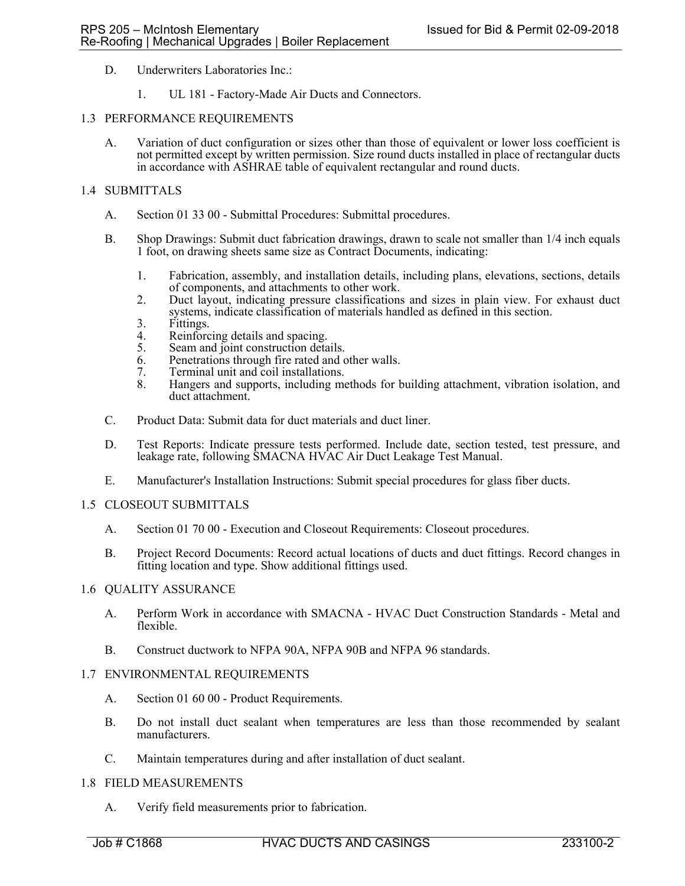D. Underwriters Laboratories Inc.:

   1. UL 181 - Factory-Made Air Ducts and Connectors.

## 1.3 PERFORMANCE REQUIREMENTS

A. Variation of duct configuration or sizes other than those of equivalent or lower loss coefficient is not permitted except by written permission. Size round ducts installed in place of rectangular ducts in accordance with ASHRAE table of equivalent rectangular and round ducts.

## 1.4 SUBMITTALS

A. Section 01 33 00 - Submittal Procedures: Submittal procedures.

B. Shop Drawings: Submit duct fabrication drawings, drawn to scale not smaller than 1/4 inch equals 1 foot, on drawing sheets same size as Contract Documents, indicating:

   1. Fabrication, assembly, and installation details, including plans, elevations, sections, details of components, and attachments to other work.
   2. Duct layout, indicating pressure classifications and sizes in plain view. For exhaust duct systems, indicate classification of materials handled as defined in this section.
   3. Fittings.
   4. Reinforcing details and spacing.
   5. Seam and joint construction details.
   6. Penetrations through fire rated and other walls.
   7. Terminal unit and coil installations.
   8. Hangers and supports, including methods for building attachment, vibration isolation, and duct attachment.

C. Product Data: Submit data for duct materials and duct liner.

D. Test Reports: Indicate pressure tests performed. Include date, section tested, test pressure, and leakage rate, following SMACNA HVAC Air Duct Leakage Test Manual.

E. Manufacturer's Installation Instructions: Submit special procedures for glass fiber ducts.

## 1.5 CLOSEOUT SUBMITTALS

A. Section 01 70 00 - Execution and Closeout Requirements: Closeout procedures.

B. Project Record Documents: Record actual locations of ducts and duct fittings. Record changes in fitting location and type. Show additional fittings used.

## 1.6 QUALITY ASSURANCE

A. Perform Work in accordance with SMACNA - HVAC Duct Construction Standards - Metal and flexible.

B. Construct ductwork to NFPA 90A, NFPA 90B and NFPA 96 standards.

## 1.7 ENVIRONMENTAL REQUIREMENTS

A. Section 01 60 00 - Product Requirements.

B. Do not install duct sealant when temperatures are less than those recommended by sealant manufacturers.

C. Maintain temperatures during and after installation of duct sealant.

## 1.8 FIELD MEASUREMENTS

A. Verify field measurements prior to fabrication.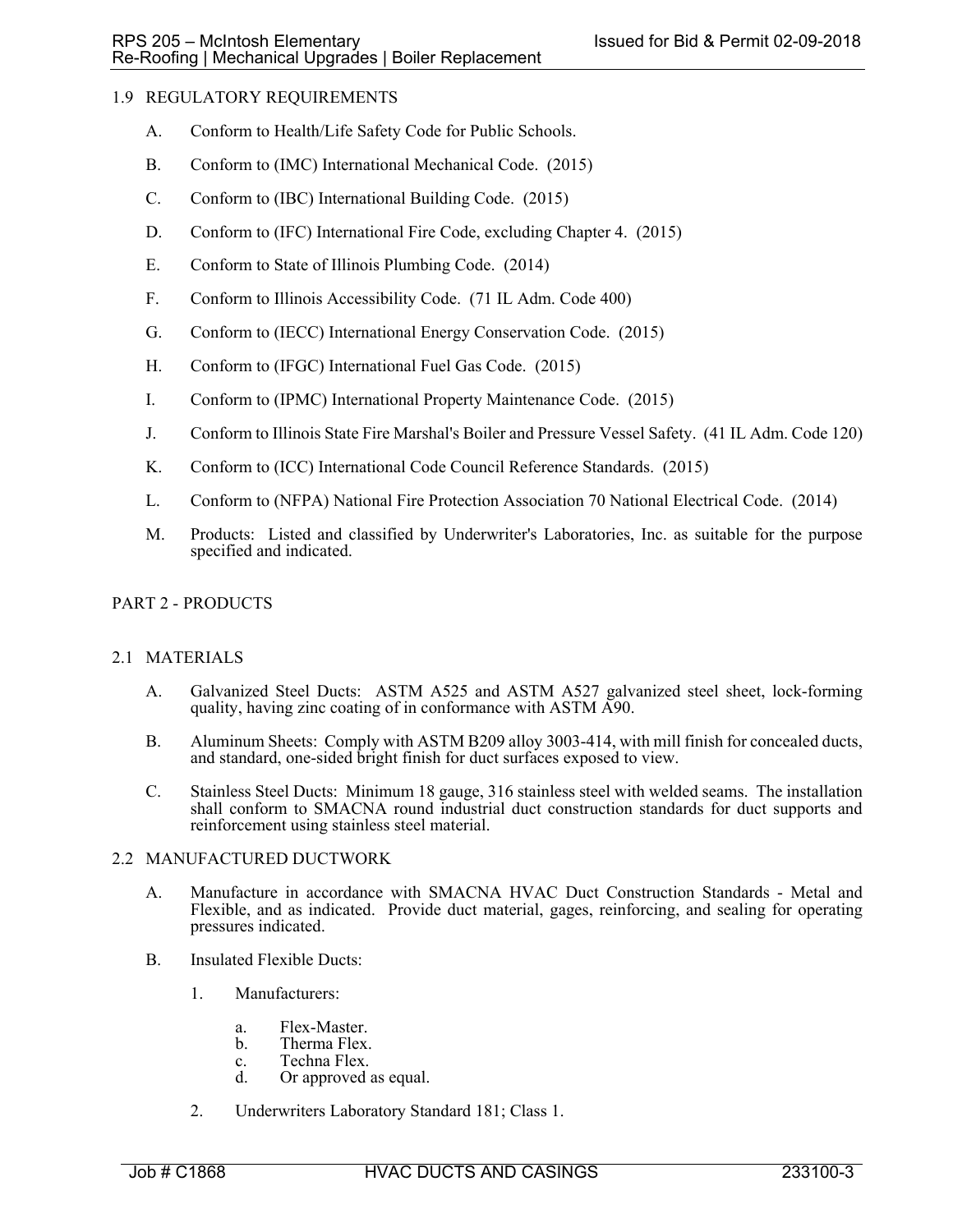## 1.9 REGULATORY REQUIREMENTS

A. Conform to Health/Life Safety Code for Public Schools.

B. Conform to (IMC) International Mechanical Code. (2015)

C. Conform to (IBC) International Building Code. (2015)

D. Conform to (IFC) International Fire Code, excluding Chapter 4. (2015)

E. Conform to State of Illinois Plumbing Code. (2014)

F. Conform to Illinois Accessibility Code. (71 IL Adm. Code 400)

G. Conform to (IECC) International Energy Conservation Code. (2015)

H. Conform to (IFGC) International Fuel Gas Code. (2015)

I. Conform to (IPMC) International Property Maintenance Code. (2015)

J. Conform to Illinois State Fire Marshal's Boiler and Pressure Vessel Safety. (41 IL Adm. Code 120)

K. Conform to (ICC) International Code Council Reference Standards. (2015)

L. Conform to (NFPA) National Fire Protection Association 70 National Electrical Code. (2014)

M. Products: Listed and classified by Underwriter's Laboratories, Inc. as suitable for the purpose specified and indicated.

# PART 2 - PRODUCTS

## 2.1 MATERIALS

A. Galvanized Steel Ducts: ASTM A525 and ASTM A527 galvanized steel sheet, lock-forming quality, having zinc coating of in conformance with ASTM A90.

B. Aluminum Sheets: Comply with ASTM B209 alloy 3003-414, with mill finish for concealed ducts, and standard, one-sided bright finish for duct surfaces exposed to view.

C. Stainless Steel Ducts: Minimum 18 gauge, 316 stainless steel with welded seams. The installation shall conform to SMACNA round industrial duct construction standards for duct supports and reinforcement using stainless steel material.

## 2.2 MANUFACTURED DUCTWORK

A. Manufacture in accordance with SMACNA HVAC Duct Construction Standards - Metal and Flexible, and as indicated. Provide duct material, gages, reinforcing, and sealing for operating pressures indicated.

B. Insulated Flexible Ducts:

1. Manufacturers:
    a. Flex-Master.
    b. Therma Flex.
    c. Techna Flex.
    d. Or approved as equal.

2. Underwriters Laboratory Standard 181; Class 1.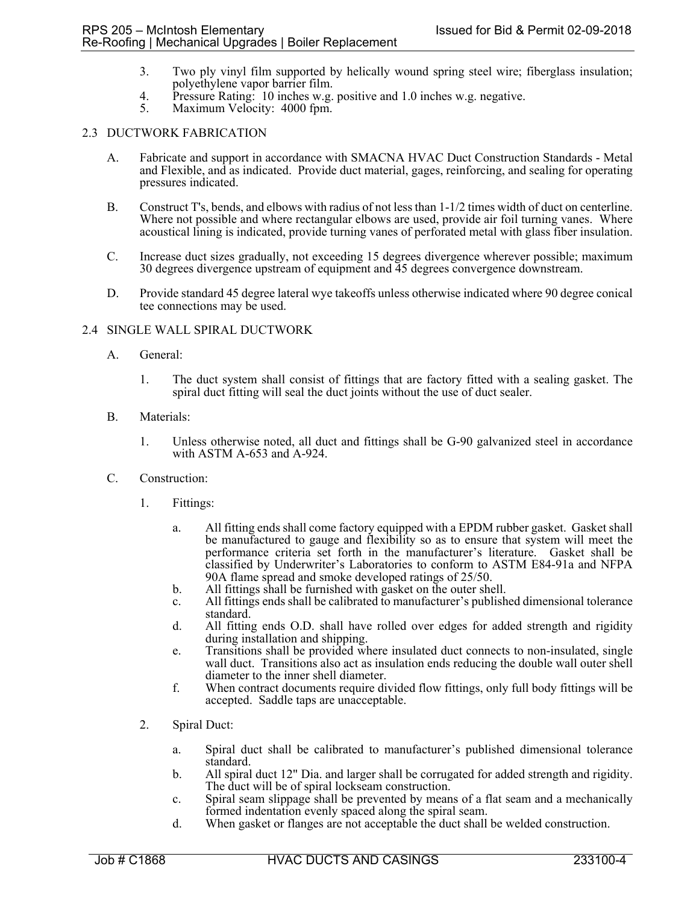3. Two ply vinyl film supported by helically wound spring steel wire; fiberglass insulation; polyethylene vapor barrier film.
4. Pressure Rating: 10 inches w.g. positive and 1.0 inches w.g. negative.
5. Maximum Velocity: 4000 fpm.

## 2.3 DUCTWORK FABRICATION

A. Fabricate and support in accordance with SMACNA HVAC Duct Construction Standards - Metal and Flexible, and as indicated. Provide duct material, gages, reinforcing, and sealing for operating pressures indicated.

B. Construct T's, bends, and elbows with radius of not less than 1-1/2 times width of duct on centerline. Where not possible and where rectangular elbows are used, provide air foil turning vanes. Where acoustical lining is indicated, provide turning vanes of perforated metal with glass fiber insulation.

C. Increase duct sizes gradually, not exceeding 15 degrees divergence wherever possible; maximum 30 degrees divergence upstream of equipment and 45 degrees convergence downstream.

D. Provide standard 45 degree lateral wye takeoffs unless otherwise indicated where 90 degree conical tee connections may be used.

## 2.4 SINGLE WALL SPIRAL DUCTWORK

A. General:

1. The duct system shall consist of fittings that are factory fitted with a sealing gasket. The spiral duct fitting will seal the duct joints without the use of duct sealer.

B. Materials:

1. Unless otherwise noted, all duct and fittings shall be G-90 galvanized steel in accordance with ASTM A-653 and A-924.

C. Construction:

1. Fittings:

   a. All fitting ends shall come factory equipped with a EPDM rubber gasket. Gasket shall be manufactured to gauge and flexibility so as to ensure that system will meet the performance criteria set forth in the manufacturer's literature. Gasket shall be classified by Underwriter's Laboratories to conform to ASTM E84-91a and NFPA 90A flame spread and smoke developed ratings of 25/50.
   b. All fittings shall be furnished with gasket on the outer shell.
   c. All fittings ends shall be calibrated to manufacturer's published dimensional tolerance standard.
   d. All fitting ends O.D. shall have rolled over edges for added strength and rigidity during installation and shipping.
   e. Transitions shall be provided where insulated duct connects to non-insulated, single wall duct. Transitions also act as insulation ends reducing the double wall outer shell diameter to the inner shell diameter.
   f. When contract documents require divided flow fittings, only full body fittings will be accepted. Saddle taps are unacceptable.

2. Spiral Duct:

   a. Spiral duct shall be calibrated to manufacturer's published dimensional tolerance standard.
   b. All spiral duct 12" Dia. and larger shall be corrugated for added strength and rigidity. The duct will be of spiral lockseam construction.
   c. Spiral seam slippage shall be prevented by means of a flat seam and a mechanically formed indentation evenly spaced along the spiral seam.
   d. When gasket or flanges are not acceptable the duct shall be welded construction.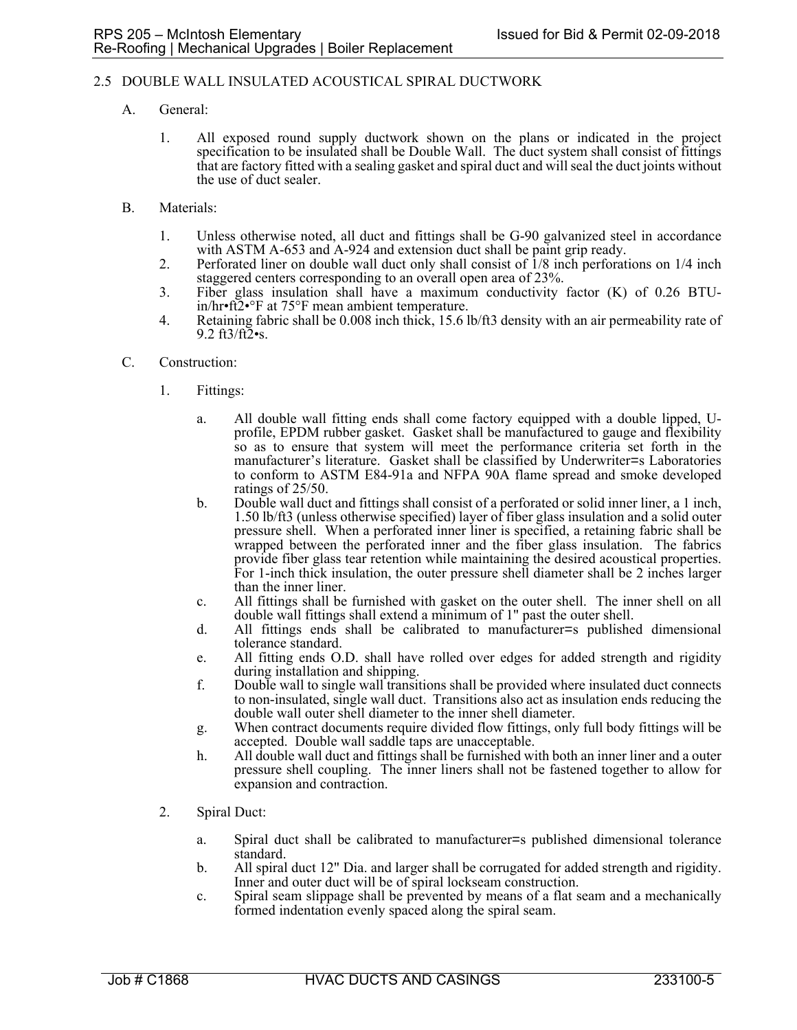## 2.5 DOUBLE WALL INSULATED ACOUSTICAL SPIRAL DUCTWORK

A. General:

1. All exposed round supply ductwork shown on the plans or indicated in the project specification to be insulated shall be Double Wall. The duct system shall consist of fittings that are factory fitted with a sealing gasket and spiral duct and will seal the duct joints without the use of duct sealer.

B. Materials:

1. Unless otherwise noted, all duct and fittings shall be G-90 galvanized steel in accordance with ASTM A-653 and A-924 and extension duct shall be paint grip ready.
2. Perforated liner on double wall duct only shall consist of 1/8 inch perforations on 1/4 inch staggered centers corresponding to an overall open area of 23%.
3. Fiber glass insulation shall have a maximum conductivity factor (K) of 0.26 BTU-in/hr•ft2•°F at 75°F mean ambient temperature.
4. Retaining fabric shall be 0.008 inch thick, 15.6 lb/ft3 density with an air permeability rate of 9.2 ft3/ft2•s.

C. Construction:

1. Fittings:

   a. All double wall fitting ends shall come factory equipped with a double lipped, U-profile, EPDM rubber gasket. Gasket shall be manufactured to gauge and flexibility so as to ensure that system will meet the performance criteria set forth in the manufacturer's literature. Gasket shall be classified by Underwriter=s Laboratories to conform to ASTM E84-91a and NFPA 90A flame spread and smoke developed ratings of 25/50.
   b. Double wall duct and fittings shall consist of a perforated or solid inner liner, a 1 inch, 1.50 lb/ft3 (unless otherwise specified) layer of fiber glass insulation and a solid outer pressure shell. When a perforated inner liner is specified, a retaining fabric shall be wrapped between the perforated inner and the fiber glass insulation. The fabrics provide fiber glass tear retention while maintaining the desired acoustical properties. For 1-inch thick insulation, the outer pressure shell diameter shall be 2 inches larger than the inner liner.
   c. All fittings shall be furnished with gasket on the outer shell. The inner shell on all double wall fittings shall extend a minimum of 1" past the outer shell.
   d. All fittings ends shall be calibrated to manufacturer=s published dimensional tolerance standard.
   e. All fitting ends O.D. shall have rolled over edges for added strength and rigidity during installation and shipping.
   f. Double wall to single wall transitions shall be provided where insulated duct connects to non-insulated, single wall duct. Transitions also act as insulation ends reducing the double wall outer shell diameter to the inner shell diameter.
   g. When contract documents require divided flow fittings, only full body fittings will be accepted. Double wall saddle taps are unacceptable.
   h. All double wall duct and fittings shall be furnished with both an inner liner and a outer pressure shell coupling. The inner liners shall not be fastened together to allow for expansion and contraction.

2. Spiral Duct:

   a. Spiral duct shall be calibrated to manufacturer=s published dimensional tolerance standard.
   b. All spiral duct 12" Dia. and larger shall be corrugated for added strength and rigidity. Inner and outer duct will be of spiral lockseam construction.
   c. Spiral seam slippage shall be prevented by means of a flat seam and a mechanically formed indentation evenly spaced along the spiral seam.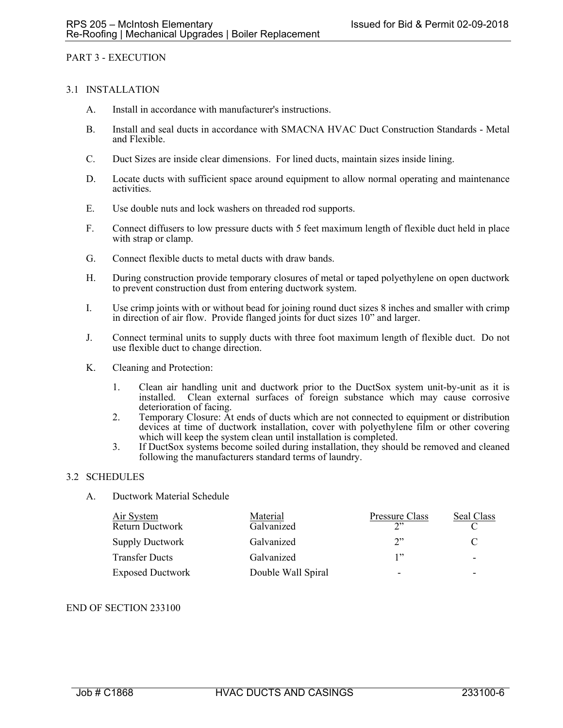## PART 3 - EXECUTION

### 3.1 INSTALLATION

A. Install in accordance with manufacturer's instructions.

B. Install and seal ducts in accordance with SMACNA HVAC Duct Construction Standards - Metal and Flexible.

C. Duct Sizes are inside clear dimensions. For lined ducts, maintain sizes inside lining.

D. Locate ducts with sufficient space around equipment to allow normal operating and maintenance activities.

E. Use double nuts and lock washers on threaded rod supports.

F. Connect diffusers to low pressure ducts with 5 feet maximum length of flexible duct held in place with strap or clamp.

G. Connect flexible ducts to metal ducts with draw bands.

H. During construction provide temporary closures of metal or taped polyethylene on open ductwork to prevent construction dust from entering ductwork system.

I. Use crimp joints with or without bead for joining round duct sizes 8 inches and smaller with crimp in direction of air flow. Provide flanged joints for duct sizes 10" and larger.

J. Connect terminal units to supply ducts with three foot maximum length of flexible duct. Do not use flexible duct to change direction.

K. Cleaning and Protection:

1. Clean air handling unit and ductwork prior to the DuctSox system unit-by-unit as it is installed. Clean external surfaces of foreign substance which may cause corrosive deterioration of facing.
2. Temporary Closure: At ends of ducts which are not connected to equipment or distribution devices at time of ductwork installation, cover with polyethylene film or other covering which will keep the system clean until installation is completed.
3. If DuctSox systems become soiled during installation, they should be removed and cleaned following the manufacturers standard terms of laundry.

### 3.2 SCHEDULES

A. Ductwork Material Schedule

| Air System | Material | Pressure Class | Seal Class |
|---|---|---|---|
| Return Ductwork | Galvanized | 2" | C |
| Supply Ductwork | Galvanized | 2" | C |
| Transfer Ducts | Galvanized | 1" | - |
| Exposed Ductwork | Double Wall Spiral | - | - |

END OF SECTION 233100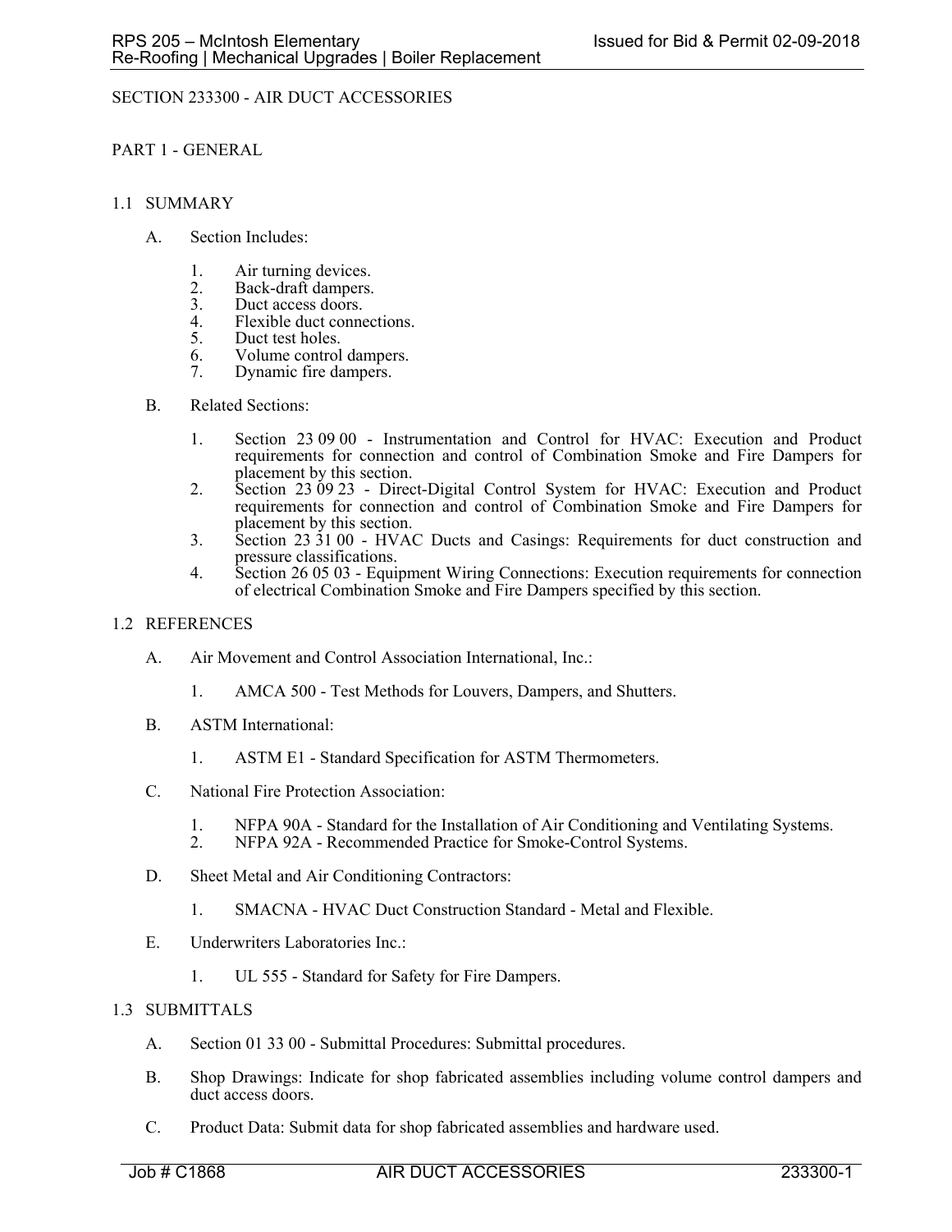# SECTION 233300 - AIR DUCT ACCESSORIES

## PART 1 - GENERAL

### 1.1 SUMMARY

A. Section Includes:

1. Air turning devices.
2. Back-draft dampers.
3. Duct access doors.
4. Flexible duct connections.
5. Duct test holes.
6. Volume control dampers.
7. Dynamic fire dampers.

B. Related Sections:

1. Section 23 09 00 - Instrumentation and Control for HVAC: Execution and Product requirements for connection and control of Combination Smoke and Fire Dampers for placement by this section.
2. Section 23 09 23 - Direct-Digital Control System for HVAC: Execution and Product requirements for connection and control of Combination Smoke and Fire Dampers for placement by this section.
3. Section 23 31 00 - HVAC Ducts and Casings: Requirements for duct construction and pressure classifications.
4. Section 26 05 03 - Equipment Wiring Connections: Execution requirements for connection of electrical Combination Smoke and Fire Dampers specified by this section.

### 1.2 REFERENCES

A. Air Movement and Control Association International, Inc.:

1. AMCA 500 - Test Methods for Louvers, Dampers, and Shutters.

B. ASTM International:

1. ASTM E1 - Standard Specification for ASTM Thermometers.

C. National Fire Protection Association:

1. NFPA 90A - Standard for the Installation of Air Conditioning and Ventilating Systems.
2. NFPA 92A - Recommended Practice for Smoke-Control Systems.

D. Sheet Metal and Air Conditioning Contractors:

1. SMACNA - HVAC Duct Construction Standard - Metal and Flexible.

E. Underwriters Laboratories Inc.:

1. UL 555 - Standard for Safety for Fire Dampers.

### 1.3 SUBMITTALS

A. Section 01 33 00 - Submittal Procedures: Submittal procedures.

B. Shop Drawings: Indicate for shop fabricated assemblies including volume control dampers and duct access doors.

C. Product Data: Submit data for shop fabricated assemblies and hardware used.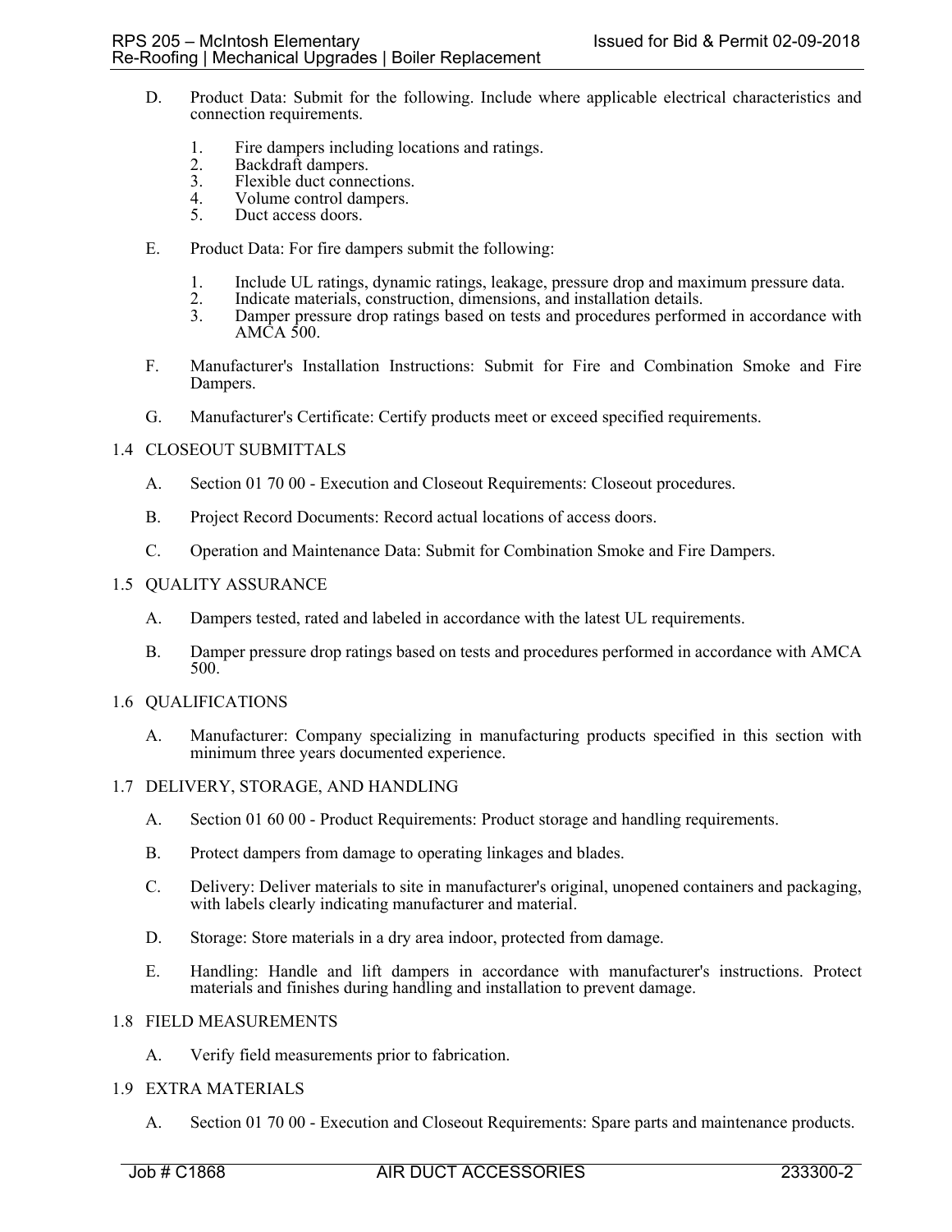D. Product Data: Submit for the following. Include where applicable electrical characteristics and connection requirements.

1. Fire dampers including locations and ratings.
2. Backdraft dampers.
3. Flexible duct connections.
4. Volume control dampers.
5. Duct access doors.

E. Product Data: For fire dampers submit the following:

1. Include UL ratings, dynamic ratings, leakage, pressure drop and maximum pressure data.
2. Indicate materials, construction, dimensions, and installation details.
3. Damper pressure drop ratings based on tests and procedures performed in accordance with AMCA 500.

F. Manufacturer's Installation Instructions: Submit for Fire and Combination Smoke and Fire Dampers.

G. Manufacturer's Certificate: Certify products meet or exceed specified requirements.

## 1.4 CLOSEOUT SUBMITTALS

A. Section 01 70 00 - Execution and Closeout Requirements: Closeout procedures.

B. Project Record Documents: Record actual locations of access doors.

C. Operation and Maintenance Data: Submit for Combination Smoke and Fire Dampers.

## 1.5 QUALITY ASSURANCE

A. Dampers tested, rated and labeled in accordance with the latest UL requirements.

B. Damper pressure drop ratings based on tests and procedures performed in accordance with AMCA 500.

## 1.6 QUALIFICATIONS

A. Manufacturer: Company specializing in manufacturing products specified in this section with minimum three years documented experience.

## 1.7 DELIVERY, STORAGE, AND HANDLING

A. Section 01 60 00 - Product Requirements: Product storage and handling requirements.

B. Protect dampers from damage to operating linkages and blades.

C. Delivery: Deliver materials to site in manufacturer's original, unopened containers and packaging, with labels clearly indicating manufacturer and material.

D. Storage: Store materials in a dry area indoor, protected from damage.

E. Handling: Handle and lift dampers in accordance with manufacturer's instructions. Protect materials and finishes during handling and installation to prevent damage.

## 1.8 FIELD MEASUREMENTS

A. Verify field measurements prior to fabrication.

## 1.9 EXTRA MATERIALS

A. Section 01 70 00 - Execution and Closeout Requirements: Spare parts and maintenance products.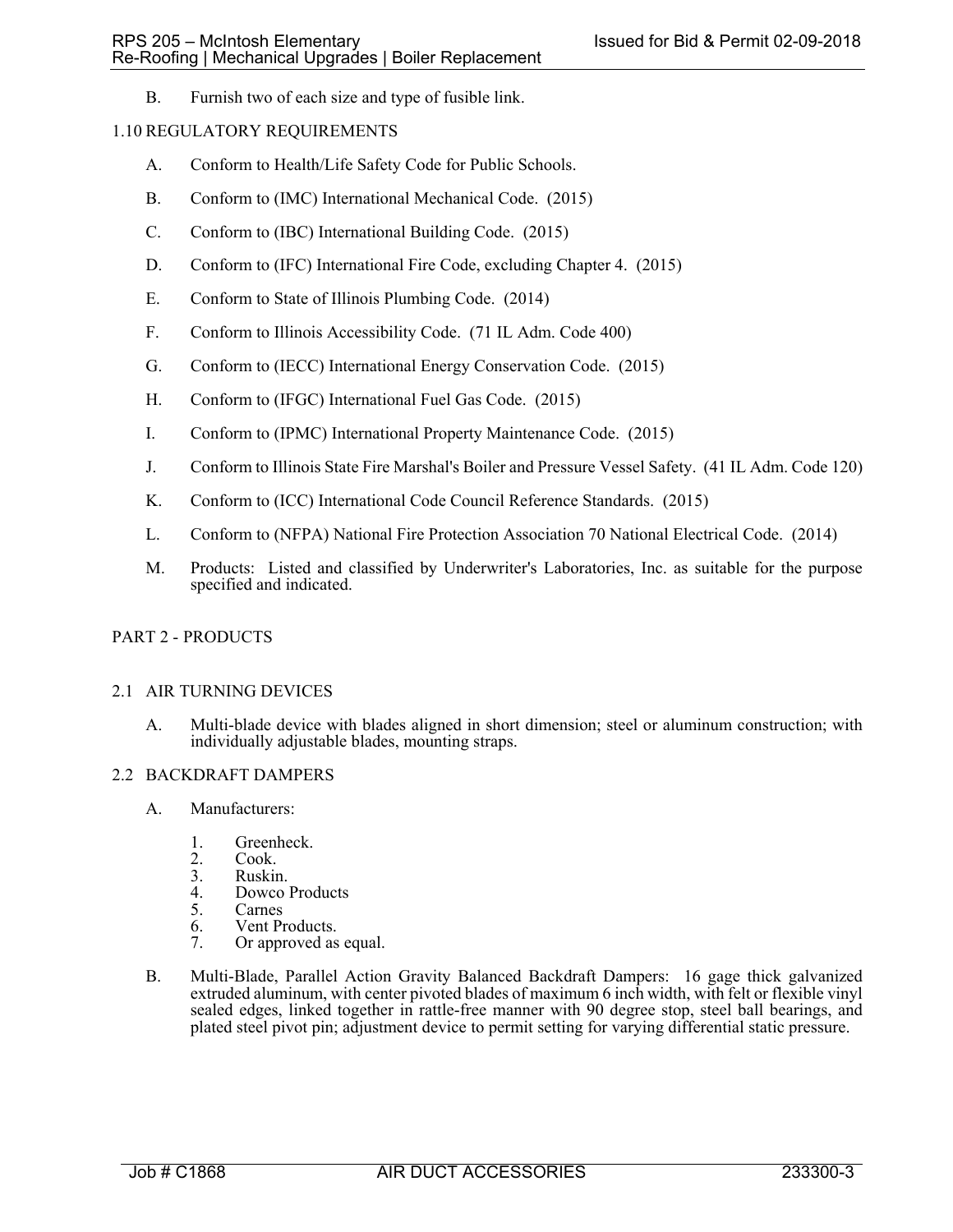B. Furnish two of each size and type of fusible link.

## 1.10 REGULATORY REQUIREMENTS

A. Conform to Health/Life Safety Code for Public Schools.

B. Conform to (IMC) International Mechanical Code. (2015)

C. Conform to (IBC) International Building Code. (2015)

D. Conform to (IFC) International Fire Code, excluding Chapter 4. (2015)

E. Conform to State of Illinois Plumbing Code. (2014)

F. Conform to Illinois Accessibility Code. (71 IL Adm. Code 400)

G. Conform to (IECC) International Energy Conservation Code. (2015)

H. Conform to (IFGC) International Fuel Gas Code. (2015)

I. Conform to (IPMC) International Property Maintenance Code. (2015)

J. Conform to Illinois State Fire Marshal's Boiler and Pressure Vessel Safety. (41 IL Adm. Code 120)

K. Conform to (ICC) International Code Council Reference Standards. (2015)

L. Conform to (NFPA) National Fire Protection Association 70 National Electrical Code. (2014)

M. Products: Listed and classified by Underwriter's Laboratories, Inc. as suitable for the purpose specified and indicated.

# PART 2 - PRODUCTS

## 2.1 AIR TURNING DEVICES

A. Multi-blade device with blades aligned in short dimension; steel or aluminum construction; with individually adjustable blades, mounting straps.

## 2.2 BACKDRAFT DAMPERS

A. Manufacturers:

1. Greenheck.
2. Cook.
3. Ruskin.
4. Dowco Products
5. Carnes
6. Vent Products.
7. Or approved as equal.

B. Multi-Blade, Parallel Action Gravity Balanced Backdraft Dampers: 16 gage thick galvanized extruded aluminum, with center pivoted blades of maximum 6 inch width, with felt or flexible vinyl sealed edges, linked together in rattle-free manner with 90 degree stop, steel ball bearings, and plated steel pivot pin; adjustment device to permit setting for varying differential static pressure.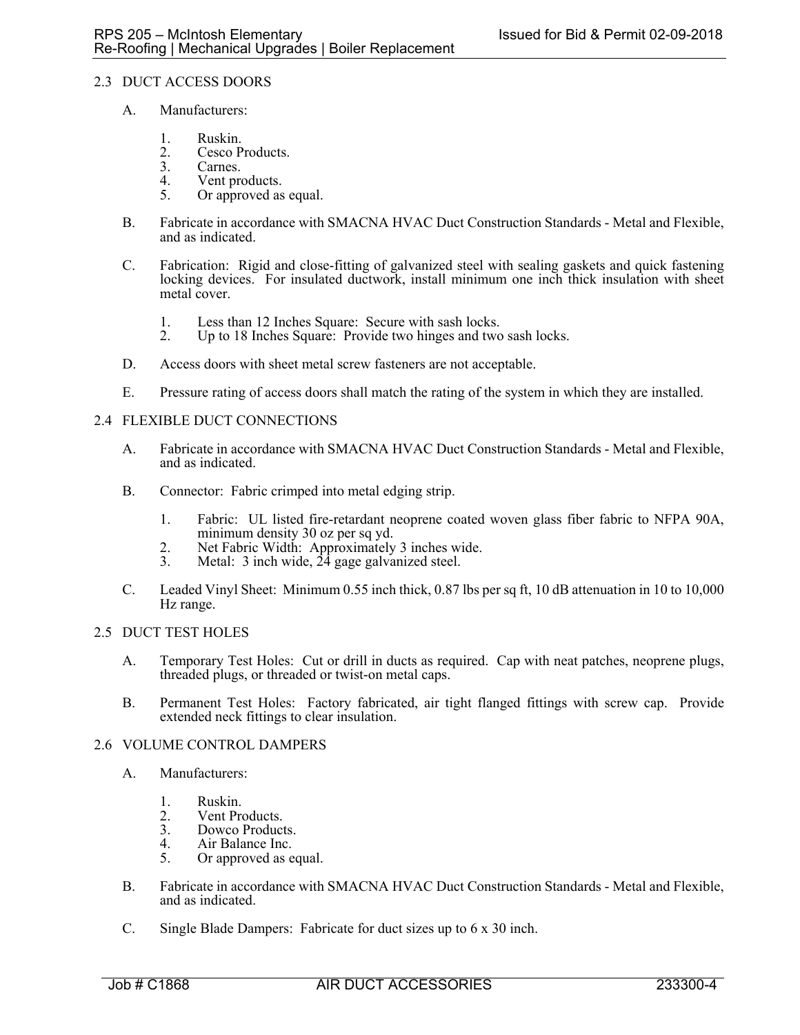## 2.3 DUCT ACCESS DOORS

A. Manufacturers:

1. Ruskin.
2. Cesco Products.
3. Carnes.
4. Vent products.
5. Or approved as equal.

B. Fabricate in accordance with SMACNA HVAC Duct Construction Standards - Metal and Flexible, and as indicated.

C. Fabrication: Rigid and close-fitting of galvanized steel with sealing gaskets and quick fastening locking devices. For insulated ductwork, install minimum one inch thick insulation with sheet metal cover.

1. Less than 12 Inches Square: Secure with sash locks.
2. Up to 18 Inches Square: Provide two hinges and two sash locks.

D. Access doors with sheet metal screw fasteners are not acceptable.

E. Pressure rating of access doors shall match the rating of the system in which they are installed.

## 2.4 FLEXIBLE DUCT CONNECTIONS

A. Fabricate in accordance with SMACNA HVAC Duct Construction Standards - Metal and Flexible, and as indicated.

B. Connector: Fabric crimped into metal edging strip.

1. Fabric: UL listed fire-retardant neoprene coated woven glass fiber fabric to NFPA 90A, minimum density 30 oz per sq yd.
2. Net Fabric Width: Approximately 3 inches wide.
3. Metal: 3 inch wide, 24 gage galvanized steel.

C. Leaded Vinyl Sheet: Minimum 0.55 inch thick, 0.87 lbs per sq ft, 10 dB attenuation in 10 to 10,000 Hz range.

## 2.5 DUCT TEST HOLES

A. Temporary Test Holes: Cut or drill in ducts as required. Cap with neat patches, neoprene plugs, threaded plugs, or threaded or twist-on metal caps.

B. Permanent Test Holes: Factory fabricated, air tight flanged fittings with screw cap. Provide extended neck fittings to clear insulation.

## 2.6 VOLUME CONTROL DAMPERS

A. Manufacturers:

1. Ruskin.
2. Vent Products.
3. Dowco Products.
4. Air Balance Inc.
5. Or approved as equal.

B. Fabricate in accordance with SMACNA HVAC Duct Construction Standards - Metal and Flexible, and as indicated.

C. Single Blade Dampers: Fabricate for duct sizes up to 6 x 30 inch.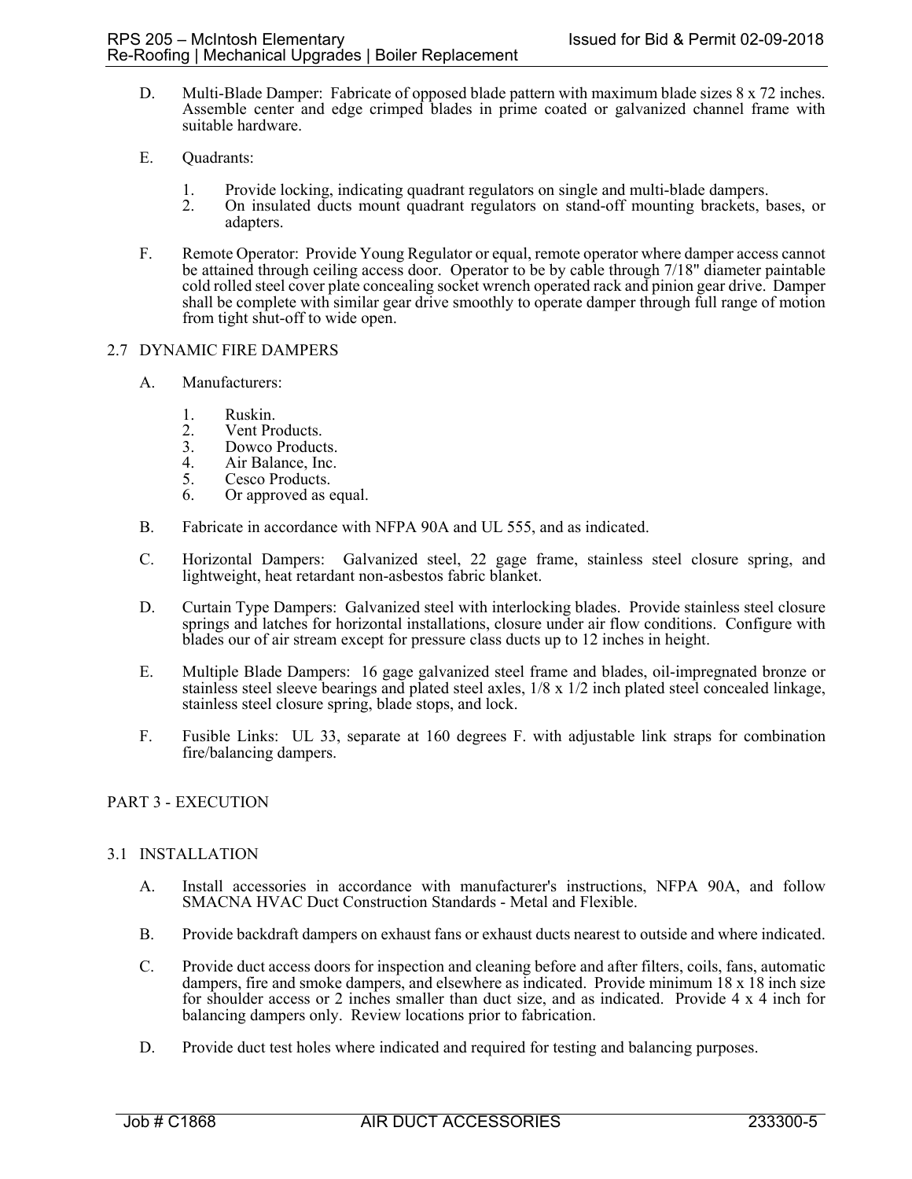D. Multi-Blade Damper: Fabricate of opposed blade pattern with maximum blade sizes 8 x 72 inches. Assemble center and edge crimped blades in prime coated or galvanized channel frame with suitable hardware.

E. Quadrants:

1. Provide locking, indicating quadrant regulators on single and multi-blade dampers.
2. On insulated ducts mount quadrant regulators on stand-off mounting brackets, bases, or adapters.

F. Remote Operator: Provide Young Regulator or equal, remote operator where damper access cannot be attained through ceiling access door. Operator to be by cable through 7/18" diameter paintable cold rolled steel cover plate concealing socket wrench operated rack and pinion gear drive. Damper shall be complete with similar gear drive smoothly to operate damper through full range of motion from tight shut-off to wide open.

## 2.7 DYNAMIC FIRE DAMPERS

A. Manufacturers:

1. Ruskin.
2. Vent Products.
3. Dowco Products.
4. Air Balance, Inc.
5. Cesco Products.
6. Or approved as equal.

B. Fabricate in accordance with NFPA 90A and UL 555, and as indicated.

C. Horizontal Dampers: Galvanized steel, 22 gage frame, stainless steel closure spring, and lightweight, heat retardant non-asbestos fabric blanket.

D. Curtain Type Dampers: Galvanized steel with interlocking blades. Provide stainless steel closure springs and latches for horizontal installations, closure under air flow conditions. Configure with blades our of air stream except for pressure class ducts up to 12 inches in height.

E. Multiple Blade Dampers: 16 gage galvanized steel frame and blades, oil-impregnated bronze or stainless steel sleeve bearings and plated steel axles, 1/8 x 1/2 inch plated steel concealed linkage, stainless steel closure spring, blade stops, and lock.

F. Fusible Links: UL 33, separate at 160 degrees F. with adjustable link straps for combination fire/balancing dampers.

# PART 3 - EXECUTION

## 3.1 INSTALLATION

A. Install accessories in accordance with manufacturer's instructions, NFPA 90A, and follow SMACNA HVAC Duct Construction Standards - Metal and Flexible.

B. Provide backdraft dampers on exhaust fans or exhaust ducts nearest to outside and where indicated.

C. Provide duct access doors for inspection and cleaning before and after filters, coils, fans, automatic dampers, fire and smoke dampers, and elsewhere as indicated. Provide minimum 18 x 18 inch size for shoulder access or 2 inches smaller than duct size, and as indicated. Provide 4 x 4 inch for balancing dampers only. Review locations prior to fabrication.

D. Provide duct test holes where indicated and required for testing and balancing purposes.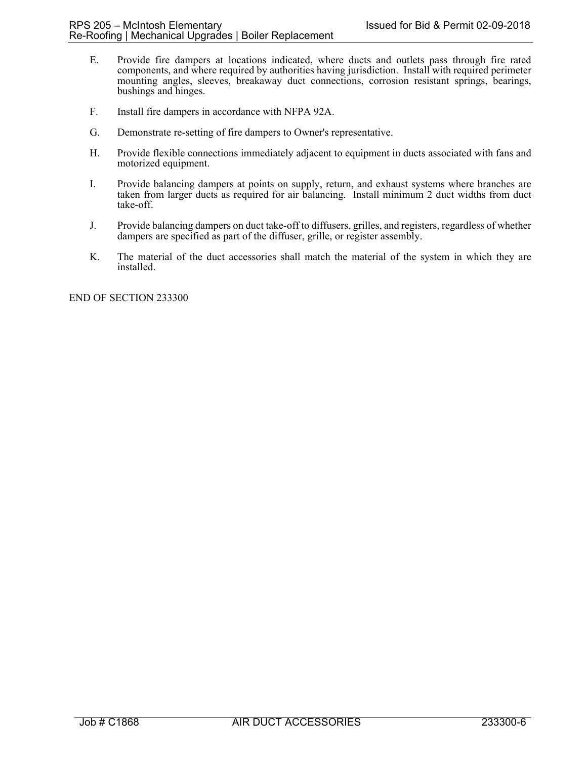E. Provide fire dampers at locations indicated, where ducts and outlets pass through fire rated components, and where required by authorities having jurisdiction. Install with required perimeter mounting angles, sleeves, breakaway duct connections, corrosion resistant springs, bearings, bushings and hinges.

F. Install fire dampers in accordance with NFPA 92A.

G. Demonstrate re-setting of fire dampers to Owner's representative.

H. Provide flexible connections immediately adjacent to equipment in ducts associated with fans and motorized equipment.

I. Provide balancing dampers at points on supply, return, and exhaust systems where branches are taken from larger ducts as required for air balancing. Install minimum 2 duct widths from duct take-off.

J. Provide balancing dampers on duct take-off to diffusers, grilles, and registers, regardless of whether dampers are specified as part of the diffuser, grille, or register assembly.

K. The material of the duct accessories shall match the material of the system in which they are installed.

END OF SECTION 233300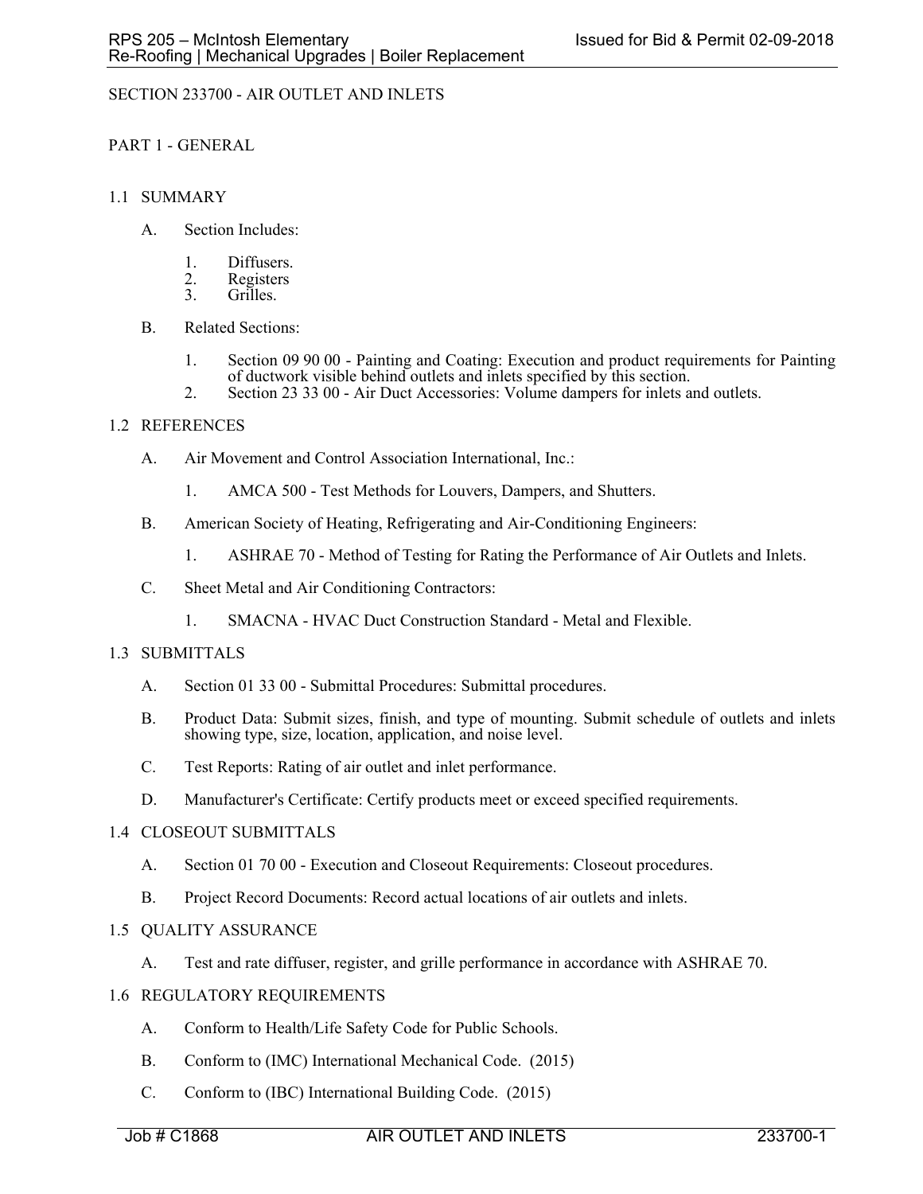# SECTION 233700 - AIR OUTLET AND INLETS

## PART 1 - GENERAL

### 1.1 SUMMARY

A. Section Includes:

1. Diffusers.
2. Registers
3. Grilles.

B. Related Sections:

1. Section 09 90 00 - Painting and Coating: Execution and product requirements for Painting of ductwork visible behind outlets and inlets specified by this section.
2. Section 23 33 00 - Air Duct Accessories: Volume dampers for inlets and outlets.

### 1.2 REFERENCES

A. Air Movement and Control Association International, Inc.:

1. AMCA 500 - Test Methods for Louvers, Dampers, and Shutters.

B. American Society of Heating, Refrigerating and Air-Conditioning Engineers:

1. ASHRAE 70 - Method of Testing for Rating the Performance of Air Outlets and Inlets.

C. Sheet Metal and Air Conditioning Contractors:

1. SMACNA - HVAC Duct Construction Standard - Metal and Flexible.

### 1.3 SUBMITTALS

A. Section 01 33 00 - Submittal Procedures: Submittal procedures.

B. Product Data: Submit sizes, finish, and type of mounting. Submit schedule of outlets and inlets showing type, size, location, application, and noise level.

C. Test Reports: Rating of air outlet and inlet performance.

D. Manufacturer's Certificate: Certify products meet or exceed specified requirements.

### 1.4 CLOSEOUT SUBMITTALS

A. Section 01 70 00 - Execution and Closeout Requirements: Closeout procedures.

B. Project Record Documents: Record actual locations of air outlets and inlets.

### 1.5 QUALITY ASSURANCE

A. Test and rate diffuser, register, and grille performance in accordance with ASHRAE 70.

### 1.6 REGULATORY REQUIREMENTS

A. Conform to Health/Life Safety Code for Public Schools.

B. Conform to (IMC) International Mechanical Code. (2015)

C. Conform to (IBC) International Building Code. (2015)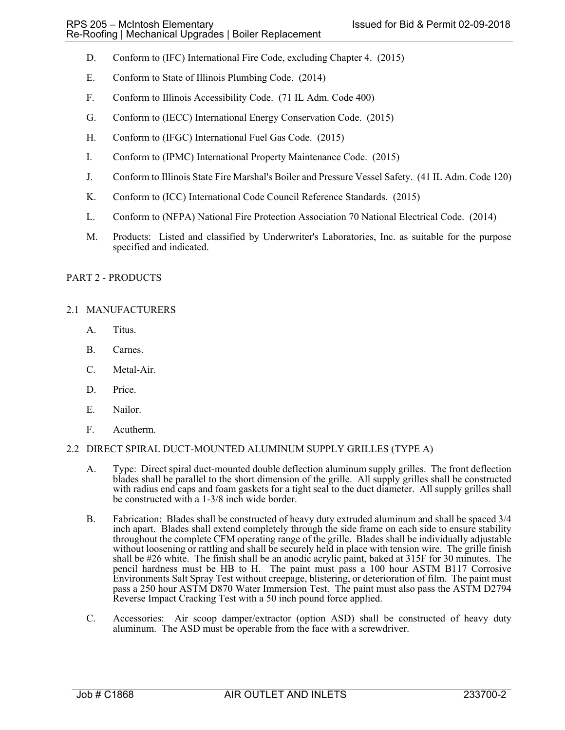D. Conform to (IFC) International Fire Code, excluding Chapter 4. (2015)

E. Conform to State of Illinois Plumbing Code. (2014)

F. Conform to Illinois Accessibility Code. (71 IL Adm. Code 400)

G. Conform to (IECC) International Energy Conservation Code. (2015)

H. Conform to (IFGC) International Fuel Gas Code. (2015)

I. Conform to (IPMC) International Property Maintenance Code. (2015)

J. Conform to Illinois State Fire Marshal's Boiler and Pressure Vessel Safety. (41 IL Adm. Code 120)

K. Conform to (ICC) International Code Council Reference Standards. (2015)

L. Conform to (NFPA) National Fire Protection Association 70 National Electrical Code. (2014)

M. Products: Listed and classified by Underwriter's Laboratories, Inc. as suitable for the purpose specified and indicated.

## PART 2 - PRODUCTS

### 2.1 MANUFACTURERS

A. Titus.

B. Carnes.

C. Metal-Air.

D. Price.

E. Nailor.

F. Acutherm.

### 2.2 DIRECT SPIRAL DUCT-MOUNTED ALUMINUM SUPPLY GRILLES (TYPE A)

A. Type: Direct spiral duct-mounted double deflection aluminum supply grilles. The front deflection blades shall be parallel to the short dimension of the grille. All supply grilles shall be constructed with radius end caps and foam gaskets for a tight seal to the duct diameter. All supply grilles shall be constructed with a 1-3/8 inch wide border.

B. Fabrication: Blades shall be constructed of heavy duty extruded aluminum and shall be spaced 3/4 inch apart. Blades shall extend completely through the side frame on each side to ensure stability throughout the complete CFM operating range of the grille. Blades shall be individually adjustable without loosening or rattling and shall be securely held in place with tension wire. The grille finish shall be #26 white. The finish shall be an anodic acrylic paint, baked at 315F for 30 minutes. The pencil hardness must be HB to H. The paint must pass a 100 hour ASTM B117 Corrosive Environments Salt Spray Test without creepage, blistering, or deterioration of film. The paint must pass a 250 hour ASTM D870 Water Immersion Test. The paint must also pass the ASTM D2794 Reverse Impact Cracking Test with a 50 inch pound force applied.

C. Accessories: Air scoop damper/extractor (option ASD) shall be constructed of heavy duty aluminum. The ASD must be operable from the face with a screwdriver.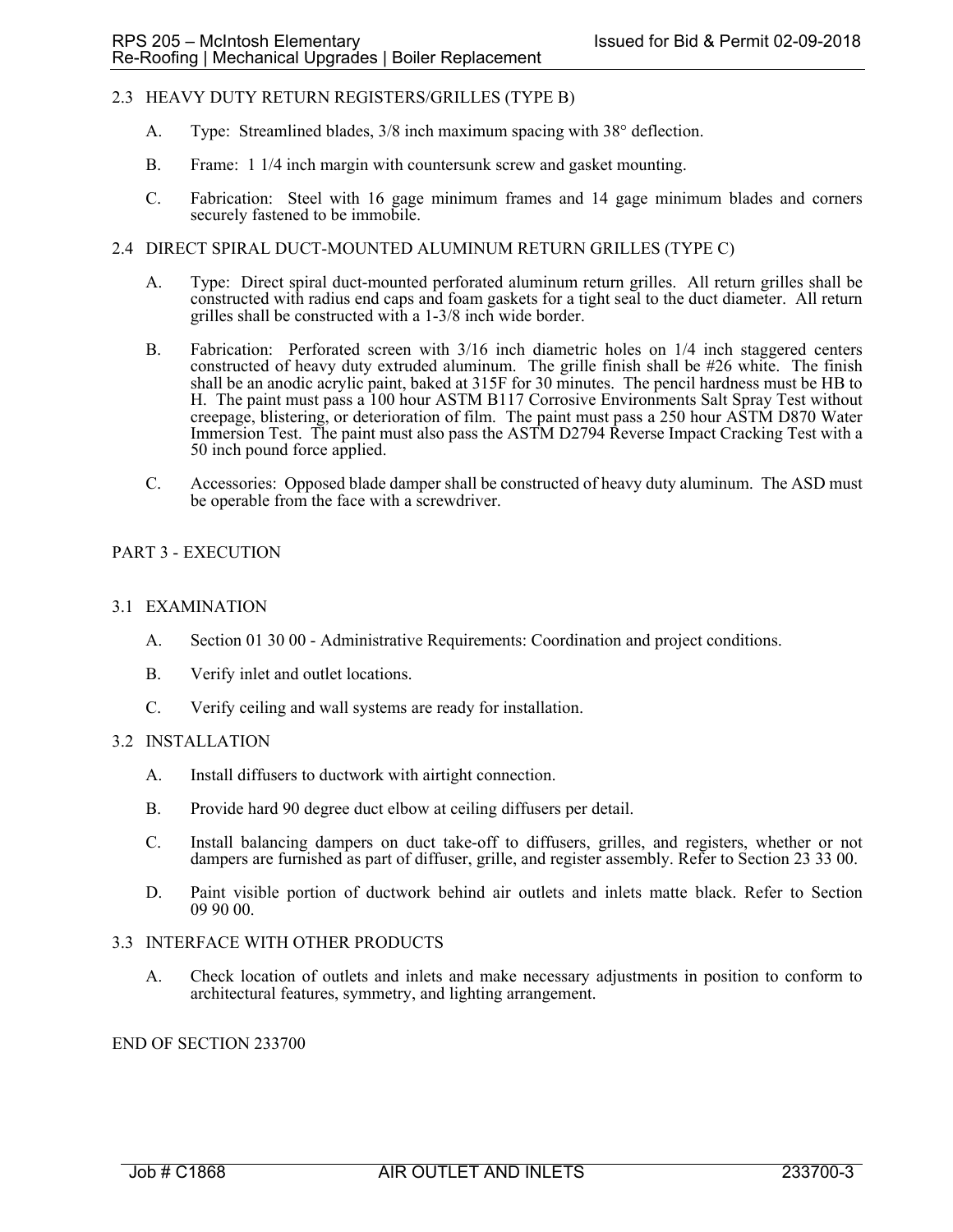## 2.3 HEAVY DUTY RETURN REGISTERS/GRILLES (TYPE B)

A. Type: Streamlined blades, 3/8 inch maximum spacing with 38° deflection.

B. Frame: 1 1/4 inch margin with countersunk screw and gasket mounting.

C. Fabrication: Steel with 16 gage minimum frames and 14 gage minimum blades and corners securely fastened to be immobile.

## 2.4 DIRECT SPIRAL DUCT-MOUNTED ALUMINUM RETURN GRILLES (TYPE C)

A. Type: Direct spiral duct-mounted perforated aluminum return grilles. All return grilles shall be constructed with radius end caps and foam gaskets for a tight seal to the duct diameter. All return grilles shall be constructed with a 1-3/8 inch wide border.

B. Fabrication: Perforated screen with 3/16 inch diametric holes on 1/4 inch staggered centers constructed of heavy duty extruded aluminum. The grille finish shall be #26 white. The finish shall be an anodic acrylic paint, baked at 315F for 30 minutes. The pencil hardness must be HB to H. The paint must pass a 100 hour ASTM B117 Corrosive Environments Salt Spray Test without creepage, blistering, or deterioration of film. The paint must pass a 250 hour ASTM D870 Water Immersion Test. The paint must also pass the ASTM D2794 Reverse Impact Cracking Test with a 50 inch pound force applied.

C. Accessories: Opposed blade damper shall be constructed of heavy duty aluminum. The ASD must be operable from the face with a screwdriver.

# PART 3 - EXECUTION

## 3.1 EXAMINATION

A. Section 01 30 00 - Administrative Requirements: Coordination and project conditions.

B. Verify inlet and outlet locations.

C. Verify ceiling and wall systems are ready for installation.

## 3.2 INSTALLATION

A. Install diffusers to ductwork with airtight connection.

B. Provide hard 90 degree duct elbow at ceiling diffusers per detail.

C. Install balancing dampers on duct take-off to diffusers, grilles, and registers, whether or not dampers are furnished as part of diffuser, grille, and register assembly. Refer to Section 23 33 00.

D. Paint visible portion of ductwork behind air outlets and inlets matte black. Refer to Section 09 90 00.

## 3.3 INTERFACE WITH OTHER PRODUCTS

A. Check location of outlets and inlets and make necessary adjustments in position to conform to architectural features, symmetry, and lighting arrangement.

END OF SECTION 233700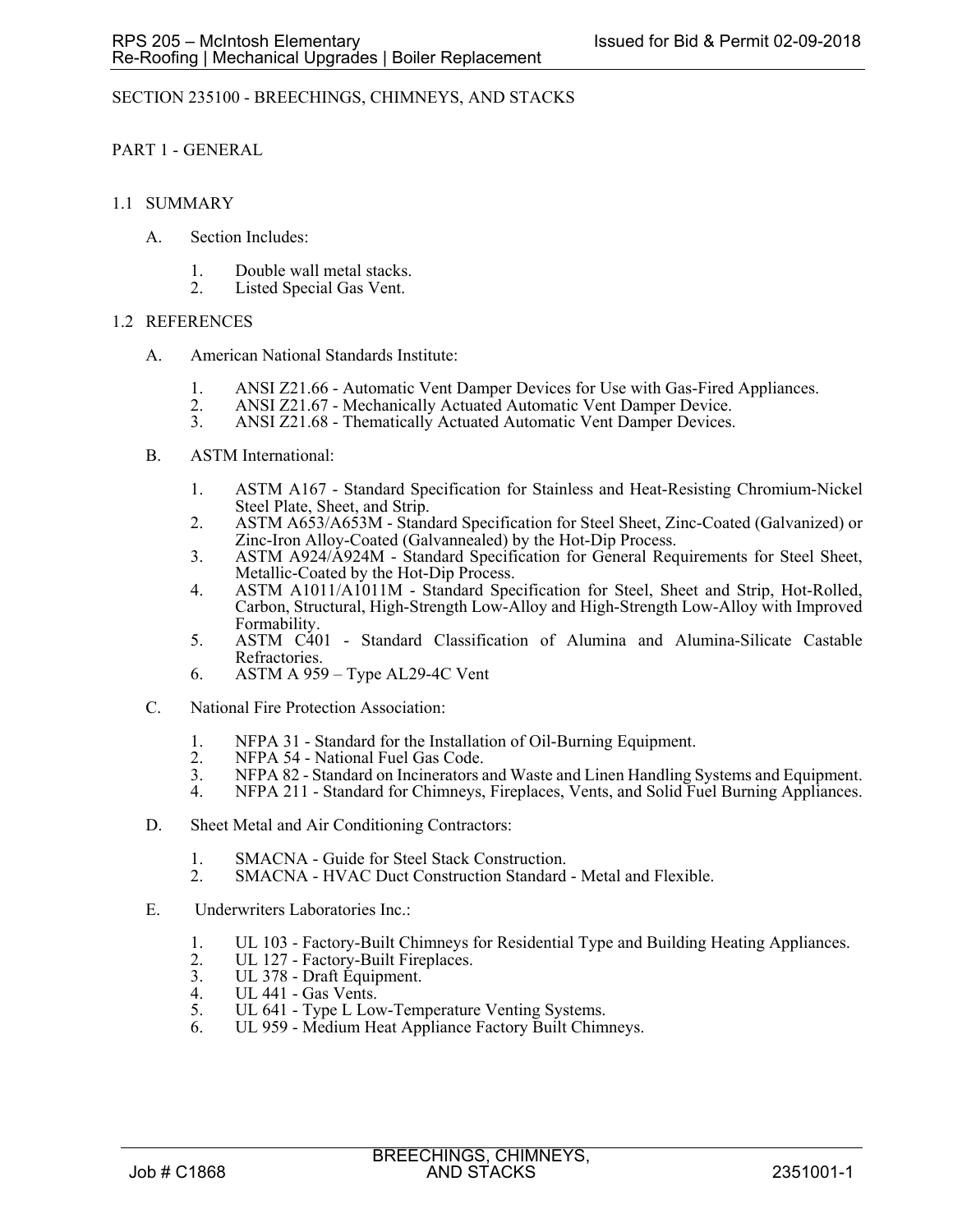# SECTION 235100 - BREECHINGS, CHIMNEYS, AND STACKS

## PART 1 - GENERAL

### 1.1 SUMMARY

A. Section Includes:

1. Double wall metal stacks.
2. Listed Special Gas Vent.

### 1.2 REFERENCES

A. American National Standards Institute:

1. ANSI Z21.66 - Automatic Vent Damper Devices for Use with Gas-Fired Appliances.
2. ANSI Z21.67 - Mechanically Actuated Automatic Vent Damper Device.
3. ANSI Z21.68 - Thematically Actuated Automatic Vent Damper Devices.

B. ASTM International:

1. ASTM A167 - Standard Specification for Stainless and Heat-Resisting Chromium-Nickel Steel Plate, Sheet, and Strip.
2. ASTM A653/A653M - Standard Specification for Steel Sheet, Zinc-Coated (Galvanized) or Zinc-Iron Alloy-Coated (Galvannealed) by the Hot-Dip Process.
3. ASTM A924/A924M - Standard Specification for General Requirements for Steel Sheet, Metallic-Coated by the Hot-Dip Process.
4. ASTM A1011/A1011M - Standard Specification for Steel, Sheet and Strip, Hot-Rolled, Carbon, Structural, High-Strength Low-Alloy and High-Strength Low-Alloy with Improved Formability.
5. ASTM C401 - Standard Classification of Alumina and Alumina-Silicate Castable Refractories.
6. ASTM A 959 – Type AL29-4C Vent

C. National Fire Protection Association:

1. NFPA 31 - Standard for the Installation of Oil-Burning Equipment.
2. NFPA 54 - National Fuel Gas Code.
3. NFPA 82 - Standard on Incinerators and Waste and Linen Handling Systems and Equipment.
4. NFPA 211 - Standard for Chimneys, Fireplaces, Vents, and Solid Fuel Burning Appliances.

D. Sheet Metal and Air Conditioning Contractors:

1. SMACNA - Guide for Steel Stack Construction.
2. SMACNA - HVAC Duct Construction Standard - Metal and Flexible.

E. Underwriters Laboratories Inc.:

1. UL 103 - Factory-Built Chimneys for Residential Type and Building Heating Appliances.
2. UL 127 - Factory-Built Fireplaces.
3. UL 378 - Draft Equipment.
4. UL 441 - Gas Vents.
5. UL 641 - Type L Low-Temperature Venting Systems.
6. UL 959 - Medium Heat Appliance Factory Built Chimneys.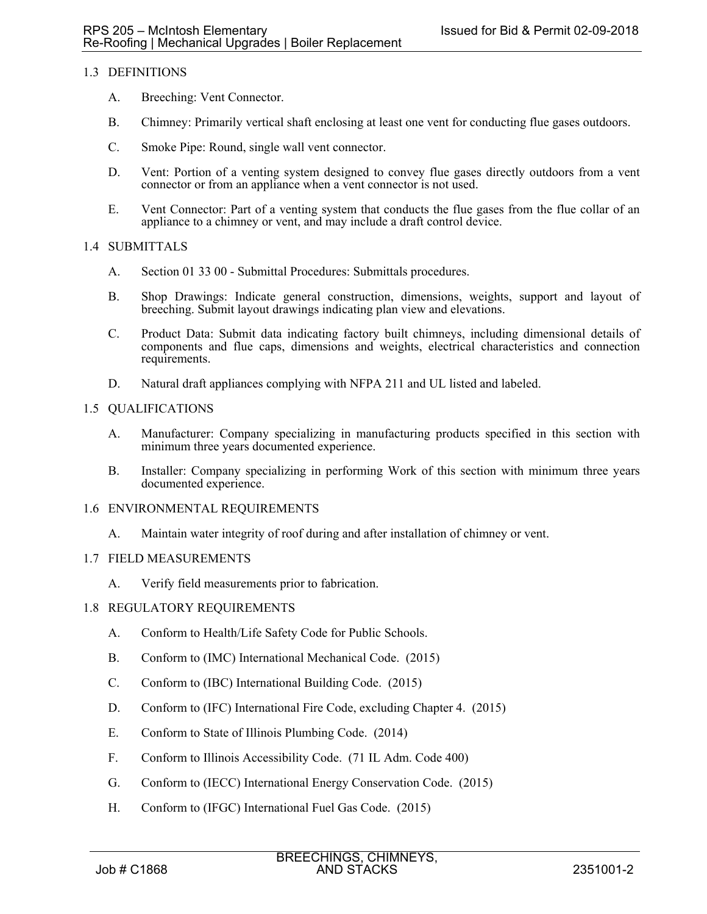## 1.3 DEFINITIONS

A. Breeching: Vent Connector.

B. Chimney: Primarily vertical shaft enclosing at least one vent for conducting flue gases outdoors.

C. Smoke Pipe: Round, single wall vent connector.

D. Vent: Portion of a venting system designed to convey flue gases directly outdoors from a vent connector or from an appliance when a vent connector is not used.

E. Vent Connector: Part of a venting system that conducts the flue gases from the flue collar of an appliance to a chimney or vent, and may include a draft control device.

## 1.4 SUBMITTALS

A. Section 01 33 00 - Submittal Procedures: Submittals procedures.

B. Shop Drawings: Indicate general construction, dimensions, weights, support and layout of breeching. Submit layout drawings indicating plan view and elevations.

C. Product Data: Submit data indicating factory built chimneys, including dimensional details of components and flue caps, dimensions and weights, electrical characteristics and connection requirements.

D. Natural draft appliances complying with NFPA 211 and UL listed and labeled.

## 1.5 QUALIFICATIONS

A. Manufacturer: Company specializing in manufacturing products specified in this section with minimum three years documented experience.

B. Installer: Company specializing in performing Work of this section with minimum three years documented experience.

## 1.6 ENVIRONMENTAL REQUIREMENTS

A. Maintain water integrity of roof during and after installation of chimney or vent.

## 1.7 FIELD MEASUREMENTS

A. Verify field measurements prior to fabrication.

## 1.8 REGULATORY REQUIREMENTS

A. Conform to Health/Life Safety Code for Public Schools.

B. Conform to (IMC) International Mechanical Code. (2015)

C. Conform to (IBC) International Building Code. (2015)

D. Conform to (IFC) International Fire Code, excluding Chapter 4. (2015)

E. Conform to State of Illinois Plumbing Code. (2014)

F. Conform to Illinois Accessibility Code. (71 IL Adm. Code 400)

G. Conform to (IECC) International Energy Conservation Code. (2015)

H. Conform to (IFGC) International Fuel Gas Code. (2015)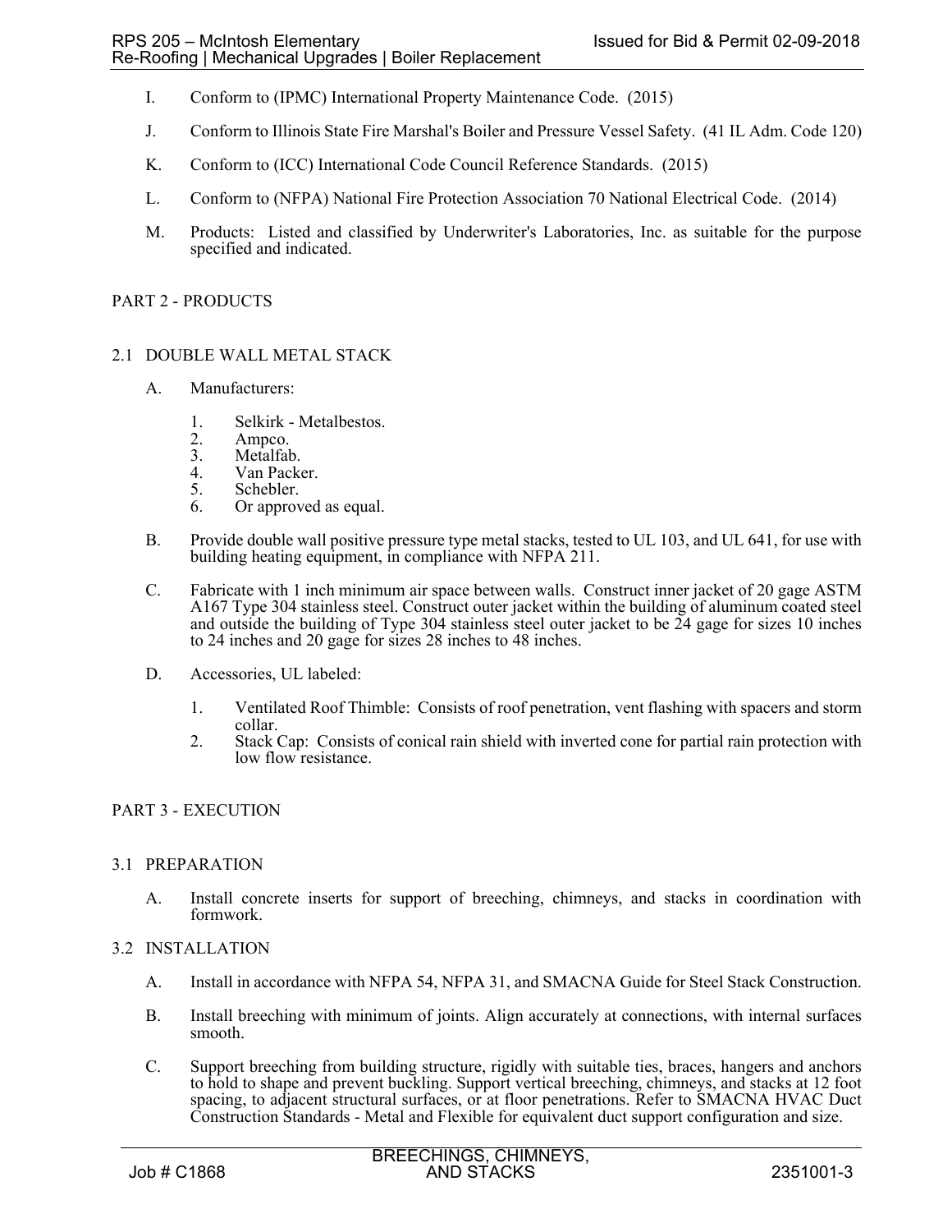I. Conform to (IPMC) International Property Maintenance Code. (2015)

J. Conform to Illinois State Fire Marshal's Boiler and Pressure Vessel Safety. (41 IL Adm. Code 120)

K. Conform to (ICC) International Code Council Reference Standards. (2015)

L. Conform to (NFPA) National Fire Protection Association 70 National Electrical Code. (2014)

M. Products: Listed and classified by Underwriter's Laboratories, Inc. as suitable for the purpose specified and indicated.

## PART 2 - PRODUCTS

### 2.1 DOUBLE WALL METAL STACK

A. Manufacturers:

1. Selkirk - Metalbestos.
2. Ampco.
3. Metalfab.
4. Van Packer.
5. Schebler.
6. Or approved as equal.

B. Provide double wall positive pressure type metal stacks, tested to UL 103, and UL 641, for use with building heating equipment, in compliance with NFPA 211.

C. Fabricate with 1 inch minimum air space between walls. Construct inner jacket of 20 gage ASTM A167 Type 304 stainless steel. Construct outer jacket within the building of aluminum coated steel and outside the building of Type 304 stainless steel outer jacket to be 24 gage for sizes 10 inches to 24 inches and 20 gage for sizes 28 inches to 48 inches.

D. Accessories, UL labeled:

1. Ventilated Roof Thimble: Consists of roof penetration, vent flashing with spacers and storm collar.
2. Stack Cap: Consists of conical rain shield with inverted cone for partial rain protection with low flow resistance.

## PART 3 - EXECUTION

### 3.1 PREPARATION

A. Install concrete inserts for support of breeching, chimneys, and stacks in coordination with formwork.

### 3.2 INSTALLATION

A. Install in accordance with NFPA 54, NFPA 31, and SMACNA Guide for Steel Stack Construction.

B. Install breeching with minimum of joints. Align accurately at connections, with internal surfaces smooth.

C. Support breeching from building structure, rigidly with suitable ties, braces, hangers and anchors to hold to shape and prevent buckling. Support vertical breeching, chimneys, and stacks at 12 foot spacing, to adjacent structural surfaces, or at floor penetrations. Refer to SMACNA HVAC Duct Construction Standards - Metal and Flexible for equivalent duct support configuration and size.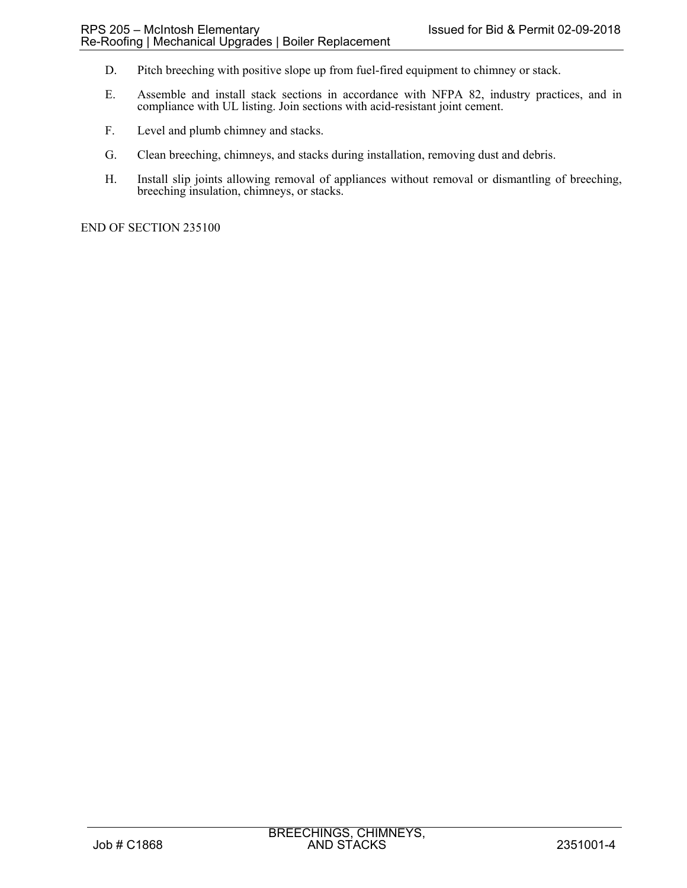D. Pitch breeching with positive slope up from fuel-fired equipment to chimney or stack.

E. Assemble and install stack sections in accordance with NFPA 82, industry practices, and in compliance with UL listing. Join sections with acid-resistant joint cement.

F. Level and plumb chimney and stacks.

G. Clean breeching, chimneys, and stacks during installation, removing dust and debris.

H. Install slip joints allowing removal of appliances without removal or dismantling of breeching, breeching insulation, chimneys, or stacks.

END OF SECTION 235100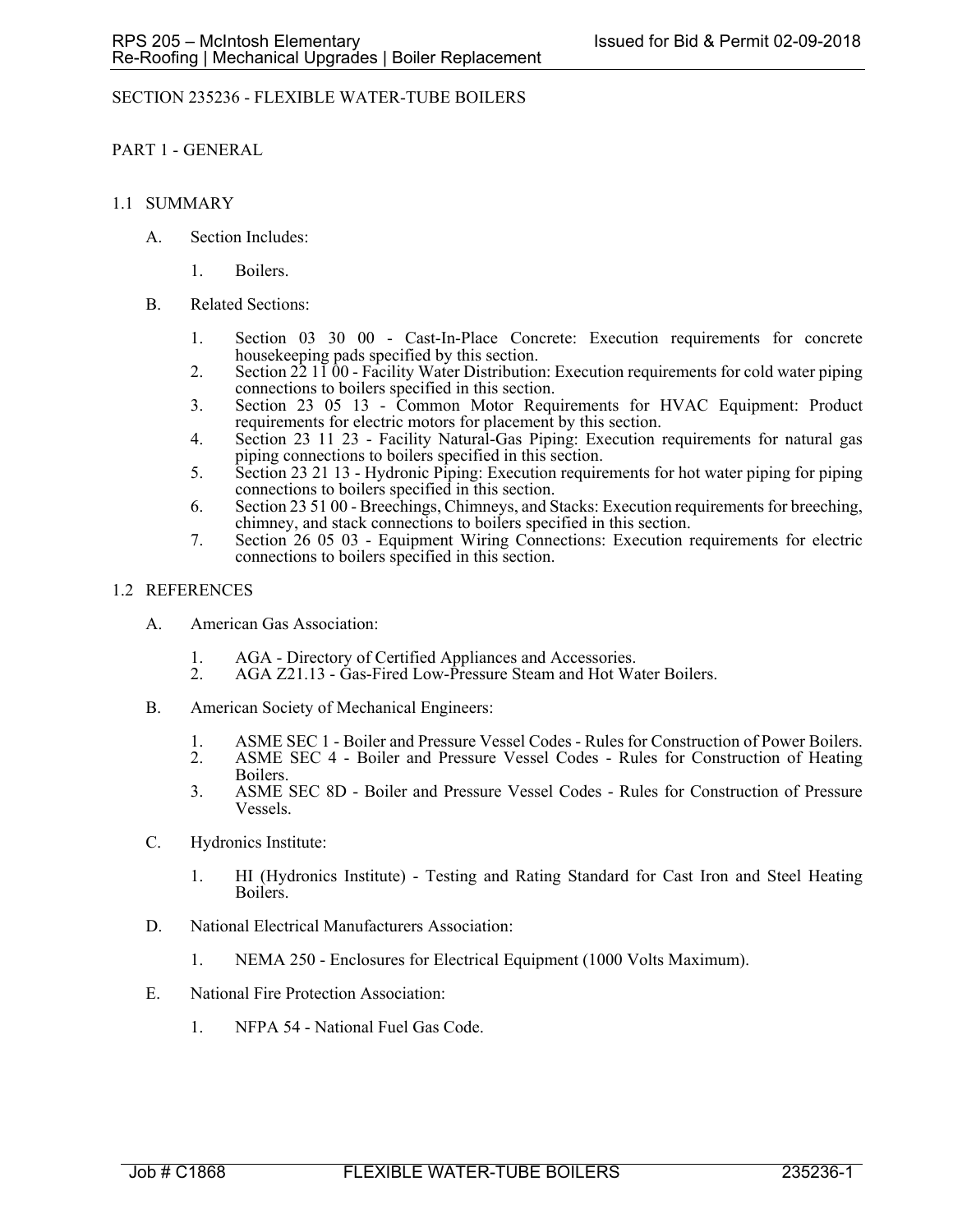# SECTION 235236 - FLEXIBLE WATER-TUBE BOILERS

## PART 1 - GENERAL

### 1.1 SUMMARY

A. Section Includes:

1. Boilers.

B. Related Sections:

1. Section 03 30 00 - Cast-In-Place Concrete: Execution requirements for concrete housekeeping pads specified by this section.
2. Section 22 11 00 - Facility Water Distribution: Execution requirements for cold water piping connections to boilers specified in this section.
3. Section 23 05 13 - Common Motor Requirements for HVAC Equipment: Product requirements for electric motors for placement by this section.
4. Section 23 11 23 - Facility Natural-Gas Piping: Execution requirements for natural gas piping connections to boilers specified in this section.
5. Section 23 21 13 - Hydronic Piping: Execution requirements for hot water piping for piping connections to boilers specified in this section.
6. Section 23 51 00 - Breechings, Chimneys, and Stacks: Execution requirements for breeching, chimney, and stack connections to boilers specified in this section.
7. Section 26 05 03 - Equipment Wiring Connections: Execution requirements for electric connections to boilers specified in this section.

### 1.2 REFERENCES

A. American Gas Association:

1. AGA - Directory of Certified Appliances and Accessories.
2. AGA Z21.13 - Gas-Fired Low-Pressure Steam and Hot Water Boilers.

B. American Society of Mechanical Engineers:

1. ASME SEC 1 - Boiler and Pressure Vessel Codes - Rules for Construction of Power Boilers.
2. ASME SEC 4 - Boiler and Pressure Vessel Codes - Rules for Construction of Heating Boilers.
3. ASME SEC 8D - Boiler and Pressure Vessel Codes - Rules for Construction of Pressure Vessels.

C. Hydronics Institute:

1. HI (Hydronics Institute) - Testing and Rating Standard for Cast Iron and Steel Heating Boilers.

D. National Electrical Manufacturers Association:

1. NEMA 250 - Enclosures for Electrical Equipment (1000 Volts Maximum).

E. National Fire Protection Association:

1. NFPA 54 - National Fuel Gas Code.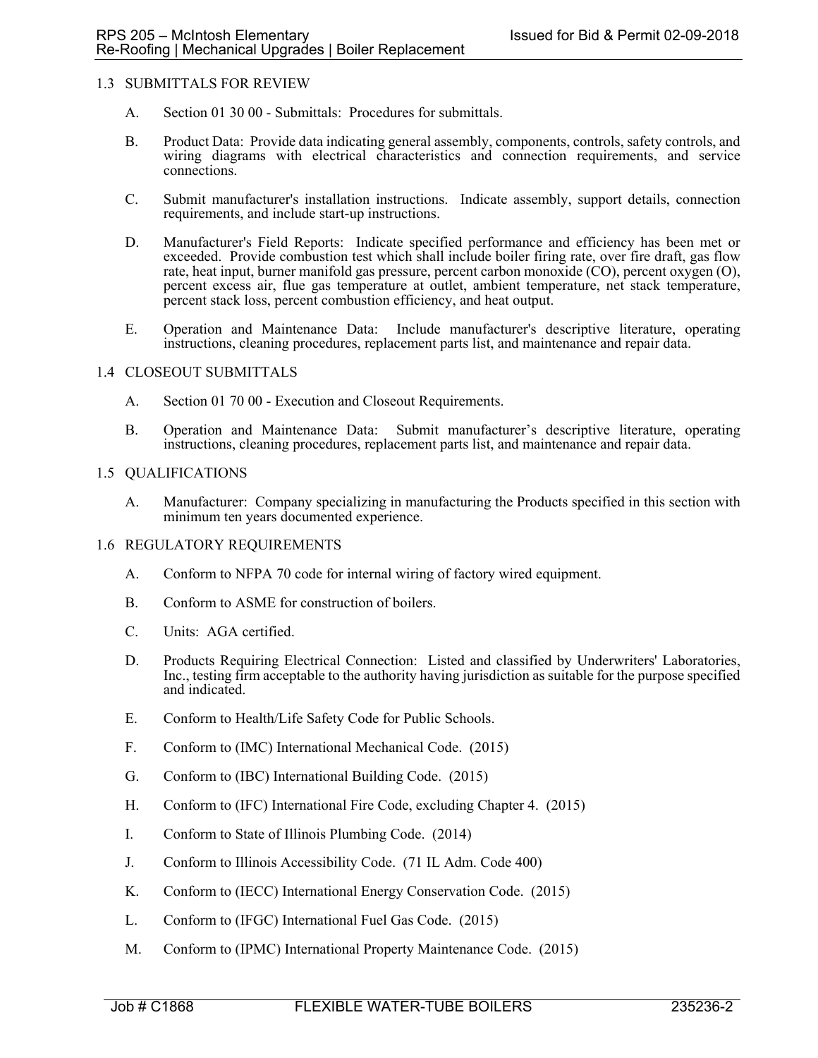## 1.3 SUBMITTALS FOR REVIEW

A. Section 01 30 00 - Submittals: Procedures for submittals.

B. Product Data: Provide data indicating general assembly, components, controls, safety controls, and wiring diagrams with electrical characteristics and connection requirements, and service connections.

C. Submit manufacturer's installation instructions. Indicate assembly, support details, connection requirements, and include start-up instructions.

D. Manufacturer's Field Reports: Indicate specified performance and efficiency has been met or exceeded. Provide combustion test which shall include boiler firing rate, over fire draft, gas flow rate, heat input, burner manifold gas pressure, percent carbon monoxide (CO), percent oxygen (O), percent excess air, flue gas temperature at outlet, ambient temperature, net stack temperature, percent stack loss, percent combustion efficiency, and heat output.

E. Operation and Maintenance Data: Include manufacturer's descriptive literature, operating instructions, cleaning procedures, replacement parts list, and maintenance and repair data.

## 1.4 CLOSEOUT SUBMITTALS

A. Section 01 70 00 - Execution and Closeout Requirements.

B. Operation and Maintenance Data: Submit manufacturer's descriptive literature, operating instructions, cleaning procedures, replacement parts list, and maintenance and repair data.

## 1.5 QUALIFICATIONS

A. Manufacturer: Company specializing in manufacturing the Products specified in this section with minimum ten years documented experience.

## 1.6 REGULATORY REQUIREMENTS

A. Conform to NFPA 70 code for internal wiring of factory wired equipment.

B. Conform to ASME for construction of boilers.

C. Units: AGA certified.

D. Products Requiring Electrical Connection: Listed and classified by Underwriters' Laboratories, Inc., testing firm acceptable to the authority having jurisdiction as suitable for the purpose specified and indicated.

E. Conform to Health/Life Safety Code for Public Schools.

F. Conform to (IMC) International Mechanical Code. (2015)

G. Conform to (IBC) International Building Code. (2015)

H. Conform to (IFC) International Fire Code, excluding Chapter 4. (2015)

I. Conform to State of Illinois Plumbing Code. (2014)

J. Conform to Illinois Accessibility Code. (71 IL Adm. Code 400)

K. Conform to (IECC) International Energy Conservation Code. (2015)

L. Conform to (IFGC) International Fuel Gas Code. (2015)

M. Conform to (IPMC) International Property Maintenance Code. (2015)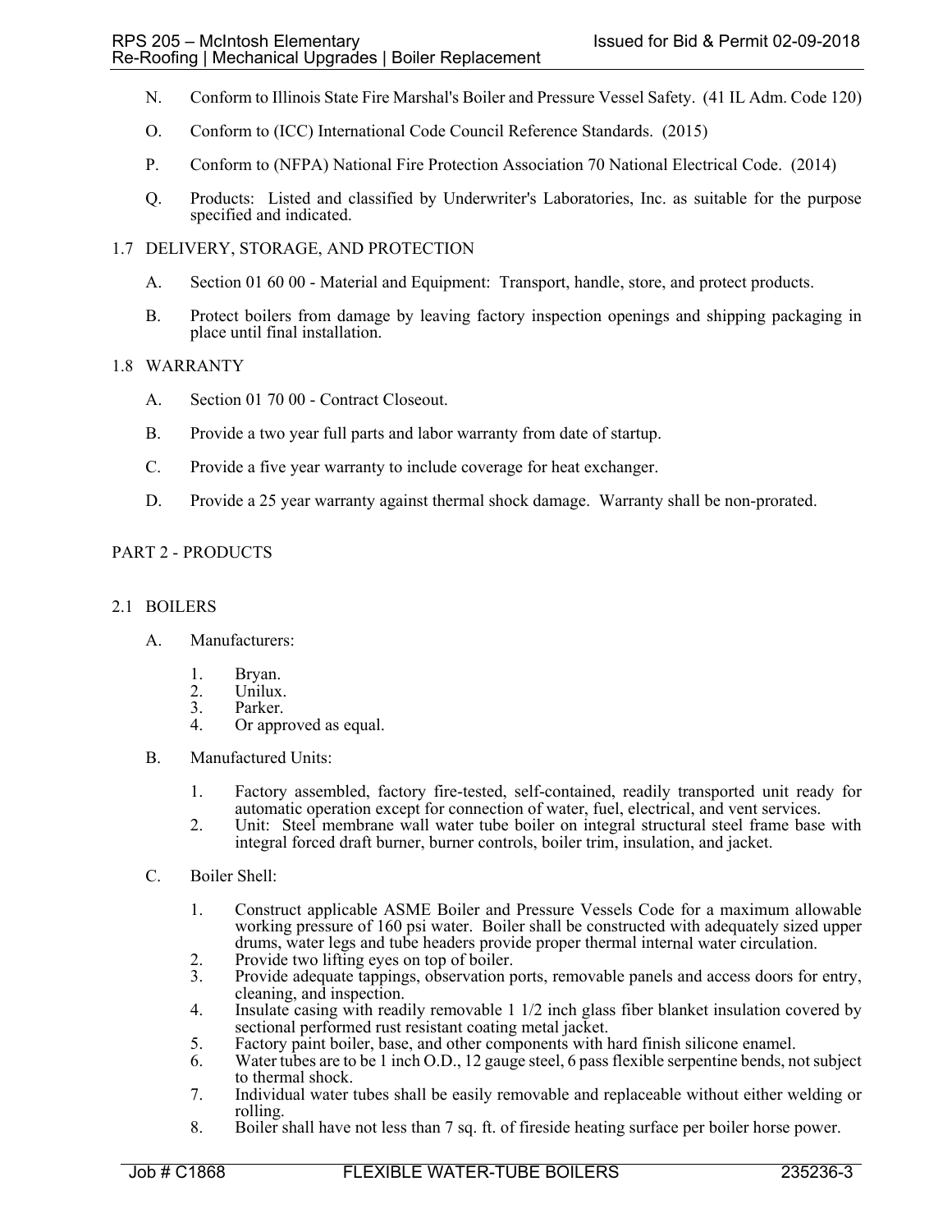N. Conform to Illinois State Fire Marshal's Boiler and Pressure Vessel Safety. (41 IL Adm. Code 120)

O. Conform to (ICC) International Code Council Reference Standards. (2015)

P. Conform to (NFPA) National Fire Protection Association 70 National Electrical Code. (2014)

Q. Products: Listed and classified by Underwriter's Laboratories, Inc. as suitable for the purpose specified and indicated.

## 1.7 DELIVERY, STORAGE, AND PROTECTION

A. Section 01 60 00 - Material and Equipment: Transport, handle, store, and protect products.

B. Protect boilers from damage by leaving factory inspection openings and shipping packaging in place until final installation.

## 1.8 WARRANTY

A. Section 01 70 00 - Contract Closeout.

B. Provide a two year full parts and labor warranty from date of startup.

C. Provide a five year warranty to include coverage for heat exchanger.

D. Provide a 25 year warranty against thermal shock damage. Warranty shall be non-prorated.

# PART 2 - PRODUCTS

## 2.1 BOILERS

A. Manufacturers:

1. Bryan.
2. Unilux.
3. Parker.
4. Or approved as equal.

B. Manufactured Units:

1. Factory assembled, factory fire-tested, self-contained, readily transported unit ready for automatic operation except for connection of water, fuel, electrical, and vent services.
2. Unit: Steel membrane wall water tube boiler on integral structural steel frame base with integral forced draft burner, burner controls, boiler trim, insulation, and jacket.

C. Boiler Shell:

1. Construct applicable ASME Boiler and Pressure Vessels Code for a maximum allowable working pressure of 160 psi water. Boiler shall be constructed with adequately sized upper drums, water legs and tube headers provide proper thermal internal water circulation.
2. Provide two lifting eyes on top of boiler.
3. Provide adequate tappings, observation ports, removable panels and access doors for entry, cleaning, and inspection.
4. Insulate casing with readily removable 1 1/2 inch glass fiber blanket insulation covered by sectional performed rust resistant coating metal jacket.
5. Factory paint boiler, base, and other components with hard finish silicone enamel.
6. Water tubes are to be 1 inch O.D., 12 gauge steel, 6 pass flexible serpentine bends, not subject to thermal shock.
7. Individual water tubes shall be easily removable and replaceable without either welding or rolling.
8. Boiler shall have not less than 7 sq. ft. of fireside heating surface per boiler horse power.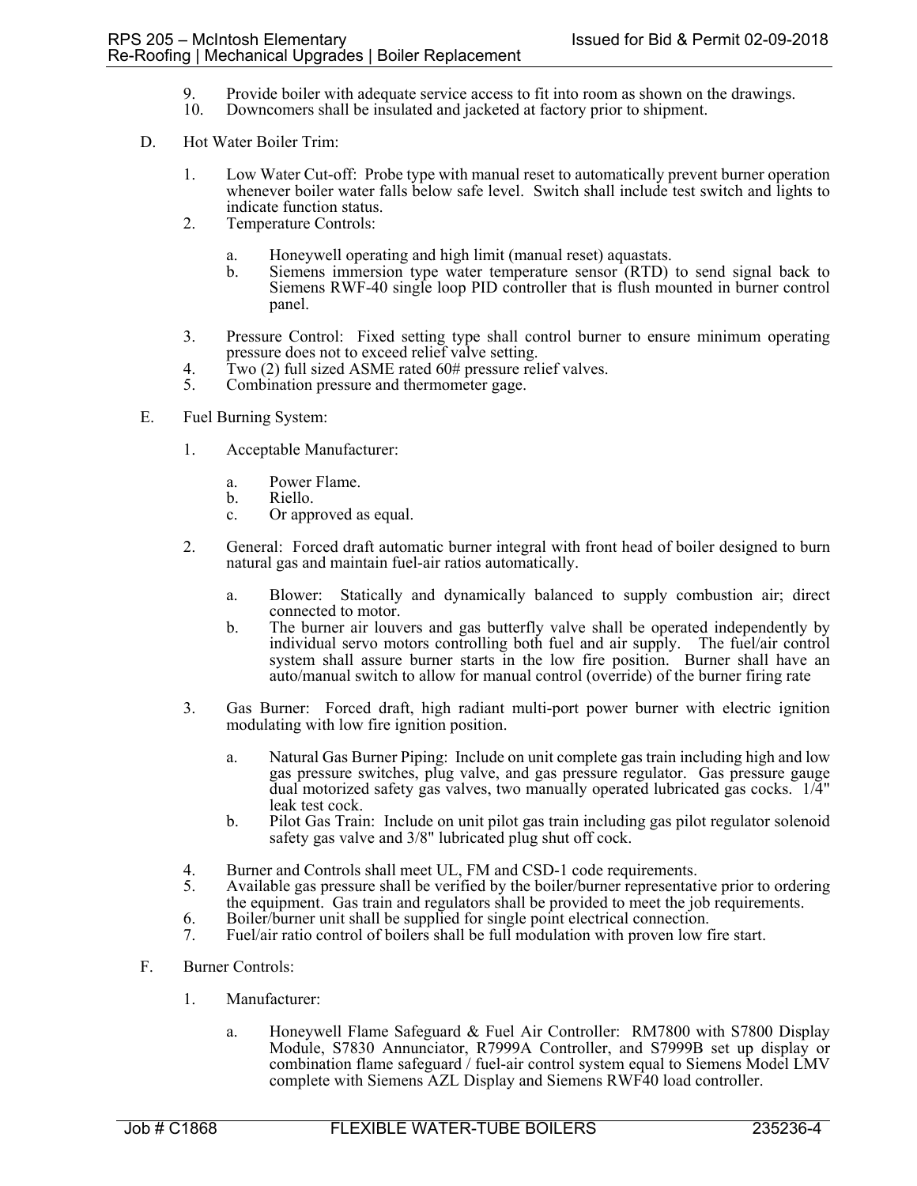9. Provide boiler with adequate service access to fit into room as shown on the drawings.
10. Downcomers shall be insulated and jacketed at factory prior to shipment.

D. Hot Water Boiler Trim:

1. Low Water Cut-off: Probe type with manual reset to automatically prevent burner operation whenever boiler water falls below safe level. Switch shall include test switch and lights to indicate function status.
2. Temperature Controls:

    a. Honeywell operating and high limit (manual reset) aquastats.
    b. Siemens immersion type water temperature sensor (RTD) to send signal back to Siemens RWF-40 single loop PID controller that is flush mounted in burner control panel.

3. Pressure Control: Fixed setting type shall control burner to ensure minimum operating pressure does not to exceed relief valve setting.
4. Two (2) full sized ASME rated 60# pressure relief valves.
5. Combination pressure and thermometer gage.

E. Fuel Burning System:

1. Acceptable Manufacturer:

    a. Power Flame.
    b. Riello.
    c. Or approved as equal.

2. General: Forced draft automatic burner integral with front head of boiler designed to burn natural gas and maintain fuel-air ratios automatically.

    a. Blower: Statically and dynamically balanced to supply combustion air; direct connected to motor.
    b. The burner air louvers and gas butterfly valve shall be operated independently by individual servo motors controlling both fuel and air supply. The fuel/air control system shall assure burner starts in the low fire position. Burner shall have an auto/manual switch to allow for manual control (override) of the burner firing rate

3. Gas Burner: Forced draft, high radiant multi-port power burner with electric ignition modulating with low fire ignition position.

    a. Natural Gas Burner Piping: Include on unit complete gas train including high and low gas pressure switches, plug valve, and gas pressure regulator. Gas pressure gauge dual motorized safety gas valves, two manually operated lubricated gas cocks. 1/4" leak test cock.
    b. Pilot Gas Train: Include on unit pilot gas train including gas pilot regulator solenoid safety gas valve and 3/8" lubricated plug shut off cock.

4. Burner and Controls shall meet UL, FM and CSD-1 code requirements.
5. Available gas pressure shall be verified by the boiler/burner representative prior to ordering the equipment. Gas train and regulators shall be provided to meet the job requirements.
6. Boiler/burner unit shall be supplied for single point electrical connection.
7. Fuel/air ratio control of boilers shall be full modulation with proven low fire start.

F. Burner Controls:

1. Manufacturer:

    a. Honeywell Flame Safeguard & Fuel Air Controller: RM7800 with S7800 Display Module, S7830 Annunciator, R7999A Controller, and S7999B set up display or combination flame safeguard / fuel-air control system equal to Siemens Model LMV complete with Siemens AZL Display and Siemens RWF40 load controller.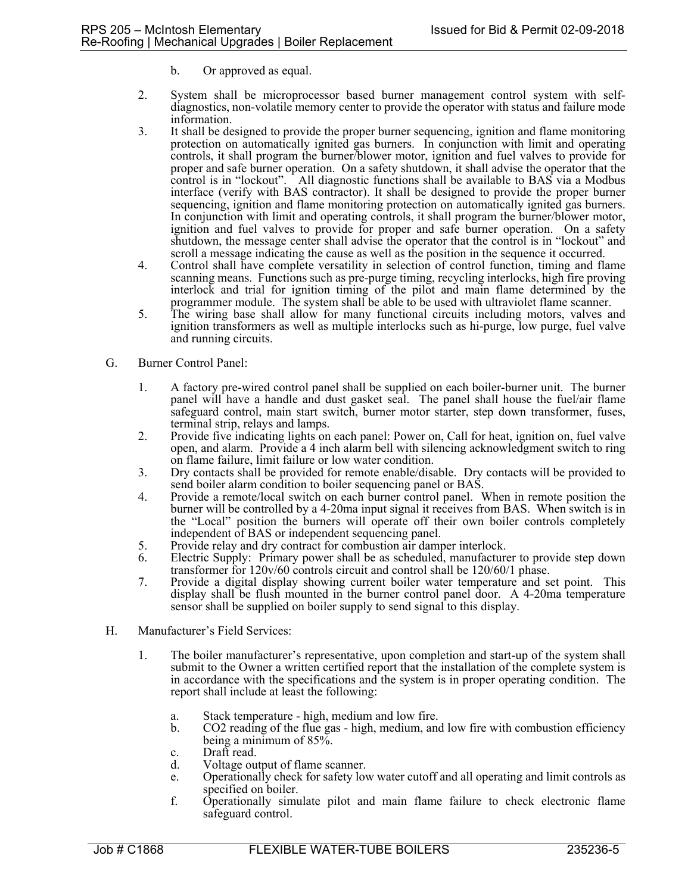b. Or approved as equal.

2. System shall be microprocessor based burner management control system with self-diagnostics, non-volatile memory center to provide the operator with status and failure mode information.
3. It shall be designed to provide the proper burner sequencing, ignition and flame monitoring protection on automatically ignited gas burners. In conjunction with limit and operating controls, it shall program the burner/blower motor, ignition and fuel valves to provide for proper and safe burner operation. On a safety shutdown, it shall advise the operator that the control is in "lockout". All diagnostic functions shall be available to BAS via a Modbus interface (verify with BAS contractor). It shall be designed to provide the proper burner sequencing, ignition and flame monitoring protection on automatically ignited gas burners. In conjunction with limit and operating controls, it shall program the burner/blower motor, ignition and fuel valves to provide for proper and safe burner operation. On a safety shutdown, the message center shall advise the operator that the control is in "lockout" and scroll a message indicating the cause as well as the position in the sequence it occurred.
4. Control shall have complete versatility in selection of control function, timing and flame scanning means. Functions such as pre-purge timing, recycling interlocks, high fire proving interlock and trial for ignition timing of the pilot and main flame determined by the programmer module. The system shall be able to be used with ultraviolet flame scanner.
5. The wiring base shall allow for many functional circuits including motors, valves and ignition transformers as well as multiple interlocks such as hi-purge, low purge, fuel valve and running circuits.

G. Burner Control Panel:

1. A factory pre-wired control panel shall be supplied on each boiler-burner unit. The burner panel will have a handle and dust gasket seal. The panel shall house the fuel/air flame safeguard control, main start switch, burner motor starter, step down transformer, fuses, terminal strip, relays and lamps.
2. Provide five indicating lights on each panel: Power on, Call for heat, ignition on, fuel valve open, and alarm. Provide a 4 inch alarm bell with silencing acknowledgment switch to ring on flame failure, limit failure or low water condition.
3. Dry contacts shall be provided for remote enable/disable. Dry contacts will be provided to send boiler alarm condition to boiler sequencing panel or BAS.
4. Provide a remote/local switch on each burner control panel. When in remote position the burner will be controlled by a 4-20ma input signal it receives from BAS. When switch is in the "Local" position the burners will operate off their own boiler controls completely independent of BAS or independent sequencing panel.
5. Provide relay and dry contract for combustion air damper interlock.
6. Electric Supply: Primary power shall be as scheduled, manufacturer to provide step down transformer for 120v/60 controls circuit and control shall be 120/60/1 phase.
7. Provide a digital display showing current boiler water temperature and set point. This display shall be flush mounted in the burner control panel door. A 4-20ma temperature sensor shall be supplied on boiler supply to send signal to this display.

H. Manufacturer's Field Services:

1. The boiler manufacturer's representative, upon completion and start-up of the system shall submit to the Owner a written certified report that the installation of the complete system is in accordance with the specifications and the system is in proper operating condition. The report shall include at least the following:

   a. Stack temperature - high, medium and low fire.
   b. $CO_2$ reading of the flue gas - high, medium, and low fire with combustion efficiency being a minimum of 85%.
   c. Draft read.
   d. Voltage output of flame scanner.
   e. Operationally check for safety low water cutoff and all operating and limit controls as specified on boiler.
   f. Operationally simulate pilot and main flame failure to check electronic flame safeguard control.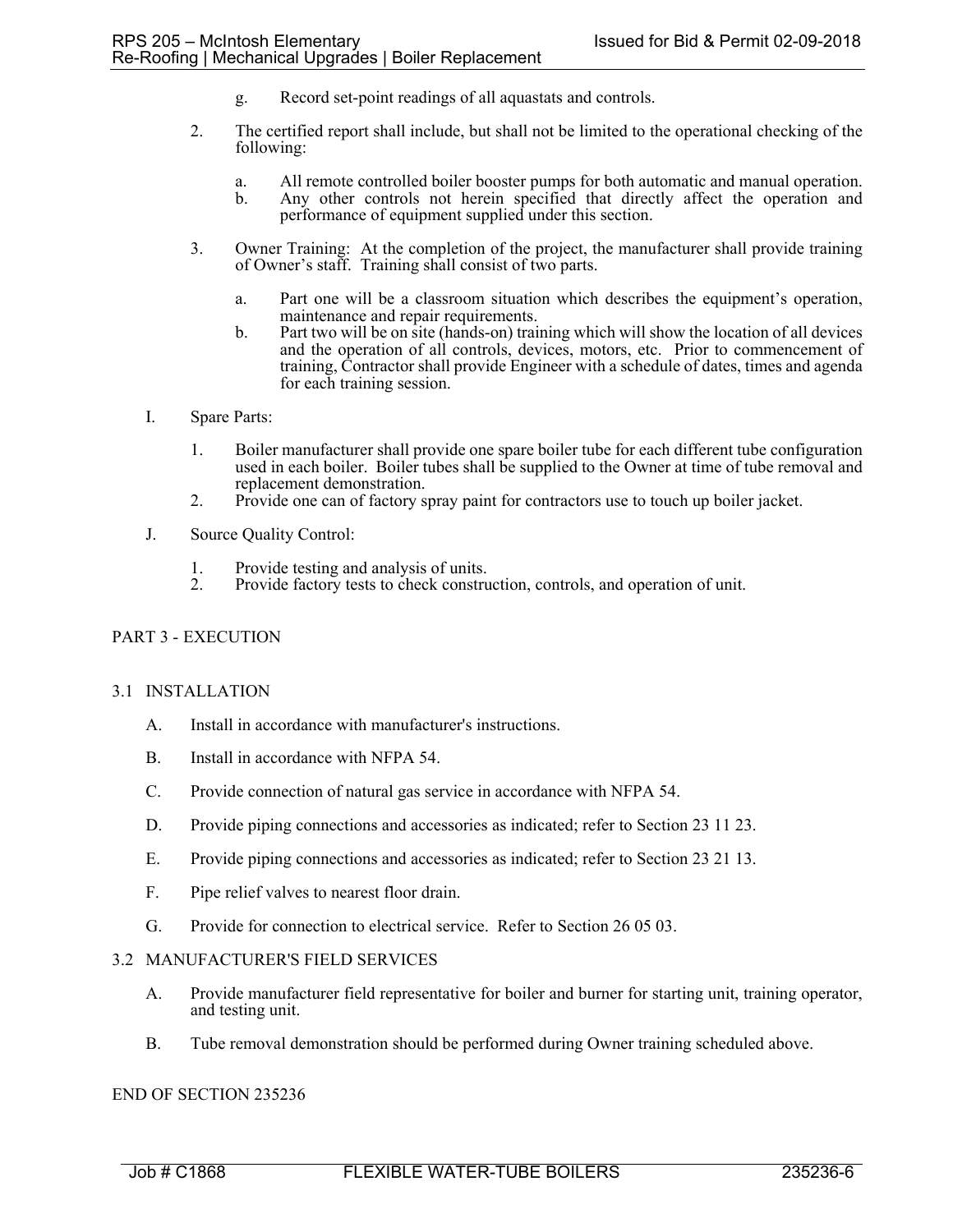g. Record set-point readings of all aquastats and controls.

2. The certified report shall include, but shall not be limited to the operational checking of the following:

   a. All remote controlled boiler booster pumps for both automatic and manual operation.
   b. Any other controls not herein specified that directly affect the operation and performance of equipment supplied under this section.

3. Owner Training: At the completion of the project, the manufacturer shall provide training of Owner's staff. Training shall consist of two parts.

   a. Part one will be a classroom situation which describes the equipment's operation, maintenance and repair requirements.
   b. Part two will be on site (hands-on) training which will show the location of all devices and the operation of all controls, devices, motors, etc. Prior to commencement of training, Contractor shall provide Engineer with a schedule of dates, times and agenda for each training session.

I. Spare Parts:

1. Boiler manufacturer shall provide one spare boiler tube for each different tube configuration used in each boiler. Boiler tubes shall be supplied to the Owner at time of tube removal and replacement demonstration.
2. Provide one can of factory spray paint for contractors use to touch up boiler jacket.

J. Source Quality Control:

1. Provide testing and analysis of units.
2. Provide factory tests to check construction, controls, and operation of unit.

## PART 3 - EXECUTION

### 3.1 INSTALLATION

A. Install in accordance with manufacturer's instructions.

B. Install in accordance with NFPA 54.

C. Provide connection of natural gas service in accordance with NFPA 54.

D. Provide piping connections and accessories as indicated; refer to Section 23 11 23.

E. Provide piping connections and accessories as indicated; refer to Section 23 21 13.

F. Pipe relief valves to nearest floor drain.

G. Provide for connection to electrical service. Refer to Section 26 05 03.

### 3.2 MANUFACTURER'S FIELD SERVICES

A. Provide manufacturer field representative for boiler and burner for starting unit, training operator, and testing unit.

B. Tube removal demonstration should be performed during Owner training scheduled above.

END OF SECTION 235236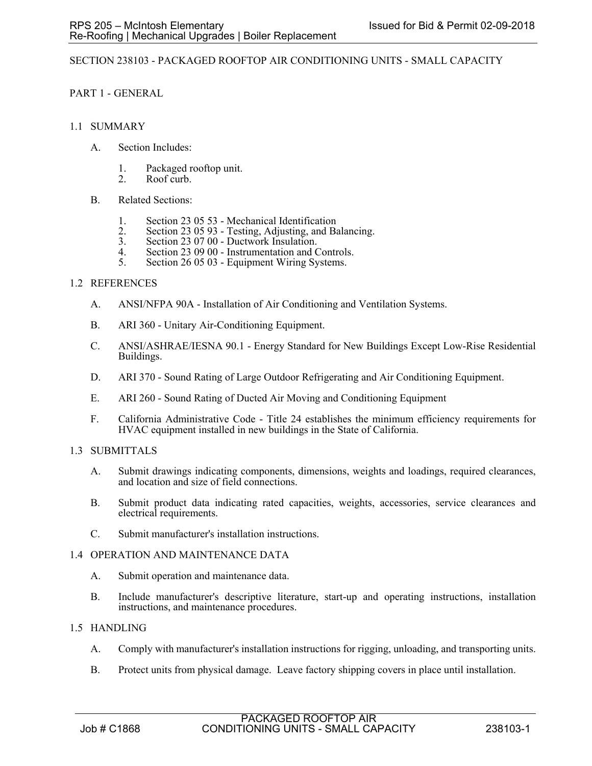# SECTION 238103 - PACKAGED ROOFTOP AIR CONDITIONING UNITS - SMALL CAPACITY

## PART 1 - GENERAL

### 1.1 SUMMARY

A. Section Includes:

1. Packaged rooftop unit.
2. Roof curb.

B. Related Sections:

1. Section 23 05 53 - Mechanical Identification
2. Section 23 05 93 - Testing, Adjusting, and Balancing.
3. Section 23 07 00 - Ductwork Insulation.
4. Section 23 09 00 - Instrumentation and Controls.
5. Section 26 05 03 - Equipment Wiring Systems.

### 1.2 REFERENCES

A. ANSI/NFPA 90A - Installation of Air Conditioning and Ventilation Systems.

B. ARI 360 - Unitary Air-Conditioning Equipment.

C. ANSI/ASHRAE/IESNA 90.1 - Energy Standard for New Buildings Except Low-Rise Residential Buildings.

D. ARI 370 - Sound Rating of Large Outdoor Refrigerating and Air Conditioning Equipment.

E. ARI 260 - Sound Rating of Ducted Air Moving and Conditioning Equipment

F. California Administrative Code - Title 24 establishes the minimum efficiency requirements for HVAC equipment installed in new buildings in the State of California.

### 1.3 SUBMITTALS

A. Submit drawings indicating components, dimensions, weights and loadings, required clearances, and location and size of field connections.

B. Submit product data indicating rated capacities, weights, accessories, service clearances and electrical requirements.

C. Submit manufacturer's installation instructions.

### 1.4 OPERATION AND MAINTENANCE DATA

A. Submit operation and maintenance data.

B. Include manufacturer's descriptive literature, start-up and operating instructions, installation instructions, and maintenance procedures.

### 1.5 HANDLING

A. Comply with manufacturer's installation instructions for rigging, unloading, and transporting units.

B. Protect units from physical damage. Leave factory shipping covers in place until installation.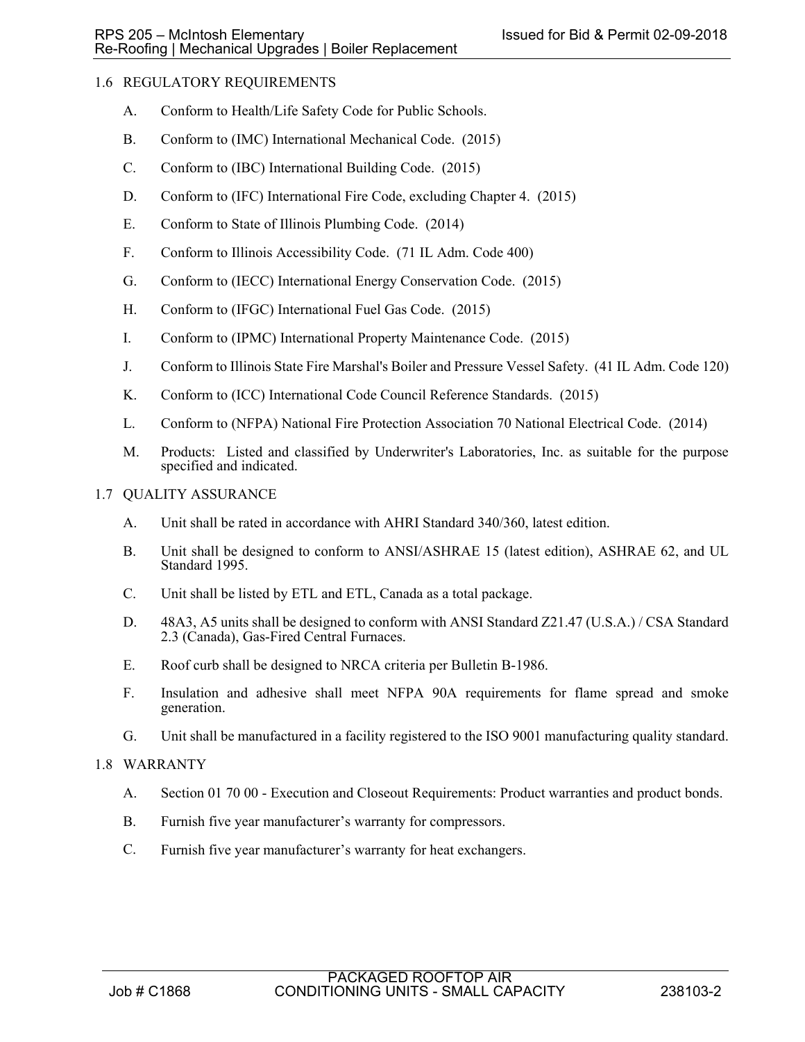## 1.6 REGULATORY REQUIREMENTS

A. Conform to Health/Life Safety Code for Public Schools.

B. Conform to (IMC) International Mechanical Code. (2015)

C. Conform to (IBC) International Building Code. (2015)

D. Conform to (IFC) International Fire Code, excluding Chapter 4. (2015)

E. Conform to State of Illinois Plumbing Code. (2014)

F. Conform to Illinois Accessibility Code. (71 IL Adm. Code 400)

G. Conform to (IECC) International Energy Conservation Code. (2015)

H. Conform to (IFGC) International Fuel Gas Code. (2015)

I. Conform to (IPMC) International Property Maintenance Code. (2015)

J. Conform to Illinois State Fire Marshal's Boiler and Pressure Vessel Safety. (41 IL Adm. Code 120)

K. Conform to (ICC) International Code Council Reference Standards. (2015)

L. Conform to (NFPA) National Fire Protection Association 70 National Electrical Code. (2014)

M. Products: Listed and classified by Underwriter's Laboratories, Inc. as suitable for the purpose specified and indicated.

## 1.7 QUALITY ASSURANCE

A. Unit shall be rated in accordance with AHRI Standard 340/360, latest edition.

B. Unit shall be designed to conform to ANSI/ASHRAE 15 (latest edition), ASHRAE 62, and UL Standard 1995.

C. Unit shall be listed by ETL and ETL, Canada as a total package.

D. 48A3, A5 units shall be designed to conform with ANSI Standard Z21.47 (U.S.A.) / CSA Standard 2.3 (Canada), Gas-Fired Central Furnaces.

E. Roof curb shall be designed to NRCA criteria per Bulletin B-1986.

F. Insulation and adhesive shall meet NFPA 90A requirements for flame spread and smoke generation.

G. Unit shall be manufactured in a facility registered to the ISO 9001 manufacturing quality standard.

## 1.8 WARRANTY

A. Section 01 70 00 - Execution and Closeout Requirements: Product warranties and product bonds.

B. Furnish five year manufacturer's warranty for compressors.

C. Furnish five year manufacturer's warranty for heat exchangers.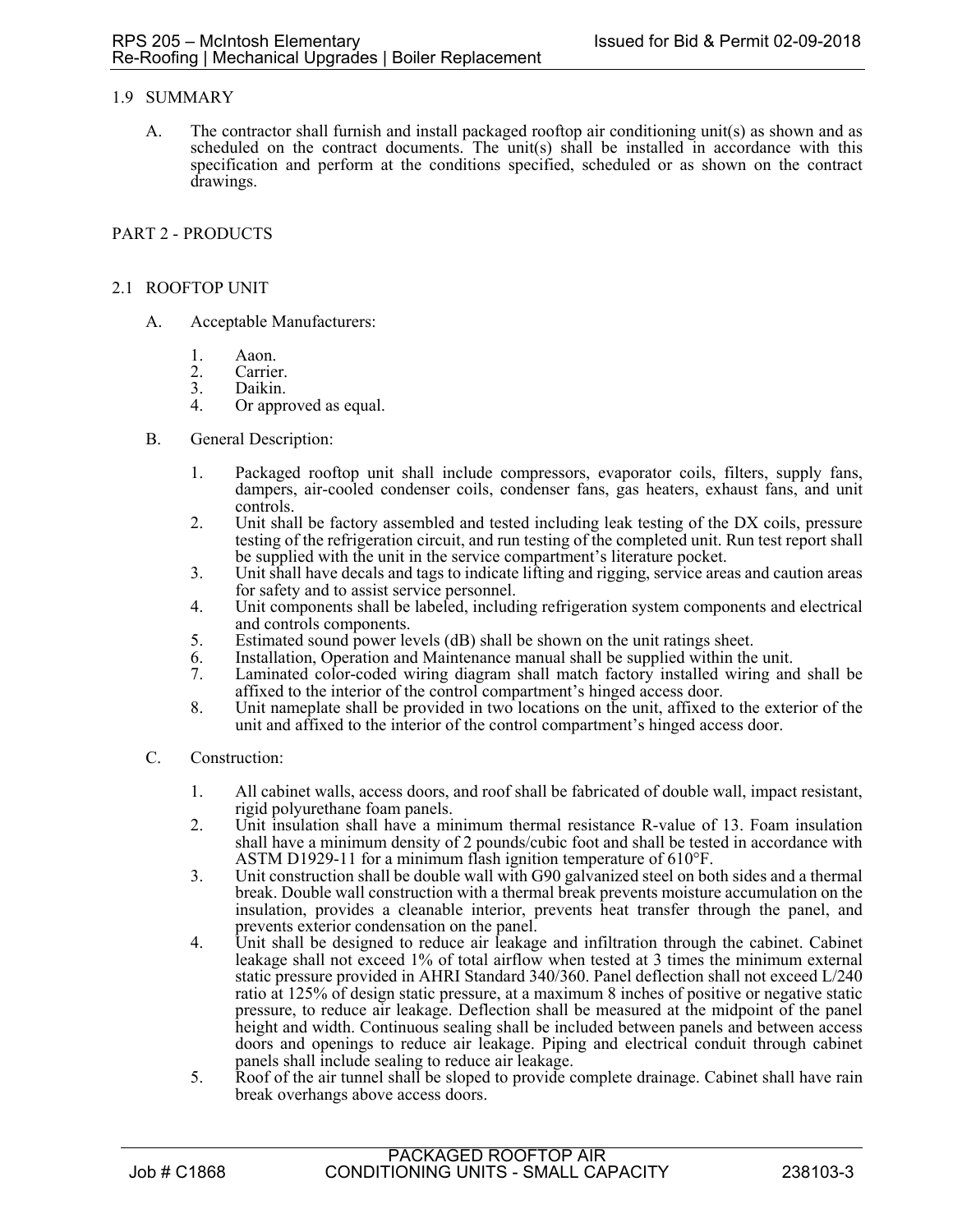## 1.9 SUMMARY

A. The contractor shall furnish and install packaged rooftop air conditioning unit(s) as shown and as scheduled on the contract documents. The unit(s) shall be installed in accordance with this specification and perform at the conditions specified, scheduled or as shown on the contract drawings.

# PART 2 - PRODUCTS

## 2.1 ROOFTOP UNIT

A. Acceptable Manufacturers:

1. Aaon.
2. Carrier.
3. Daikin.
4. Or approved as equal.

B. General Description:

1. Packaged rooftop unit shall include compressors, evaporator coils, filters, supply fans, dampers, air-cooled condenser coils, condenser fans, gas heaters, exhaust fans, and unit controls.
2. Unit shall be factory assembled and tested including leak testing of the DX coils, pressure testing of the refrigeration circuit, and run testing of the completed unit. Run test report shall be supplied with the unit in the service compartment's literature pocket.
3. Unit shall have decals and tags to indicate lifting and rigging, service areas and caution areas for safety and to assist service personnel.
4. Unit components shall be labeled, including refrigeration system components and electrical and controls components.
5. Estimated sound power levels (dB) shall be shown on the unit ratings sheet.
6. Installation, Operation and Maintenance manual shall be supplied within the unit.
7. Laminated color-coded wiring diagram shall match factory installed wiring and shall be affixed to the interior of the control compartment's hinged access door.
8. Unit nameplate shall be provided in two locations on the unit, affixed to the exterior of the unit and affixed to the interior of the control compartment's hinged access door.

C. Construction:

1. All cabinet walls, access doors, and roof shall be fabricated of double wall, impact resistant, rigid polyurethane foam panels.
2. Unit insulation shall have a minimum thermal resistance R-value of 13. Foam insulation shall have a minimum density of 2 pounds/cubic foot and shall be tested in accordance with ASTM D1929-11 for a minimum flash ignition temperature of 610°F.
3. Unit construction shall be double wall with G90 galvanized steel on both sides and a thermal break. Double wall construction with a thermal break prevents moisture accumulation on the insulation, provides a cleanable interior, prevents heat transfer through the panel, and prevents exterior condensation on the panel.
4. Unit shall be designed to reduce air leakage and infiltration through the cabinet. Cabinet leakage shall not exceed 1% of total airflow when tested at 3 times the minimum external static pressure provided in AHRI Standard 340/360. Panel deflection shall not exceed L/240 ratio at 125% of design static pressure, at a maximum 8 inches of positive or negative static pressure, to reduce air leakage. Deflection shall be measured at the midpoint of the panel height and width. Continuous sealing shall be included between panels and between access doors and openings to reduce air leakage. Piping and electrical conduit through cabinet panels shall include sealing to reduce air leakage.
5. Roof of the air tunnel shall be sloped to provide complete drainage. Cabinet shall have rain break overhangs above access doors.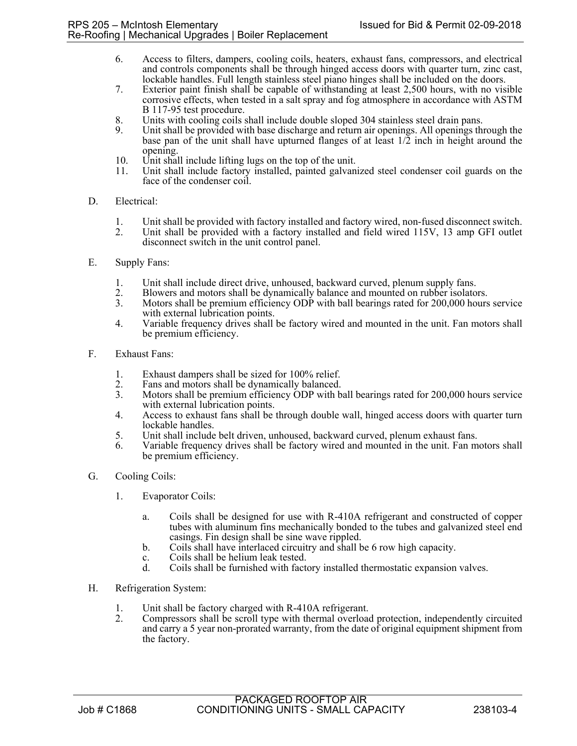6. Access to filters, dampers, cooling coils, heaters, exhaust fans, compressors, and electrical and controls components shall be through hinged access doors with quarter turn, zinc cast, lockable handles. Full length stainless steel piano hinges shall be included on the doors.
7. Exterior paint finish shall be capable of withstanding at least 2,500 hours, with no visible corrosive effects, when tested in a salt spray and fog atmosphere in accordance with ASTM B 117-95 test procedure.
8. Units with cooling coils shall include double sloped 304 stainless steel drain pans.
9. Unit shall be provided with base discharge and return air openings. All openings through the base pan of the unit shall have upturned flanges of at least 1/2 inch in height around the opening.
10. Unit shall include lifting lugs on the top of the unit.
11. Unit shall include factory installed, painted galvanized steel condenser coil guards on the face of the condenser coil.

D. Electrical:

1. Unit shall be provided with factory installed and factory wired, non-fused disconnect switch.
2. Unit shall be provided with a factory installed and field wired 115V, 13 amp GFI outlet disconnect switch in the unit control panel.

E. Supply Fans:

1. Unit shall include direct drive, unhoused, backward curved, plenum supply fans.
2. Blowers and motors shall be dynamically balance and mounted on rubber isolators.
3. Motors shall be premium efficiency ODP with ball bearings rated for 200,000 hours service with external lubrication points.
4. Variable frequency drives shall be factory wired and mounted in the unit. Fan motors shall be premium efficiency.

F. Exhaust Fans:

1. Exhaust dampers shall be sized for 100% relief.
2. Fans and motors shall be dynamically balanced.
3. Motors shall be premium efficiency ODP with ball bearings rated for 200,000 hours service with external lubrication points.
4. Access to exhaust fans shall be through double wall, hinged access doors with quarter turn lockable handles.
5. Unit shall include belt driven, unhoused, backward curved, plenum exhaust fans.
6. Variable frequency drives shall be factory wired and mounted in the unit. Fan motors shall be premium efficiency.

G. Cooling Coils:

1. Evaporator Coils:

   a. Coils shall be designed for use with R-410A refrigerant and constructed of copper tubes with aluminum fins mechanically bonded to the tubes and galvanized steel end casings. Fin design shall be sine wave rippled.
   b. Coils shall have interlaced circuitry and shall be 6 row high capacity.
   c. Coils shall be helium leak tested.
   d. Coils shall be furnished with factory installed thermostatic expansion valves.

H. Refrigeration System:

1. Unit shall be factory charged with R-410A refrigerant.
2. Compressors shall be scroll type with thermal overload protection, independently circuited and carry a 5 year non-prorated warranty, from the date of original equipment shipment from the factory.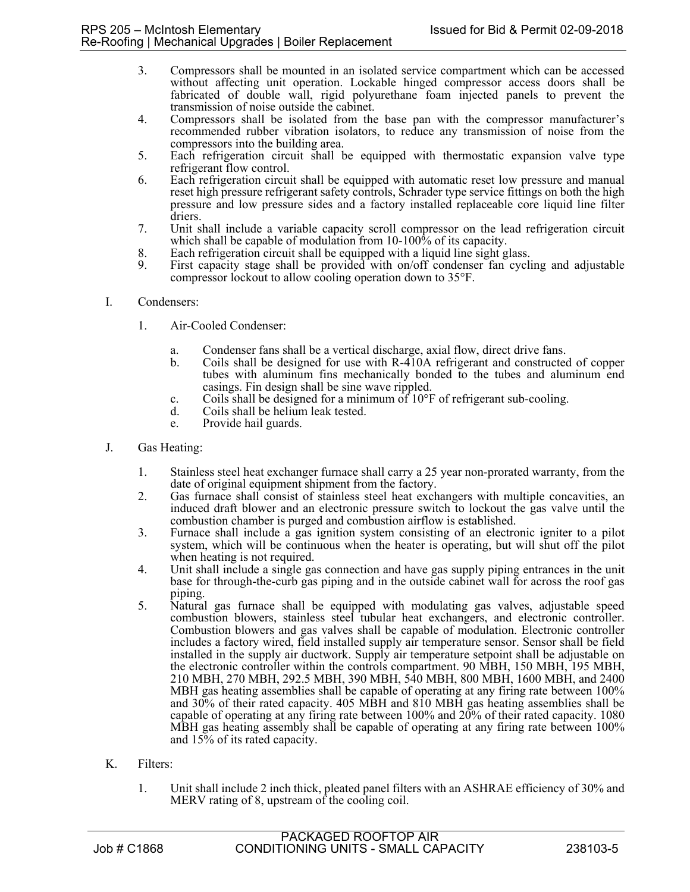3. Compressors shall be mounted in an isolated service compartment which can be accessed without affecting unit operation. Lockable hinged compressor access doors shall be fabricated of double wall, rigid polyurethane foam injected panels to prevent the transmission of noise outside the cabinet.
4. Compressors shall be isolated from the base pan with the compressor manufacturer's recommended rubber vibration isolators, to reduce any transmission of noise from the compressors into the building area.
5. Each refrigeration circuit shall be equipped with thermostatic expansion valve type refrigerant flow control.
6. Each refrigeration circuit shall be equipped with automatic reset low pressure and manual reset high pressure refrigerant safety controls, Schrader type service fittings on both the high pressure and low pressure sides and a factory installed replaceable core liquid line filter driers.
7. Unit shall include a variable capacity scroll compressor on the lead refrigeration circuit which shall be capable of modulation from 10-100% of its capacity.
8. Each refrigeration circuit shall be equipped with a liquid line sight glass.
9. First capacity stage shall be provided with on/off condenser fan cycling and adjustable compressor lockout to allow cooling operation down to 35°F.

I. Condensers:

1. Air-Cooled Condenser:

    a. Condenser fans shall be a vertical discharge, axial flow, direct drive fans.
    b. Coils shall be designed for use with R-410A refrigerant and constructed of copper tubes with aluminum fins mechanically bonded to the tubes and aluminum end casings. Fin design shall be sine wave rippled.
    c. Coils shall be designed for a minimum of 10°F of refrigerant sub-cooling.
    d. Coils shall be helium leak tested.
    e. Provide hail guards.

J. Gas Heating:

1. Stainless steel heat exchanger furnace shall carry a 25 year non-prorated warranty, from the date of original equipment shipment from the factory.
2. Gas furnace shall consist of stainless steel heat exchangers with multiple concavities, an induced draft blower and an electronic pressure switch to lockout the gas valve until the combustion chamber is purged and combustion airflow is established.
3. Furnace shall include a gas ignition system consisting of an electronic igniter to a pilot system, which will be continuous when the heater is operating, but will shut off the pilot when heating is not required.
4. Unit shall include a single gas connection and have gas supply piping entrances in the unit base for through-the-curb gas piping and in the outside cabinet wall for across the roof gas piping.
5. Natural gas furnace shall be equipped with modulating gas valves, adjustable speed combustion blowers, stainless steel tubular heat exchangers, and electronic controller. Combustion blowers and gas valves shall be capable of modulation. Electronic controller includes a factory wired, field installed supply air temperature sensor. Sensor shall be field installed in the supply air ductwork. Supply air temperature setpoint shall be adjustable on the electronic controller within the controls compartment. 90 MBH, 150 MBH, 195 MBH, 210 MBH, 270 MBH, 292.5 MBH, 390 MBH, 540 MBH, 800 MBH, 1600 MBH, and 2400 MBH gas heating assemblies shall be capable of operating at any firing rate between 100% and 30% of their rated capacity. 405 MBH and 810 MBH gas heating assemblies shall be capable of operating at any firing rate between 100% and 20% of their rated capacity. 1080 MBH gas heating assembly shall be capable of operating at any firing rate between 100% and 15% of its rated capacity.

K. Filters:

1. Unit shall include 2 inch thick, pleated panel filters with an ASHRAE efficiency of 30% and MERV rating of 8, upstream of the cooling coil.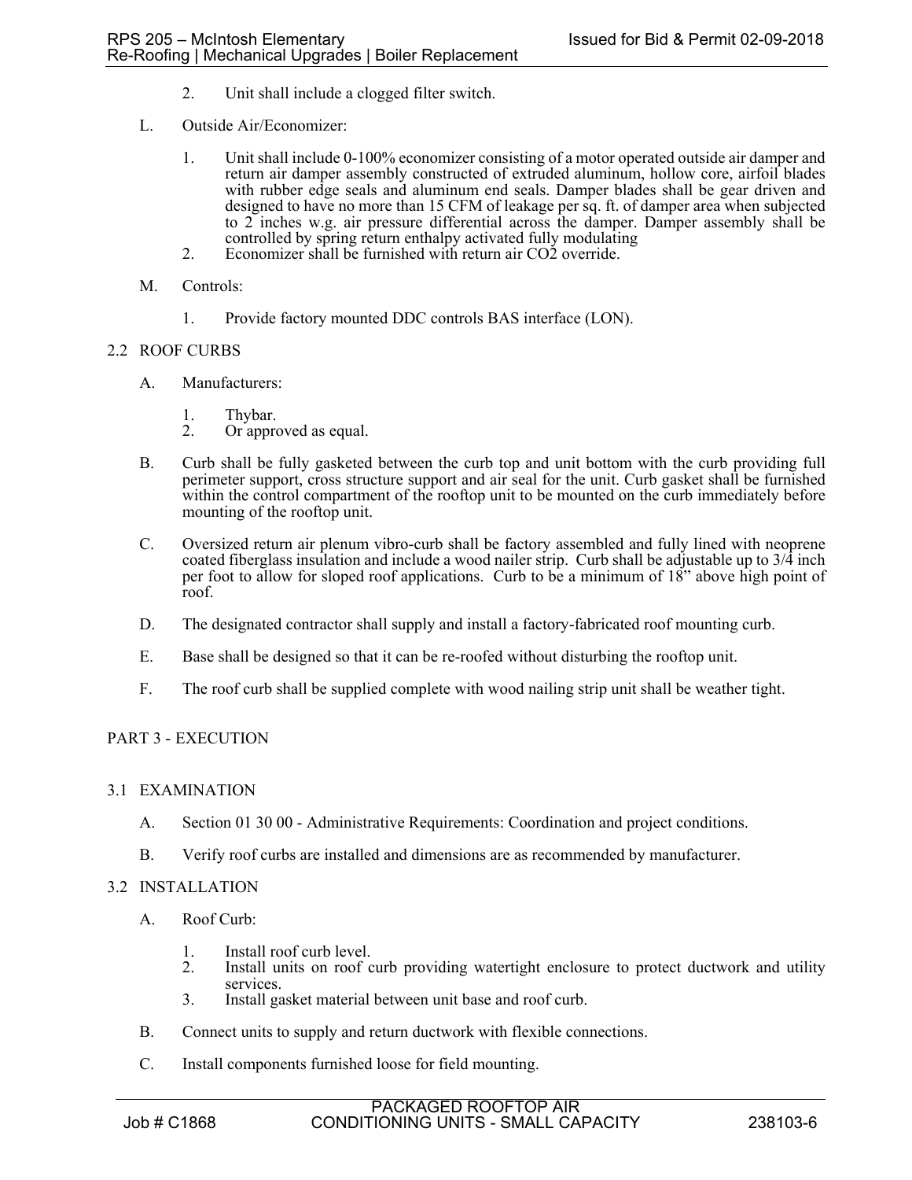2. Unit shall include a clogged filter switch.

L. Outside Air/Economizer:

1. Unit shall include 0-100% economizer consisting of a motor operated outside air damper and return air damper assembly constructed of extruded aluminum, hollow core, airfoil blades with rubber edge seals and aluminum end seals. Damper blades shall be gear driven and designed to have no more than 15 CFM of leakage per sq. ft. of damper area when subjected to 2 inches w.g. air pressure differential across the damper. Damper assembly shall be controlled by spring return enthalpy activated fully modulating
2. Economizer shall be furnished with return air $CO_2$ override.

M. Controls:

1. Provide factory mounted DDC controls BAS interface (LON).

## 2.2 ROOF CURBS

A. Manufacturers:

1. Thybar.
2. Or approved as equal.

B. Curb shall be fully gasketed between the curb top and unit bottom with the curb providing full perimeter support, cross structure support and air seal for the unit. Curb gasket shall be furnished within the control compartment of the rooftop unit to be mounted on the curb immediately before mounting of the rooftop unit.

C. Oversized return air plenum vibro-curb shall be factory assembled and fully lined with neoprene coated fiberglass insulation and include a wood nailer strip. Curb shall be adjustable up to 3/4 inch per foot to allow for sloped roof applications. Curb to be a minimum of 18" above high point of roof.

D. The designated contractor shall supply and install a factory-fabricated roof mounting curb.

E. Base shall be designed so that it can be re-roofed without disturbing the rooftop unit.

F. The roof curb shall be supplied complete with wood nailing strip unit shall be weather tight.

# PART 3 - EXECUTION

## 3.1 EXAMINATION

A. Section 01 30 00 - Administrative Requirements: Coordination and project conditions.

B. Verify roof curbs are installed and dimensions are as recommended by manufacturer.

## 3.2 INSTALLATION

A. Roof Curb:

1. Install roof curb level.
2. Install units on roof curb providing watertight enclosure to protect ductwork and utility services.
3. Install gasket material between unit base and roof curb.

B. Connect units to supply and return ductwork with flexible connections.

C. Install components furnished loose for field mounting.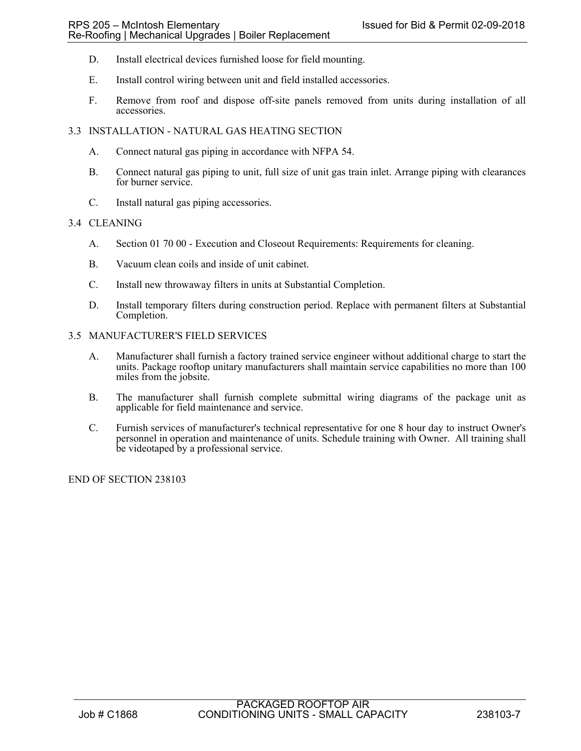D. Install electrical devices furnished loose for field mounting.

E. Install control wiring between unit and field installed accessories.

F. Remove from roof and dispose off-site panels removed from units during installation of all accessories.

## 3.3 INSTALLATION - NATURAL GAS HEATING SECTION

A. Connect natural gas piping in accordance with NFPA 54.

B. Connect natural gas piping to unit, full size of unit gas train inlet. Arrange piping with clearances for burner service.

C. Install natural gas piping accessories.

## 3.4 CLEANING

A. Section 01 70 00 - Execution and Closeout Requirements: Requirements for cleaning.

B. Vacuum clean coils and inside of unit cabinet.

C. Install new throwaway filters in units at Substantial Completion.

D. Install temporary filters during construction period. Replace with permanent filters at Substantial Completion.

## 3.5 MANUFACTURER'S FIELD SERVICES

A. Manufacturer shall furnish a factory trained service engineer without additional charge to start the units. Package rooftop unitary manufacturers shall maintain service capabilities no more than 100 miles from the jobsite.

B. The manufacturer shall furnish complete submittal wiring diagrams of the package unit as applicable for field maintenance and service.

C. Furnish services of manufacturer's technical representative for one 8 hour day to instruct Owner's personnel in operation and maintenance of units. Schedule training with Owner. All training shall be videotaped by a professional service.

END OF SECTION 238103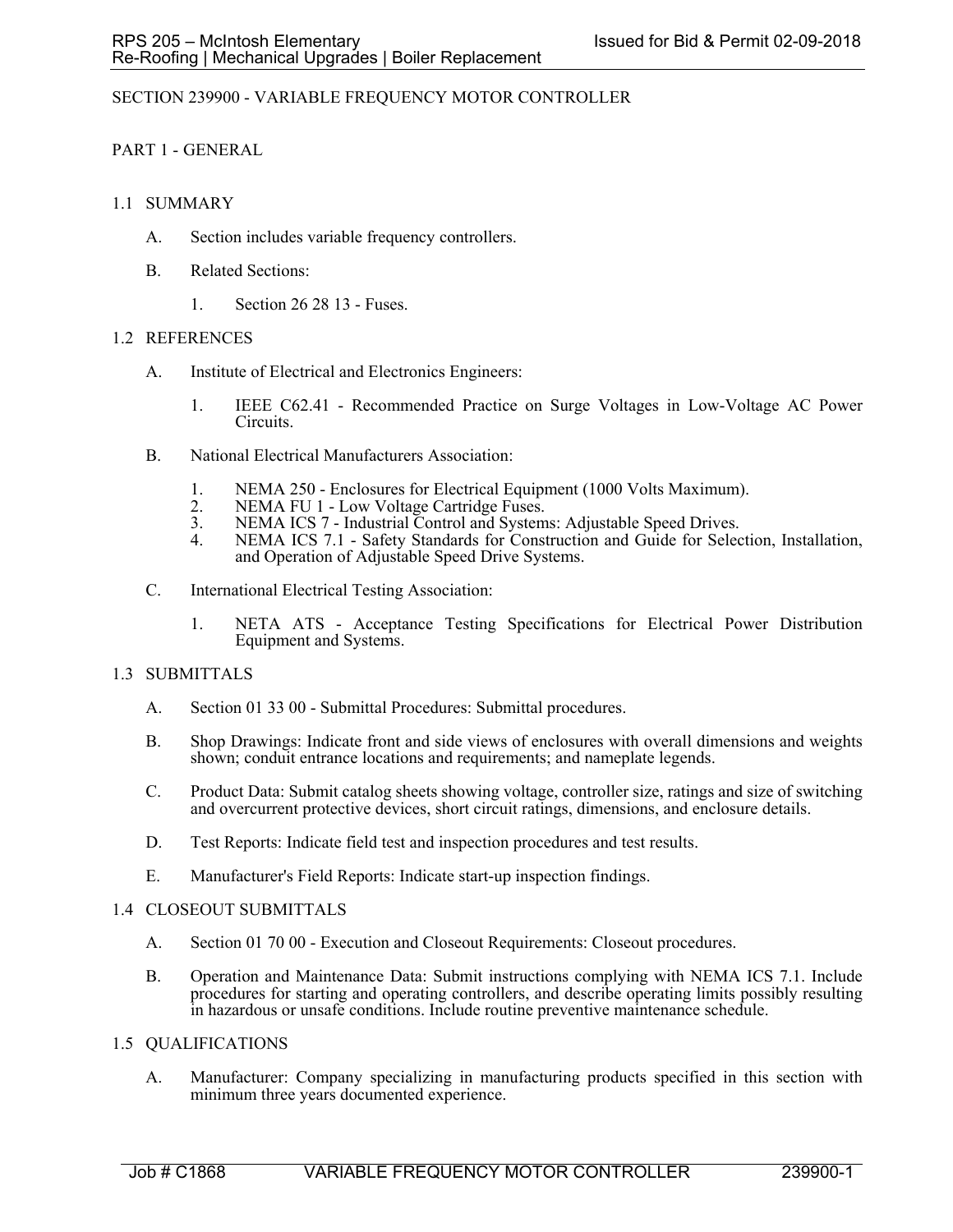# SECTION 239900 - VARIABLE FREQUENCY MOTOR CONTROLLER

## PART 1 - GENERAL

### 1.1 SUMMARY

A. Section includes variable frequency controllers.

B. Related Sections:

1. Section 26 28 13 - Fuses.

### 1.2 REFERENCES

A. Institute of Electrical and Electronics Engineers:

1. IEEE C62.41 - Recommended Practice on Surge Voltages in Low-Voltage AC Power Circuits.

B. National Electrical Manufacturers Association:

1. NEMA 250 - Enclosures for Electrical Equipment (1000 Volts Maximum).
2. NEMA FU 1 - Low Voltage Cartridge Fuses.
3. NEMA ICS 7 - Industrial Control and Systems: Adjustable Speed Drives.
4. NEMA ICS 7.1 - Safety Standards for Construction and Guide for Selection, Installation, and Operation of Adjustable Speed Drive Systems.

C. International Electrical Testing Association:

1. NETA ATS - Acceptance Testing Specifications for Electrical Power Distribution Equipment and Systems.

### 1.3 SUBMITTALS

A. Section 01 33 00 - Submittal Procedures: Submittal procedures.

B. Shop Drawings: Indicate front and side views of enclosures with overall dimensions and weights shown; conduit entrance locations and requirements; and nameplate legends.

C. Product Data: Submit catalog sheets showing voltage, controller size, ratings and size of switching and overcurrent protective devices, short circuit ratings, dimensions, and enclosure details.

D. Test Reports: Indicate field test and inspection procedures and test results.

E. Manufacturer's Field Reports: Indicate start-up inspection findings.

### 1.4 CLOSEOUT SUBMITTALS

A. Section 01 70 00 - Execution and Closeout Requirements: Closeout procedures.

B. Operation and Maintenance Data: Submit instructions complying with NEMA ICS 7.1. Include procedures for starting and operating controllers, and describe operating limits possibly resulting in hazardous or unsafe conditions. Include routine preventive maintenance schedule.

### 1.5 QUALIFICATIONS

A. Manufacturer: Company specializing in manufacturing products specified in this section with minimum three years documented experience.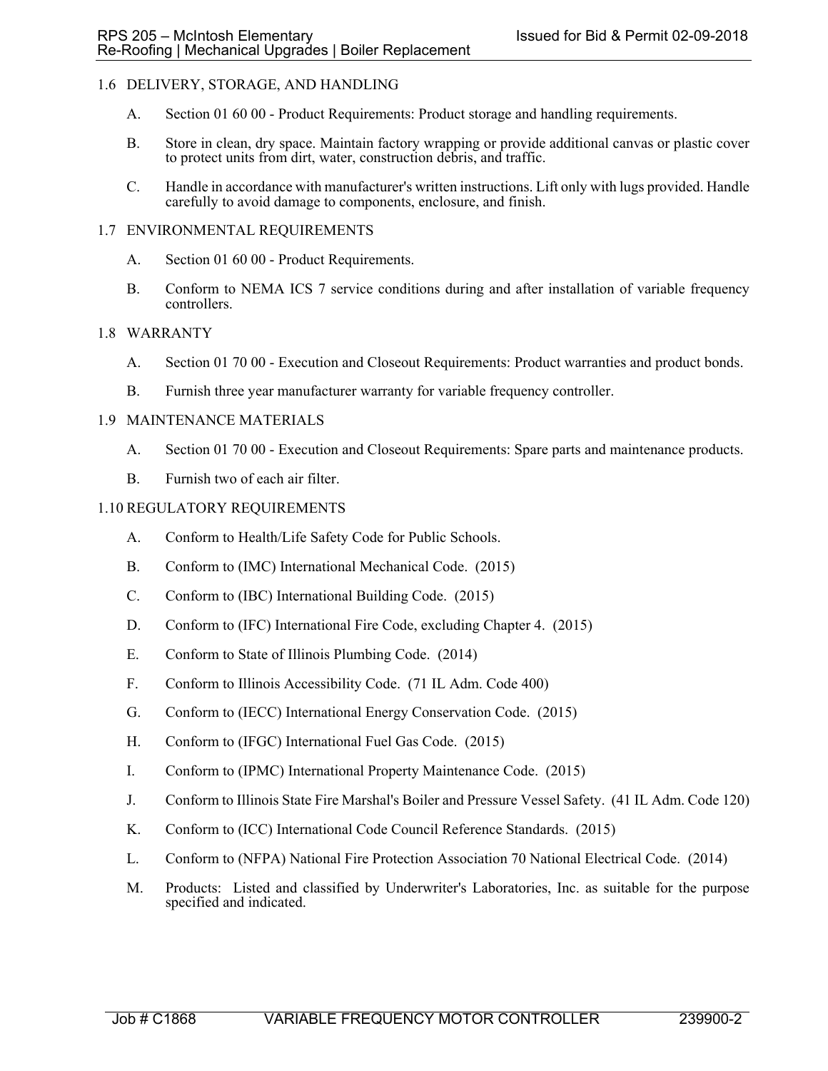## 1.6 DELIVERY, STORAGE, AND HANDLING

A. Section 01 60 00 - Product Requirements: Product storage and handling requirements.

B. Store in clean, dry space. Maintain factory wrapping or provide additional canvas or plastic cover to protect units from dirt, water, construction debris, and traffic.

C. Handle in accordance with manufacturer's written instructions. Lift only with lugs provided. Handle carefully to avoid damage to components, enclosure, and finish.

## 1.7 ENVIRONMENTAL REQUIREMENTS

A. Section 01 60 00 - Product Requirements.

B. Conform to NEMA ICS 7 service conditions during and after installation of variable frequency controllers.

## 1.8 WARRANTY

A. Section 01 70 00 - Execution and Closeout Requirements: Product warranties and product bonds.

B. Furnish three year manufacturer warranty for variable frequency controller.

## 1.9 MAINTENANCE MATERIALS

A. Section 01 70 00 - Execution and Closeout Requirements: Spare parts and maintenance products.

B. Furnish two of each air filter.

## 1.10 REGULATORY REQUIREMENTS

A. Conform to Health/Life Safety Code for Public Schools.

B. Conform to (IMC) International Mechanical Code. (2015)

C. Conform to (IBC) International Building Code. (2015)

D. Conform to (IFC) International Fire Code, excluding Chapter 4. (2015)

E. Conform to State of Illinois Plumbing Code. (2014)

F. Conform to Illinois Accessibility Code. (71 IL Adm. Code 400)

G. Conform to (IECC) International Energy Conservation Code. (2015)

H. Conform to (IFGC) International Fuel Gas Code. (2015)

I. Conform to (IPMC) International Property Maintenance Code. (2015)

J. Conform to Illinois State Fire Marshal's Boiler and Pressure Vessel Safety. (41 IL Adm. Code 120)

K. Conform to (ICC) International Code Council Reference Standards. (2015)

L. Conform to (NFPA) National Fire Protection Association 70 National Electrical Code. (2014)

M. Products: Listed and classified by Underwriter's Laboratories, Inc. as suitable for the purpose specified and indicated.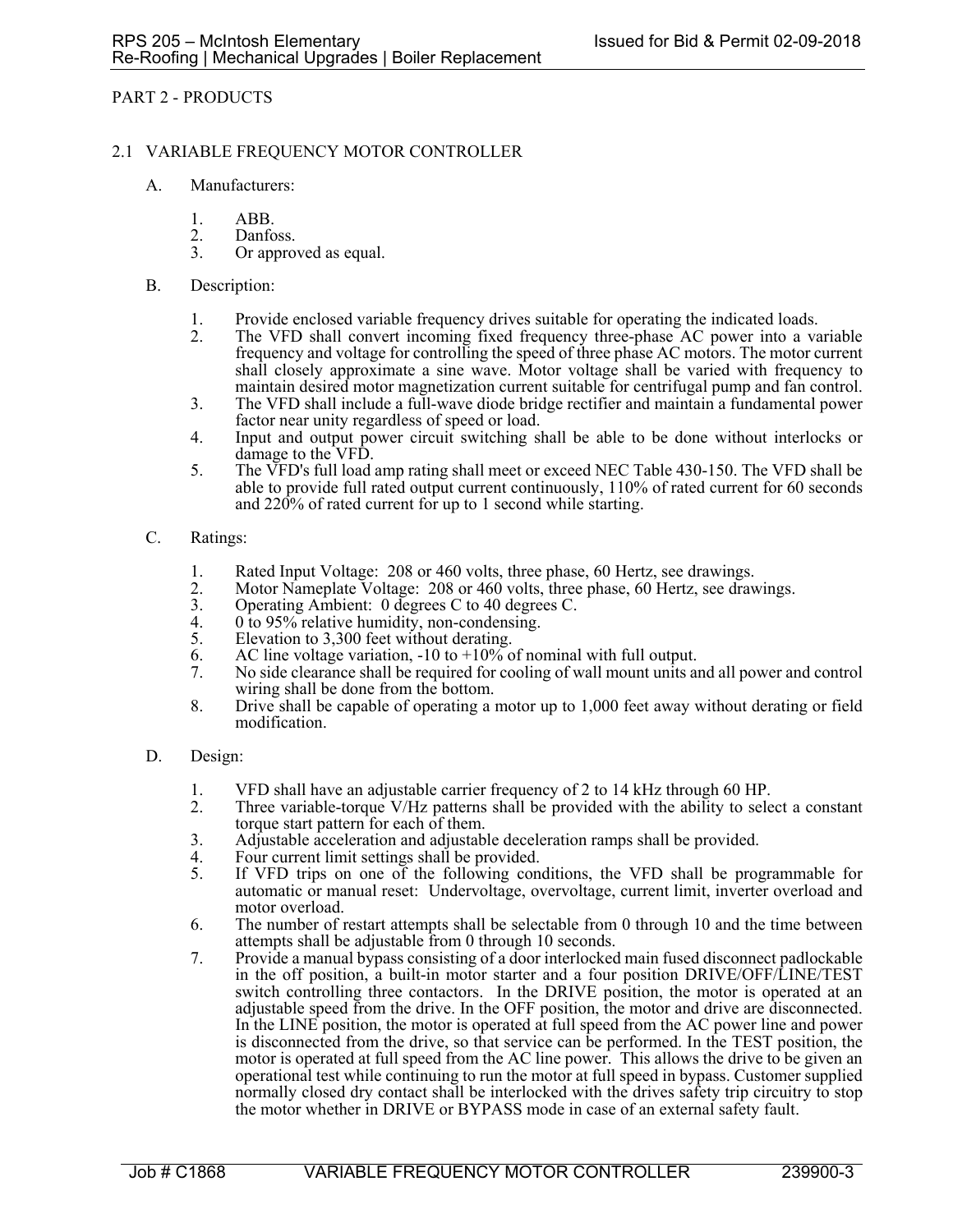## PART 2 - PRODUCTS

### 2.1 VARIABLE FREQUENCY MOTOR CONTROLLER

A. Manufacturers:

1. ABB.
2. Danfoss.
3. Or approved as equal.

B. Description:

1. Provide enclosed variable frequency drives suitable for operating the indicated loads.
2. The VFD shall convert incoming fixed frequency three-phase AC power into a variable frequency and voltage for controlling the speed of three phase AC motors. The motor current shall closely approximate a sine wave. Motor voltage shall be varied with frequency to maintain desired motor magnetization current suitable for centrifugal pump and fan control.
3. The VFD shall include a full-wave diode bridge rectifier and maintain a fundamental power factor near unity regardless of speed or load.
4. Input and output power circuit switching shall be able to be done without interlocks or damage to the VFD.
5. The VFD's full load amp rating shall meet or exceed NEC Table 430-150. The VFD shall be able to provide full rated output current continuously, 110% of rated current for 60 seconds and 220% of rated current for up to 1 second while starting.

C. Ratings:

1. Rated Input Voltage: 208 or 460 volts, three phase, 60 Hertz, see drawings.
2. Motor Nameplate Voltage: 208 or 460 volts, three phase, 60 Hertz, see drawings.
3. Operating Ambient: 0 degrees C to 40 degrees C.
4. 0 to 95% relative humidity, non-condensing.
5. Elevation to 3,300 feet without derating.
6. AC line voltage variation, -10 to +10% of nominal with full output.
7. No side clearance shall be required for cooling of wall mount units and all power and control wiring shall be done from the bottom.
8. Drive shall be capable of operating a motor up to 1,000 feet away without derating or field modification.

D. Design:

1. VFD shall have an adjustable carrier frequency of 2 to 14 kHz through 60 HP.
2. Three variable-torque V/Hz patterns shall be provided with the ability to select a constant torque start pattern for each of them.
3. Adjustable acceleration and adjustable deceleration ramps shall be provided.
4. Four current limit settings shall be provided.
5. If VFD trips on one of the following conditions, the VFD shall be programmable for automatic or manual reset: Undervoltage, overvoltage, current limit, inverter overload and motor overload.
6. The number of restart attempts shall be selectable from 0 through 10 and the time between attempts shall be adjustable from 0 through 10 seconds.
7. Provide a manual bypass consisting of a door interlocked main fused disconnect padlockable in the off position, a built-in motor starter and a four position DRIVE/OFF/LINE/TEST switch controlling three contactors. In the DRIVE position, the motor is operated at an adjustable speed from the drive. In the OFF position, the motor and drive are disconnected. In the LINE position, the motor is operated at full speed from the AC power line and power is disconnected from the drive, so that service can be performed. In the TEST position, the motor is operated at full speed from the AC line power. This allows the drive to be given an operational test while continuing to run the motor at full speed in bypass. Customer supplied normally closed dry contact shall be interlocked with the drives safety trip circuitry to stop the motor whether in DRIVE or BYPASS mode in case of an external safety fault.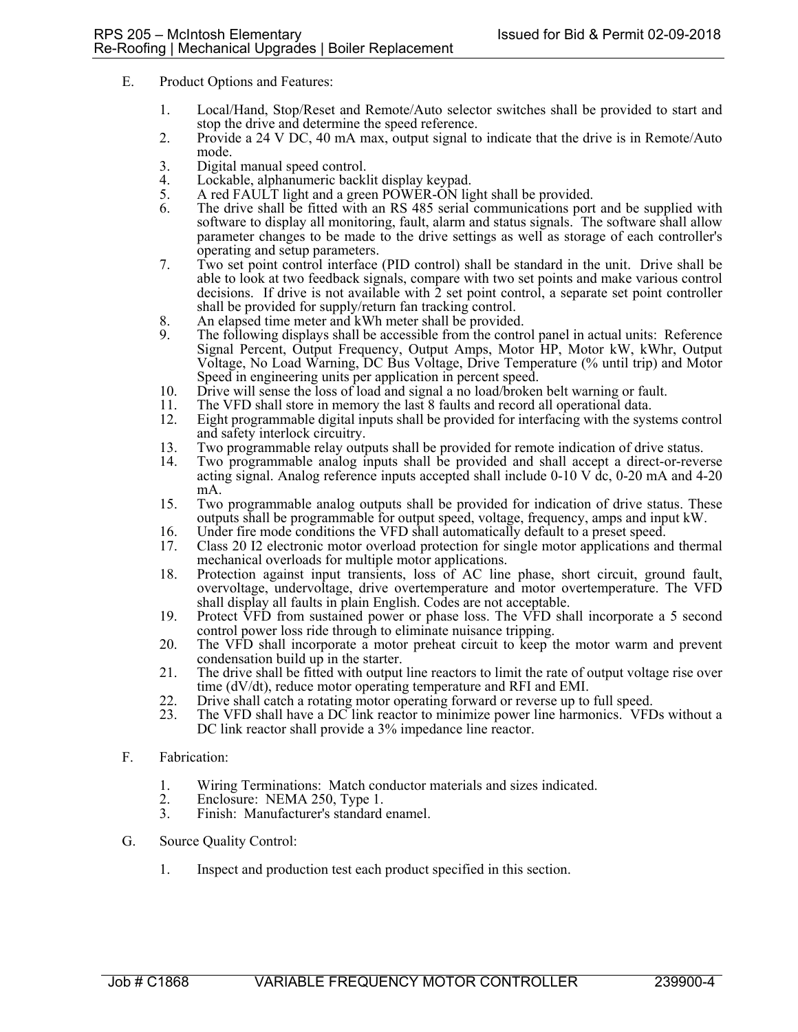E. Product Options and Features:

1. Local/Hand, Stop/Reset and Remote/Auto selector switches shall be provided to start and stop the drive and determine the speed reference.
2. Provide a 24 V DC, 40 mA max, output signal to indicate that the drive is in Remote/Auto mode.
3. Digital manual speed control.
4. Lockable, alphanumeric backlit display keypad.
5. A red FAULT light and a green POWER-ON light shall be provided.
6. The drive shall be fitted with an RS 485 serial communications port and be supplied with software to display all monitoring, fault, alarm and status signals. The software shall allow parameter changes to be made to the drive settings as well as storage of each controller's operating and setup parameters.
7. Two set point control interface (PID control) shall be standard in the unit. Drive shall be able to look at two feedback signals, compare with two set points and make various control decisions. If drive is not available with 2 set point control, a separate set point controller shall be provided for supply/return fan tracking control.
8. An elapsed time meter and kWh meter shall be provided.
9. The following displays shall be accessible from the control panel in actual units: Reference Signal Percent, Output Frequency, Output Amps, Motor HP, Motor kW, kWhr, Output Voltage, No Load Warning, DC Bus Voltage, Drive Temperature (% until trip) and Motor Speed in engineering units per application in percent speed.
10. Drive will sense the loss of load and signal a no load/broken belt warning or fault.
11. The VFD shall store in memory the last 8 faults and record all operational data.
12. Eight programmable digital inputs shall be provided for interfacing with the systems control and safety interlock circuitry.
13. Two programmable relay outputs shall be provided for remote indication of drive status.
14. Two programmable analog inputs shall be provided and shall accept a direct-or-reverse acting signal. Analog reference inputs accepted shall include 0-10 V dc, 0-20 mA and 4-20 mA.
15. Two programmable analog outputs shall be provided for indication of drive status. These outputs shall be programmable for output speed, voltage, frequency, amps and input kW.
16. Under fire mode conditions the VFD shall automatically default to a preset speed.
17. Class 20 I2 electronic motor overload protection for single motor applications and thermal mechanical overloads for multiple motor applications.
18. Protection against input transients, loss of AC line phase, short circuit, ground fault, overvoltage, undervoltage, drive overtemperature and motor overtemperature. The VFD shall display all faults in plain English. Codes are not acceptable.
19. Protect VFD from sustained power or phase loss. The VFD shall incorporate a 5 second control power loss ride through to eliminate nuisance tripping.
20. The VFD shall incorporate a motor preheat circuit to keep the motor warm and prevent condensation build up in the starter.
21. The drive shall be fitted with output line reactors to limit the rate of output voltage rise over time (dV/dt), reduce motor operating temperature and RFI and EMI.
22. Drive shall catch a rotating motor operating forward or reverse up to full speed.
23. The VFD shall have a DC link reactor to minimize power line harmonics. VFDs without a DC link reactor shall provide a 3% impedance line reactor.

F. Fabrication:

1. Wiring Terminations: Match conductor materials and sizes indicated.
2. Enclosure: NEMA 250, Type 1.
3. Finish: Manufacturer's standard enamel.

G. Source Quality Control:

1. Inspect and production test each product specified in this section.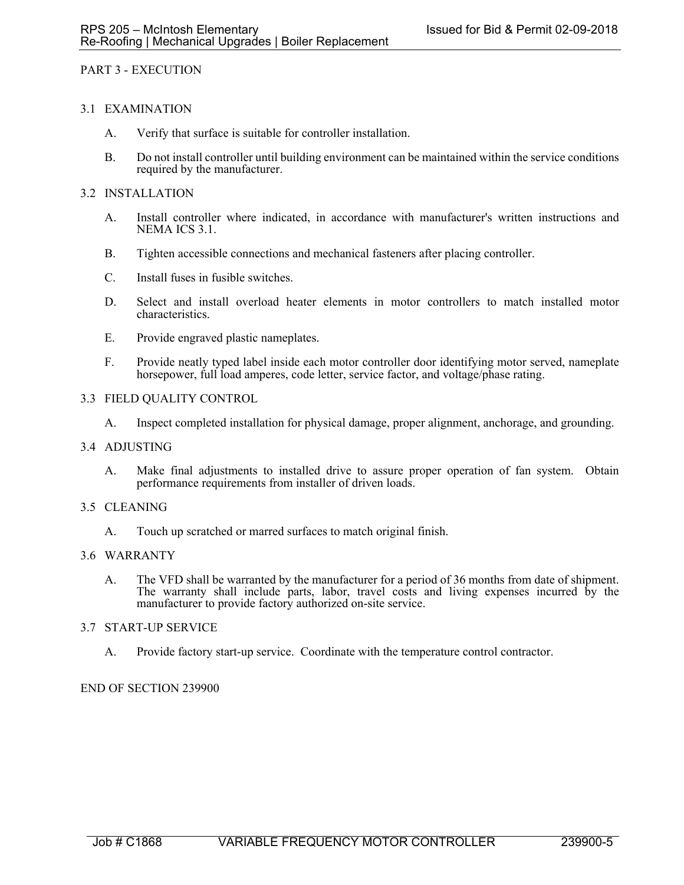PART 3 - EXECUTION

## 3.1 EXAMINATION

A. Verify that surface is suitable for controller installation.

B. Do not install controller until building environment can be maintained within the service conditions required by the manufacturer.

## 3.2 INSTALLATION

A. Install controller where indicated, in accordance with manufacturer's written instructions and NEMA ICS 3.1.

B. Tighten accessible connections and mechanical fasteners after placing controller.

C. Install fuses in fusible switches.

D. Select and install overload heater elements in motor controllers to match installed motor characteristics.

E. Provide engraved plastic nameplates.

F. Provide neatly typed label inside each motor controller door identifying motor served, nameplate horsepower, full load amperes, code letter, service factor, and voltage/phase rating.

## 3.3 FIELD QUALITY CONTROL

A. Inspect completed installation for physical damage, proper alignment, anchorage, and grounding.

## 3.4 ADJUSTING

A. Make final adjustments to installed drive to assure proper operation of fan system. Obtain performance requirements from installer of driven loads.

## 3.5 CLEANING

A. Touch up scratched or marred surfaces to match original finish.

## 3.6 WARRANTY

A. The VFD shall be warranted by the manufacturer for a period of 36 months from date of shipment. The warranty shall include parts, labor, travel costs and living expenses incurred by the manufacturer to provide factory authorized on-site service.

## 3.7 START-UP SERVICE

A. Provide factory start-up service. Coordinate with the temperature control contractor.

END OF SECTION 239900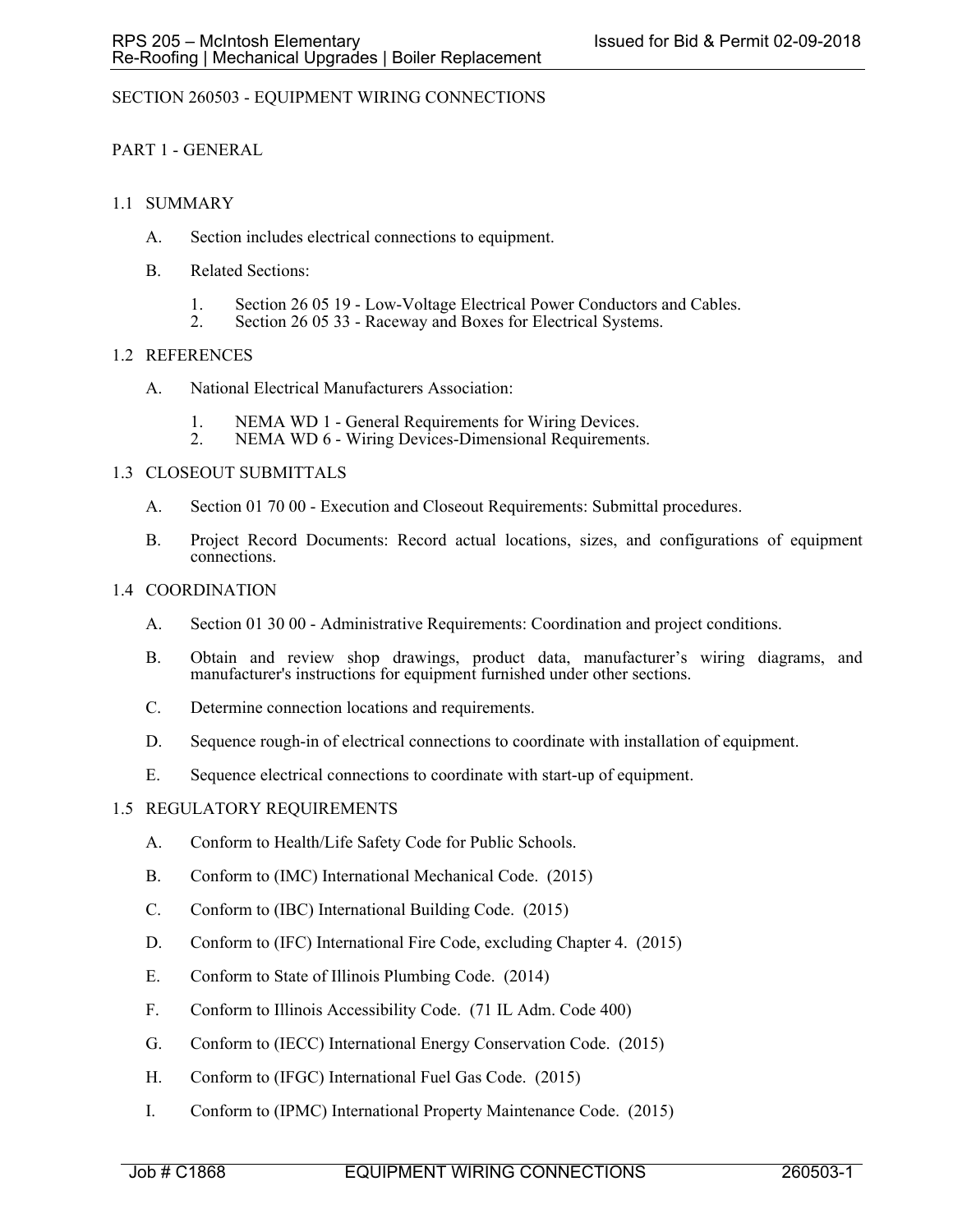# SECTION 260503 - EQUIPMENT WIRING CONNECTIONS

## PART 1 - GENERAL

### 1.1 SUMMARY

A. Section includes electrical connections to equipment.

B. Related Sections:

1. Section 26 05 19 - Low-Voltage Electrical Power Conductors and Cables.
2. Section 26 05 33 - Raceway and Boxes for Electrical Systems.

### 1.2 REFERENCES

A. National Electrical Manufacturers Association:

1. NEMA WD 1 - General Requirements for Wiring Devices.
2. NEMA WD 6 - Wiring Devices-Dimensional Requirements.

### 1.3 CLOSEOUT SUBMITTALS

A. Section 01 70 00 - Execution and Closeout Requirements: Submittal procedures.

B. Project Record Documents: Record actual locations, sizes, and configurations of equipment connections.

### 1.4 COORDINATION

A. Section 01 30 00 - Administrative Requirements: Coordination and project conditions.

B. Obtain and review shop drawings, product data, manufacturer's wiring diagrams, and manufacturer's instructions for equipment furnished under other sections.

C. Determine connection locations and requirements.

D. Sequence rough-in of electrical connections to coordinate with installation of equipment.

E. Sequence electrical connections to coordinate with start-up of equipment.

### 1.5 REGULATORY REQUIREMENTS

A. Conform to Health/Life Safety Code for Public Schools.

B. Conform to (IMC) International Mechanical Code. (2015)

C. Conform to (IBC) International Building Code. (2015)

D. Conform to (IFC) International Fire Code, excluding Chapter 4. (2015)

E. Conform to State of Illinois Plumbing Code. (2014)

F. Conform to Illinois Accessibility Code. (71 IL Adm. Code 400)

G. Conform to (IECC) International Energy Conservation Code. (2015)

H. Conform to (IFGC) International Fuel Gas Code. (2015)

I. Conform to (IPMC) International Property Maintenance Code. (2015)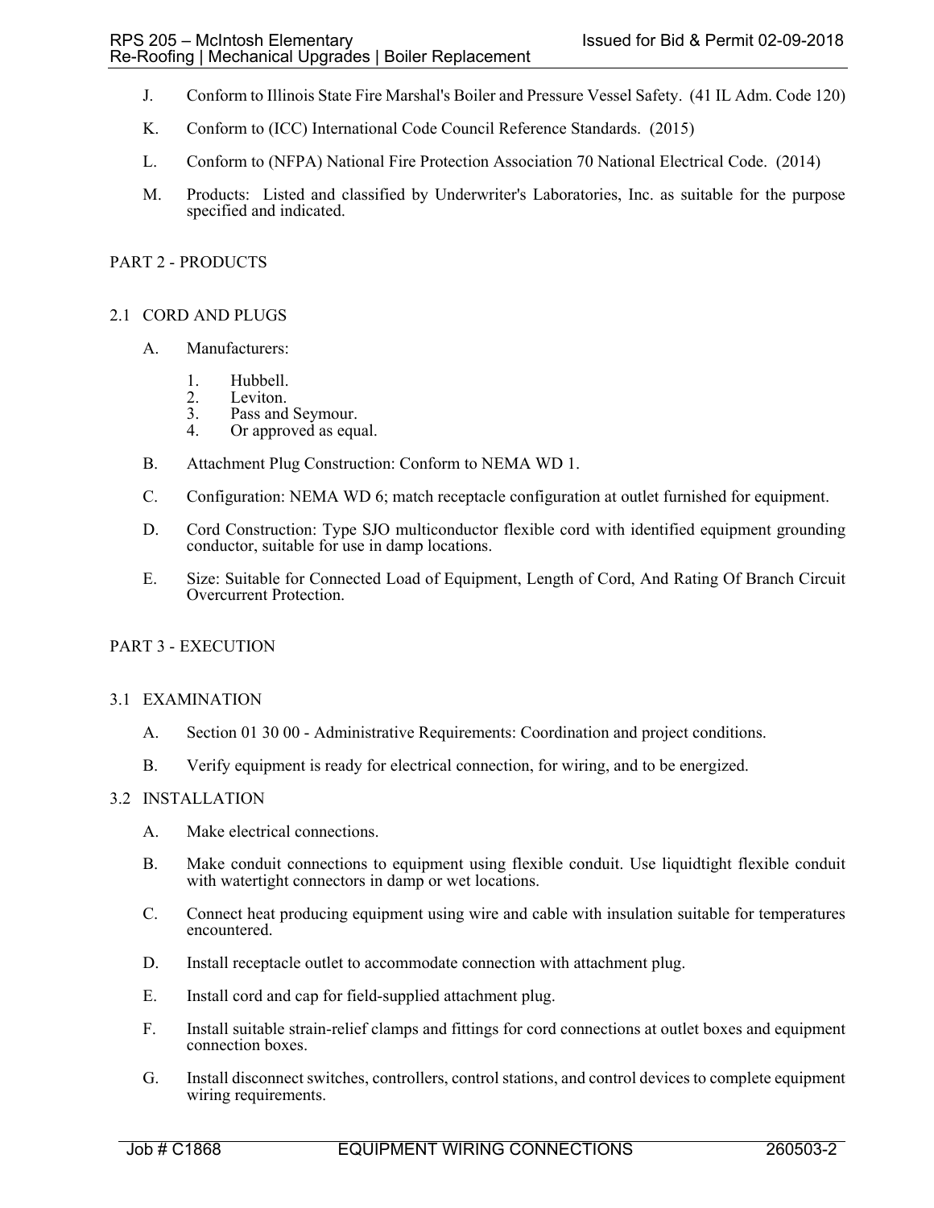J. Conform to Illinois State Fire Marshal's Boiler and Pressure Vessel Safety. (41 IL Adm. Code 120)

K. Conform to (ICC) International Code Council Reference Standards. (2015)

L. Conform to (NFPA) National Fire Protection Association 70 National Electrical Code. (2014)

M. Products: Listed and classified by Underwriter's Laboratories, Inc. as suitable for the purpose specified and indicated.

## PART 2 - PRODUCTS

### 2.1 CORD AND PLUGS

A. Manufacturers:

1. Hubbell.
2. Leviton.
3. Pass and Seymour.
4. Or approved as equal.

B. Attachment Plug Construction: Conform to NEMA WD 1.

C. Configuration: NEMA WD 6; match receptacle configuration at outlet furnished for equipment.

D. Cord Construction: Type SJO multiconductor flexible cord with identified equipment grounding conductor, suitable for use in damp locations.

E. Size: Suitable for Connected Load of Equipment, Length of Cord, And Rating Of Branch Circuit Overcurrent Protection.

## PART 3 - EXECUTION

### 3.1 EXAMINATION

A. Section 01 30 00 - Administrative Requirements: Coordination and project conditions.

B. Verify equipment is ready for electrical connection, for wiring, and to be energized.

### 3.2 INSTALLATION

A. Make electrical connections.

B. Make conduit connections to equipment using flexible conduit. Use liquidtight flexible conduit with watertight connectors in damp or wet locations.

C. Connect heat producing equipment using wire and cable with insulation suitable for temperatures encountered.

D. Install receptacle outlet to accommodate connection with attachment plug.

E. Install cord and cap for field-supplied attachment plug.

F. Install suitable strain-relief clamps and fittings for cord connections at outlet boxes and equipment connection boxes.

G. Install disconnect switches, controllers, control stations, and control devices to complete equipment wiring requirements.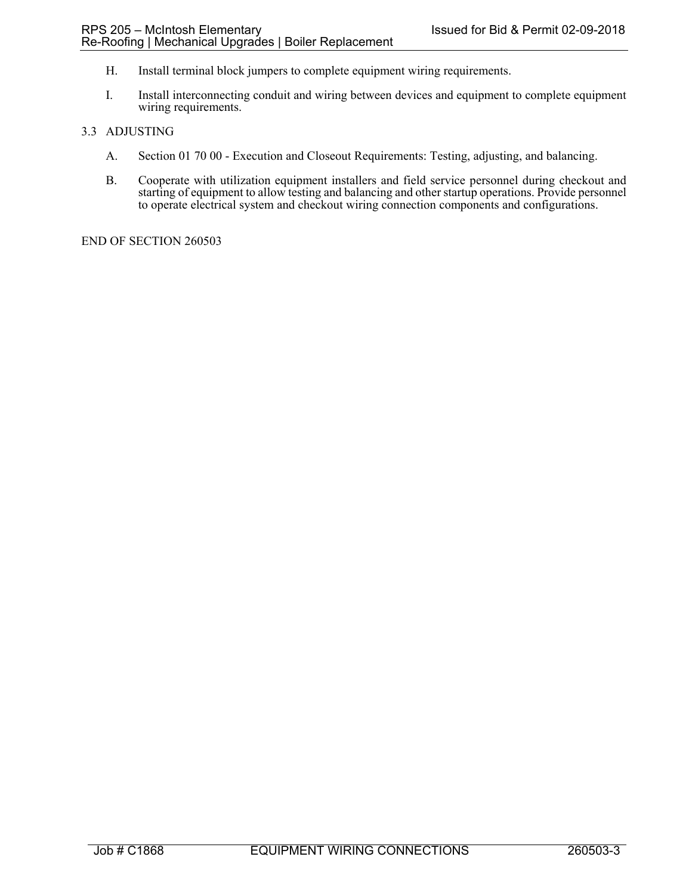H. Install terminal block jumpers to complete equipment wiring requirements.

I. Install interconnecting conduit and wiring between devices and equipment to complete equipment wiring requirements.

## 3.3 ADJUSTING

A. Section 01 70 00 - Execution and Closeout Requirements: Testing, adjusting, and balancing.

B. Cooperate with utilization equipment installers and field service personnel during checkout and starting of equipment to allow testing and balancing and other startup operations. Provide personnel to operate electrical system and checkout wiring connection components and configurations.

END OF SECTION 260503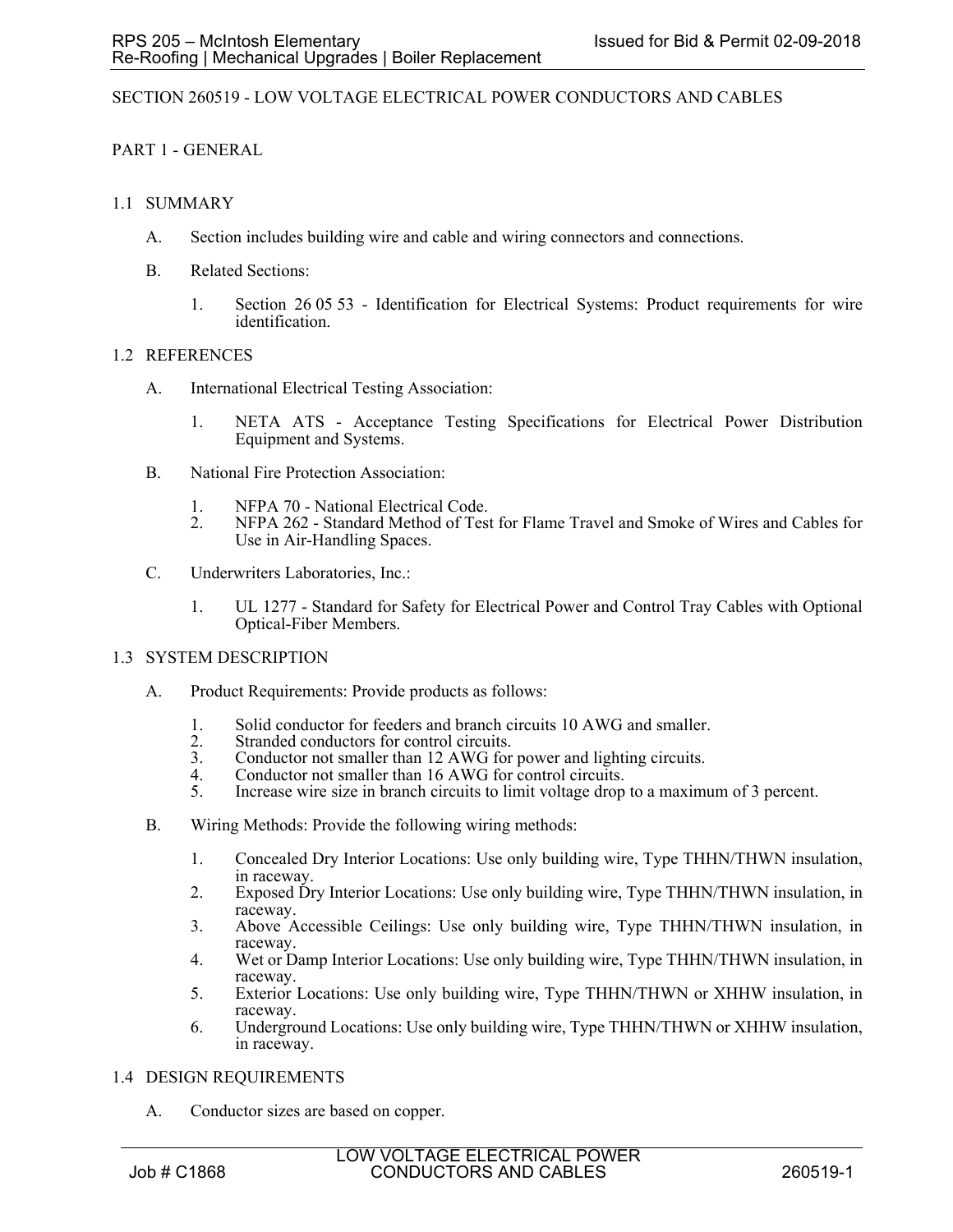# SECTION 260519 - LOW VOLTAGE ELECTRICAL POWER CONDUCTORS AND CABLES

## PART 1 - GENERAL

### 1.1 SUMMARY

A. Section includes building wire and cable and wiring connectors and connections.

B. Related Sections:

1. Section 26 05 53 - Identification for Electrical Systems: Product requirements for wire identification.

### 1.2 REFERENCES

A. International Electrical Testing Association:

1. NETA ATS - Acceptance Testing Specifications for Electrical Power Distribution Equipment and Systems.

B. National Fire Protection Association:

1. NFPA 70 - National Electrical Code.
2. NFPA 262 - Standard Method of Test for Flame Travel and Smoke of Wires and Cables for Use in Air-Handling Spaces.

C. Underwriters Laboratories, Inc.:

1. UL 1277 - Standard for Safety for Electrical Power and Control Tray Cables with Optional Optical-Fiber Members.

### 1.3 SYSTEM DESCRIPTION

A. Product Requirements: Provide products as follows:

1. Solid conductor for feeders and branch circuits 10 AWG and smaller.
2. Stranded conductors for control circuits.
3. Conductor not smaller than 12 AWG for power and lighting circuits.
4. Conductor not smaller than 16 AWG for control circuits.
5. Increase wire size in branch circuits to limit voltage drop to a maximum of 3 percent.

B. Wiring Methods: Provide the following wiring methods:

1. Concealed Dry Interior Locations: Use only building wire, Type THHN/THWN insulation, in raceway.
2. Exposed Dry Interior Locations: Use only building wire, Type THHN/THWN insulation, in raceway.
3. Above Accessible Ceilings: Use only building wire, Type THHN/THWN insulation, in raceway.
4. Wet or Damp Interior Locations: Use only building wire, Type THHN/THWN insulation, in raceway.
5. Exterior Locations: Use only building wire, Type THHN/THWN or XHHW insulation, in raceway.
6. Underground Locations: Use only building wire, Type THHN/THWN or XHHW insulation, in raceway.

### 1.4 DESIGN REQUIREMENTS

A. Conductor sizes are based on copper.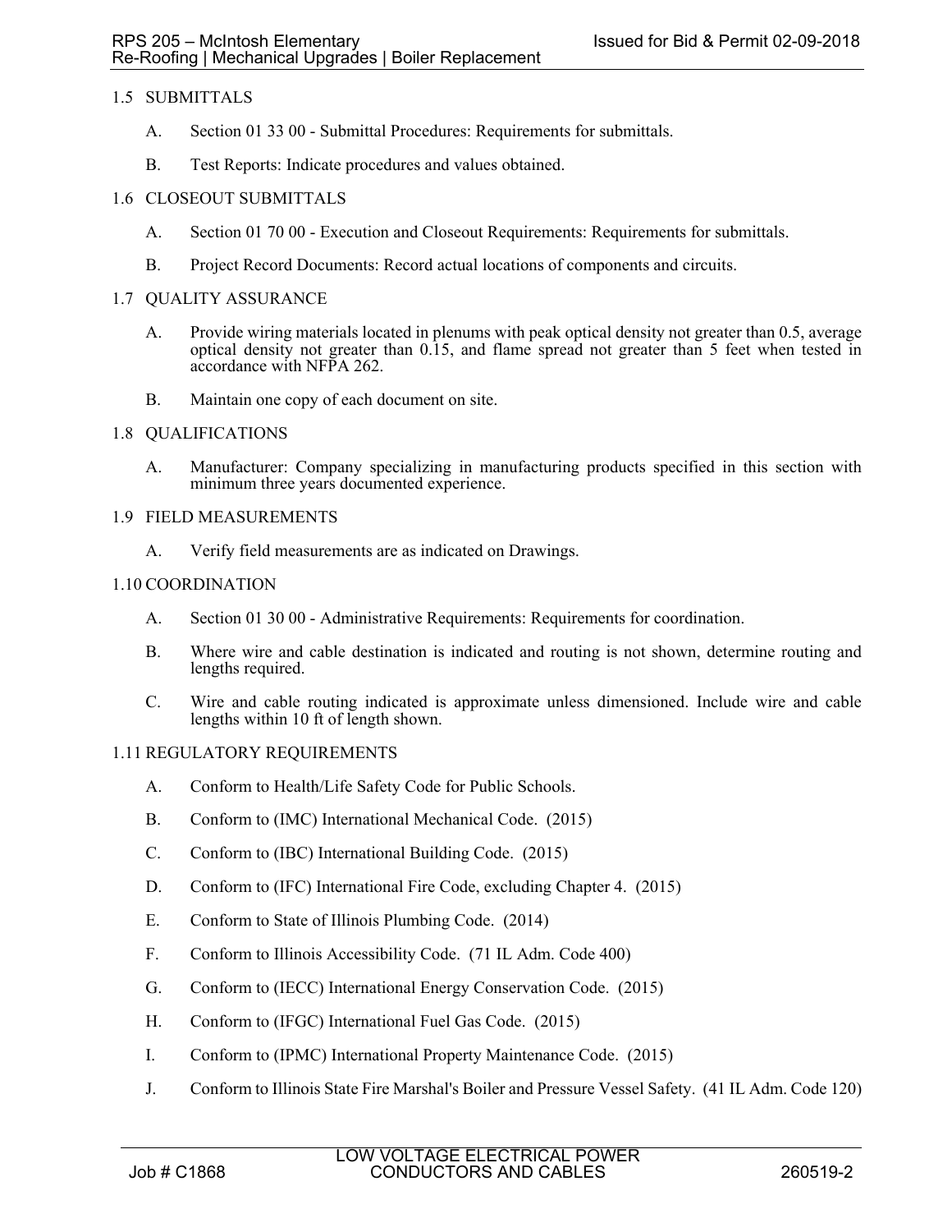## 1.5 SUBMITTALS

A. Section 01 33 00 - Submittal Procedures: Requirements for submittals.

B. Test Reports: Indicate procedures and values obtained.

## 1.6 CLOSEOUT SUBMITTALS

A. Section 01 70 00 - Execution and Closeout Requirements: Requirements for submittals.

B. Project Record Documents: Record actual locations of components and circuits.

## 1.7 QUALITY ASSURANCE

A. Provide wiring materials located in plenums with peak optical density not greater than 0.5, average optical density not greater than 0.15, and flame spread not greater than 5 feet when tested in accordance with NFPA 262.

B. Maintain one copy of each document on site.

## 1.8 QUALIFICATIONS

A. Manufacturer: Company specializing in manufacturing products specified in this section with minimum three years documented experience.

## 1.9 FIELD MEASUREMENTS

A. Verify field measurements are as indicated on Drawings.

## 1.10 COORDINATION

A. Section 01 30 00 - Administrative Requirements: Requirements for coordination.

B. Where wire and cable destination is indicated and routing is not shown, determine routing and lengths required.

C. Wire and cable routing indicated is approximate unless dimensioned. Include wire and cable lengths within 10 ft of length shown.

## 1.11 REGULATORY REQUIREMENTS

A. Conform to Health/Life Safety Code for Public Schools.

B. Conform to (IMC) International Mechanical Code. (2015)

C. Conform to (IBC) International Building Code. (2015)

D. Conform to (IFC) International Fire Code, excluding Chapter 4. (2015)

E. Conform to State of Illinois Plumbing Code. (2014)

F. Conform to Illinois Accessibility Code. (71 IL Adm. Code 400)

G. Conform to (IECC) International Energy Conservation Code. (2015)

H. Conform to (IFGC) International Fuel Gas Code. (2015)

I. Conform to (IPMC) International Property Maintenance Code. (2015)

J. Conform to Illinois State Fire Marshal's Boiler and Pressure Vessel Safety. (41 IL Adm. Code 120)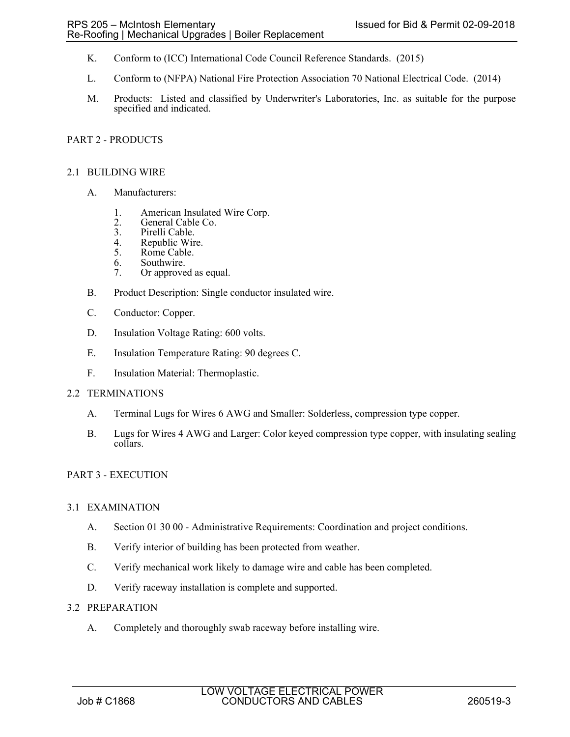K. Conform to (ICC) International Code Council Reference Standards. (2015)

L. Conform to (NFPA) National Fire Protection Association 70 National Electrical Code. (2014)

M. Products: Listed and classified by Underwriter's Laboratories, Inc. as suitable for the purpose specified and indicated.

## PART 2 - PRODUCTS

### 2.1 BUILDING WIRE

A. Manufacturers:

1. American Insulated Wire Corp.
2. General Cable Co.
3. Pirelli Cable.
4. Republic Wire.
5. Rome Cable.
6. Southwire.
7. Or approved as equal.

B. Product Description: Single conductor insulated wire.

C. Conductor: Copper.

D. Insulation Voltage Rating: 600 volts.

E. Insulation Temperature Rating: 90 degrees C.

F. Insulation Material: Thermoplastic.

### 2.2 TERMINATIONS

A. Terminal Lugs for Wires 6 AWG and Smaller: Solderless, compression type copper.

B. Lugs for Wires 4 AWG and Larger: Color keyed compression type copper, with insulating sealing collars.

## PART 3 - EXECUTION

### 3.1 EXAMINATION

A. Section 01 30 00 - Administrative Requirements: Coordination and project conditions.

B. Verify interior of building has been protected from weather.

C. Verify mechanical work likely to damage wire and cable has been completed.

D. Verify raceway installation is complete and supported.

### 3.2 PREPARATION

A. Completely and thoroughly swab raceway before installing wire.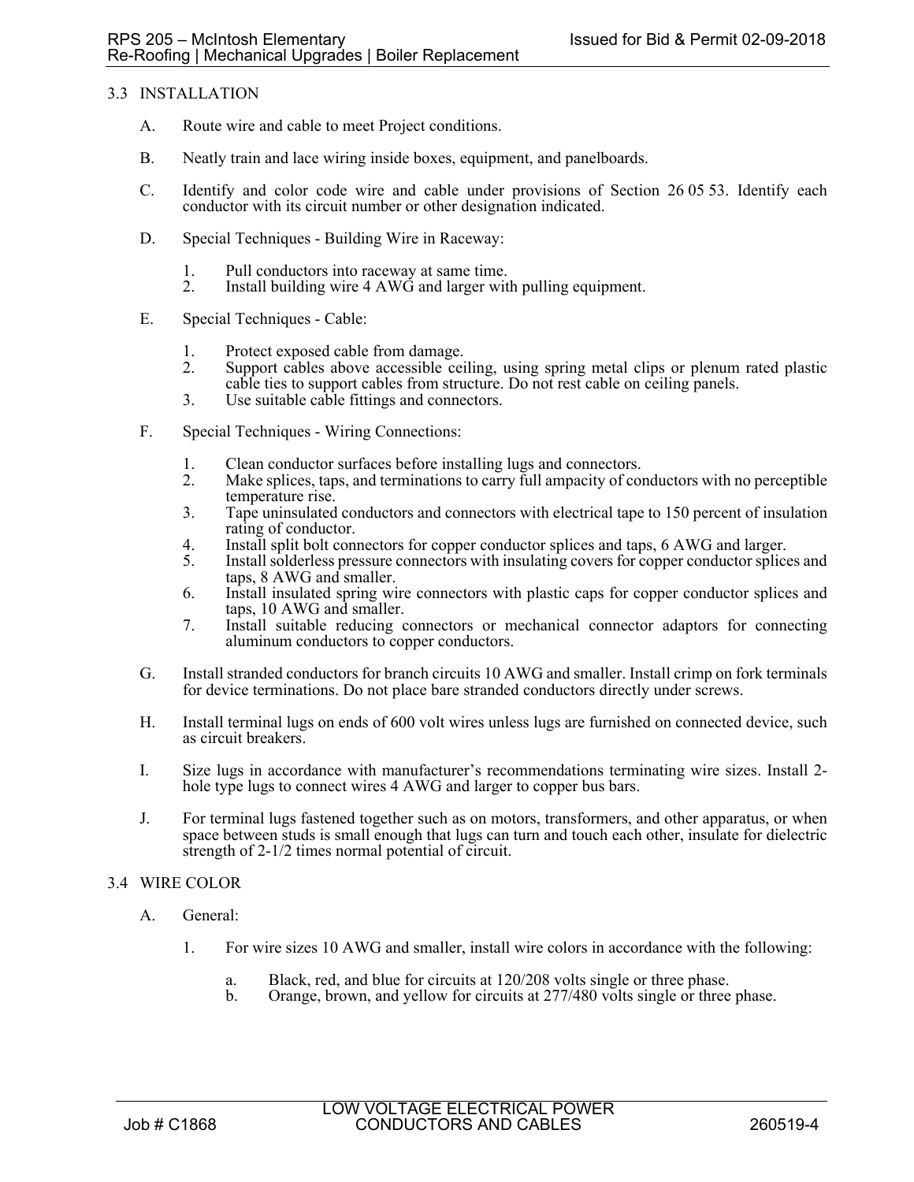## 3.3 INSTALLATION

A. Route wire and cable to meet Project conditions.

B. Neatly train and lace wiring inside boxes, equipment, and panelboards.

C. Identify and color code wire and cable under provisions of Section 26 05 53. Identify each conductor with its circuit number or other designation indicated.

D. Special Techniques - Building Wire in Raceway:

1. Pull conductors into raceway at same time.
2. Install building wire 4 AWG and larger with pulling equipment.

E. Special Techniques - Cable:

1. Protect exposed cable from damage.
2. Support cables above accessible ceiling, using spring metal clips or plenum rated plastic cable ties to support cables from structure. Do not rest cable on ceiling panels.
3. Use suitable cable fittings and connectors.

F. Special Techniques - Wiring Connections:

1. Clean conductor surfaces before installing lugs and connectors.
2. Make splices, taps, and terminations to carry full ampacity of conductors with no perceptible temperature rise.
3. Tape uninsulated conductors and connectors with electrical tape to 150 percent of insulation rating of conductor.
4. Install split bolt connectors for copper conductor splices and taps, 6 AWG and larger.
5. Install solderless pressure connectors with insulating covers for copper conductor splices and taps, 8 AWG and smaller.
6. Install insulated spring wire connectors with plastic caps for copper conductor splices and taps, 10 AWG and smaller.
7. Install suitable reducing connectors or mechanical connector adaptors for connecting aluminum conductors to copper conductors.

G. Install stranded conductors for branch circuits 10 AWG and smaller. Install crimp on fork terminals for device terminations. Do not place bare stranded conductors directly under screws.

H. Install terminal lugs on ends of 600 volt wires unless lugs are furnished on connected device, such as circuit breakers.

I. Size lugs in accordance with manufacturer's recommendations terminating wire sizes. Install 2-hole type lugs to connect wires 4 AWG and larger to copper bus bars.

J. For terminal lugs fastened together such as on motors, transformers, and other apparatus, or when space between studs is small enough that lugs can turn and touch each other, insulate for dielectric strength of 2-1/2 times normal potential of circuit.

## 3.4 WIRE COLOR

A. General:

1. For wire sizes 10 AWG and smaller, install wire colors in accordance with the following:

   a. Black, red, and blue for circuits at 120/208 volts single or three phase.
   b. Orange, brown, and yellow for circuits at 277/480 volts single or three phase.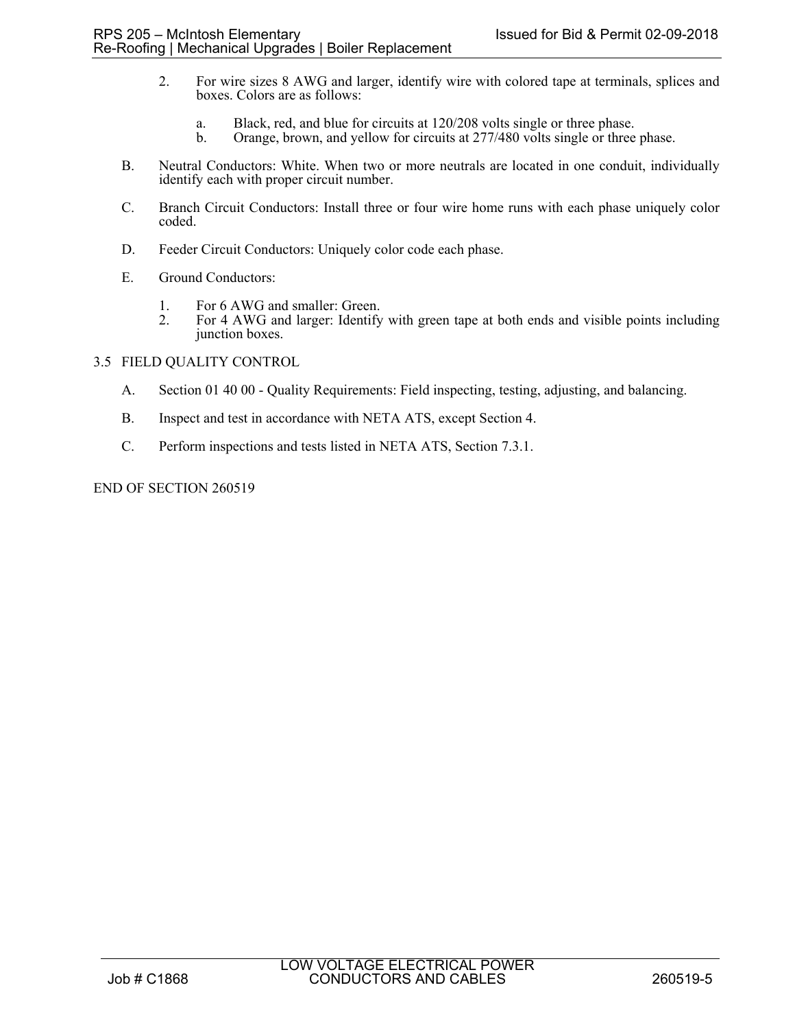2. For wire sizes 8 AWG and larger, identify wire with colored tape at terminals, splices and boxes. Colors are as follows:

    a. Black, red, and blue for circuits at 120/208 volts single or three phase.
    b. Orange, brown, and yellow for circuits at 277/480 volts single or three phase.

B. Neutral Conductors: White. When two or more neutrals are located in one conduit, individually identify each with proper circuit number.

C. Branch Circuit Conductors: Install three or four wire home runs with each phase uniquely color coded.

D. Feeder Circuit Conductors: Uniquely color code each phase.

E. Ground Conductors:

1. For 6 AWG and smaller: Green.
2. For 4 AWG and larger: Identify with green tape at both ends and visible points including junction boxes.

## 3.5 FIELD QUALITY CONTROL

A. Section 01 40 00 - Quality Requirements: Field inspecting, testing, adjusting, and balancing.

B. Inspect and test in accordance with NETA ATS, except Section 4.

C. Perform inspections and tests listed in NETA ATS, Section 7.3.1.

END OF SECTION 260519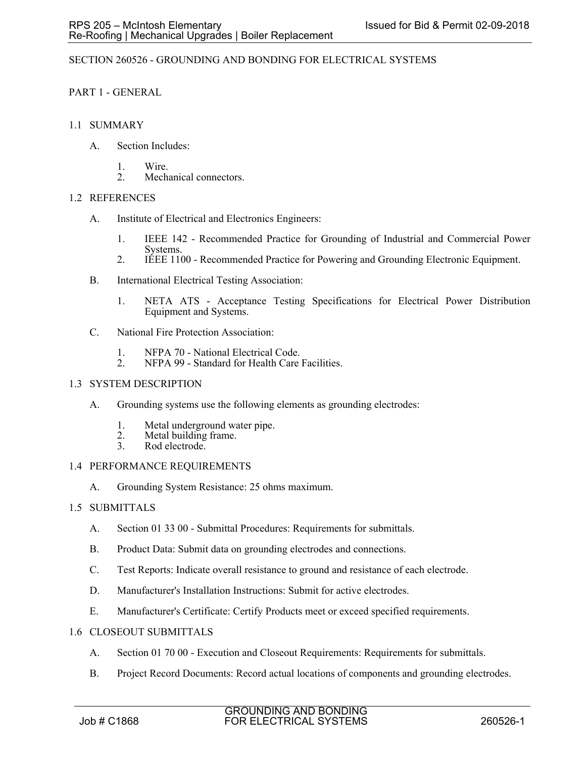# SECTION 260526 - GROUNDING AND BONDING FOR ELECTRICAL SYSTEMS

## PART 1 - GENERAL

### 1.1 SUMMARY

A. Section Includes:

1. Wire.
2. Mechanical connectors.

### 1.2 REFERENCES

A. Institute of Electrical and Electronics Engineers:

1. IEEE 142 - Recommended Practice for Grounding of Industrial and Commercial Power Systems.
2. IEEE 1100 - Recommended Practice for Powering and Grounding Electronic Equipment.

B. International Electrical Testing Association:

1. NETA ATS - Acceptance Testing Specifications for Electrical Power Distribution Equipment and Systems.

C. National Fire Protection Association:

1. NFPA 70 - National Electrical Code.
2. NFPA 99 - Standard for Health Care Facilities.

### 1.3 SYSTEM DESCRIPTION

A. Grounding systems use the following elements as grounding electrodes:

1. Metal underground water pipe.
2. Metal building frame.
3. Rod electrode.

### 1.4 PERFORMANCE REQUIREMENTS

A. Grounding System Resistance: 25 ohms maximum.

### 1.5 SUBMITTALS

A. Section 01 33 00 - Submittal Procedures: Requirements for submittals.

B. Product Data: Submit data on grounding electrodes and connections.

C. Test Reports: Indicate overall resistance to ground and resistance of each electrode.

D. Manufacturer's Installation Instructions: Submit for active electrodes.

E. Manufacturer's Certificate: Certify Products meet or exceed specified requirements.

### 1.6 CLOSEOUT SUBMITTALS

A. Section 01 70 00 - Execution and Closeout Requirements: Requirements for submittals.

B. Project Record Documents: Record actual locations of components and grounding electrodes.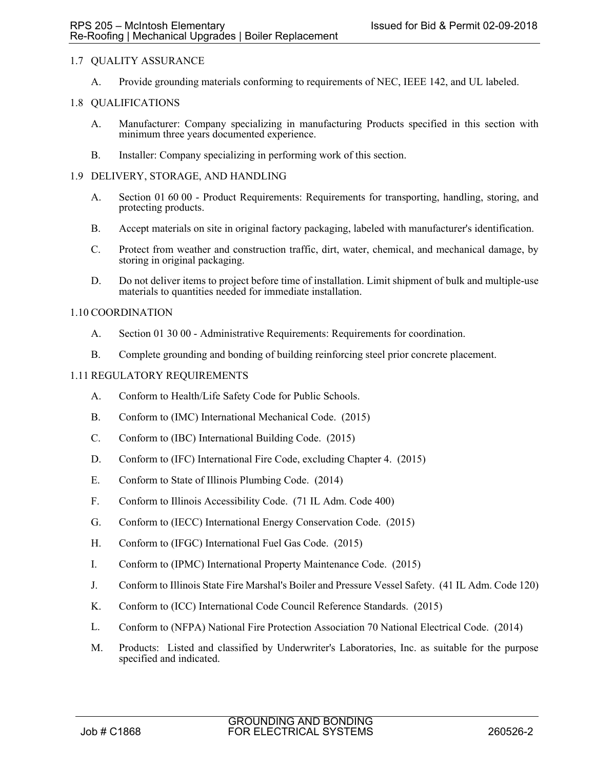## 1.7 QUALITY ASSURANCE

A. Provide grounding materials conforming to requirements of NEC, IEEE 142, and UL labeled.

## 1.8 QUALIFICATIONS

A. Manufacturer: Company specializing in manufacturing Products specified in this section with minimum three years documented experience.

B. Installer: Company specializing in performing work of this section.

## 1.9 DELIVERY, STORAGE, AND HANDLING

A. Section 01 60 00 - Product Requirements: Requirements for transporting, handling, storing, and protecting products.

B. Accept materials on site in original factory packaging, labeled with manufacturer's identification.

C. Protect from weather and construction traffic, dirt, water, chemical, and mechanical damage, by storing in original packaging.

D. Do not deliver items to project before time of installation. Limit shipment of bulk and multiple-use materials to quantities needed for immediate installation.

## 1.10 COORDINATION

A. Section 01 30 00 - Administrative Requirements: Requirements for coordination.

B. Complete grounding and bonding of building reinforcing steel prior concrete placement.

## 1.11 REGULATORY REQUIREMENTS

A. Conform to Health/Life Safety Code for Public Schools.

B. Conform to (IMC) International Mechanical Code. (2015)

C. Conform to (IBC) International Building Code. (2015)

D. Conform to (IFC) International Fire Code, excluding Chapter 4. (2015)

E. Conform to State of Illinois Plumbing Code. (2014)

F. Conform to Illinois Accessibility Code. (71 IL Adm. Code 400)

G. Conform to (IECC) International Energy Conservation Code. (2015)

H. Conform to (IFGC) International Fuel Gas Code. (2015)

I. Conform to (IPMC) International Property Maintenance Code. (2015)

J. Conform to Illinois State Fire Marshal's Boiler and Pressure Vessel Safety. (41 IL Adm. Code 120)

K. Conform to (ICC) International Code Council Reference Standards. (2015)

L. Conform to (NFPA) National Fire Protection Association 70 National Electrical Code. (2014)

M. Products: Listed and classified by Underwriter's Laboratories, Inc. as suitable for the purpose specified and indicated.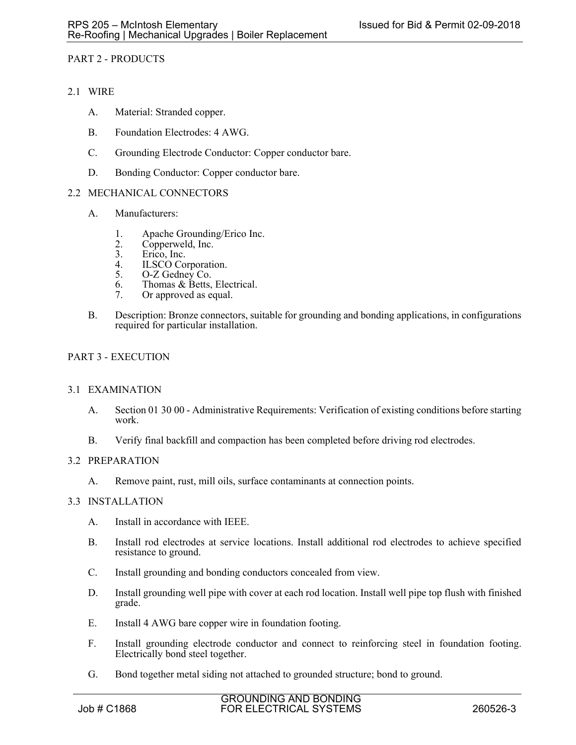## PART 2 - PRODUCTS

### 2.1 WIRE

A. Material: Stranded copper.

B. Foundation Electrodes: 4 AWG.

C. Grounding Electrode Conductor: Copper conductor bare.

D. Bonding Conductor: Copper conductor bare.

### 2.2 MECHANICAL CONNECTORS

A. Manufacturers:

1. Apache Grounding/Erico Inc.
2. Copperweld, Inc.
3. Erico, Inc.
4. ILSCO Corporation.
5. O-Z Gedney Co.
6. Thomas & Betts, Electrical.
7. Or approved as equal.

B. Description: Bronze connectors, suitable for grounding and bonding applications, in configurations required for particular installation.

## PART 3 - EXECUTION

### 3.1 EXAMINATION

A. Section 01 30 00 - Administrative Requirements: Verification of existing conditions before starting work.

B. Verify final backfill and compaction has been completed before driving rod electrodes.

### 3.2 PREPARATION

A. Remove paint, rust, mill oils, surface contaminants at connection points.

### 3.3 INSTALLATION

A. Install in accordance with IEEE.

B. Install rod electrodes at service locations. Install additional rod electrodes to achieve specified resistance to ground.

C. Install grounding and bonding conductors concealed from view.

D. Install grounding well pipe with cover at each rod location. Install well pipe top flush with finished grade.

E. Install 4 AWG bare copper wire in foundation footing.

F. Install grounding electrode conductor and connect to reinforcing steel in foundation footing. Electrically bond steel together.

G. Bond together metal siding not attached to grounded structure; bond to ground.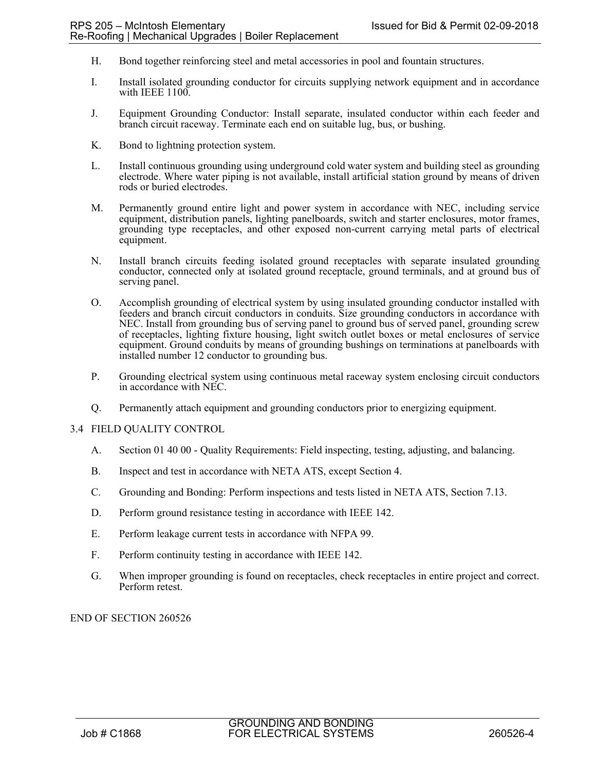H. Bond together reinforcing steel and metal accessories in pool and fountain structures.

I. Install isolated grounding conductor for circuits supplying network equipment and in accordance with IEEE 1100.

J. Equipment Grounding Conductor: Install separate, insulated conductor within each feeder and branch circuit raceway. Terminate each end on suitable lug, bus, or bushing.

K. Bond to lightning protection system.

L. Install continuous grounding using underground cold water system and building steel as grounding electrode. Where water piping is not available, install artificial station ground by means of driven rods or buried electrodes.

M. Permanently ground entire light and power system in accordance with NEC, including service equipment, distribution panels, lighting panelboards, switch and starter enclosures, motor frames, grounding type receptacles, and other exposed non-current carrying metal parts of electrical equipment.

N. Install branch circuits feeding isolated ground receptacles with separate insulated grounding conductor, connected only at isolated ground receptacle, ground terminals, and at ground bus of serving panel.

O. Accomplish grounding of electrical system by using insulated grounding conductor installed with feeders and branch circuit conductors in conduits. Size grounding conductors in accordance with NEC. Install from grounding bus of serving panel to ground bus of served panel, grounding screw of receptacles, lighting fixture housing, light switch outlet boxes or metal enclosures of service equipment. Ground conduits by means of grounding bushings on terminations at panelboards with installed number 12 conductor to grounding bus.

P. Grounding electrical system using continuous metal raceway system enclosing circuit conductors in accordance with NEC.

Q. Permanently attach equipment and grounding conductors prior to energizing equipment.

## 3.4 FIELD QUALITY CONTROL

A. Section 01 40 00 - Quality Requirements: Field inspecting, testing, adjusting, and balancing.

B. Inspect and test in accordance with NETA ATS, except Section 4.

C. Grounding and Bonding: Perform inspections and tests listed in NETA ATS, Section 7.13.

D. Perform ground resistance testing in accordance with IEEE 142.

E. Perform leakage current tests in accordance with NFPA 99.

F. Perform continuity testing in accordance with IEEE 142.

G. When improper grounding is found on receptacles, check receptacles in entire project and correct. Perform retest.

END OF SECTION 260526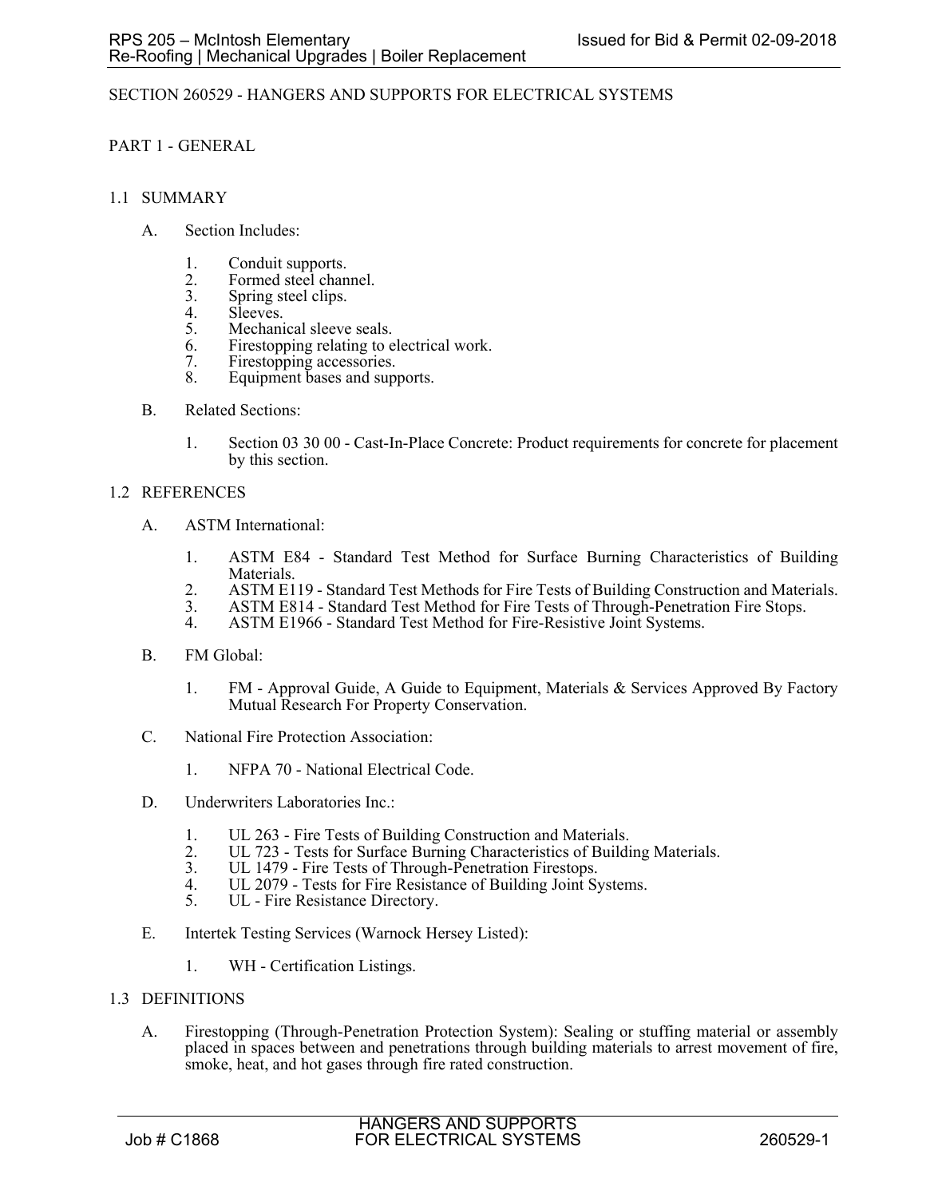# SECTION 260529 - HANGERS AND SUPPORTS FOR ELECTRICAL SYSTEMS

## PART 1 - GENERAL

### 1.1 SUMMARY

A. Section Includes:

1. Conduit supports.
2. Formed steel channel.
3. Spring steel clips.
4. Sleeves.
5. Mechanical sleeve seals.
6. Firestopping relating to electrical work.
7. Firestopping accessories.
8. Equipment bases and supports.

B. Related Sections:

1. Section 03 30 00 - Cast-In-Place Concrete: Product requirements for concrete for placement by this section.

### 1.2 REFERENCES

A. ASTM International:

1. ASTM E84 - Standard Test Method for Surface Burning Characteristics of Building Materials.
2. ASTM E119 - Standard Test Methods for Fire Tests of Building Construction and Materials.
3. ASTM E814 - Standard Test Method for Fire Tests of Through-Penetration Fire Stops.
4. ASTM E1966 - Standard Test Method for Fire-Resistive Joint Systems.

B. FM Global:

1. FM - Approval Guide, A Guide to Equipment, Materials & Services Approved By Factory Mutual Research For Property Conservation.

C. National Fire Protection Association:

1. NFPA 70 - National Electrical Code.

D. Underwriters Laboratories Inc.:

1. UL 263 - Fire Tests of Building Construction and Materials.
2. UL 723 - Tests for Surface Burning Characteristics of Building Materials.
3. UL 1479 - Fire Tests of Through-Penetration Firestops.
4. UL 2079 - Tests for Fire Resistance of Building Joint Systems.
5. UL - Fire Resistance Directory.

E. Intertek Testing Services (Warnock Hersey Listed):

1. WH - Certification Listings.

### 1.3 DEFINITIONS

A. Firestopping (Through-Penetration Protection System): Sealing or stuffing material or assembly placed in spaces between and penetrations through building materials to arrest movement of fire, smoke, heat, and hot gases through fire rated construction.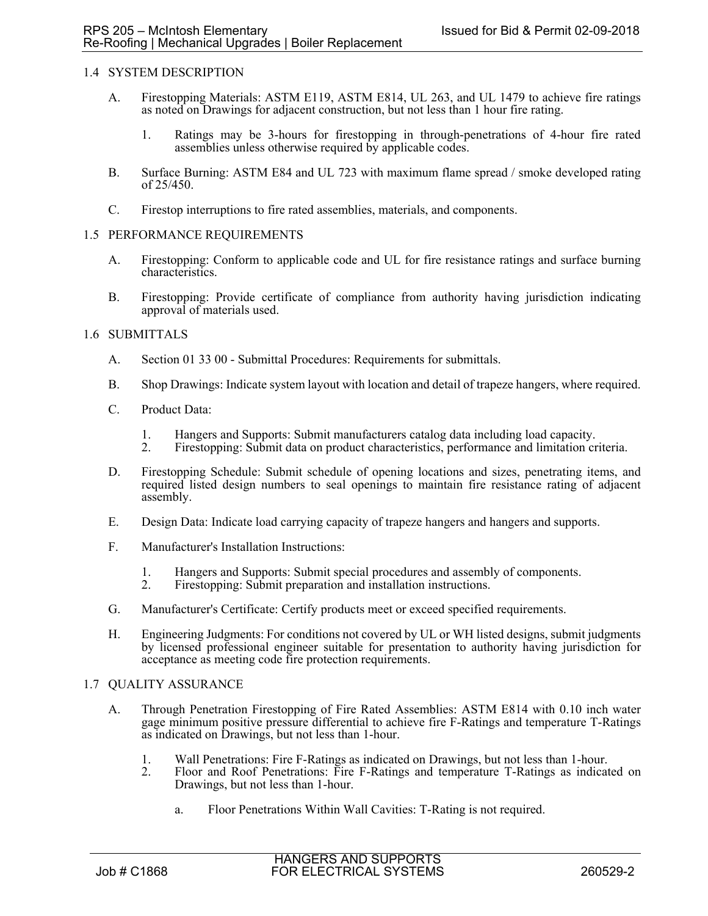## 1.4 SYSTEM DESCRIPTION

A. Firestopping Materials: ASTM E119, ASTM E814, UL 263, and UL 1479 to achieve fire ratings as noted on Drawings for adjacent construction, but not less than 1 hour fire rating.

   1. Ratings may be 3-hours for firestopping in through-penetrations of 4-hour fire rated assemblies unless otherwise required by applicable codes.

B. Surface Burning: ASTM E84 and UL 723 with maximum flame spread / smoke developed rating of 25/450.

C. Firestop interruptions to fire rated assemblies, materials, and components.

## 1.5 PERFORMANCE REQUIREMENTS

A. Firestopping: Conform to applicable code and UL for fire resistance ratings and surface burning characteristics.

B. Firestopping: Provide certificate of compliance from authority having jurisdiction indicating approval of materials used.

## 1.6 SUBMITTALS

A. Section 01 33 00 - Submittal Procedures: Requirements for submittals.

B. Shop Drawings: Indicate system layout with location and detail of trapeze hangers, where required.

C. Product Data:

   1. Hangers and Supports: Submit manufacturers catalog data including load capacity.
   2. Firestopping: Submit data on product characteristics, performance and limitation criteria.

D. Firestopping Schedule: Submit schedule of opening locations and sizes, penetrating items, and required listed design numbers to seal openings to maintain fire resistance rating of adjacent assembly.

E. Design Data: Indicate load carrying capacity of trapeze hangers and hangers and supports.

F. Manufacturer's Installation Instructions:

   1. Hangers and Supports: Submit special procedures and assembly of components.
   2. Firestopping: Submit preparation and installation instructions.

G. Manufacturer's Certificate: Certify products meet or exceed specified requirements.

H. Engineering Judgments: For conditions not covered by UL or WH listed designs, submit judgments by licensed professional engineer suitable for presentation to authority having jurisdiction for acceptance as meeting code fire protection requirements.

## 1.7 QUALITY ASSURANCE

A. Through Penetration Firestopping of Fire Rated Assemblies: ASTM E814 with 0.10 inch water gage minimum positive pressure differential to achieve fire F-Ratings and temperature T-Ratings as indicated on Drawings, but not less than 1-hour.

   1. Wall Penetrations: Fire F-Ratings as indicated on Drawings, but not less than 1-hour.
   2. Floor and Roof Penetrations: Fire F-Ratings and temperature T-Ratings as indicated on Drawings, but not less than 1-hour.

      a. Floor Penetrations Within Wall Cavities: T-Rating is not required.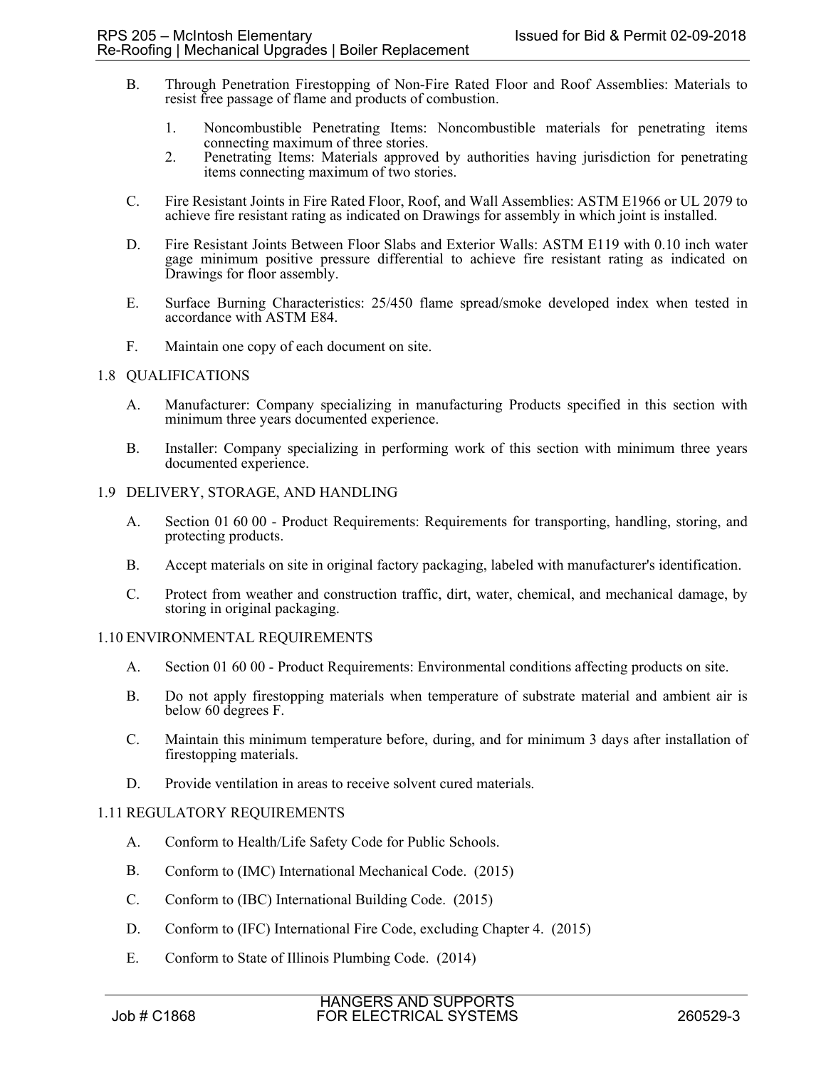B. Through Penetration Firestopping of Non-Fire Rated Floor and Roof Assemblies: Materials to resist free passage of flame and products of combustion.

   1. Noncombustible Penetrating Items: Noncombustible materials for penetrating items connecting maximum of three stories.
   2. Penetrating Items: Materials approved by authorities having jurisdiction for penetrating items connecting maximum of two stories.

C. Fire Resistant Joints in Fire Rated Floor, Roof, and Wall Assemblies: ASTM E1966 or UL 2079 to achieve fire resistant rating as indicated on Drawings for assembly in which joint is installed.

D. Fire Resistant Joints Between Floor Slabs and Exterior Walls: ASTM E119 with 0.10 inch water gage minimum positive pressure differential to achieve fire resistant rating as indicated on Drawings for floor assembly.

E. Surface Burning Characteristics: 25/450 flame spread/smoke developed index when tested in accordance with ASTM E84.

F. Maintain one copy of each document on site.

## 1.8 QUALIFICATIONS

A. Manufacturer: Company specializing in manufacturing Products specified in this section with minimum three years documented experience.

B. Installer: Company specializing in performing work of this section with minimum three years documented experience.

## 1.9 DELIVERY, STORAGE, AND HANDLING

A. Section 01 60 00 - Product Requirements: Requirements for transporting, handling, storing, and protecting products.

B. Accept materials on site in original factory packaging, labeled with manufacturer's identification.

C. Protect from weather and construction traffic, dirt, water, chemical, and mechanical damage, by storing in original packaging.

## 1.10 ENVIRONMENTAL REQUIREMENTS

A. Section 01 60 00 - Product Requirements: Environmental conditions affecting products on site.

B. Do not apply firestopping materials when temperature of substrate material and ambient air is below 60 degrees F.

C. Maintain this minimum temperature before, during, and for minimum 3 days after installation of firestopping materials.

D. Provide ventilation in areas to receive solvent cured materials.

## 1.11 REGULATORY REQUIREMENTS

A. Conform to Health/Life Safety Code for Public Schools.

B. Conform to (IMC) International Mechanical Code. (2015)

C. Conform to (IBC) International Building Code. (2015)

D. Conform to (IFC) International Fire Code, excluding Chapter 4. (2015)

E. Conform to State of Illinois Plumbing Code. (2014)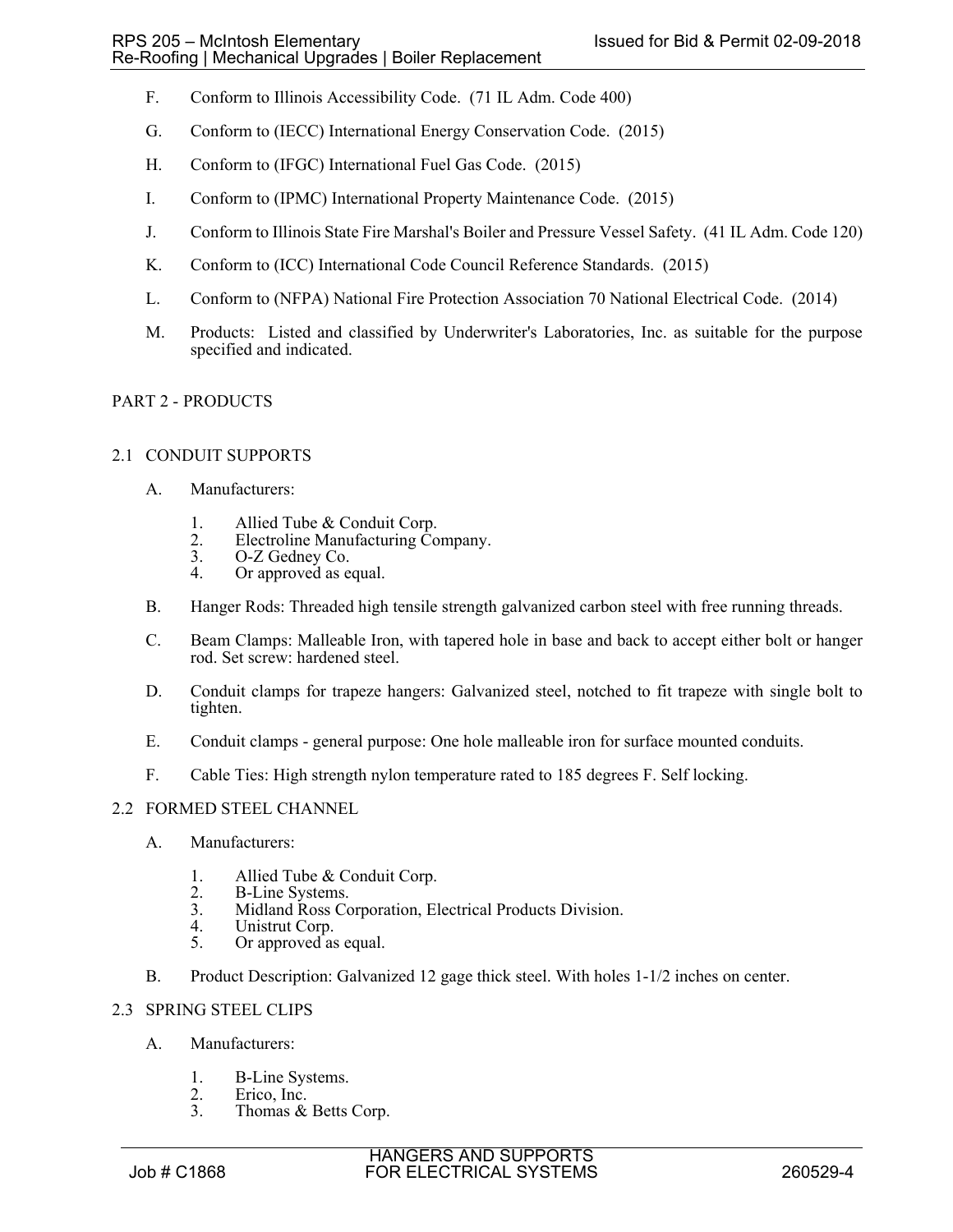F. Conform to Illinois Accessibility Code. (71 IL Adm. Code 400)

G. Conform to (IECC) International Energy Conservation Code. (2015)

H. Conform to (IFGC) International Fuel Gas Code. (2015)

I. Conform to (IPMC) International Property Maintenance Code. (2015)

J. Conform to Illinois State Fire Marshal's Boiler and Pressure Vessel Safety. (41 IL Adm. Code 120)

K. Conform to (ICC) International Code Council Reference Standards. (2015)

L. Conform to (NFPA) National Fire Protection Association 70 National Electrical Code. (2014)

M. Products: Listed and classified by Underwriter's Laboratories, Inc. as suitable for the purpose specified and indicated.

## PART 2 - PRODUCTS

### 2.1 CONDUIT SUPPORTS

A. Manufacturers:

1. Allied Tube & Conduit Corp.
2. Electroline Manufacturing Company.
3. O-Z Gedney Co.
4. Or approved as equal.

B. Hanger Rods: Threaded high tensile strength galvanized carbon steel with free running threads.

C. Beam Clamps: Malleable Iron, with tapered hole in base and back to accept either bolt or hanger rod. Set screw: hardened steel.

D. Conduit clamps for trapeze hangers: Galvanized steel, notched to fit trapeze with single bolt to tighten.

E. Conduit clamps - general purpose: One hole malleable iron for surface mounted conduits.

F. Cable Ties: High strength nylon temperature rated to 185 degrees F. Self locking.

### 2.2 FORMED STEEL CHANNEL

A. Manufacturers:

1. Allied Tube & Conduit Corp.
2. B-Line Systems.
3. Midland Ross Corporation, Electrical Products Division.
4. Unistrut Corp.
5. Or approved as equal.

B. Product Description: Galvanized 12 gage thick steel. With holes 1-1/2 inches on center.

### 2.3 SPRING STEEL CLIPS

A. Manufacturers:

1. B-Line Systems.
2. Erico, Inc.
3. Thomas & Betts Corp.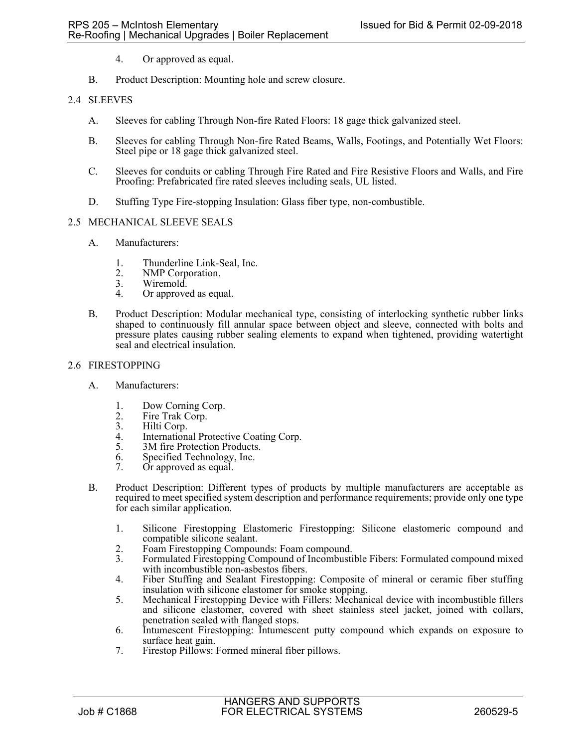4. Or approved as equal.

B. Product Description: Mounting hole and screw closure.

## 2.4 SLEEVES

A. Sleeves for cabling Through Non-fire Rated Floors: 18 gage thick galvanized steel.

B. Sleeves for cabling Through Non-fire Rated Beams, Walls, Footings, and Potentially Wet Floors: Steel pipe or 18 gage thick galvanized steel.

C. Sleeves for conduits or cabling Through Fire Rated and Fire Resistive Floors and Walls, and Fire Proofing: Prefabricated fire rated sleeves including seals, UL listed.

D. Stuffing Type Fire-stopping Insulation: Glass fiber type, non-combustible.

## 2.5 MECHANICAL SLEEVE SEALS

A. Manufacturers:

1. Thunderline Link-Seal, Inc.
2. NMP Corporation.
3. Wiremold.
4. Or approved as equal.

B. Product Description: Modular mechanical type, consisting of interlocking synthetic rubber links shaped to continuously fill annular space between object and sleeve, connected with bolts and pressure plates causing rubber sealing elements to expand when tightened, providing watertight seal and electrical insulation.

## 2.6 FIRESTOPPING

A. Manufacturers:

1. Dow Corning Corp.
2. Fire Trak Corp.
3. Hilti Corp.
4. International Protective Coating Corp.
5. 3M fire Protection Products.
6. Specified Technology, Inc.
7. Or approved as equal.

B. Product Description: Different types of products by multiple manufacturers are acceptable as required to meet specified system description and performance requirements; provide only one type for each similar application.

1. Silicone Firestopping Elastomeric Firestopping: Silicone elastomeric compound and compatible silicone sealant.
2. Foam Firestopping Compounds: Foam compound.
3. Formulated Firestopping Compound of Incombustible Fibers: Formulated compound mixed with incombustible non-asbestos fibers.
4. Fiber Stuffing and Sealant Firestopping: Composite of mineral or ceramic fiber stuffing insulation with silicone elastomer for smoke stopping.
5. Mechanical Firestopping Device with Fillers: Mechanical device with incombustible fillers and silicone elastomer, covered with sheet stainless steel jacket, joined with collars, penetration sealed with flanged stops.
6. Intumescent Firestopping: Intumescent putty compound which expands on exposure to surface heat gain.
7. Firestop Pillows: Formed mineral fiber pillows.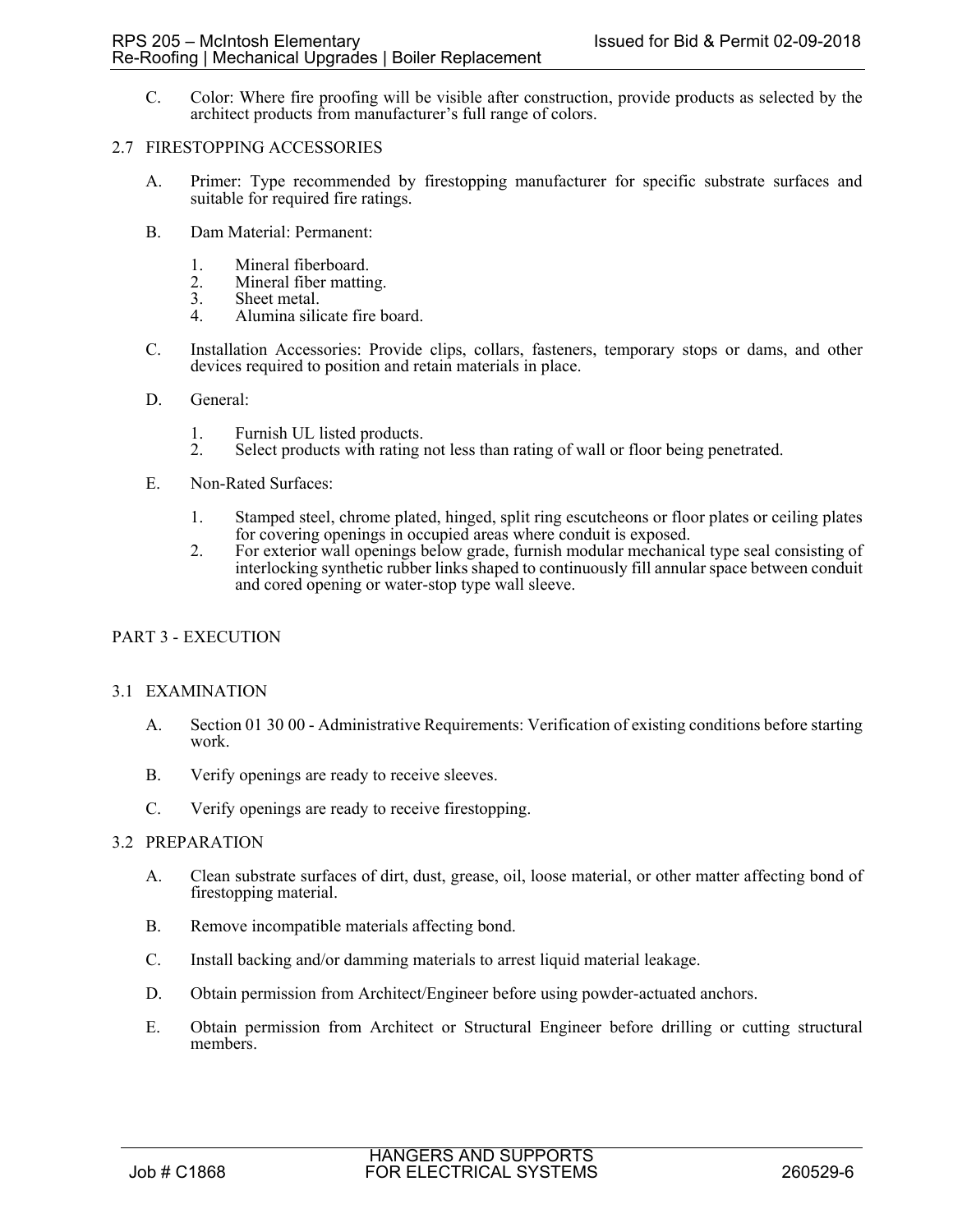C. Color: Where fire proofing will be visible after construction, provide products as selected by the architect products from manufacturer's full range of colors.

## 2.7 FIRESTOPPING ACCESSORIES

A. Primer: Type recommended by firestopping manufacturer for specific substrate surfaces and suitable for required fire ratings.

B. Dam Material: Permanent:

1. Mineral fiberboard.
2. Mineral fiber matting.
3. Sheet metal.
4. Alumina silicate fire board.

C. Installation Accessories: Provide clips, collars, fasteners, temporary stops or dams, and other devices required to position and retain materials in place.

D. General:

1. Furnish UL listed products.
2. Select products with rating not less than rating of wall or floor being penetrated.

E. Non-Rated Surfaces:

1. Stamped steel, chrome plated, hinged, split ring escutcheons or floor plates or ceiling plates for covering openings in occupied areas where conduit is exposed.
2. For exterior wall openings below grade, furnish modular mechanical type seal consisting of interlocking synthetic rubber links shaped to continuously fill annular space between conduit and cored opening or water-stop type wall sleeve.

# PART 3 - EXECUTION

## 3.1 EXAMINATION

A. Section 01 30 00 - Administrative Requirements: Verification of existing conditions before starting work.

B. Verify openings are ready to receive sleeves.

C. Verify openings are ready to receive firestopping.

## 3.2 PREPARATION

A. Clean substrate surfaces of dirt, dust, grease, oil, loose material, or other matter affecting bond of firestopping material.

B. Remove incompatible materials affecting bond.

C. Install backing and/or damming materials to arrest liquid material leakage.

D. Obtain permission from Architect/Engineer before using powder-actuated anchors.

E. Obtain permission from Architect or Structural Engineer before drilling or cutting structural members.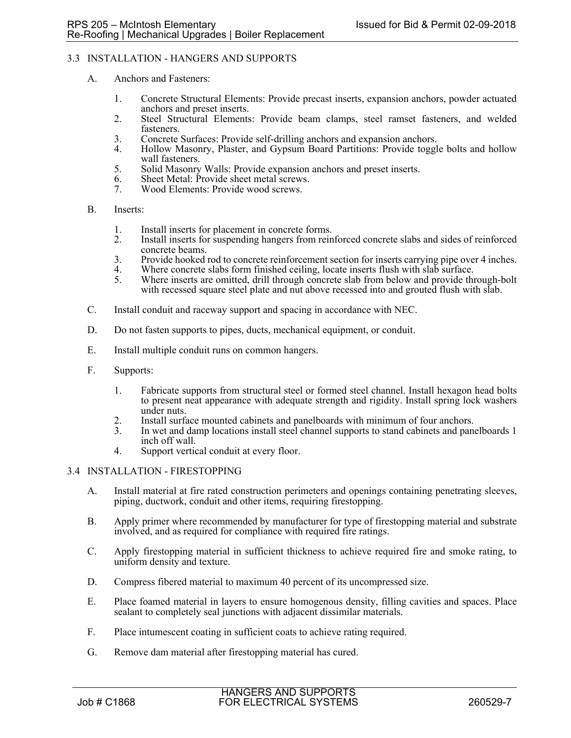## 3.3 INSTALLATION - HANGERS AND SUPPORTS

A. Anchors and Fasteners:

1. Concrete Structural Elements: Provide precast inserts, expansion anchors, powder actuated anchors and preset inserts.
2. Steel Structural Elements: Provide beam clamps, steel ramset fasteners, and welded fasteners.
3. Concrete Surfaces: Provide self-drilling anchors and expansion anchors.
4. Hollow Masonry, Plaster, and Gypsum Board Partitions: Provide toggle bolts and hollow wall fasteners.
5. Solid Masonry Walls: Provide expansion anchors and preset inserts.
6. Sheet Metal: Provide sheet metal screws.
7. Wood Elements: Provide wood screws.

B. Inserts:

1. Install inserts for placement in concrete forms.
2. Install inserts for suspending hangers from reinforced concrete slabs and sides of reinforced concrete beams.
3. Provide hooked rod to concrete reinforcement section for inserts carrying pipe over 4 inches.
4. Where concrete slabs form finished ceiling, locate inserts flush with slab surface.
5. Where inserts are omitted, drill through concrete slab from below and provide through-bolt with recessed square steel plate and nut above recessed into and grouted flush with slab.

C. Install conduit and raceway support and spacing in accordance with NEC.

D. Do not fasten supports to pipes, ducts, mechanical equipment, or conduit.

E. Install multiple conduit runs on common hangers.

F. Supports:

1. Fabricate supports from structural steel or formed steel channel. Install hexagon head bolts to present neat appearance with adequate strength and rigidity. Install spring lock washers under nuts.
2. Install surface mounted cabinets and panelboards with minimum of four anchors.
3. In wet and damp locations install steel channel supports to stand cabinets and panelboards 1 inch off wall.
4. Support vertical conduit at every floor.

## 3.4 INSTALLATION - FIRESTOPPING

A. Install material at fire rated construction perimeters and openings containing penetrating sleeves, piping, ductwork, conduit and other items, requiring firestopping.

B. Apply primer where recommended by manufacturer for type of firestopping material and substrate involved, and as required for compliance with required fire ratings.

C. Apply firestopping material in sufficient thickness to achieve required fire and smoke rating, to uniform density and texture.

D. Compress fibered material to maximum 40 percent of its uncompressed size.

E. Place foamed material in layers to ensure homogenous density, filling cavities and spaces. Place sealant to completely seal junctions with adjacent dissimilar materials.

F. Place intumescent coating in sufficient coats to achieve rating required.

G. Remove dam material after firestopping material has cured.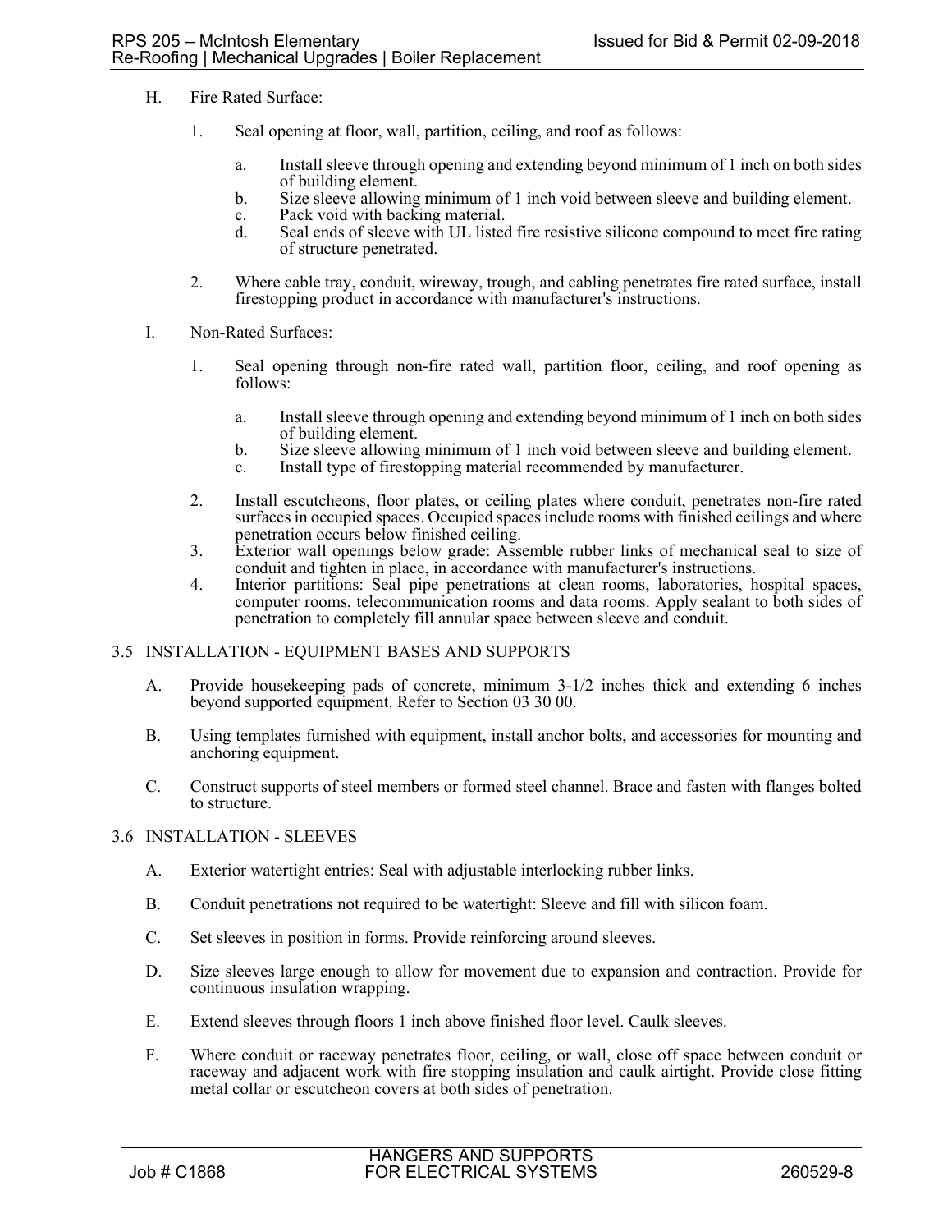H. Fire Rated Surface:

1. Seal opening at floor, wall, partition, ceiling, and roof as follows:

   a. Install sleeve through opening and extending beyond minimum of 1 inch on both sides of building element.
   b. Size sleeve allowing minimum of 1 inch void between sleeve and building element.
   c. Pack void with backing material.
   d. Seal ends of sleeve with UL listed fire resistive silicone compound to meet fire rating of structure penetrated.

2. Where cable tray, conduit, wireway, trough, and cabling penetrates fire rated surface, install firestopping product in accordance with manufacturer's instructions.

I. Non-Rated Surfaces:

1. Seal opening through non-fire rated wall, partition floor, ceiling, and roof opening as follows:

   a. Install sleeve through opening and extending beyond minimum of 1 inch on both sides of building element.
   b. Size sleeve allowing minimum of 1 inch void between sleeve and building element.
   c. Install type of firestopping material recommended by manufacturer.

2. Install escutcheons, floor plates, or ceiling plates where conduit, penetrates non-fire rated surfaces in occupied spaces. Occupied spaces include rooms with finished ceilings and where penetration occurs below finished ceiling.
3. Exterior wall openings below grade: Assemble rubber links of mechanical seal to size of conduit and tighten in place, in accordance with manufacturer's instructions.
4. Interior partitions: Seal pipe penetrations at clean rooms, laboratories, hospital spaces, computer rooms, telecommunication rooms and data rooms. Apply sealant to both sides of penetration to completely fill annular space between sleeve and conduit.

## 3.5 INSTALLATION - EQUIPMENT BASES AND SUPPORTS

A. Provide housekeeping pads of concrete, minimum 3-1/2 inches thick and extending 6 inches beyond supported equipment. Refer to Section 03 30 00.

B. Using templates furnished with equipment, install anchor bolts, and accessories for mounting and anchoring equipment.

C. Construct supports of steel members or formed steel channel. Brace and fasten with flanges bolted to structure.

## 3.6 INSTALLATION - SLEEVES

A. Exterior watertight entries: Seal with adjustable interlocking rubber links.

B. Conduit penetrations not required to be watertight: Sleeve and fill with silicon foam.

C. Set sleeves in position in forms. Provide reinforcing around sleeves.

D. Size sleeves large enough to allow for movement due to expansion and contraction. Provide for continuous insulation wrapping.

E. Extend sleeves through floors 1 inch above finished floor level. Caulk sleeves.

F. Where conduit or raceway penetrates floor, ceiling, or wall, close off space between conduit or raceway and adjacent work with fire stopping insulation and caulk airtight. Provide close fitting metal collar or escutcheon covers at both sides of penetration.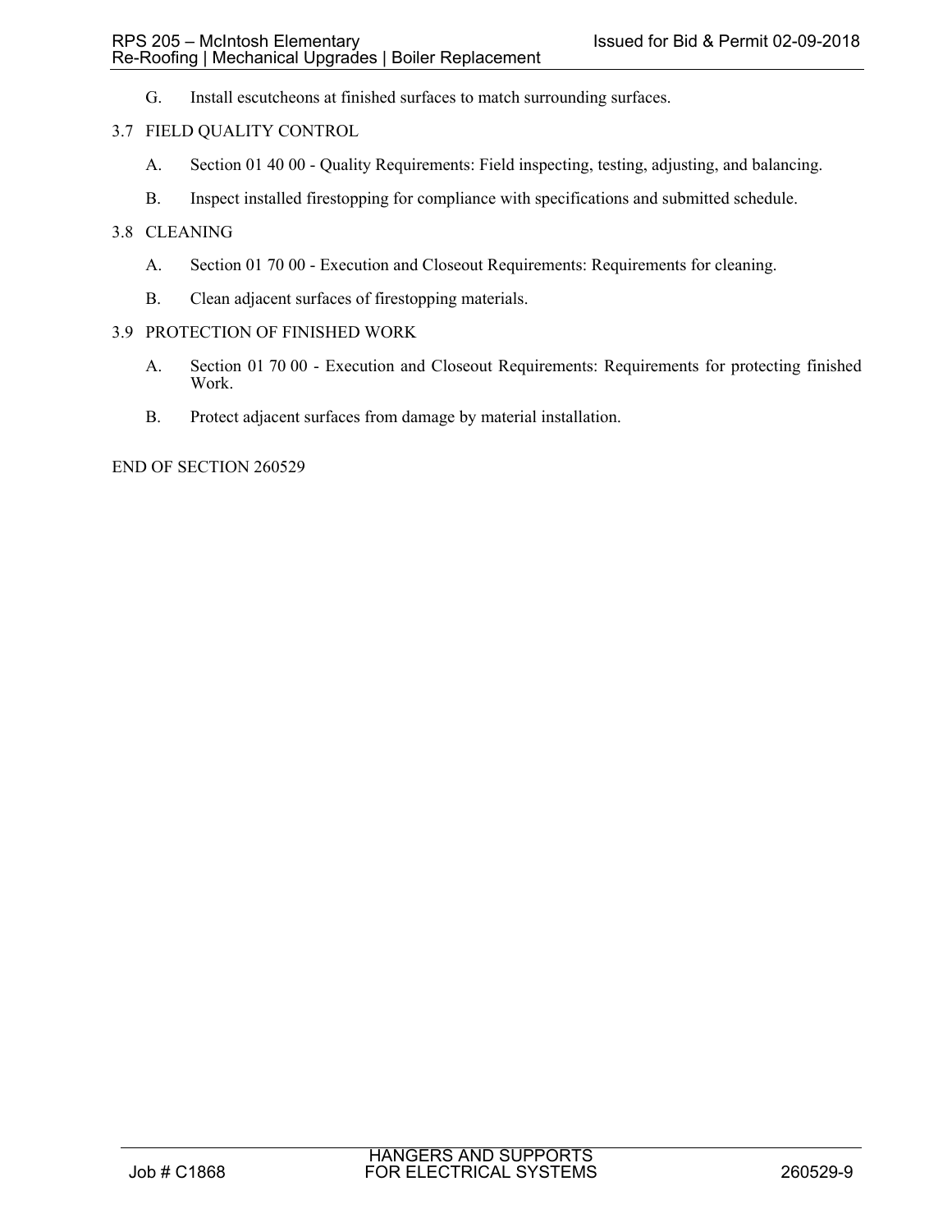G. Install escutcheons at finished surfaces to match surrounding surfaces.

## 3.7 FIELD QUALITY CONTROL

A. Section 01 40 00 - Quality Requirements: Field inspecting, testing, adjusting, and balancing.

B. Inspect installed firestopping for compliance with specifications and submitted schedule.

## 3.8 CLEANING

A. Section 01 70 00 - Execution and Closeout Requirements: Requirements for cleaning.

B. Clean adjacent surfaces of firestopping materials.

## 3.9 PROTECTION OF FINISHED WORK

A. Section 01 70 00 - Execution and Closeout Requirements: Requirements for protecting finished Work.

B. Protect adjacent surfaces from damage by material installation.

END OF SECTION 260529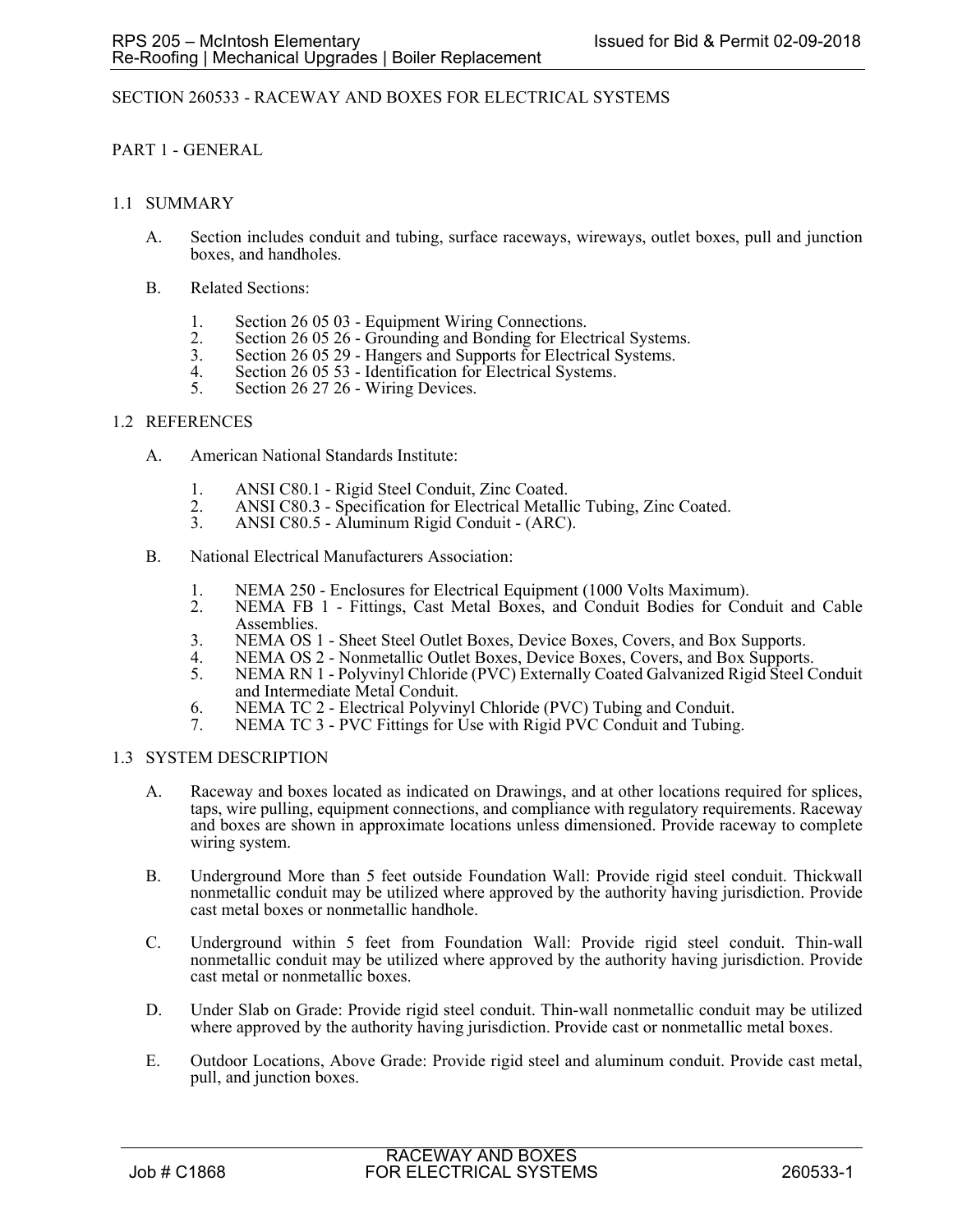## SECTION 260533 - RACEWAY AND BOXES FOR ELECTRICAL SYSTEMS

### PART 1 - GENERAL

#### 1.1 SUMMARY

A. Section includes conduit and tubing, surface raceways, wireways, outlet boxes, pull and junction boxes, and handholes.

B. Related Sections:

1. Section 26 05 03 - Equipment Wiring Connections.
2. Section 26 05 26 - Grounding and Bonding for Electrical Systems.
3. Section 26 05 29 - Hangers and Supports for Electrical Systems.
4. Section 26 05 53 - Identification for Electrical Systems.
5. Section 26 27 26 - Wiring Devices.

#### 1.2 REFERENCES

A. American National Standards Institute:

1. ANSI C80.1 - Rigid Steel Conduit, Zinc Coated.
2. ANSI C80.3 - Specification for Electrical Metallic Tubing, Zinc Coated.
3. ANSI C80.5 - Aluminum Rigid Conduit - (ARC).

B. National Electrical Manufacturers Association:

1. NEMA 250 - Enclosures for Electrical Equipment (1000 Volts Maximum).
2. NEMA FB 1 - Fittings, Cast Metal Boxes, and Conduit Bodies for Conduit and Cable Assemblies.
3. NEMA OS 1 - Sheet Steel Outlet Boxes, Device Boxes, Covers, and Box Supports.
4. NEMA OS 2 - Nonmetallic Outlet Boxes, Device Boxes, Covers, and Box Supports.
5. NEMA RN 1 - Polyvinyl Chloride (PVC) Externally Coated Galvanized Rigid Steel Conduit and Intermediate Metal Conduit.
6. NEMA TC 2 - Electrical Polyvinyl Chloride (PVC) Tubing and Conduit.
7. NEMA TC 3 - PVC Fittings for Use with Rigid PVC Conduit and Tubing.

#### 1.3 SYSTEM DESCRIPTION

A. Raceway and boxes located as indicated on Drawings, and at other locations required for splices, taps, wire pulling, equipment connections, and compliance with regulatory requirements. Raceway and boxes are shown in approximate locations unless dimensioned. Provide raceway to complete wiring system.

B. Underground More than 5 feet outside Foundation Wall: Provide rigid steel conduit. Thickwall nonmetallic conduit may be utilized where approved by the authority having jurisdiction. Provide cast metal boxes or nonmetallic handhole.

C. Underground within 5 feet from Foundation Wall: Provide rigid steel conduit. Thin-wall nonmetallic conduit may be utilized where approved by the authority having jurisdiction. Provide cast metal or nonmetallic boxes.

D. Under Slab on Grade: Provide rigid steel conduit. Thin-wall nonmetallic conduit may be utilized where approved by the authority having jurisdiction. Provide cast or nonmetallic metal boxes.

E. Outdoor Locations, Above Grade: Provide rigid steel and aluminum conduit. Provide cast metal, pull, and junction boxes.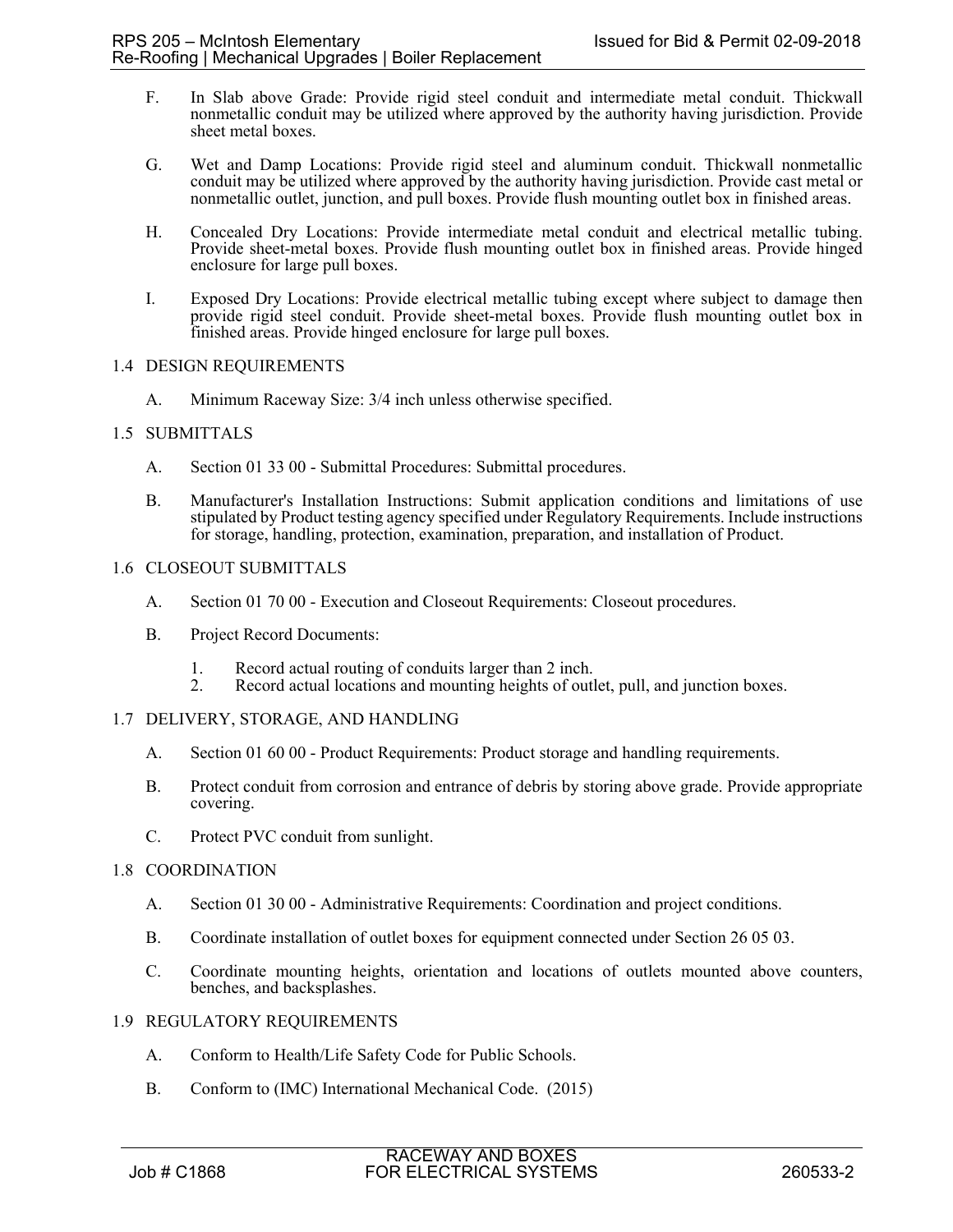F. In Slab above Grade: Provide rigid steel conduit and intermediate metal conduit. Thickwall nonmetallic conduit may be utilized where approved by the authority having jurisdiction. Provide sheet metal boxes.

G. Wet and Damp Locations: Provide rigid steel and aluminum conduit. Thickwall nonmetallic conduit may be utilized where approved by the authority having jurisdiction. Provide cast metal or nonmetallic outlet, junction, and pull boxes. Provide flush mounting outlet box in finished areas.

H. Concealed Dry Locations: Provide intermediate metal conduit and electrical metallic tubing. Provide sheet-metal boxes. Provide flush mounting outlet box in finished areas. Provide hinged enclosure for large pull boxes.

I. Exposed Dry Locations: Provide electrical metallic tubing except where subject to damage then provide rigid steel conduit. Provide sheet-metal boxes. Provide flush mounting outlet box in finished areas. Provide hinged enclosure for large pull boxes.

## 1.4 DESIGN REQUIREMENTS

A. Minimum Raceway Size: 3/4 inch unless otherwise specified.

## 1.5 SUBMITTALS

A. Section 01 33 00 - Submittal Procedures: Submittal procedures.

B. Manufacturer's Installation Instructions: Submit application conditions and limitations of use stipulated by Product testing agency specified under Regulatory Requirements. Include instructions for storage, handling, protection, examination, preparation, and installation of Product.

## 1.6 CLOSEOUT SUBMITTALS

A. Section 01 70 00 - Execution and Closeout Requirements: Closeout procedures.

B. Project Record Documents:

1. Record actual routing of conduits larger than 2 inch.
2. Record actual locations and mounting heights of outlet, pull, and junction boxes.

## 1.7 DELIVERY, STORAGE, AND HANDLING

A. Section 01 60 00 - Product Requirements: Product storage and handling requirements.

B. Protect conduit from corrosion and entrance of debris by storing above grade. Provide appropriate covering.

C. Protect PVC conduit from sunlight.

## 1.8 COORDINATION

A. Section 01 30 00 - Administrative Requirements: Coordination and project conditions.

B. Coordinate installation of outlet boxes for equipment connected under Section 26 05 03.

C. Coordinate mounting heights, orientation and locations of outlets mounted above counters, benches, and backsplashes.

## 1.9 REGULATORY REQUIREMENTS

A. Conform to Health/Life Safety Code for Public Schools.

B. Conform to (IMC) International Mechanical Code. (2015)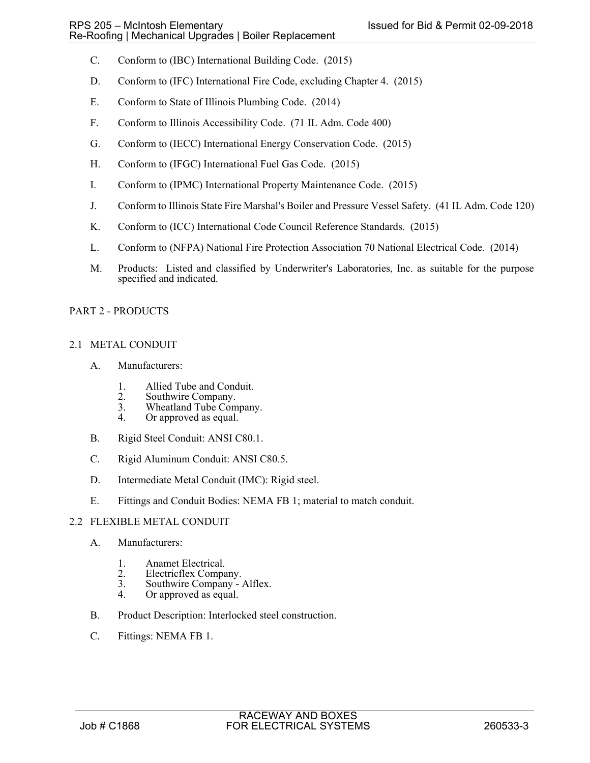C. Conform to (IBC) International Building Code. (2015)

D. Conform to (IFC) International Fire Code, excluding Chapter 4. (2015)

E. Conform to State of Illinois Plumbing Code. (2014)

F. Conform to Illinois Accessibility Code. (71 IL Adm. Code 400)

G. Conform to (IECC) International Energy Conservation Code. (2015)

H. Conform to (IFGC) International Fuel Gas Code. (2015)

I. Conform to (IPMC) International Property Maintenance Code. (2015)

J. Conform to Illinois State Fire Marshal's Boiler and Pressure Vessel Safety. (41 IL Adm. Code 120)

K. Conform to (ICC) International Code Council Reference Standards. (2015)

L. Conform to (NFPA) National Fire Protection Association 70 National Electrical Code. (2014)

M. Products: Listed and classified by Underwriter's Laboratories, Inc. as suitable for the purpose specified and indicated.

## PART 2 - PRODUCTS

### 2.1 METAL CONDUIT

A. Manufacturers:

1. Allied Tube and Conduit.
2. Southwire Company.
3. Wheatland Tube Company.
4. Or approved as equal.

B. Rigid Steel Conduit: ANSI C80.1.

C. Rigid Aluminum Conduit: ANSI C80.5.

D. Intermediate Metal Conduit (IMC): Rigid steel.

E. Fittings and Conduit Bodies: NEMA FB 1; material to match conduit.

### 2.2 FLEXIBLE METAL CONDUIT

A. Manufacturers:

1. Anamet Electrical.
2. Electricflex Company.
3. Southwire Company - Alflex.
4. Or approved as equal.

B. Product Description: Interlocked steel construction.

C. Fittings: NEMA FB 1.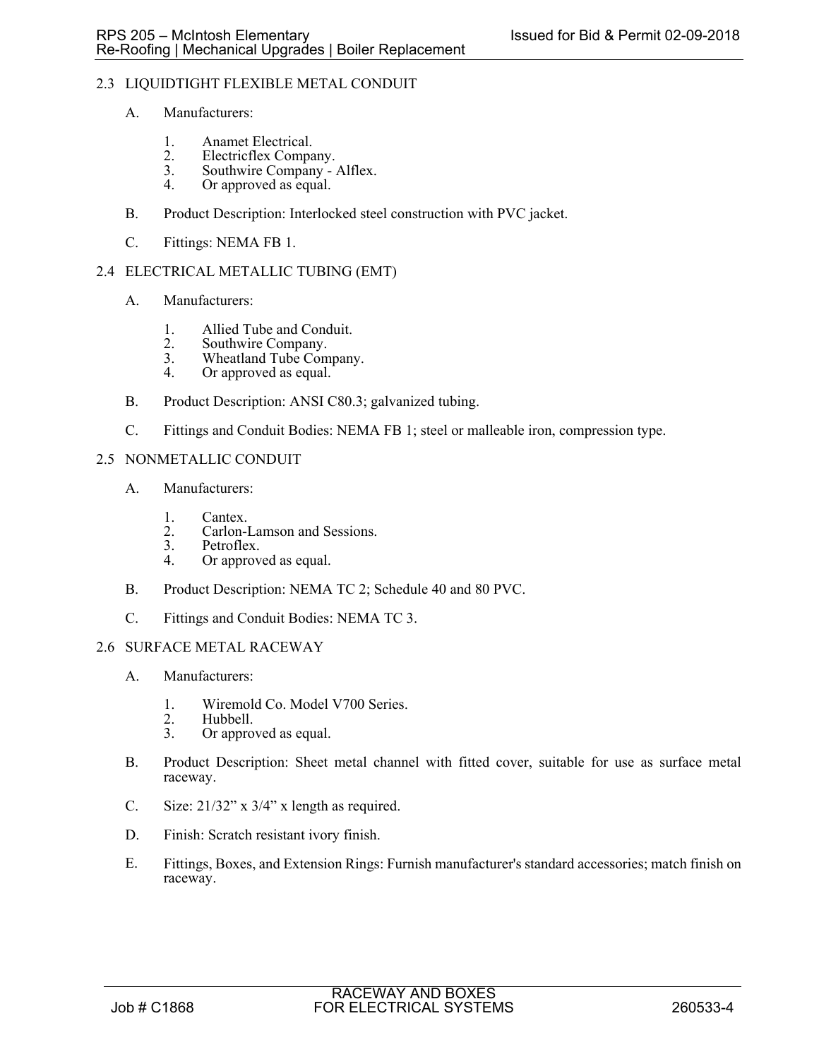## 2.3 LIQUIDTIGHT FLEXIBLE METAL CONDUIT

A. Manufacturers:

1. Anamet Electrical.
2. Electricflex Company.
3. Southwire Company - Alflex.
4. Or approved as equal.

B. Product Description: Interlocked steel construction with PVC jacket.

C. Fittings: NEMA FB 1.

## 2.4 ELECTRICAL METALLIC TUBING (EMT)

A. Manufacturers:

1. Allied Tube and Conduit.
2. Southwire Company.
3. Wheatland Tube Company.
4. Or approved as equal.

B. Product Description: ANSI C80.3; galvanized tubing.

C. Fittings and Conduit Bodies: NEMA FB 1; steel or malleable iron, compression type.

## 2.5 NONMETALLIC CONDUIT

A. Manufacturers:

1. Cantex.
2. Carlon-Lamson and Sessions.
3. Petroflex.
4. Or approved as equal.

B. Product Description: NEMA TC 2; Schedule 40 and 80 PVC.

C. Fittings and Conduit Bodies: NEMA TC 3.

## 2.6 SURFACE METAL RACEWAY

A. Manufacturers:

1. Wiremold Co. Model V700 Series.
2. Hubbell.
3. Or approved as equal.

B. Product Description: Sheet metal channel with fitted cover, suitable for use as surface metal raceway.

C. Size: 21/32" x 3/4" x length as required.

D. Finish: Scratch resistant ivory finish.

E. Fittings, Boxes, and Extension Rings: Furnish manufacturer's standard accessories; match finish on raceway.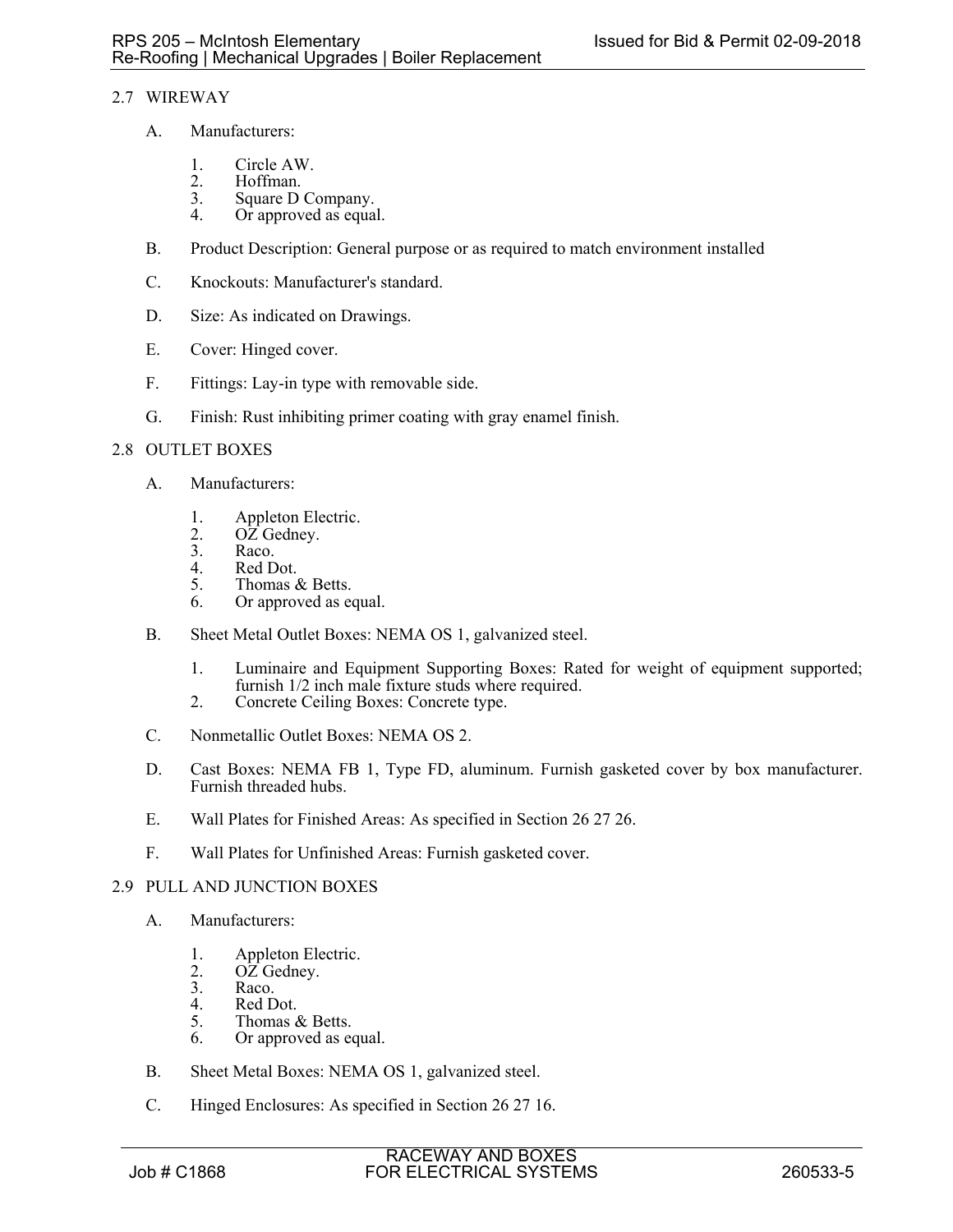## 2.7 WIREWAY

A. Manufacturers:

1. Circle AW.
2. Hoffman.
3. Square D Company.
4. Or approved as equal.

B. Product Description: General purpose or as required to match environment installed

C. Knockouts: Manufacturer's standard.

D. Size: As indicated on Drawings.

E. Cover: Hinged cover.

F. Fittings: Lay-in type with removable side.

G. Finish: Rust inhibiting primer coating with gray enamel finish.

## 2.8 OUTLET BOXES

A. Manufacturers:

1. Appleton Electric.
2. OZ Gedney.
3. Raco.
4. Red Dot.
5. Thomas & Betts.
6. Or approved as equal.

B. Sheet Metal Outlet Boxes: NEMA OS 1, galvanized steel.

1. Luminaire and Equipment Supporting Boxes: Rated for weight of equipment supported; furnish 1/2 inch male fixture studs where required.
2. Concrete Ceiling Boxes: Concrete type.

C. Nonmetallic Outlet Boxes: NEMA OS 2.

D. Cast Boxes: NEMA FB 1, Type FD, aluminum. Furnish gasketed cover by box manufacturer. Furnish threaded hubs.

E. Wall Plates for Finished Areas: As specified in Section 26 27 26.

F. Wall Plates for Unfinished Areas: Furnish gasketed cover.

## 2.9 PULL AND JUNCTION BOXES

A. Manufacturers:

1. Appleton Electric.
2. OZ Gedney.
3. Raco.
4. Red Dot.
5. Thomas & Betts.
6. Or approved as equal.

B. Sheet Metal Boxes: NEMA OS 1, galvanized steel.

C. Hinged Enclosures: As specified in Section 26 27 16.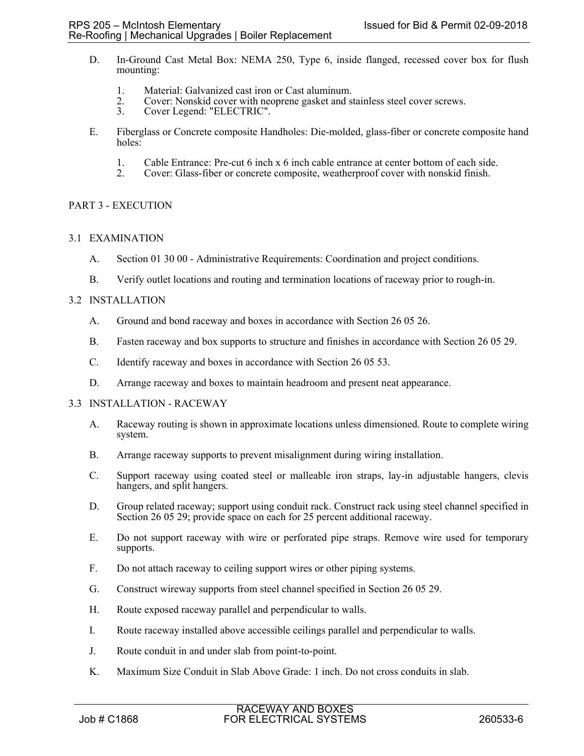D. In-Ground Cast Metal Box: NEMA 250, Type 6, inside flanged, recessed cover box for flush mounting:

   1. Material: Galvanized cast iron or Cast aluminum.
   2. Cover: Nonskid cover with neoprene gasket and stainless steel cover screws.
   3. Cover Legend: "ELECTRIC".

E. Fiberglass or Concrete composite Handholes: Die-molded, glass-fiber or concrete composite hand holes:

   1. Cable Entrance: Pre-cut 6 inch x 6 inch cable entrance at center bottom of each side.
   2. Cover: Glass-fiber or concrete composite, weatherproof cover with nonskid finish.

## PART 3 - EXECUTION

### 3.1 EXAMINATION

A. Section 01 30 00 - Administrative Requirements: Coordination and project conditions.

B. Verify outlet locations and routing and termination locations of raceway prior to rough-in.

### 3.2 INSTALLATION

A. Ground and bond raceway and boxes in accordance with Section 26 05 26.

B. Fasten raceway and box supports to structure and finishes in accordance with Section 26 05 29.

C. Identify raceway and boxes in accordance with Section 26 05 53.

D. Arrange raceway and boxes to maintain headroom and present neat appearance.

### 3.3 INSTALLATION - RACEWAY

A. Raceway routing is shown in approximate locations unless dimensioned. Route to complete wiring system.

B. Arrange raceway supports to prevent misalignment during wiring installation.

C. Support raceway using coated steel or malleable iron straps, lay-in adjustable hangers, clevis hangers, and split hangers.

D. Group related raceway; support using conduit rack. Construct rack using steel channel specified in Section 26 05 29; provide space on each for 25 percent additional raceway.

E. Do not support raceway with wire or perforated pipe straps. Remove wire used for temporary supports.

F. Do not attach raceway to ceiling support wires or other piping systems.

G. Construct wireway supports from steel channel specified in Section 26 05 29.

H. Route exposed raceway parallel and perpendicular to walls.

I. Route raceway installed above accessible ceilings parallel and perpendicular to walls.

J. Route conduit in and under slab from point-to-point.

K. Maximum Size Conduit in Slab Above Grade: 1 inch. Do not cross conduits in slab.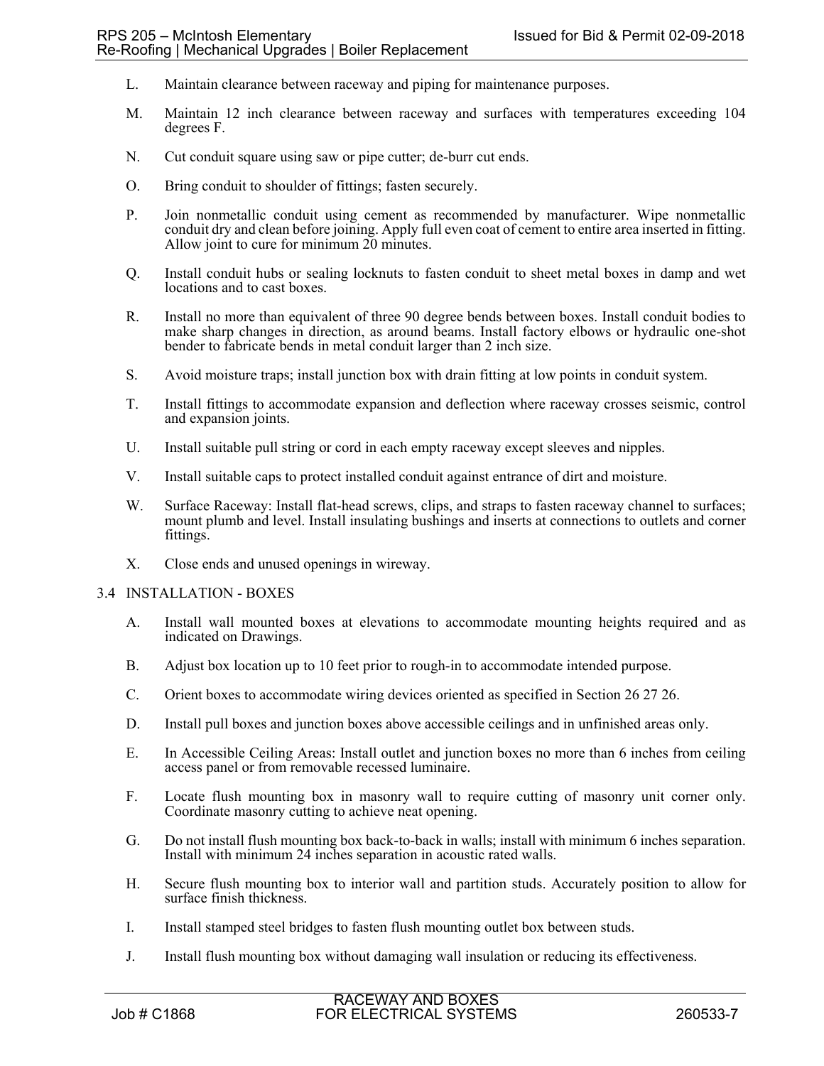L. Maintain clearance between raceway and piping for maintenance purposes.

M. Maintain 12 inch clearance between raceway and surfaces with temperatures exceeding 104 degrees F.

N. Cut conduit square using saw or pipe cutter; de-burr cut ends.

O. Bring conduit to shoulder of fittings; fasten securely.

P. Join nonmetallic conduit using cement as recommended by manufacturer. Wipe nonmetallic conduit dry and clean before joining. Apply full even coat of cement to entire area inserted in fitting. Allow joint to cure for minimum 20 minutes.

Q. Install conduit hubs or sealing locknuts to fasten conduit to sheet metal boxes in damp and wet locations and to cast boxes.

R. Install no more than equivalent of three 90 degree bends between boxes. Install conduit bodies to make sharp changes in direction, as around beams. Install factory elbows or hydraulic one-shot bender to fabricate bends in metal conduit larger than 2 inch size.

S. Avoid moisture traps; install junction box with drain fitting at low points in conduit system.

T. Install fittings to accommodate expansion and deflection where raceway crosses seismic, control and expansion joints.

U. Install suitable pull string or cord in each empty raceway except sleeves and nipples.

V. Install suitable caps to protect installed conduit against entrance of dirt and moisture.

W. Surface Raceway: Install flat-head screws, clips, and straps to fasten raceway channel to surfaces; mount plumb and level. Install insulating bushings and inserts at connections to outlets and corner fittings.

X. Close ends and unused openings in wireway.

## 3.4 INSTALLATION - BOXES

A. Install wall mounted boxes at elevations to accommodate mounting heights required and as indicated on Drawings.

B. Adjust box location up to 10 feet prior to rough-in to accommodate intended purpose.

C. Orient boxes to accommodate wiring devices oriented as specified in Section 26 27 26.

D. Install pull boxes and junction boxes above accessible ceilings and in unfinished areas only.

E. In Accessible Ceiling Areas: Install outlet and junction boxes no more than 6 inches from ceiling access panel or from removable recessed luminaire.

F. Locate flush mounting box in masonry wall to require cutting of masonry unit corner only. Coordinate masonry cutting to achieve neat opening.

G. Do not install flush mounting box back-to-back in walls; install with minimum 6 inches separation. Install with minimum 24 inches separation in acoustic rated walls.

H. Secure flush mounting box to interior wall and partition studs. Accurately position to allow for surface finish thickness.

I. Install stamped steel bridges to fasten flush mounting outlet box between studs.

J. Install flush mounting box without damaging wall insulation or reducing its effectiveness.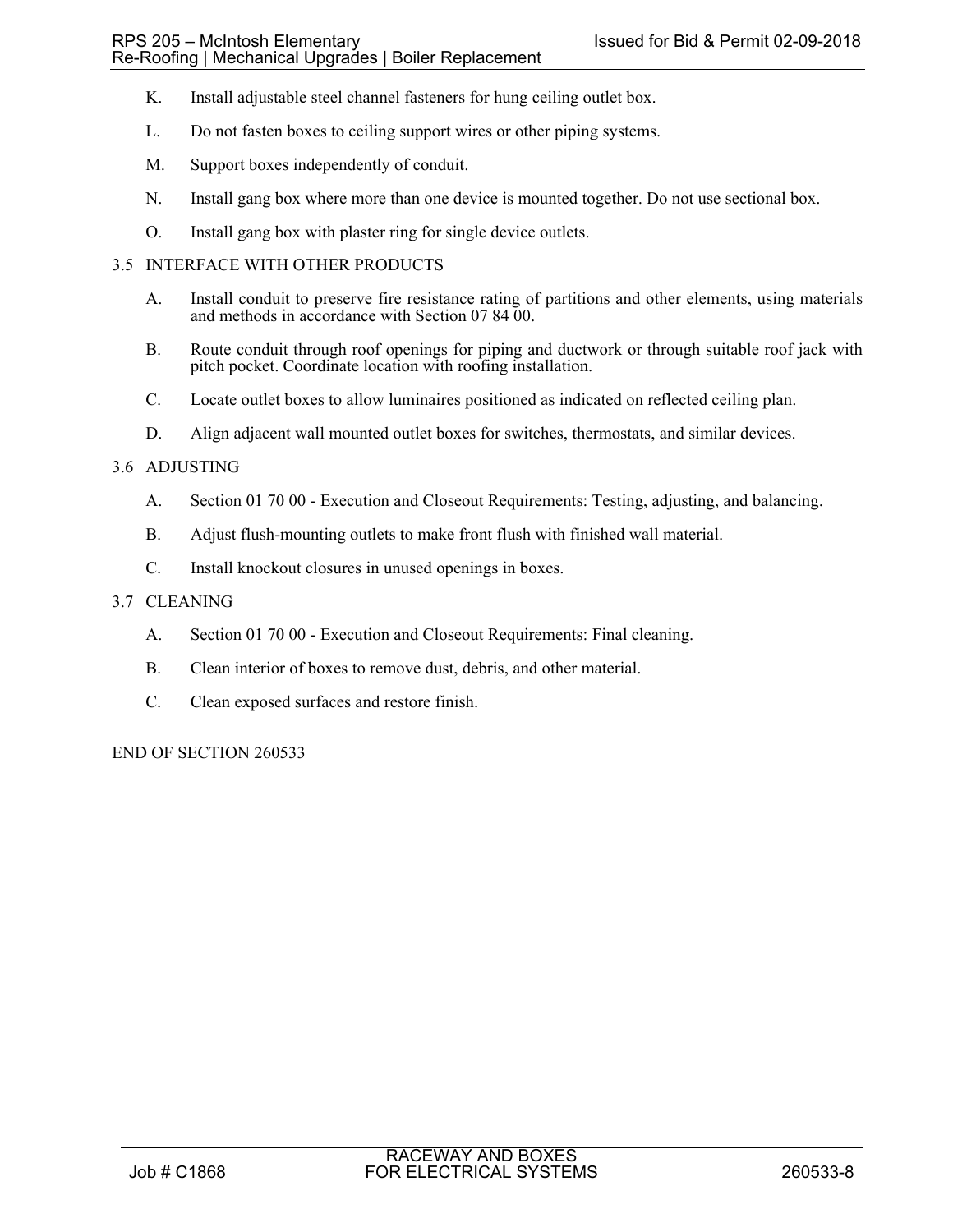K. Install adjustable steel channel fasteners for hung ceiling outlet box.

L. Do not fasten boxes to ceiling support wires or other piping systems.

M. Support boxes independently of conduit.

N. Install gang box where more than one device is mounted together. Do not use sectional box.

O. Install gang box with plaster ring for single device outlets.

## 3.5 INTERFACE WITH OTHER PRODUCTS

A. Install conduit to preserve fire resistance rating of partitions and other elements, using materials and methods in accordance with Section 07 84 00.

B. Route conduit through roof openings for piping and ductwork or through suitable roof jack with pitch pocket. Coordinate location with roofing installation.

C. Locate outlet boxes to allow luminaires positioned as indicated on reflected ceiling plan.

D. Align adjacent wall mounted outlet boxes for switches, thermostats, and similar devices.

## 3.6 ADJUSTING

A. Section 01 70 00 - Execution and Closeout Requirements: Testing, adjusting, and balancing.

B. Adjust flush-mounting outlets to make front flush with finished wall material.

C. Install knockout closures in unused openings in boxes.

## 3.7 CLEANING

A. Section 01 70 00 - Execution and Closeout Requirements: Final cleaning.

B. Clean interior of boxes to remove dust, debris, and other material.

C. Clean exposed surfaces and restore finish.

END OF SECTION 260533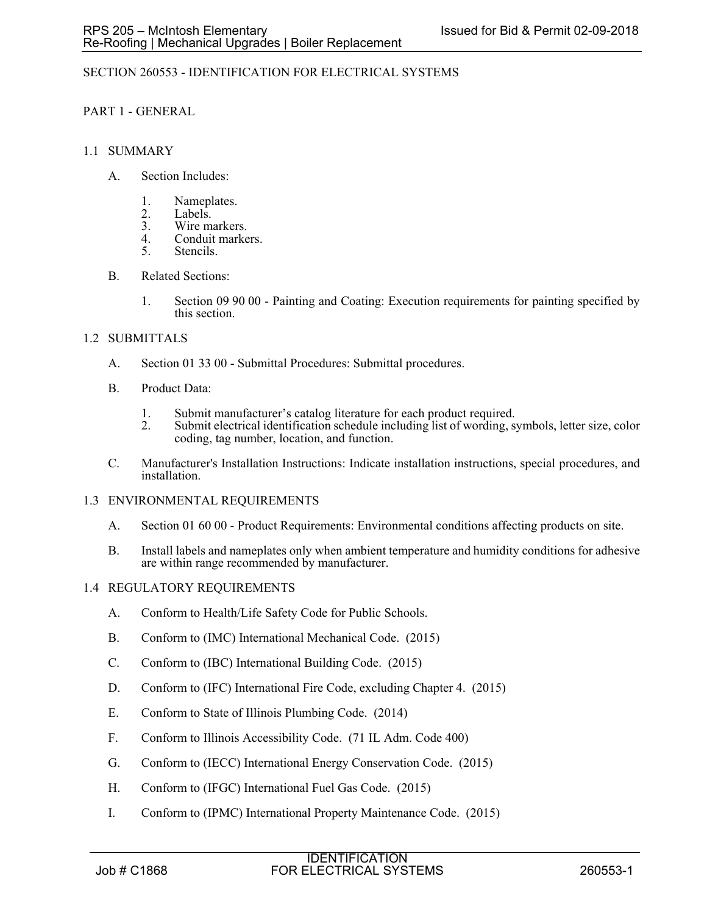# SECTION 260553 - IDENTIFICATION FOR ELECTRICAL SYSTEMS

## PART 1 - GENERAL

### 1.1 SUMMARY

A. Section Includes:

1. Nameplates.
2. Labels.
3. Wire markers.
4. Conduit markers.
5. Stencils.

B. Related Sections:

1. Section 09 90 00 - Painting and Coating: Execution requirements for painting specified by this section.

### 1.2 SUBMITTALS

A. Section 01 33 00 - Submittal Procedures: Submittal procedures.

B. Product Data:

1. Submit manufacturer's catalog literature for each product required.
2. Submit electrical identification schedule including list of wording, symbols, letter size, color coding, tag number, location, and function.

C. Manufacturer's Installation Instructions: Indicate installation instructions, special procedures, and installation.

### 1.3 ENVIRONMENTAL REQUIREMENTS

A. Section 01 60 00 - Product Requirements: Environmental conditions affecting products on site.

B. Install labels and nameplates only when ambient temperature and humidity conditions for adhesive are within range recommended by manufacturer.

### 1.4 REGULATORY REQUIREMENTS

A. Conform to Health/Life Safety Code for Public Schools.

B. Conform to (IMC) International Mechanical Code. (2015)

C. Conform to (IBC) International Building Code. (2015)

D. Conform to (IFC) International Fire Code, excluding Chapter 4. (2015)

E. Conform to State of Illinois Plumbing Code. (2014)

F. Conform to Illinois Accessibility Code. (71 IL Adm. Code 400)

G. Conform to (IECC) International Energy Conservation Code. (2015)

H. Conform to (IFGC) International Fuel Gas Code. (2015)

I. Conform to (IPMC) International Property Maintenance Code. (2015)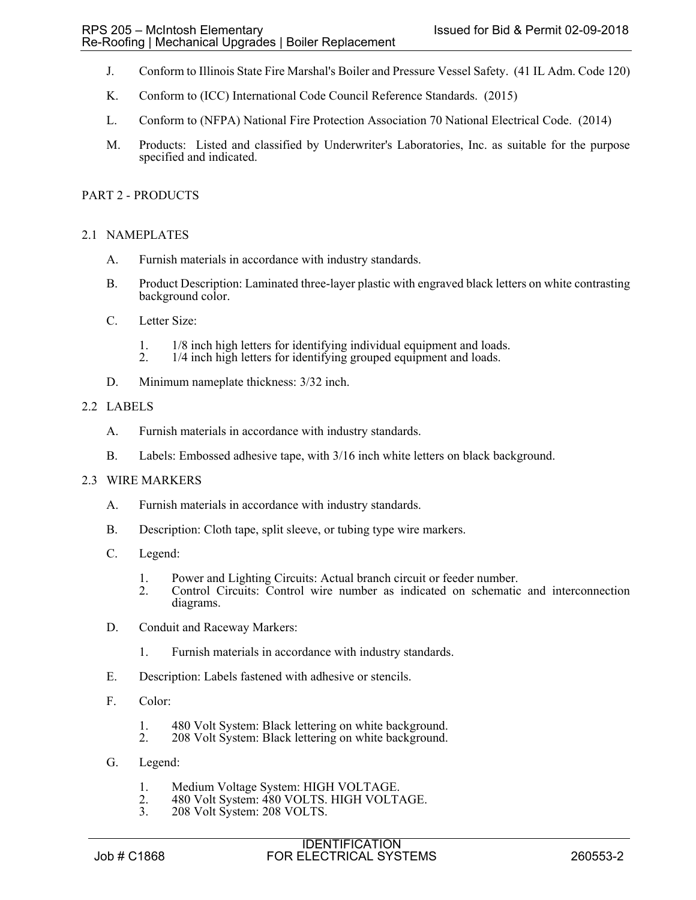J. Conform to Illinois State Fire Marshal's Boiler and Pressure Vessel Safety. (41 IL Adm. Code 120)

K. Conform to (ICC) International Code Council Reference Standards. (2015)

L. Conform to (NFPA) National Fire Protection Association 70 National Electrical Code. (2014)

M. Products: Listed and classified by Underwriter's Laboratories, Inc. as suitable for the purpose specified and indicated.

## PART 2 - PRODUCTS

### 2.1 NAMEPLATES

A. Furnish materials in accordance with industry standards.

B. Product Description: Laminated three-layer plastic with engraved black letters on white contrasting background color.

C. Letter Size:

1. 1/8 inch high letters for identifying individual equipment and loads.
2. 1/4 inch high letters for identifying grouped equipment and loads.

D. Minimum nameplate thickness: 3/32 inch.

### 2.2 LABELS

A. Furnish materials in accordance with industry standards.

B. Labels: Embossed adhesive tape, with 3/16 inch white letters on black background.

### 2.3 WIRE MARKERS

A. Furnish materials in accordance with industry standards.

B. Description: Cloth tape, split sleeve, or tubing type wire markers.

C. Legend:

1. Power and Lighting Circuits: Actual branch circuit or feeder number.
2. Control Circuits: Control wire number as indicated on schematic and interconnection diagrams.

D. Conduit and Raceway Markers:

1. Furnish materials in accordance with industry standards.

E. Description: Labels fastened with adhesive or stencils.

F. Color:

1. 480 Volt System: Black lettering on white background.
2. 208 Volt System: Black lettering on white background.

G. Legend:

1. Medium Voltage System: HIGH VOLTAGE.
2. 480 Volt System: 480 VOLTS. HIGH VOLTAGE.
3. 208 Volt System: 208 VOLTS.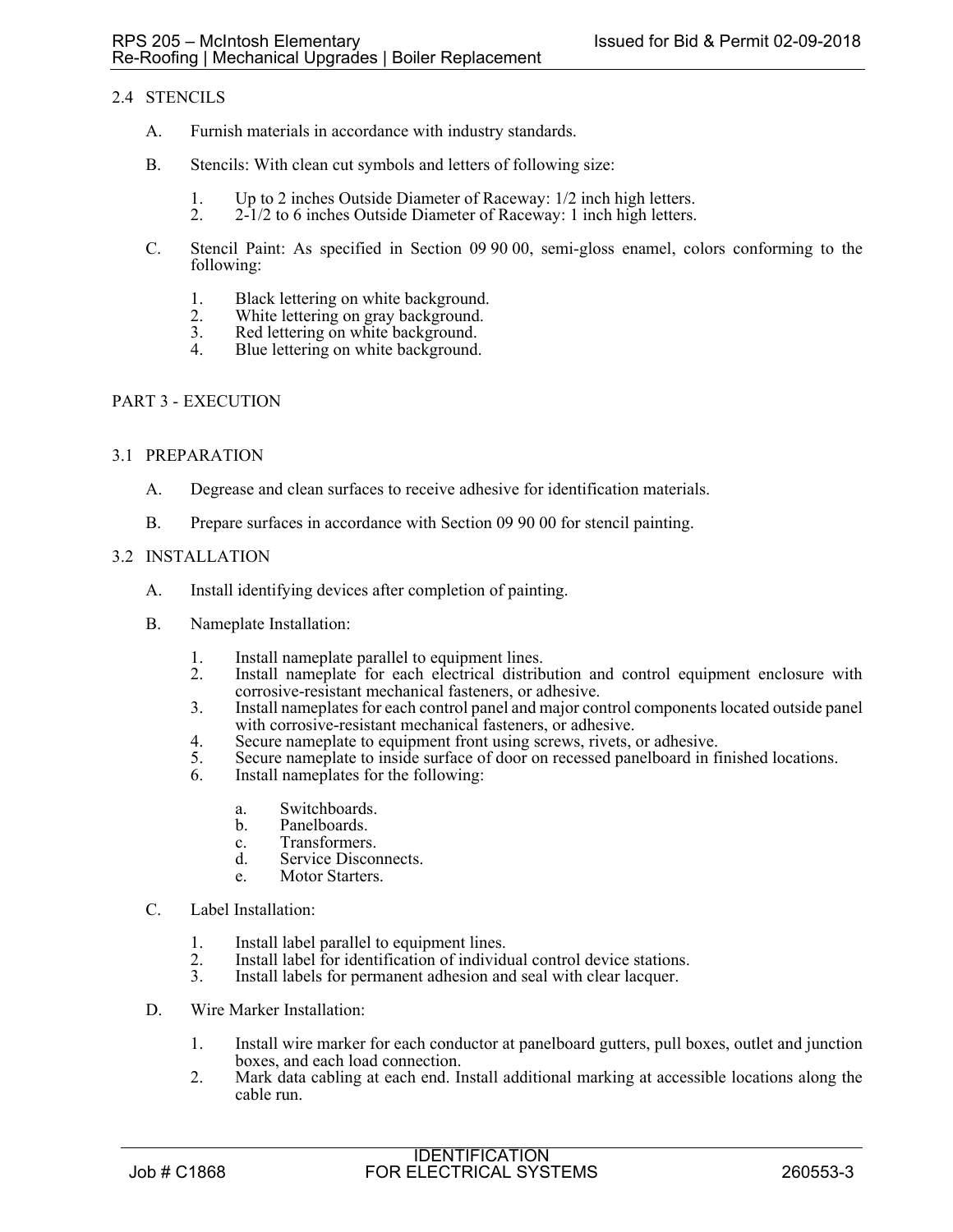## 2.4 STENCILS

A. Furnish materials in accordance with industry standards.

B. Stencils: With clean cut symbols and letters of following size:

1. Up to 2 inches Outside Diameter of Raceway: 1/2 inch high letters.
2. 2-1/2 to 6 inches Outside Diameter of Raceway: 1 inch high letters.

C. Stencil Paint: As specified in Section 09 90 00, semi-gloss enamel, colors conforming to the following:

1. Black lettering on white background.
2. White lettering on gray background.
3. Red lettering on white background.
4. Blue lettering on white background.

# PART 3 - EXECUTION

## 3.1 PREPARATION

A. Degrease and clean surfaces to receive adhesive for identification materials.

B. Prepare surfaces in accordance with Section 09 90 00 for stencil painting.

## 3.2 INSTALLATION

A. Install identifying devices after completion of painting.

B. Nameplate Installation:

1. Install nameplate parallel to equipment lines.
2. Install nameplate for each electrical distribution and control equipment enclosure with corrosive-resistant mechanical fasteners, or adhesive.
3. Install nameplates for each control panel and major control components located outside panel with corrosive-resistant mechanical fasteners, or adhesive.
4. Secure nameplate to equipment front using screws, rivets, or adhesive.
5. Secure nameplate to inside surface of door on recessed panelboard in finished locations.
6. Install nameplates for the following:
   a. Switchboards.
   b. Panelboards.
   c. Transformers.
   d. Service Disconnects.
   e. Motor Starters.

C. Label Installation:

1. Install label parallel to equipment lines.
2. Install label for identification of individual control device stations.
3. Install labels for permanent adhesion and seal with clear lacquer.

D. Wire Marker Installation:

1. Install wire marker for each conductor at panelboard gutters, pull boxes, outlet and junction boxes, and each load connection.
2. Mark data cabling at each end. Install additional marking at accessible locations along the cable run.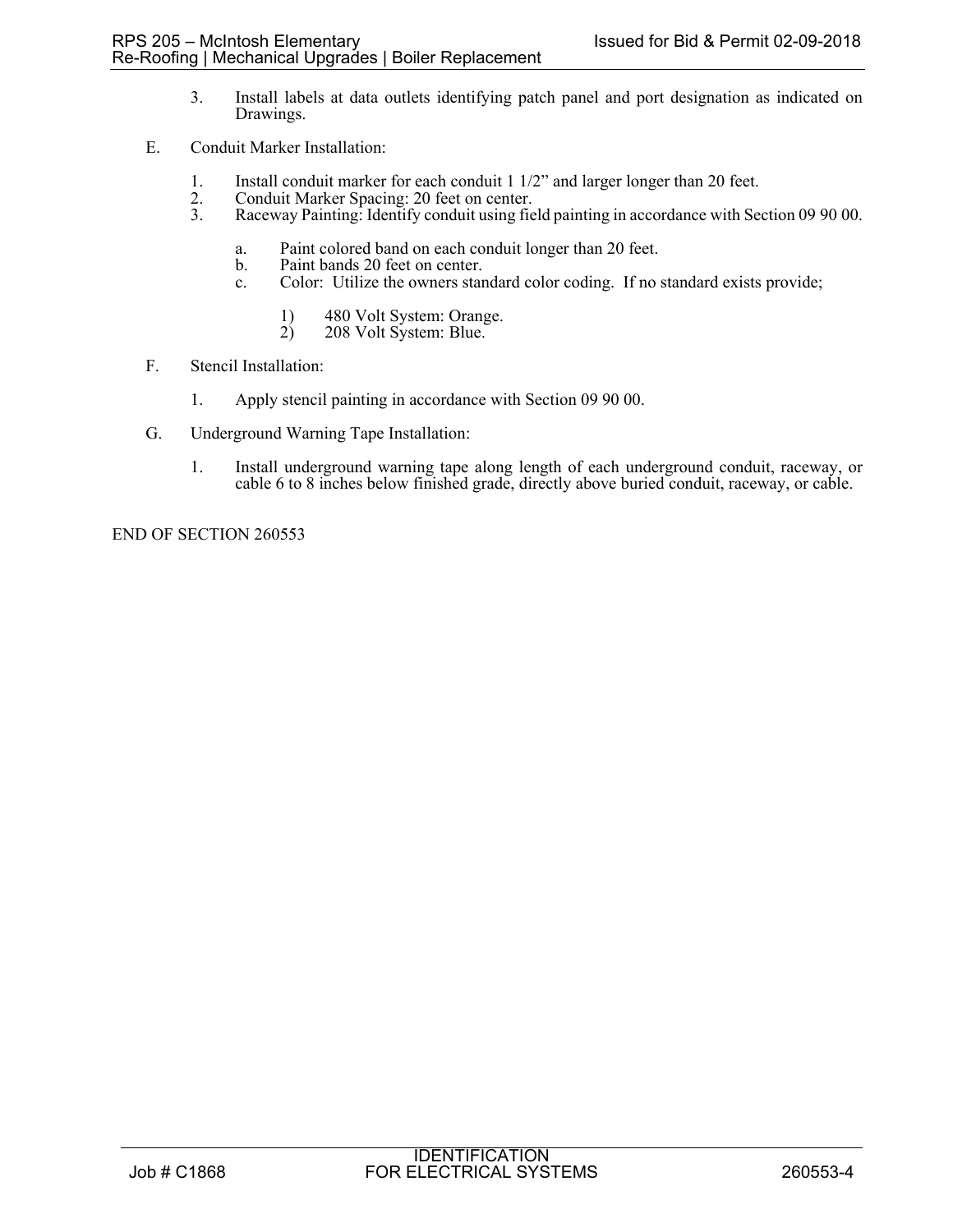3. Install labels at data outlets identifying patch panel and port designation as indicated on Drawings.

E. Conduit Marker Installation:

1. Install conduit marker for each conduit 1 1/2” and larger longer than 20 feet.
2. Conduit Marker Spacing: 20 feet on center.
3. Raceway Painting: Identify conduit using field painting in accordance with Section 09 90 00.

   a. Paint colored band on each conduit longer than 20 feet.
   b. Paint bands 20 feet on center.
   c. Color: Utilize the owners standard color coding. If no standard exists provide;

      1) 480 Volt System: Orange.
      2) 208 Volt System: Blue.

F. Stencil Installation:

1. Apply stencil painting in accordance with Section 09 90 00.

G. Underground Warning Tape Installation:

1. Install underground warning tape along length of each underground conduit, raceway, or cable 6 to 8 inches below finished grade, directly above buried conduit, raceway, or cable.

END OF SECTION 260553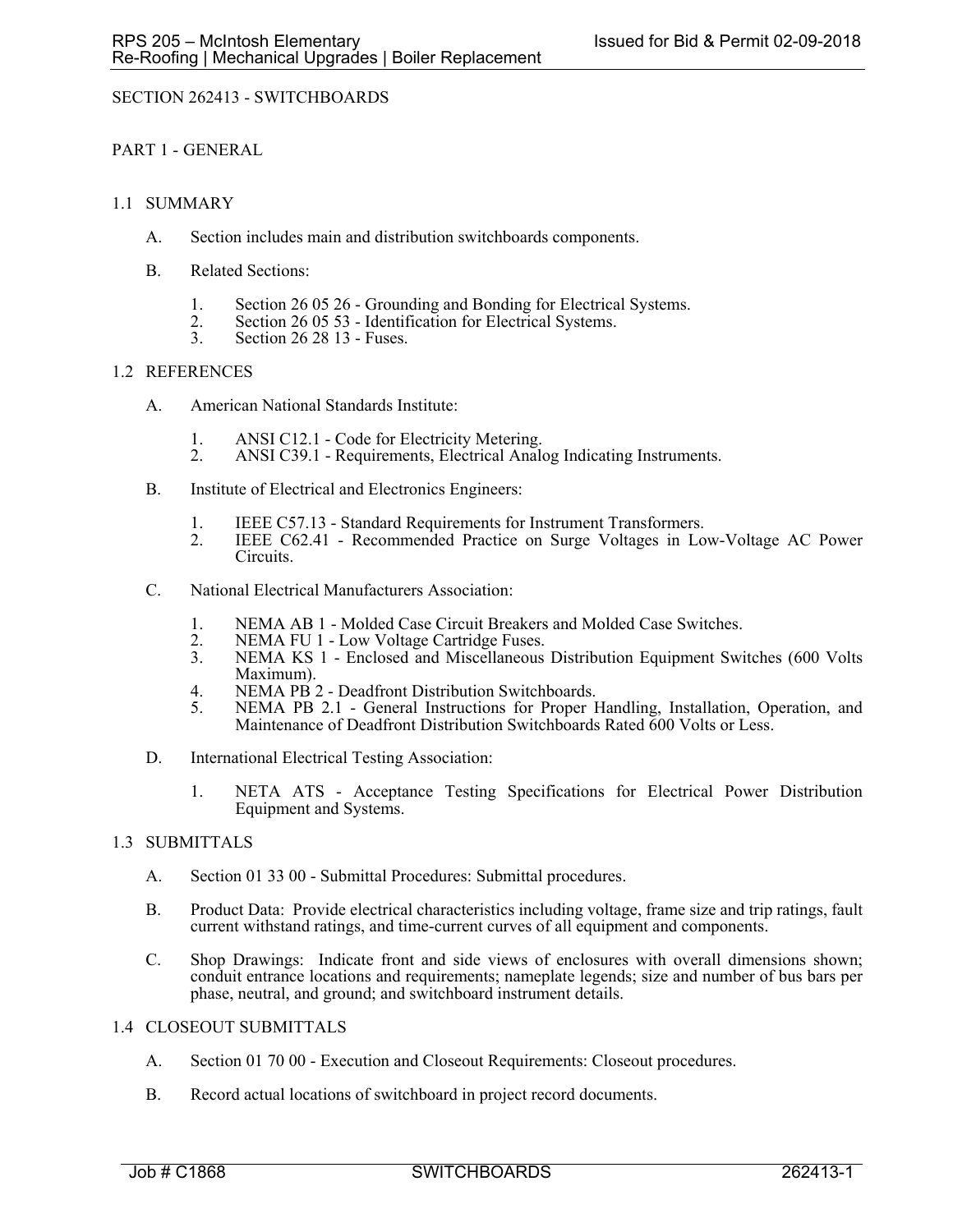SECTION 262413 - SWITCHBOARDS

PART 1 - GENERAL

1.1 SUMMARY

A. Section includes main and distribution switchboards components.

B. Related Sections:

1. Section 26 05 26 - Grounding and Bonding for Electrical Systems.
2. Section 26 05 53 - Identification for Electrical Systems.
3. Section 26 28 13 - Fuses.

1.2 REFERENCES

A. American National Standards Institute:

1. ANSI C12.1 - Code for Electricity Metering.
2. ANSI C39.1 - Requirements, Electrical Analog Indicating Instruments.

B. Institute of Electrical and Electronics Engineers:

1. IEEE C57.13 - Standard Requirements for Instrument Transformers.
2. IEEE C62.41 - Recommended Practice on Surge Voltages in Low-Voltage AC Power Circuits.

C. National Electrical Manufacturers Association:

1. NEMA AB 1 - Molded Case Circuit Breakers and Molded Case Switches.
2. NEMA FU 1 - Low Voltage Cartridge Fuses.
3. NEMA KS 1 - Enclosed and Miscellaneous Distribution Equipment Switches (600 Volts Maximum).
4. NEMA PB 2 - Deadfront Distribution Switchboards.
5. NEMA PB 2.1 - General Instructions for Proper Handling, Installation, Operation, and Maintenance of Deadfront Distribution Switchboards Rated 600 Volts or Less.

D. International Electrical Testing Association:

1. NETA ATS - Acceptance Testing Specifications for Electrical Power Distribution Equipment and Systems.

1.3 SUBMITTALS

A. Section 01 33 00 - Submittal Procedures: Submittal procedures.

B. Product Data: Provide electrical characteristics including voltage, frame size and trip ratings, fault current withstand ratings, and time-current curves of all equipment and components.

C. Shop Drawings: Indicate front and side views of enclosures with overall dimensions shown; conduit entrance locations and requirements; nameplate legends; size and number of bus bars per phase, neutral, and ground; and switchboard instrument details.

1.4 CLOSEOUT SUBMITTALS

A. Section 01 70 00 - Execution and Closeout Requirements: Closeout procedures.

B. Record actual locations of switchboard in project record documents.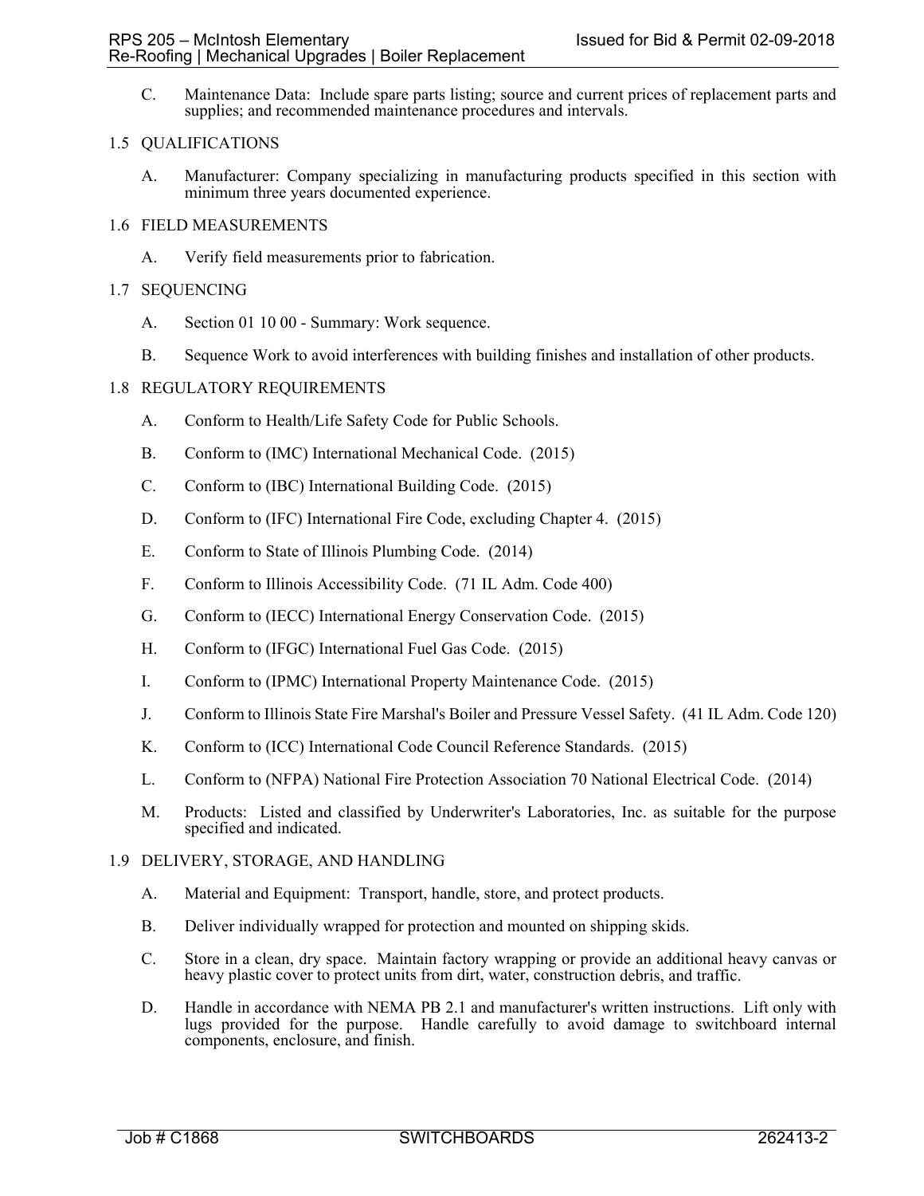C. Maintenance Data: Include spare parts listing; source and current prices of replacement parts and supplies; and recommended maintenance procedures and intervals.

## 1.5 QUALIFICATIONS

A. Manufacturer: Company specializing in manufacturing products specified in this section with minimum three years documented experience.

## 1.6 FIELD MEASUREMENTS

A. Verify field measurements prior to fabrication.

## 1.7 SEQUENCING

A. Section 01 10 00 - Summary: Work sequence.

B. Sequence Work to avoid interferences with building finishes and installation of other products.

## 1.8 REGULATORY REQUIREMENTS

A. Conform to Health/Life Safety Code for Public Schools.

B. Conform to (IMC) International Mechanical Code. (2015)

C. Conform to (IBC) International Building Code. (2015)

D. Conform to (IFC) International Fire Code, excluding Chapter 4. (2015)

E. Conform to State of Illinois Plumbing Code. (2014)

F. Conform to Illinois Accessibility Code. (71 IL Adm. Code 400)

G. Conform to (IECC) International Energy Conservation Code. (2015)

H. Conform to (IFGC) International Fuel Gas Code. (2015)

I. Conform to (IPMC) International Property Maintenance Code. (2015)

J. Conform to Illinois State Fire Marshal's Boiler and Pressure Vessel Safety. (41 IL Adm. Code 120)

K. Conform to (ICC) International Code Council Reference Standards. (2015)

L. Conform to (NFPA) National Fire Protection Association 70 National Electrical Code. (2014)

M. Products: Listed and classified by Underwriter's Laboratories, Inc. as suitable for the purpose specified and indicated.

## 1.9 DELIVERY, STORAGE, AND HANDLING

A. Material and Equipment: Transport, handle, store, and protect products.

B. Deliver individually wrapped for protection and mounted on shipping skids.

C. Store in a clean, dry space. Maintain factory wrapping or provide an additional heavy canvas or heavy plastic cover to protect units from dirt, water, construction debris, and traffic.

D. Handle in accordance with NEMA PB 2.1 and manufacturer's written instructions. Lift only with lugs provided for the purpose. Handle carefully to avoid damage to switchboard internal components, enclosure, and finish.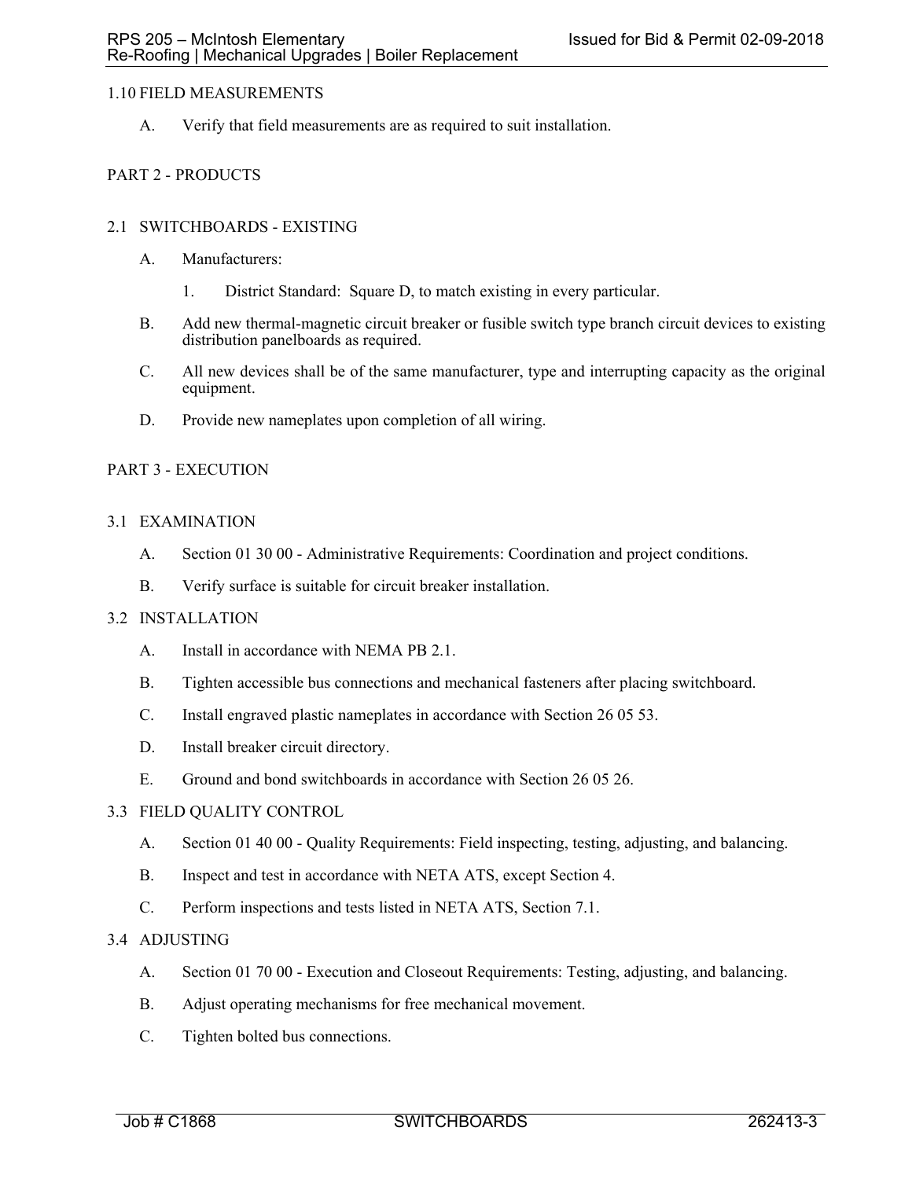## 1.10 FIELD MEASUREMENTS

A. Verify that field measurements are as required to suit installation.

# PART 2 - PRODUCTS

## 2.1 SWITCHBOARDS - EXISTING

A. Manufacturers:

1. District Standard: Square D, to match existing in every particular.

B. Add new thermal-magnetic circuit breaker or fusible switch type branch circuit devices to existing distribution panelboards as required.

C. All new devices shall be of the same manufacturer, type and interrupting capacity as the original equipment.

D. Provide new nameplates upon completion of all wiring.

# PART 3 - EXECUTION

## 3.1 EXAMINATION

A. Section 01 30 00 - Administrative Requirements: Coordination and project conditions.

B. Verify surface is suitable for circuit breaker installation.

## 3.2 INSTALLATION

A. Install in accordance with NEMA PB 2.1.

B. Tighten accessible bus connections and mechanical fasteners after placing switchboard.

C. Install engraved plastic nameplates in accordance with Section 26 05 53.

D. Install breaker circuit directory.

E. Ground and bond switchboards in accordance with Section 26 05 26.

## 3.3 FIELD QUALITY CONTROL

A. Section 01 40 00 - Quality Requirements: Field inspecting, testing, adjusting, and balancing.

B. Inspect and test in accordance with NETA ATS, except Section 4.

C. Perform inspections and tests listed in NETA ATS, Section 7.1.

## 3.4 ADJUSTING

A. Section 01 70 00 - Execution and Closeout Requirements: Testing, adjusting, and balancing.

B. Adjust operating mechanisms for free mechanical movement.

C. Tighten bolted bus connections.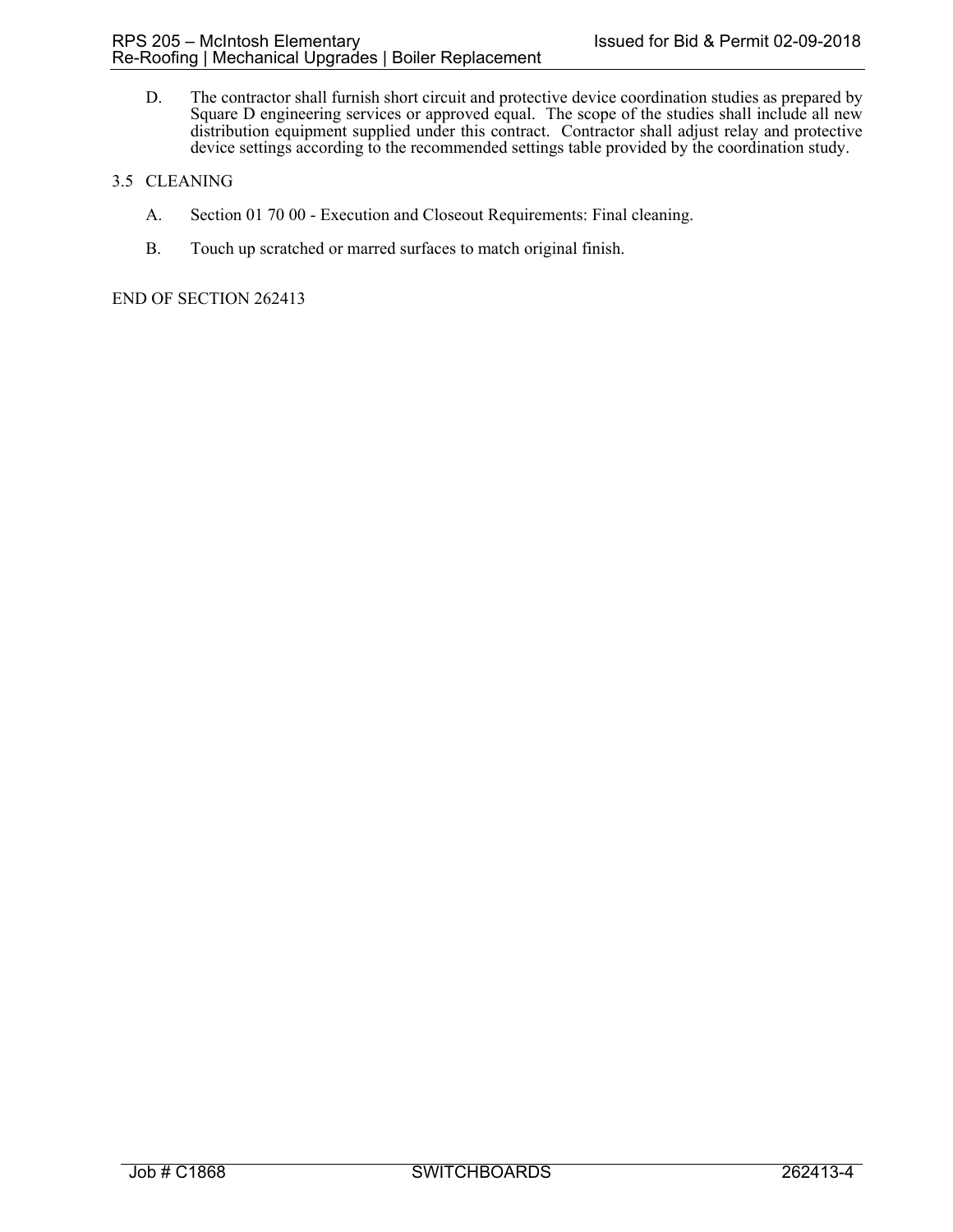D. The contractor shall furnish short circuit and protective device coordination studies as prepared by Square D engineering services or approved equal. The scope of the studies shall include all new distribution equipment supplied under this contract. Contractor shall adjust relay and protective device settings according to the recommended settings table provided by the coordination study.

## 3.5 CLEANING

A. Section 01 70 00 - Execution and Closeout Requirements: Final cleaning.

B. Touch up scratched or marred surfaces to match original finish.

END OF SECTION 262413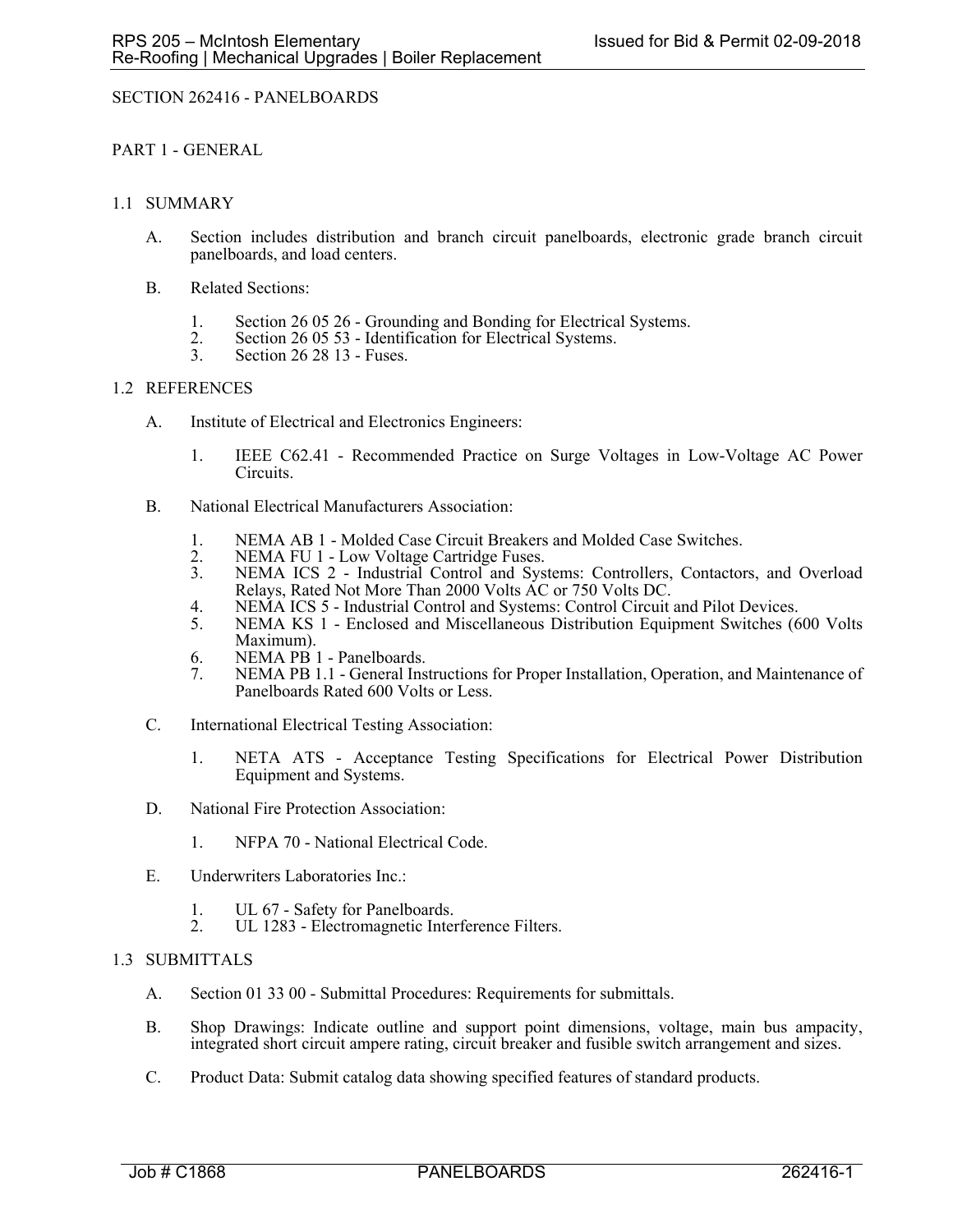# SECTION 262416 - PANELBOARDS

## PART 1 - GENERAL

### 1.1 SUMMARY

A. Section includes distribution and branch circuit panelboards, electronic grade branch circuit panelboards, and load centers.

B. Related Sections:

1. Section 26 05 26 - Grounding and Bonding for Electrical Systems.
2. Section 26 05 53 - Identification for Electrical Systems.
3. Section 26 28 13 - Fuses.

### 1.2 REFERENCES

A. Institute of Electrical and Electronics Engineers:

1. IEEE C62.41 - Recommended Practice on Surge Voltages in Low-Voltage AC Power Circuits.

B. National Electrical Manufacturers Association:

1. NEMA AB 1 - Molded Case Circuit Breakers and Molded Case Switches.
2. NEMA FU 1 - Low Voltage Cartridge Fuses.
3. NEMA ICS 2 - Industrial Control and Systems: Controllers, Contactors, and Overload Relays, Rated Not More Than 2000 Volts AC or 750 Volts DC.
4. NEMA ICS 5 - Industrial Control and Systems: Control Circuit and Pilot Devices.
5. NEMA KS 1 - Enclosed and Miscellaneous Distribution Equipment Switches (600 Volts Maximum).
6. NEMA PB 1 - Panelboards.
7. NEMA PB 1.1 - General Instructions for Proper Installation, Operation, and Maintenance of Panelboards Rated 600 Volts or Less.

C. International Electrical Testing Association:

1. NETA ATS - Acceptance Testing Specifications for Electrical Power Distribution Equipment and Systems.

D. National Fire Protection Association:

1. NFPA 70 - National Electrical Code.

E. Underwriters Laboratories Inc.:

1. UL 67 - Safety for Panelboards.
2. UL 1283 - Electromagnetic Interference Filters.

### 1.3 SUBMITTALS

A. Section 01 33 00 - Submittal Procedures: Requirements for submittals.

B. Shop Drawings: Indicate outline and support point dimensions, voltage, main bus ampacity, integrated short circuit ampere rating, circuit breaker and fusible switch arrangement and sizes.

C. Product Data: Submit catalog data showing specified features of standard products.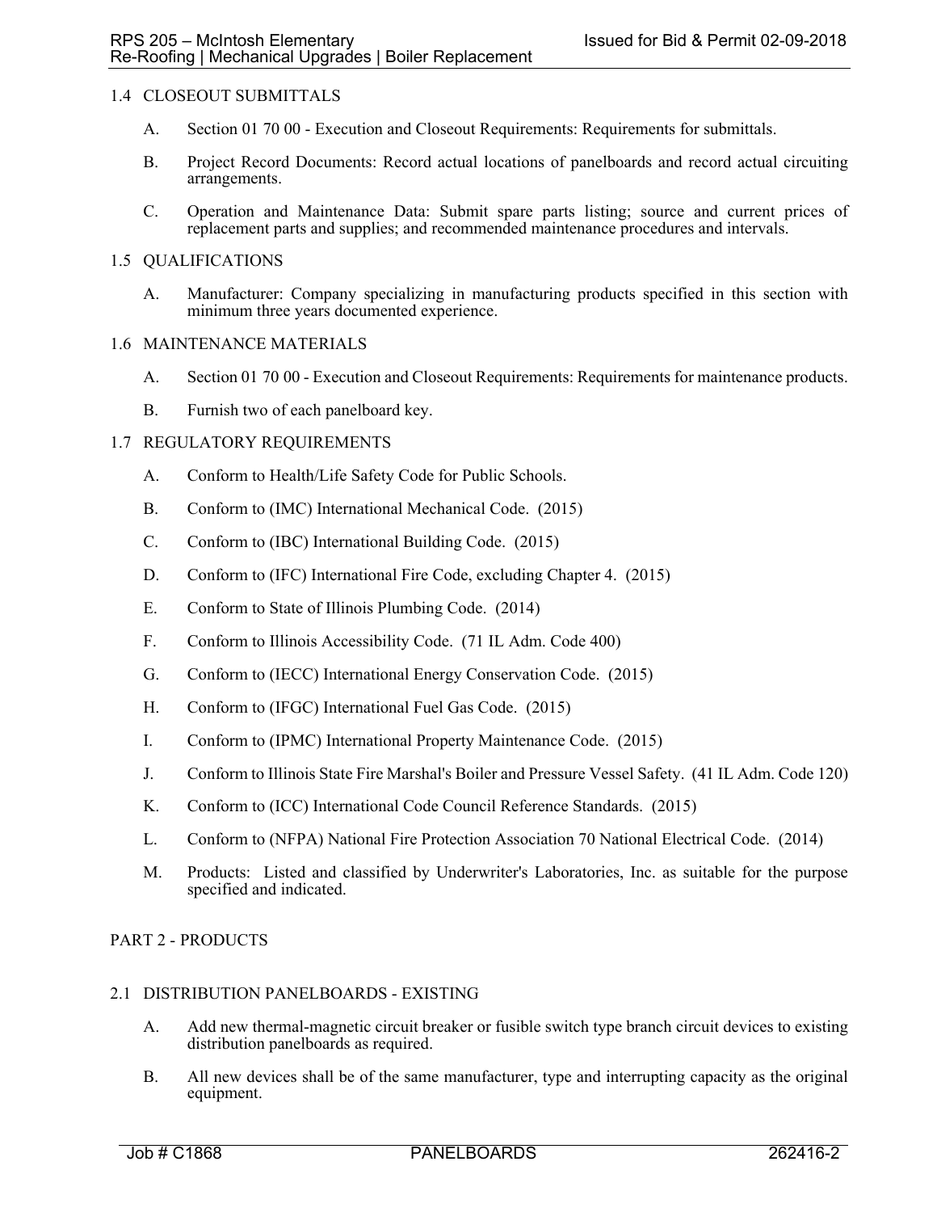## 1.4 CLOSEOUT SUBMITTALS

A. Section 01 70 00 - Execution and Closeout Requirements: Requirements for submittals.

B. Project Record Documents: Record actual locations of panelboards and record actual circuiting arrangements.

C. Operation and Maintenance Data: Submit spare parts listing; source and current prices of replacement parts and supplies; and recommended maintenance procedures and intervals.

## 1.5 QUALIFICATIONS

A. Manufacturer: Company specializing in manufacturing products specified in this section with minimum three years documented experience.

## 1.6 MAINTENANCE MATERIALS

A. Section 01 70 00 - Execution and Closeout Requirements: Requirements for maintenance products.

B. Furnish two of each panelboard key.

## 1.7 REGULATORY REQUIREMENTS

A. Conform to Health/Life Safety Code for Public Schools.

B. Conform to (IMC) International Mechanical Code. (2015)

C. Conform to (IBC) International Building Code. (2015)

D. Conform to (IFC) International Fire Code, excluding Chapter 4. (2015)

E. Conform to State of Illinois Plumbing Code. (2014)

F. Conform to Illinois Accessibility Code. (71 IL Adm. Code 400)

G. Conform to (IECC) International Energy Conservation Code. (2015)

H. Conform to (IFGC) International Fuel Gas Code. (2015)

I. Conform to (IPMC) International Property Maintenance Code. (2015)

J. Conform to Illinois State Fire Marshal's Boiler and Pressure Vessel Safety. (41 IL Adm. Code 120)

K. Conform to (ICC) International Code Council Reference Standards. (2015)

L. Conform to (NFPA) National Fire Protection Association 70 National Electrical Code. (2014)

M. Products: Listed and classified by Underwriter's Laboratories, Inc. as suitable for the purpose specified and indicated.

# PART 2 - PRODUCTS

## 2.1 DISTRIBUTION PANELBOARDS - EXISTING

A. Add new thermal-magnetic circuit breaker or fusible switch type branch circuit devices to existing distribution panelboards as required.

B. All new devices shall be of the same manufacturer, type and interrupting capacity as the original equipment.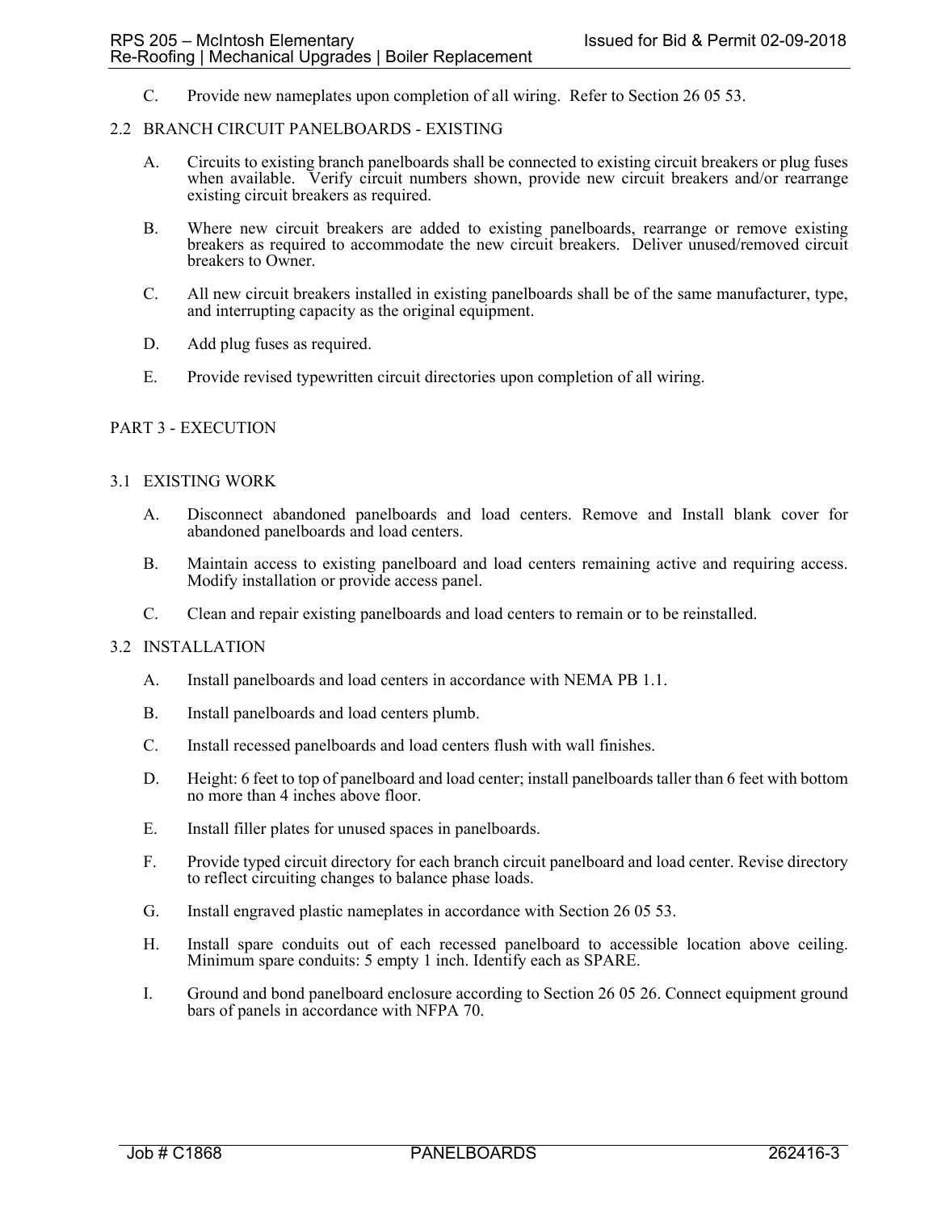C. Provide new nameplates upon completion of all wiring. Refer to Section 26 05 53.

## 2.2 BRANCH CIRCUIT PANELBOARDS - EXISTING

A. Circuits to existing branch panelboards shall be connected to existing circuit breakers or plug fuses when available. Verify circuit numbers shown, provide new circuit breakers and/or rearrange existing circuit breakers as required.

B. Where new circuit breakers are added to existing panelboards, rearrange or remove existing breakers as required to accommodate the new circuit breakers. Deliver unused/removed circuit breakers to Owner.

C. All new circuit breakers installed in existing panelboards shall be of the same manufacturer, type, and interrupting capacity as the original equipment.

D. Add plug fuses as required.

E. Provide revised typewritten circuit directories upon completion of all wiring.

# PART 3 - EXECUTION

## 3.1 EXISTING WORK

A. Disconnect abandoned panelboards and load centers. Remove and Install blank cover for abandoned panelboards and load centers.

B. Maintain access to existing panelboard and load centers remaining active and requiring access. Modify installation or provide access panel.

C. Clean and repair existing panelboards and load centers to remain or to be reinstalled.

## 3.2 INSTALLATION

A. Install panelboards and load centers in accordance with NEMA PB 1.1.

B. Install panelboards and load centers plumb.

C. Install recessed panelboards and load centers flush with wall finishes.

D. Height: 6 feet to top of panelboard and load center; install panelboards taller than 6 feet with bottom no more than 4 inches above floor.

E. Install filler plates for unused spaces in panelboards.

F. Provide typed circuit directory for each branch circuit panelboard and load center. Revise directory to reflect circuiting changes to balance phase loads.

G. Install engraved plastic nameplates in accordance with Section 26 05 53.

H. Install spare conduits out of each recessed panelboard to accessible location above ceiling. Minimum spare conduits: 5 empty 1 inch. Identify each as SPARE.

I. Ground and bond panelboard enclosure according to Section 26 05 26. Connect equipment ground bars of panels in accordance with NFPA 70.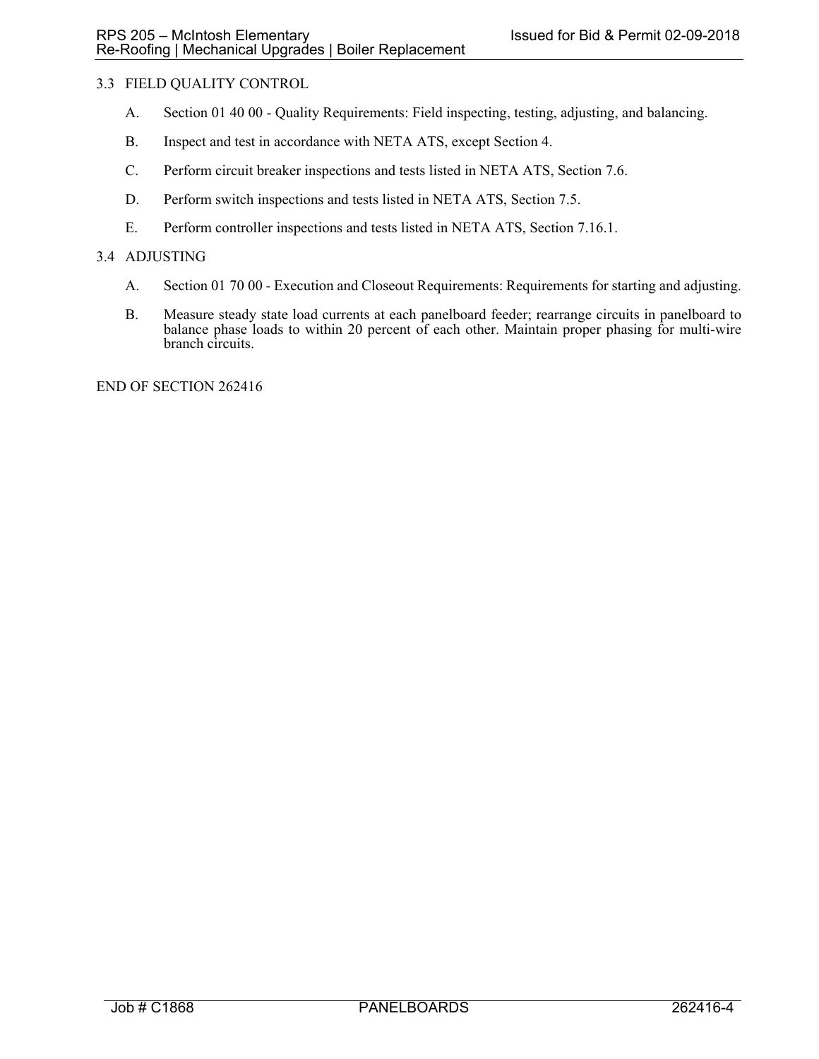## 3.3 FIELD QUALITY CONTROL

A. Section 01 40 00 - Quality Requirements: Field inspecting, testing, adjusting, and balancing.

B. Inspect and test in accordance with NETA ATS, except Section 4.

C. Perform circuit breaker inspections and tests listed in NETA ATS, Section 7.6.

D. Perform switch inspections and tests listed in NETA ATS, Section 7.5.

E. Perform controller inspections and tests listed in NETA ATS, Section 7.16.1.

## 3.4 ADJUSTING

A. Section 01 70 00 - Execution and Closeout Requirements: Requirements for starting and adjusting.

B. Measure steady state load currents at each panelboard feeder; rearrange circuits in panelboard to balance phase loads to within 20 percent of each other. Maintain proper phasing for multi-wire branch circuits.

END OF SECTION 262416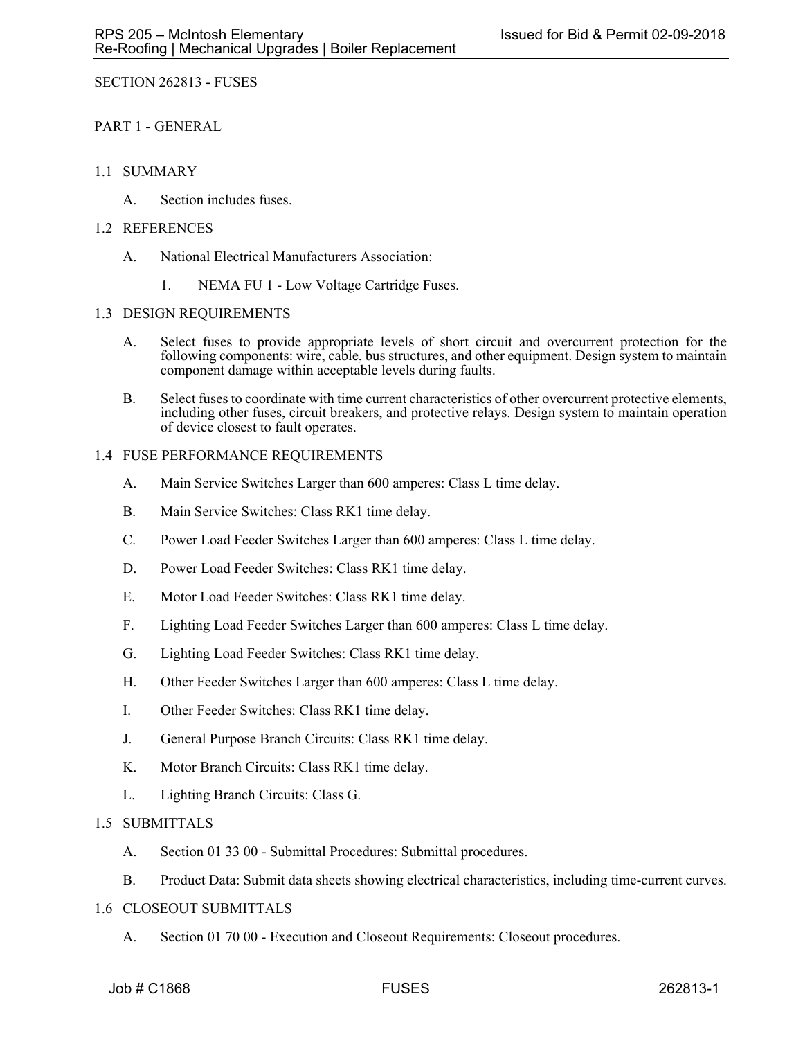SECTION 262813 - FUSES

PART 1 - GENERAL

1.1 SUMMARY

A. Section includes fuses.

1.2 REFERENCES

A. National Electrical Manufacturers Association:

1. NEMA FU 1 - Low Voltage Cartridge Fuses.

1.3 DESIGN REQUIREMENTS

A. Select fuses to provide appropriate levels of short circuit and overcurrent protection for the following components: wire, cable, bus structures, and other equipment. Design system to maintain component damage within acceptable levels during faults.

B. Select fuses to coordinate with time current characteristics of other overcurrent protective elements, including other fuses, circuit breakers, and protective relays. Design system to maintain operation of device closest to fault operates.

1.4 FUSE PERFORMANCE REQUIREMENTS

A. Main Service Switches Larger than 600 amperes: Class L time delay.

B. Main Service Switches: Class RK1 time delay.

C. Power Load Feeder Switches Larger than 600 amperes: Class L time delay.

D. Power Load Feeder Switches: Class RK1 time delay.

E. Motor Load Feeder Switches: Class RK1 time delay.

F. Lighting Load Feeder Switches Larger than 600 amperes: Class L time delay.

G. Lighting Load Feeder Switches: Class RK1 time delay.

H. Other Feeder Switches Larger than 600 amperes: Class L time delay.

I. Other Feeder Switches: Class RK1 time delay.

J. General Purpose Branch Circuits: Class RK1 time delay.

K. Motor Branch Circuits: Class RK1 time delay.

L. Lighting Branch Circuits: Class G.

1.5 SUBMITTALS

A. Section 01 33 00 - Submittal Procedures: Submittal procedures.

B. Product Data: Submit data sheets showing electrical characteristics, including time-current curves.

1.6 CLOSEOUT SUBMITTALS

A. Section 01 70 00 - Execution and Closeout Requirements: Closeout procedures.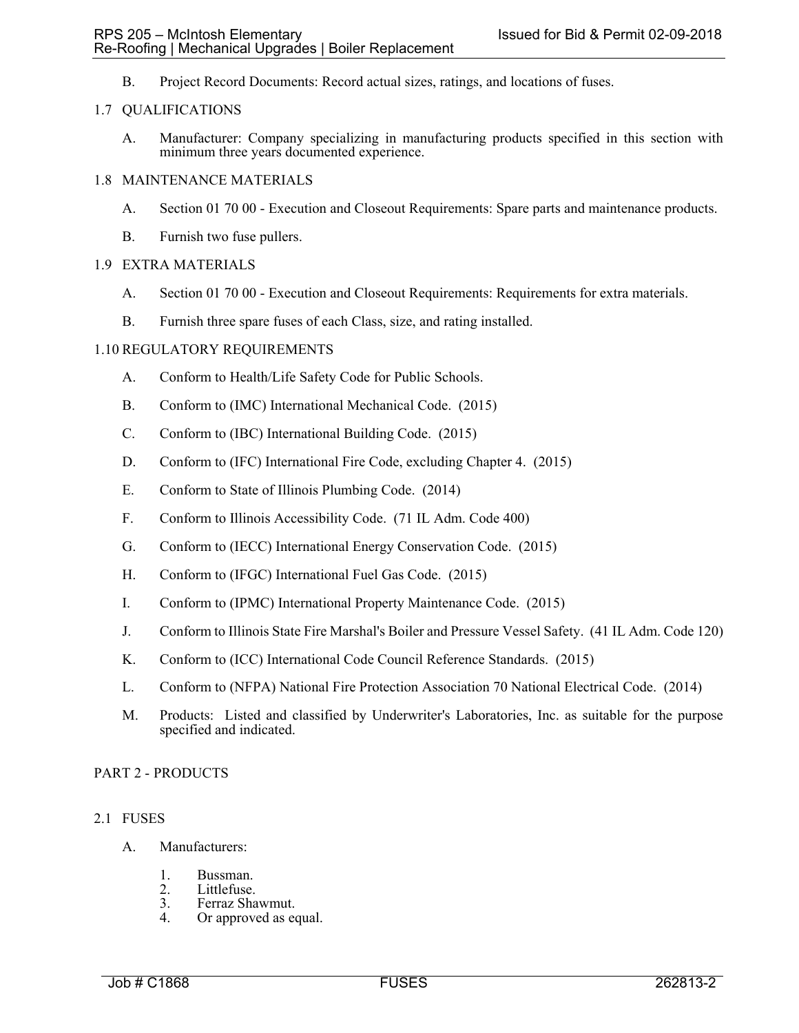B. Project Record Documents: Record actual sizes, ratings, and locations of fuses.

## 1.7 QUALIFICATIONS

A. Manufacturer: Company specializing in manufacturing products specified in this section with minimum three years documented experience.

## 1.8 MAINTENANCE MATERIALS

A. Section 01 70 00 - Execution and Closeout Requirements: Spare parts and maintenance products.

B. Furnish two fuse pullers.

## 1.9 EXTRA MATERIALS

A. Section 01 70 00 - Execution and Closeout Requirements: Requirements for extra materials.

B. Furnish three spare fuses of each Class, size, and rating installed.

## 1.10 REGULATORY REQUIREMENTS

A. Conform to Health/Life Safety Code for Public Schools.

B. Conform to (IMC) International Mechanical Code. (2015)

C. Conform to (IBC) International Building Code. (2015)

D. Conform to (IFC) International Fire Code, excluding Chapter 4. (2015)

E. Conform to State of Illinois Plumbing Code. (2014)

F. Conform to Illinois Accessibility Code. (71 IL Adm. Code 400)

G. Conform to (IECC) International Energy Conservation Code. (2015)

H. Conform to (IFGC) International Fuel Gas Code. (2015)

I. Conform to (IPMC) International Property Maintenance Code. (2015)

J. Conform to Illinois State Fire Marshal's Boiler and Pressure Vessel Safety. (41 IL Adm. Code 120)

K. Conform to (ICC) International Code Council Reference Standards. (2015)

L. Conform to (NFPA) National Fire Protection Association 70 National Electrical Code. (2014)

M. Products: Listed and classified by Underwriter's Laboratories, Inc. as suitable for the purpose specified and indicated.

# PART 2 - PRODUCTS

## 2.1 FUSES

A. Manufacturers:

1. Bussman.
2. Littlefuse.
3. Ferraz Shawmut.
4. Or approved as equal.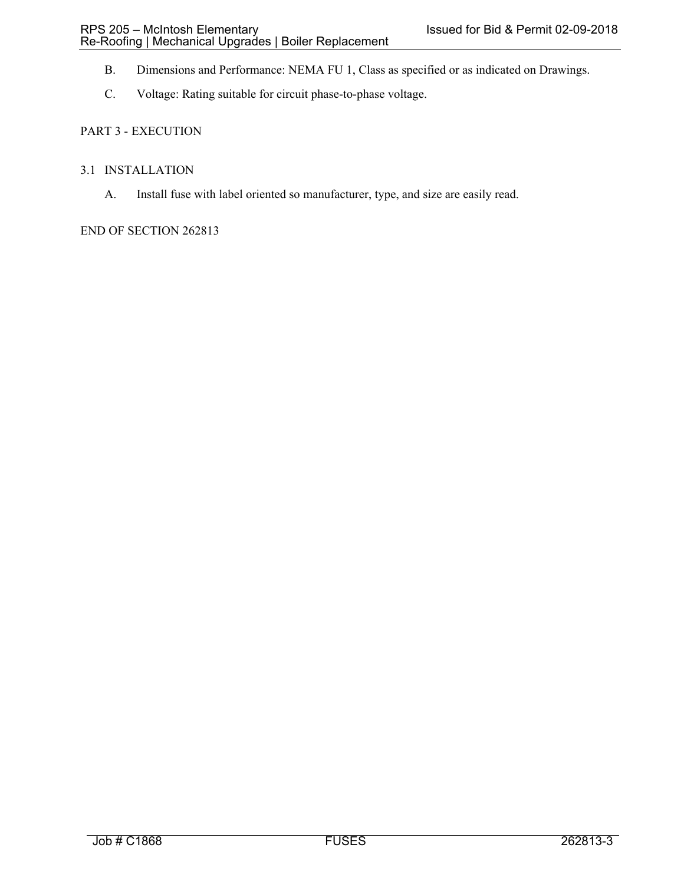B. Dimensions and Performance: NEMA FU 1, Class as specified or as indicated on Drawings.

C. Voltage: Rating suitable for circuit phase-to-phase voltage.

## PART 3 - EXECUTION

### 3.1 INSTALLATION

A. Install fuse with label oriented so manufacturer, type, and size are easily read.

END OF SECTION 262813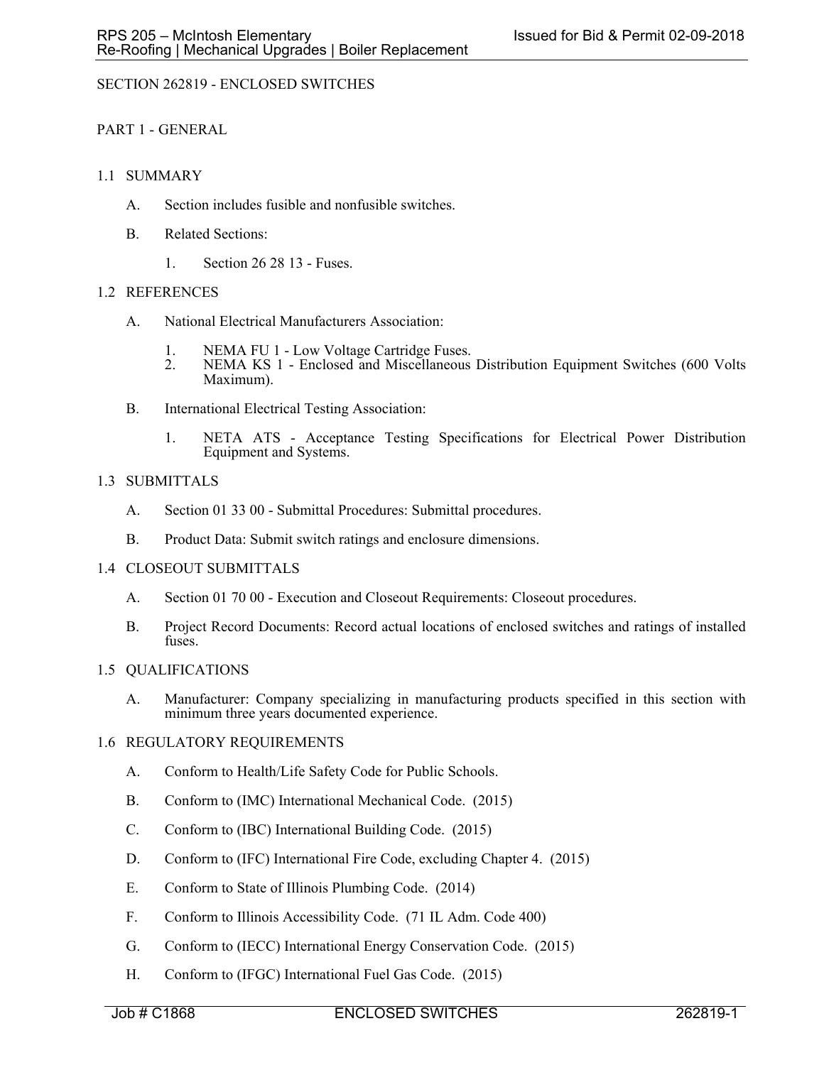# SECTION 262819 - ENCLOSED SWITCHES

## PART 1 - GENERAL

### 1.1 SUMMARY

A. Section includes fusible and nonfusible switches.

B. Related Sections:

1. Section 26 28 13 - Fuses.

### 1.2 REFERENCES

A. National Electrical Manufacturers Association:

1. NEMA FU 1 - Low Voltage Cartridge Fuses.
2. NEMA KS 1 - Enclosed and Miscellaneous Distribution Equipment Switches (600 Volts Maximum).

B. International Electrical Testing Association:

1. NETA ATS - Acceptance Testing Specifications for Electrical Power Distribution Equipment and Systems.

### 1.3 SUBMITTALS

A. Section 01 33 00 - Submittal Procedures: Submittal procedures.

B. Product Data: Submit switch ratings and enclosure dimensions.

### 1.4 CLOSEOUT SUBMITTALS

A. Section 01 70 00 - Execution and Closeout Requirements: Closeout procedures.

B. Project Record Documents: Record actual locations of enclosed switches and ratings of installed fuses.

### 1.5 QUALIFICATIONS

A. Manufacturer: Company specializing in manufacturing products specified in this section with minimum three years documented experience.

### 1.6 REGULATORY REQUIREMENTS

A. Conform to Health/Life Safety Code for Public Schools.

B. Conform to (IMC) International Mechanical Code. (2015)

C. Conform to (IBC) International Building Code. (2015)

D. Conform to (IFC) International Fire Code, excluding Chapter 4. (2015)

E. Conform to State of Illinois Plumbing Code. (2014)

F. Conform to Illinois Accessibility Code. (71 IL Adm. Code 400)

G. Conform to (IECC) International Energy Conservation Code. (2015)

H. Conform to (IFGC) International Fuel Gas Code. (2015)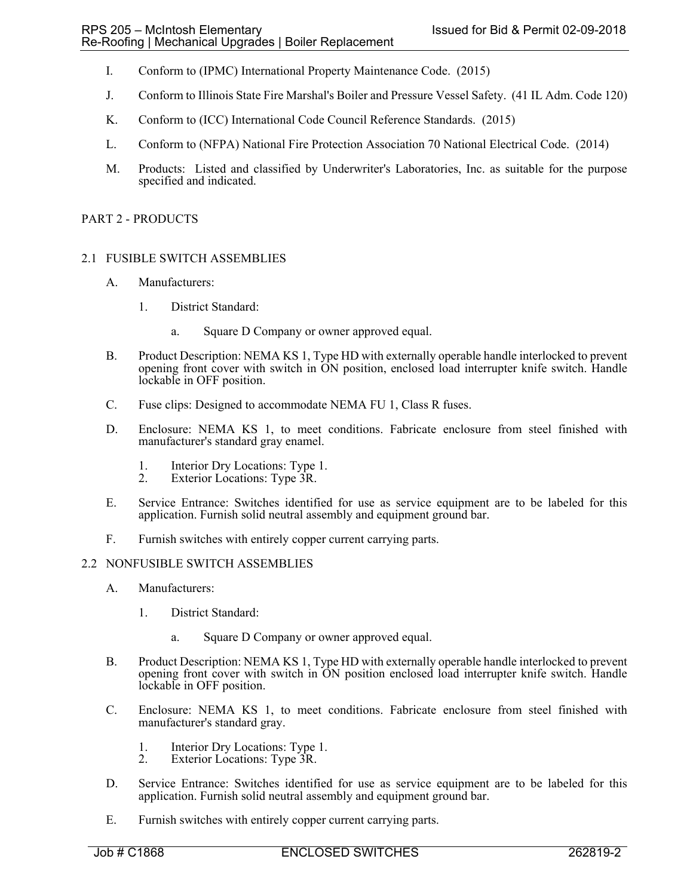I. Conform to (IPMC) International Property Maintenance Code. (2015)

J. Conform to Illinois State Fire Marshal's Boiler and Pressure Vessel Safety. (41 IL Adm. Code 120)

K. Conform to (ICC) International Code Council Reference Standards. (2015)

L. Conform to (NFPA) National Fire Protection Association 70 National Electrical Code. (2014)

M. Products: Listed and classified by Underwriter's Laboratories, Inc. as suitable for the purpose specified and indicated.

## PART 2 - PRODUCTS

### 2.1 FUSIBLE SWITCH ASSEMBLIES

A. Manufacturers:

1. District Standard:

    a. Square D Company or owner approved equal.

B. Product Description: NEMA KS 1, Type HD with externally operable handle interlocked to prevent opening front cover with switch in ON position, enclosed load interrupter knife switch. Handle lockable in OFF position.

C. Fuse clips: Designed to accommodate NEMA FU 1, Class R fuses.

D. Enclosure: NEMA KS 1, to meet conditions. Fabricate enclosure from steel finished with manufacturer's standard gray enamel.

1. Interior Dry Locations: Type 1.
2. Exterior Locations: Type 3R.

E. Service Entrance: Switches identified for use as service equipment are to be labeled for this application. Furnish solid neutral assembly and equipment ground bar.

F. Furnish switches with entirely copper current carrying parts.

### 2.2 NONFUSIBLE SWITCH ASSEMBLIES

A. Manufacturers:

1. District Standard:

    a. Square D Company or owner approved equal.

B. Product Description: NEMA KS 1, Type HD with externally operable handle interlocked to prevent opening front cover with switch in ON position enclosed load interrupter knife switch. Handle lockable in OFF position.

C. Enclosure: NEMA KS 1, to meet conditions. Fabricate enclosure from steel finished with manufacturer's standard gray.

1. Interior Dry Locations: Type 1.
2. Exterior Locations: Type 3R.

D. Service Entrance: Switches identified for use as service equipment are to be labeled for this application. Furnish solid neutral assembly and equipment ground bar.

E. Furnish switches with entirely copper current carrying parts.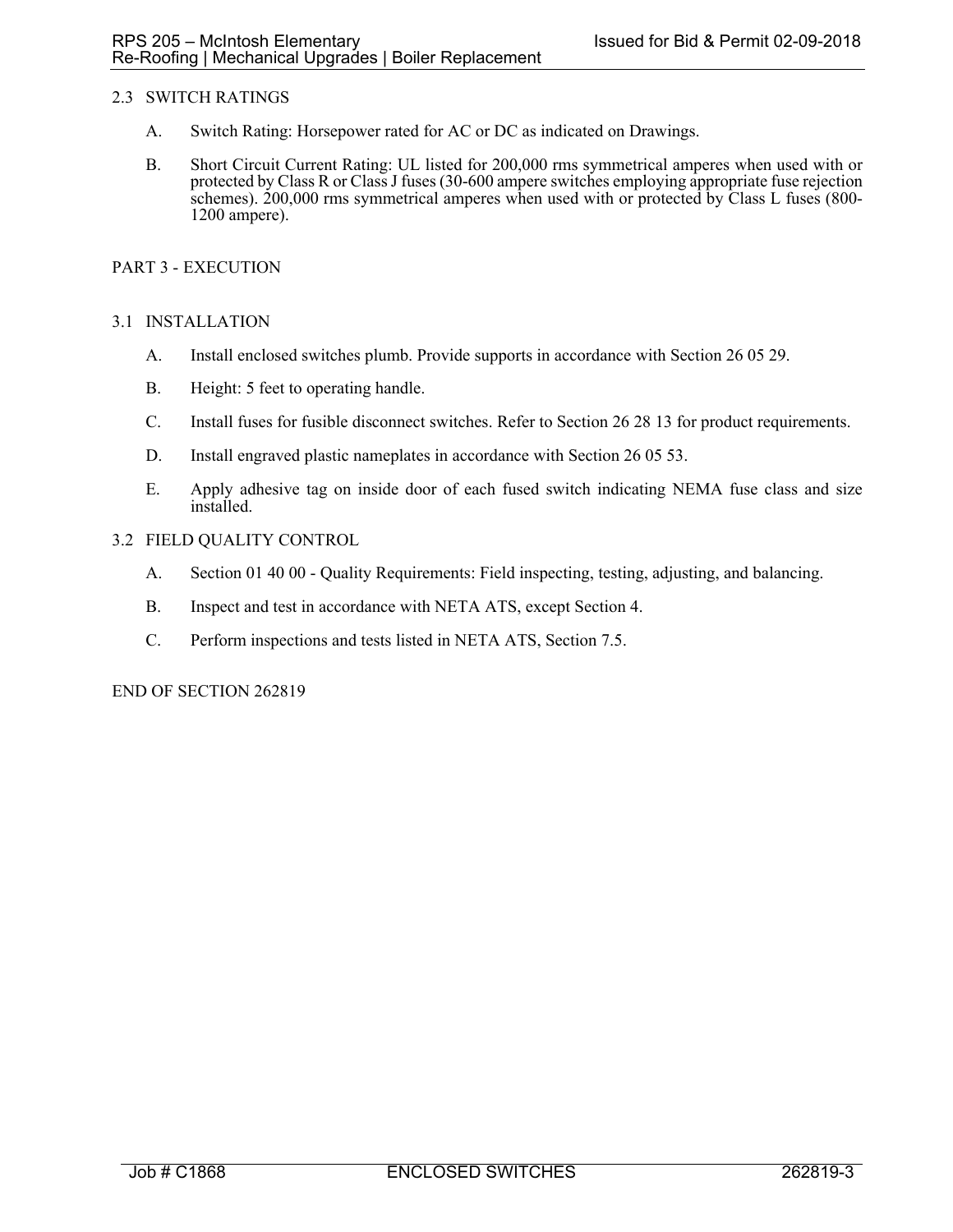## 2.3 SWITCH RATINGS

A. Switch Rating: Horsepower rated for AC or DC as indicated on Drawings.

B. Short Circuit Current Rating: UL listed for 200,000 rms symmetrical amperes when used with or protected by Class R or Class J fuses (30-600 ampere switches employing appropriate fuse rejection schemes). 200,000 rms symmetrical amperes when used with or protected by Class L fuses (800-1200 ampere).

# PART 3 - EXECUTION

## 3.1 INSTALLATION

A. Install enclosed switches plumb. Provide supports in accordance with Section 26 05 29.

B. Height: 5 feet to operating handle.

C. Install fuses for fusible disconnect switches. Refer to Section 26 28 13 for product requirements.

D. Install engraved plastic nameplates in accordance with Section 26 05 53.

E. Apply adhesive tag on inside door of each fused switch indicating NEMA fuse class and size installed.

## 3.2 FIELD QUALITY CONTROL

A. Section 01 40 00 - Quality Requirements: Field inspecting, testing, adjusting, and balancing.

B. Inspect and test in accordance with NETA ATS, except Section 4.

C. Perform inspections and tests listed in NETA ATS, Section 7.5.

END OF SECTION 262819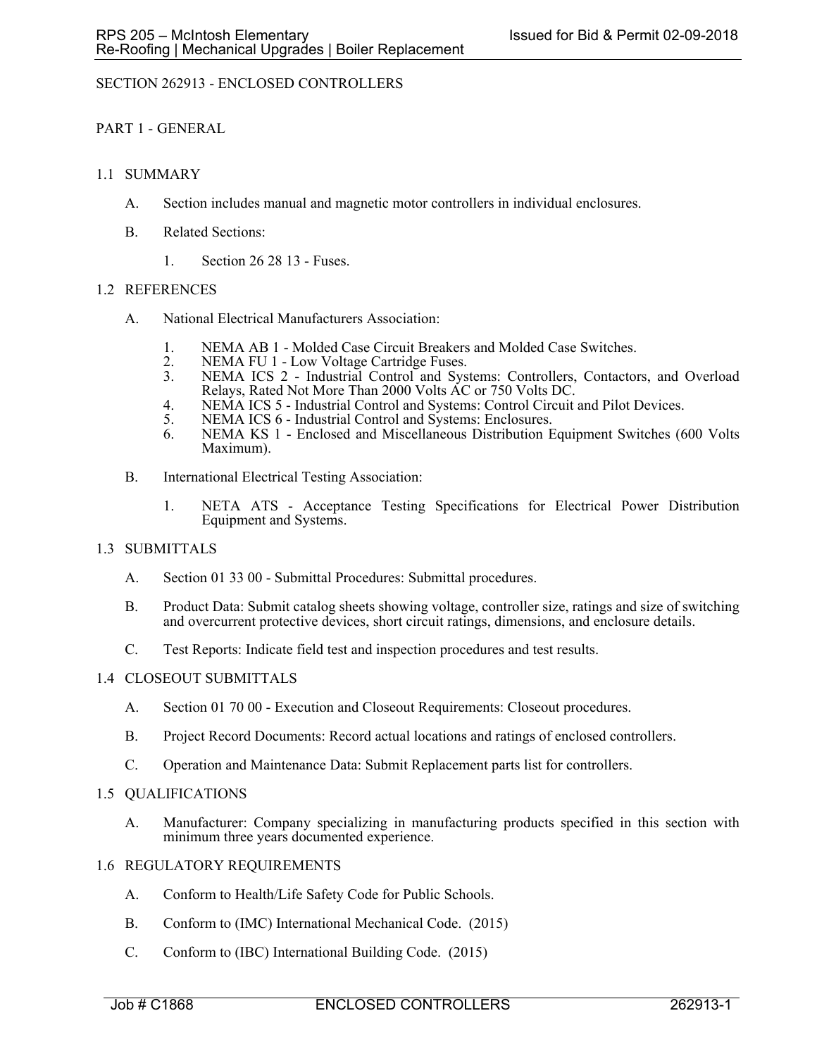# SECTION 262913 - ENCLOSED CONTROLLERS

## PART 1 - GENERAL

### 1.1 SUMMARY

A. Section includes manual and magnetic motor controllers in individual enclosures.

B. Related Sections:

1. Section 26 28 13 - Fuses.

### 1.2 REFERENCES

A. National Electrical Manufacturers Association:

1. NEMA AB 1 - Molded Case Circuit Breakers and Molded Case Switches.
2. NEMA FU 1 - Low Voltage Cartridge Fuses.
3. NEMA ICS 2 - Industrial Control and Systems: Controllers, Contactors, and Overload Relays, Rated Not More Than 2000 Volts AC or 750 Volts DC.
4. NEMA ICS 5 - Industrial Control and Systems: Control Circuit and Pilot Devices.
5. NEMA ICS 6 - Industrial Control and Systems: Enclosures.
6. NEMA KS 1 - Enclosed and Miscellaneous Distribution Equipment Switches (600 Volts Maximum).

B. International Electrical Testing Association:

1. NETA ATS - Acceptance Testing Specifications for Electrical Power Distribution Equipment and Systems.

### 1.3 SUBMITTALS

A. Section 01 33 00 - Submittal Procedures: Submittal procedures.

B. Product Data: Submit catalog sheets showing voltage, controller size, ratings and size of switching and overcurrent protective devices, short circuit ratings, dimensions, and enclosure details.

C. Test Reports: Indicate field test and inspection procedures and test results.

### 1.4 CLOSEOUT SUBMITTALS

A. Section 01 70 00 - Execution and Closeout Requirements: Closeout procedures.

B. Project Record Documents: Record actual locations and ratings of enclosed controllers.

C. Operation and Maintenance Data: Submit Replacement parts list for controllers.

### 1.5 QUALIFICATIONS

A. Manufacturer: Company specializing in manufacturing products specified in this section with minimum three years documented experience.

### 1.6 REGULATORY REQUIREMENTS

A. Conform to Health/Life Safety Code for Public Schools.

B. Conform to (IMC) International Mechanical Code. (2015)

C. Conform to (IBC) International Building Code. (2015)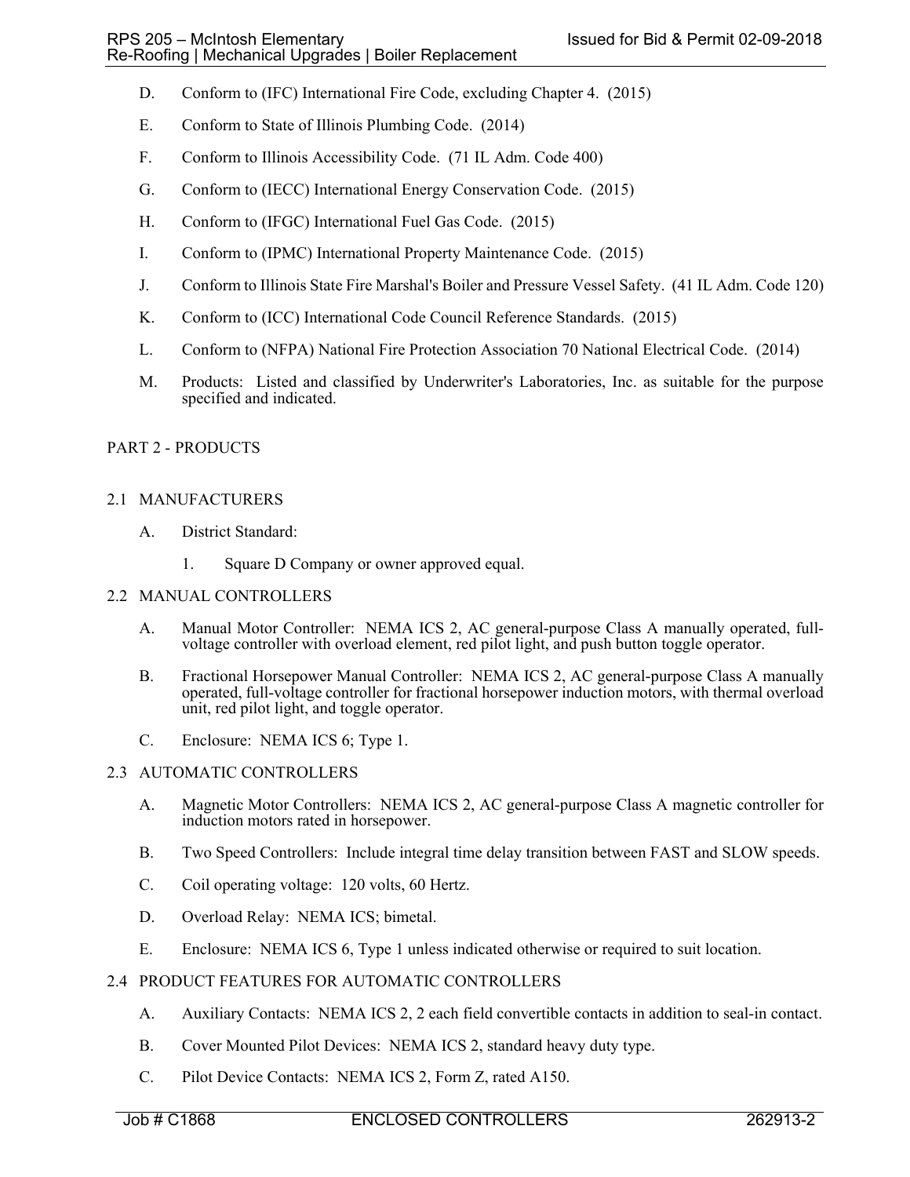D. Conform to (IFC) International Fire Code, excluding Chapter 4. (2015)

E. Conform to State of Illinois Plumbing Code. (2014)

F. Conform to Illinois Accessibility Code. (71 IL Adm. Code 400)

G. Conform to (IECC) International Energy Conservation Code. (2015)

H. Conform to (IFGC) International Fuel Gas Code. (2015)

I. Conform to (IPMC) International Property Maintenance Code. (2015)

J. Conform to Illinois State Fire Marshal's Boiler and Pressure Vessel Safety. (41 IL Adm. Code 120)

K. Conform to (ICC) International Code Council Reference Standards. (2015)

L. Conform to (NFPA) National Fire Protection Association 70 National Electrical Code. (2014)

M. Products: Listed and classified by Underwriter's Laboratories, Inc. as suitable for the purpose specified and indicated.

## PART 2 - PRODUCTS

### 2.1 MANUFACTURERS

A. District Standard:

1. Square D Company or owner approved equal.

### 2.2 MANUAL CONTROLLERS

A. Manual Motor Controller: NEMA ICS 2, AC general-purpose Class A manually operated, full-voltage controller with overload element, red pilot light, and push button toggle operator.

B. Fractional Horsepower Manual Controller: NEMA ICS 2, AC general-purpose Class A manually operated, full-voltage controller for fractional horsepower induction motors, with thermal overload unit, red pilot light, and toggle operator.

C. Enclosure: NEMA ICS 6; Type 1.

### 2.3 AUTOMATIC CONTROLLERS

A. Magnetic Motor Controllers: NEMA ICS 2, AC general-purpose Class A magnetic controller for induction motors rated in horsepower.

B. Two Speed Controllers: Include integral time delay transition between FAST and SLOW speeds.

C. Coil operating voltage: 120 volts, 60 Hertz.

D. Overload Relay: NEMA ICS; bimetal.

E. Enclosure: NEMA ICS 6, Type 1 unless indicated otherwise or required to suit location.

### 2.4 PRODUCT FEATURES FOR AUTOMATIC CONTROLLERS

A. Auxiliary Contacts: NEMA ICS 2, 2 each field convertible contacts in addition to seal-in contact.

B. Cover Mounted Pilot Devices: NEMA ICS 2, standard heavy duty type.

C. Pilot Device Contacts: NEMA ICS 2, Form Z, rated A150.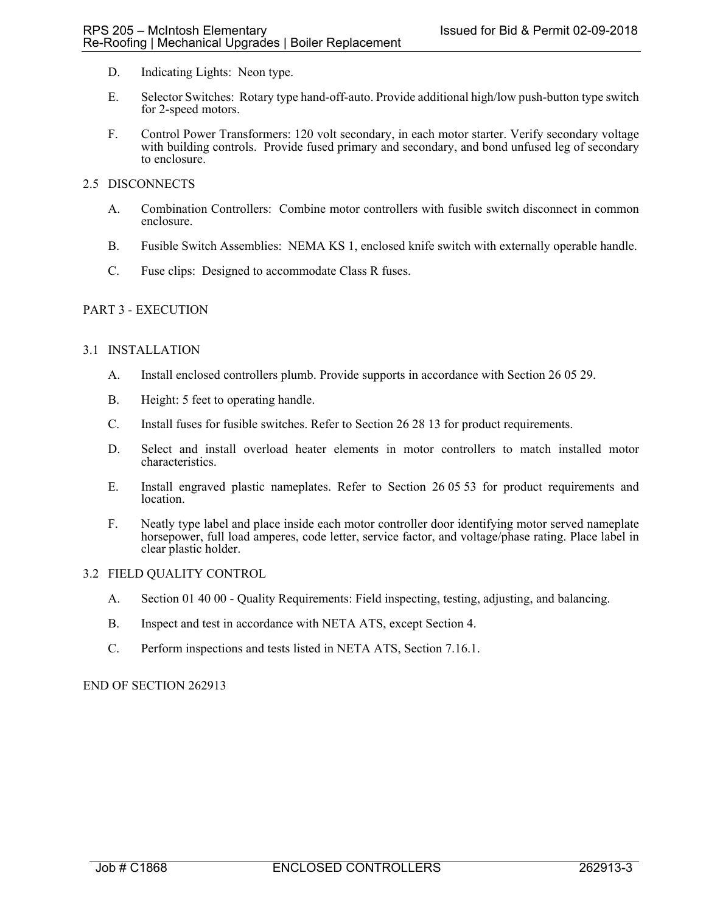D. Indicating Lights: Neon type.

E. Selector Switches: Rotary type hand-off-auto. Provide additional high/low push-button type switch for 2-speed motors.

F. Control Power Transformers: 120 volt secondary, in each motor starter. Verify secondary voltage with building controls. Provide fused primary and secondary, and bond unfused leg of secondary to enclosure.

## 2.5 DISCONNECTS

A. Combination Controllers: Combine motor controllers with fusible switch disconnect in common enclosure.

B. Fusible Switch Assemblies: NEMA KS 1, enclosed knife switch with externally operable handle.

C. Fuse clips: Designed to accommodate Class R fuses.

# PART 3 - EXECUTION

## 3.1 INSTALLATION

A. Install enclosed controllers plumb. Provide supports in accordance with Section 26 05 29.

B. Height: 5 feet to operating handle.

C. Install fuses for fusible switches. Refer to Section 26 28 13 for product requirements.

D. Select and install overload heater elements in motor controllers to match installed motor characteristics.

E. Install engraved plastic nameplates. Refer to Section 26 05 53 for product requirements and location.

F. Neatly type label and place inside each motor controller door identifying motor served nameplate horsepower, full load amperes, code letter, service factor, and voltage/phase rating. Place label in clear plastic holder.

## 3.2 FIELD QUALITY CONTROL

A. Section 01 40 00 - Quality Requirements: Field inspecting, testing, adjusting, and balancing.

B. Inspect and test in accordance with NETA ATS, except Section 4.

C. Perform inspections and tests listed in NETA ATS, Section 7.16.1.

END OF SECTION 262913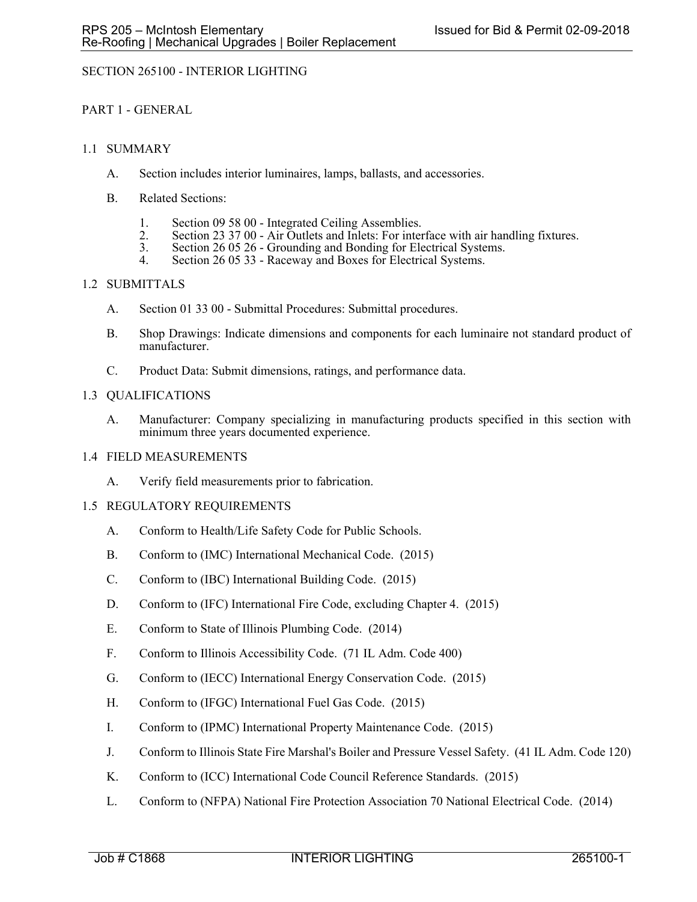# SECTION 265100 - INTERIOR LIGHTING

## PART 1 - GENERAL

### 1.1 SUMMARY

A. Section includes interior luminaires, lamps, ballasts, and accessories.

B. Related Sections:

1. Section 09 58 00 - Integrated Ceiling Assemblies.
2. Section 23 37 00 - Air Outlets and Inlets: For interface with air handling fixtures.
3. Section 26 05 26 - Grounding and Bonding for Electrical Systems.
4. Section 26 05 33 - Raceway and Boxes for Electrical Systems.

### 1.2 SUBMITTALS

A. Section 01 33 00 - Submittal Procedures: Submittal procedures.

B. Shop Drawings: Indicate dimensions and components for each luminaire not standard product of manufacturer.

C. Product Data: Submit dimensions, ratings, and performance data.

### 1.3 QUALIFICATIONS

A. Manufacturer: Company specializing in manufacturing products specified in this section with minimum three years documented experience.

### 1.4 FIELD MEASUREMENTS

A. Verify field measurements prior to fabrication.

### 1.5 REGULATORY REQUIREMENTS

A. Conform to Health/Life Safety Code for Public Schools.

B. Conform to (IMC) International Mechanical Code. (2015)

C. Conform to (IBC) International Building Code. (2015)

D. Conform to (IFC) International Fire Code, excluding Chapter 4. (2015)

E. Conform to State of Illinois Plumbing Code. (2014)

F. Conform to Illinois Accessibility Code. (71 IL Adm. Code 400)

G. Conform to (IECC) International Energy Conservation Code. (2015)

H. Conform to (IFGC) International Fuel Gas Code. (2015)

I. Conform to (IPMC) International Property Maintenance Code. (2015)

J. Conform to Illinois State Fire Marshal's Boiler and Pressure Vessel Safety. (41 IL Adm. Code 120)

K. Conform to (ICC) International Code Council Reference Standards. (2015)

L. Conform to (NFPA) National Fire Protection Association 70 National Electrical Code. (2014)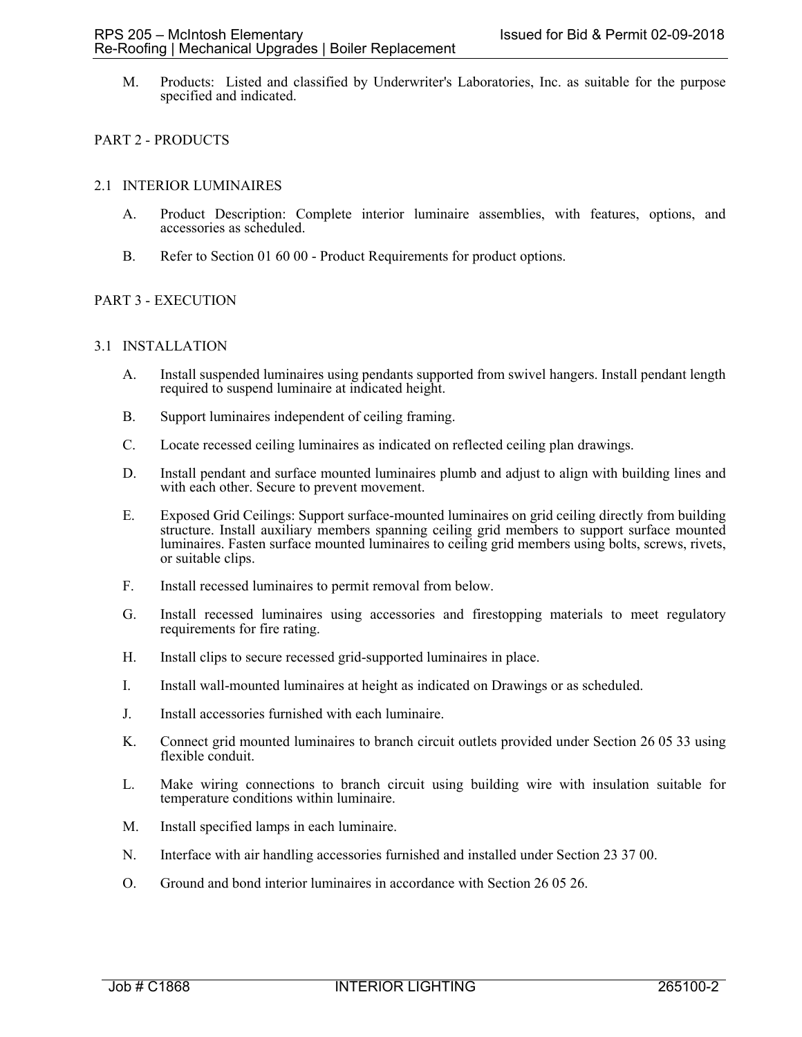M. Products: Listed and classified by Underwriter's Laboratories, Inc. as suitable for the purpose specified and indicated.

## PART 2 - PRODUCTS

### 2.1 INTERIOR LUMINAIRES

A. Product Description: Complete interior luminaire assemblies, with features, options, and accessories as scheduled.

B. Refer to Section 01 60 00 - Product Requirements for product options.

## PART 3 - EXECUTION

### 3.1 INSTALLATION

A. Install suspended luminaires using pendants supported from swivel hangers. Install pendant length required to suspend luminaire at indicated height.

B. Support luminaires independent of ceiling framing.

C. Locate recessed ceiling luminaires as indicated on reflected ceiling plan drawings.

D. Install pendant and surface mounted luminaires plumb and adjust to align with building lines and with each other. Secure to prevent movement.

E. Exposed Grid Ceilings: Support surface-mounted luminaires on grid ceiling directly from building structure. Install auxiliary members spanning ceiling grid members to support surface mounted luminaires. Fasten surface mounted luminaires to ceiling grid members using bolts, screws, rivets, or suitable clips.

F. Install recessed luminaires to permit removal from below.

G. Install recessed luminaires using accessories and firestopping materials to meet regulatory requirements for fire rating.

H. Install clips to secure recessed grid-supported luminaires in place.

I. Install wall-mounted luminaires at height as indicated on Drawings or as scheduled.

J. Install accessories furnished with each luminaire.

K. Connect grid mounted luminaires to branch circuit outlets provided under Section 26 05 33 using flexible conduit.

L. Make wiring connections to branch circuit using building wire with insulation suitable for temperature conditions within luminaire.

M. Install specified lamps in each luminaire.

N. Interface with air handling accessories furnished and installed under Section 23 37 00.

O. Ground and bond interior luminaires in accordance with Section 26 05 26.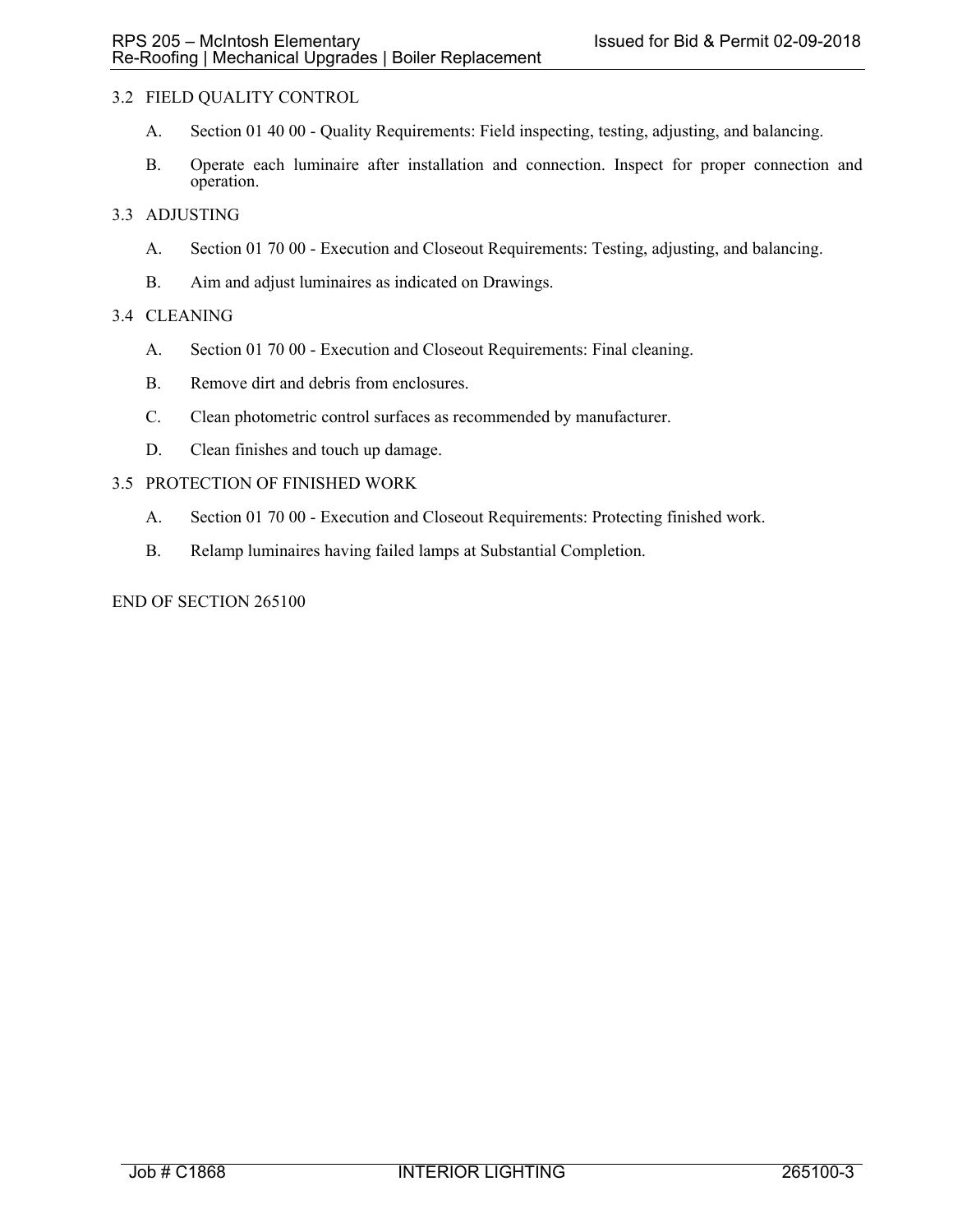## 3.2 FIELD QUALITY CONTROL

A. Section 01 40 00 - Quality Requirements: Field inspecting, testing, adjusting, and balancing.

B. Operate each luminaire after installation and connection. Inspect for proper connection and operation.

## 3.3 ADJUSTING

A. Section 01 70 00 - Execution and Closeout Requirements: Testing, adjusting, and balancing.

B. Aim and adjust luminaires as indicated on Drawings.

## 3.4 CLEANING

A. Section 01 70 00 - Execution and Closeout Requirements: Final cleaning.

B. Remove dirt and debris from enclosures.

C. Clean photometric control surfaces as recommended by manufacturer.

D. Clean finishes and touch up damage.

## 3.5 PROTECTION OF FINISHED WORK

A. Section 01 70 00 - Execution and Closeout Requirements: Protecting finished work.

B. Relamp luminaires having failed lamps at Substantial Completion.

END OF SECTION 265100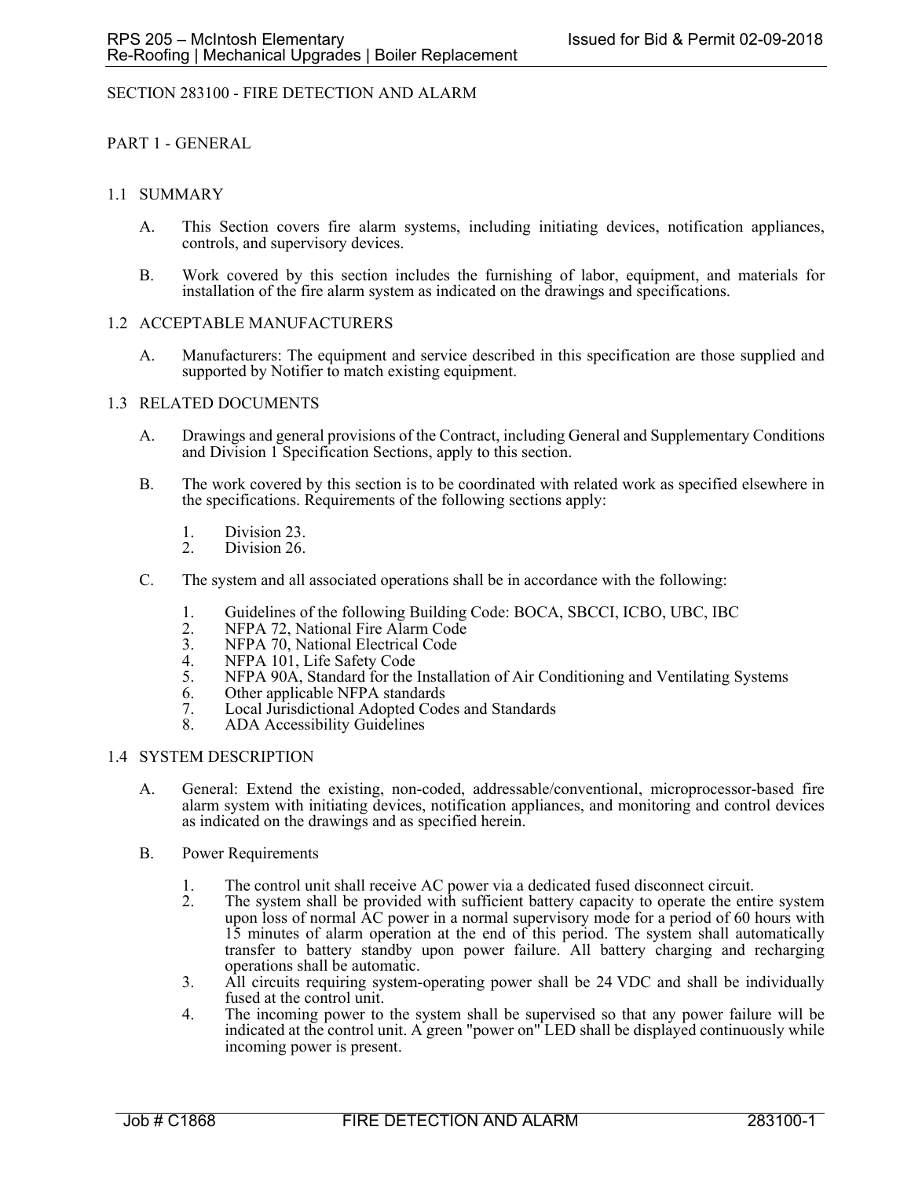# SECTION 283100 - FIRE DETECTION AND ALARM

## PART 1 - GENERAL

### 1.1 SUMMARY

A. This Section covers fire alarm systems, including initiating devices, notification appliances, controls, and supervisory devices.

B. Work covered by this section includes the furnishing of labor, equipment, and materials for installation of the fire alarm system as indicated on the drawings and specifications.

### 1.2 ACCEPTABLE MANUFACTURERS

A. Manufacturers: The equipment and service described in this specification are those supplied and supported by Notifier to match existing equipment.

### 1.3 RELATED DOCUMENTS

A. Drawings and general provisions of the Contract, including General and Supplementary Conditions and Division 1 Specification Sections, apply to this section.

B. The work covered by this section is to be coordinated with related work as specified elsewhere in the specifications. Requirements of the following sections apply:

1. Division 23.
2. Division 26.

C. The system and all associated operations shall be in accordance with the following:

1. Guidelines of the following Building Code: BOCA, SBCCI, ICBO, UBC, IBC
2. NFPA 72, National Fire Alarm Code
3. NFPA 70, National Electrical Code
4. NFPA 101, Life Safety Code
5. NFPA 90A, Standard for the Installation of Air Conditioning and Ventilating Systems
6. Other applicable NFPA standards
7. Local Jurisdictional Adopted Codes and Standards
8. ADA Accessibility Guidelines

### 1.4 SYSTEM DESCRIPTION

A. General: Extend the existing, non-coded, addressable/conventional, microprocessor-based fire alarm system with initiating devices, notification appliances, and monitoring and control devices as indicated on the drawings and as specified herein.

B. Power Requirements

1. The control unit shall receive AC power via a dedicated fused disconnect circuit.
2. The system shall be provided with sufficient battery capacity to operate the entire system upon loss of normal AC power in a normal supervisory mode for a period of 60 hours with 15 minutes of alarm operation at the end of this period. The system shall automatically transfer to battery standby upon power failure. All battery charging and recharging operations shall be automatic.
3. All circuits requiring system-operating power shall be 24 VDC and shall be individually fused at the control unit.
4. The incoming power to the system shall be supervised so that any power failure will be indicated at the control unit. A green "power on" LED shall be displayed continuously while incoming power is present.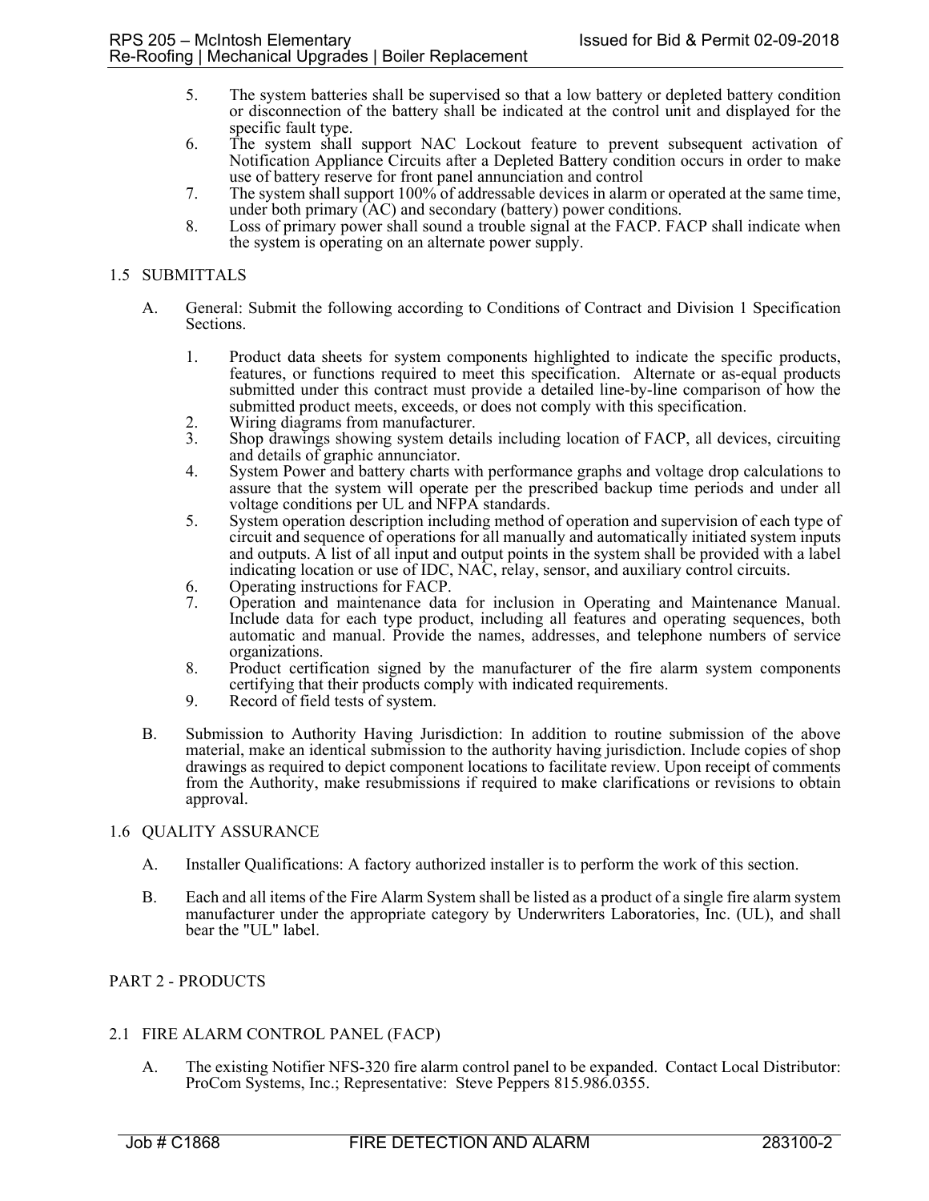5. The system batteries shall be supervised so that a low battery or depleted battery condition or disconnection of the battery shall be indicated at the control unit and displayed for the specific fault type.
6. The system shall support NAC Lockout feature to prevent subsequent activation of Notification Appliance Circuits after a Depleted Battery condition occurs in order to make use of battery reserve for front panel annunciation and control
7. The system shall support 100% of addressable devices in alarm or operated at the same time, under both primary (AC) and secondary (battery) power conditions.
8. Loss of primary power shall sound a trouble signal at the FACP. FACP shall indicate when the system is operating on an alternate power supply.

## 1.5 SUBMITTALS

A. General: Submit the following according to Conditions of Contract and Division 1 Specification Sections.

   1. Product data sheets for system components highlighted to indicate the specific products, features, or functions required to meet this specification. Alternate or as-equal products submitted under this contract must provide a detailed line-by-line comparison of how the submitted product meets, exceeds, or does not comply with this specification.
   2. Wiring diagrams from manufacturer.
   3. Shop drawings showing system details including location of FACP, all devices, circuiting and details of graphic annunciator.
   4. System Power and battery charts with performance graphs and voltage drop calculations to assure that the system will operate per the prescribed backup time periods and under all voltage conditions per UL and NFPA standards.
   5. System operation description including method of operation and supervision of each type of circuit and sequence of operations for all manually and automatically initiated system inputs and outputs. A list of all input and output points in the system shall be provided with a label indicating location or use of IDC, NAC, relay, sensor, and auxiliary control circuits.
   6. Operating instructions for FACP.
   7. Operation and maintenance data for inclusion in Operating and Maintenance Manual. Include data for each type product, including all features and operating sequences, both automatic and manual. Provide the names, addresses, and telephone numbers of service organizations.
   8. Product certification signed by the manufacturer of the fire alarm system components certifying that their products comply with indicated requirements.
   9. Record of field tests of system.

B. Submission to Authority Having Jurisdiction: In addition to routine submission of the above material, make an identical submission to the authority having jurisdiction. Include copies of shop drawings as required to depict component locations to facilitate review. Upon receipt of comments from the Authority, make resubmissions if required to make clarifications or revisions to obtain approval.

## 1.6 QUALITY ASSURANCE

A. Installer Qualifications: A factory authorized installer is to perform the work of this section.

B. Each and all items of the Fire Alarm System shall be listed as a product of a single fire alarm system manufacturer under the appropriate category by Underwriters Laboratories, Inc. (UL), and shall bear the "UL" label.

# PART 2 - PRODUCTS

## 2.1 FIRE ALARM CONTROL PANEL (FACP)

A. The existing Notifier NFS-320 fire alarm control panel to be expanded. Contact Local Distributor: ProCom Systems, Inc.; Representative: Steve Peppers 815.986.0355.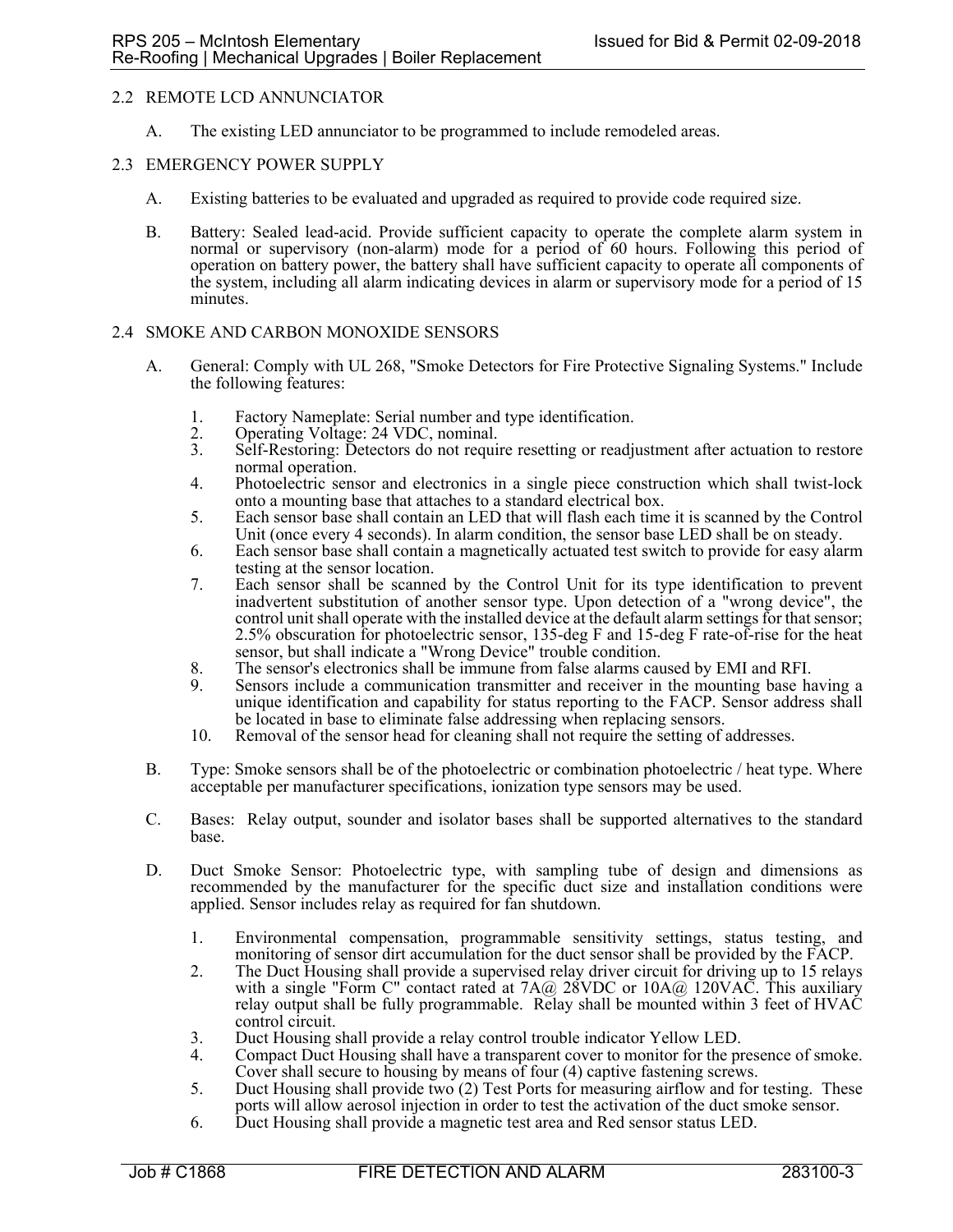## 2.2 REMOTE LCD ANNUNCIATOR

A. The existing LED annunciator to be programmed to include remodeled areas.

## 2.3 EMERGENCY POWER SUPPLY

A. Existing batteries to be evaluated and upgraded as required to provide code required size.

B. Battery: Sealed lead-acid. Provide sufficient capacity to operate the complete alarm system in normal or supervisory (non-alarm) mode for a period of 60 hours. Following this period of operation on battery power, the battery shall have sufficient capacity to operate all components of the system, including all alarm indicating devices in alarm or supervisory mode for a period of 15 minutes.

## 2.4 SMOKE AND CARBON MONOXIDE SENSORS

A. General: Comply with UL 268, "Smoke Detectors for Fire Protective Signaling Systems." Include the following features:

1. Factory Nameplate: Serial number and type identification.
2. Operating Voltage: 24 VDC, nominal.
3. Self-Restoring: Detectors do not require resetting or readjustment after actuation to restore normal operation.
4. Photoelectric sensor and electronics in a single piece construction which shall twist-lock onto a mounting base that attaches to a standard electrical box.
5. Each sensor base shall contain an LED that will flash each time it is scanned by the Control Unit (once every 4 seconds). In alarm condition, the sensor base LED shall be on steady.
6. Each sensor base shall contain a magnetically actuated test switch to provide for easy alarm testing at the sensor location.
7. Each sensor shall be scanned by the Control Unit for its type identification to prevent inadvertent substitution of another sensor type. Upon detection of a "wrong device", the control unit shall operate with the installed device at the default alarm settings for that sensor; 2.5% obscuration for photoelectric sensor, 135-deg F and 15-deg F rate-of-rise for the heat sensor, but shall indicate a "Wrong Device" trouble condition.
8. The sensor's electronics shall be immune from false alarms caused by EMI and RFI.
9. Sensors include a communication transmitter and receiver in the mounting base having a unique identification and capability for status reporting to the FACP. Sensor address shall be located in base to eliminate false addressing when replacing sensors.
10. Removal of the sensor head for cleaning shall not require the setting of addresses.

B. Type: Smoke sensors shall be of the photoelectric or combination photoelectric / heat type. Where acceptable per manufacturer specifications, ionization type sensors may be used.

C. Bases: Relay output, sounder and isolator bases shall be supported alternatives to the standard base.

D. Duct Smoke Sensor: Photoelectric type, with sampling tube of design and dimensions as recommended by the manufacturer for the specific duct size and installation conditions were applied. Sensor includes relay as required for fan shutdown.

1. Environmental compensation, programmable sensitivity settings, status testing, and monitoring of sensor dirt accumulation for the duct sensor shall be provided by the FACP.
2. The Duct Housing shall provide a supervised relay driver circuit for driving up to 15 relays with a single "Form C" contact rated at 7A@ 28VDC or 10A@ 120VAC. This auxiliary relay output shall be fully programmable. Relay shall be mounted within 3 feet of HVAC control circuit.
3. Duct Housing shall provide a relay control trouble indicator Yellow LED.
4. Compact Duct Housing shall have a transparent cover to monitor for the presence of smoke. Cover shall secure to housing by means of four (4) captive fastening screws.
5. Duct Housing shall provide two (2) Test Ports for measuring airflow and for testing. These ports will allow aerosol injection in order to test the activation of the duct smoke sensor.
6. Duct Housing shall provide a magnetic test area and Red sensor status LED.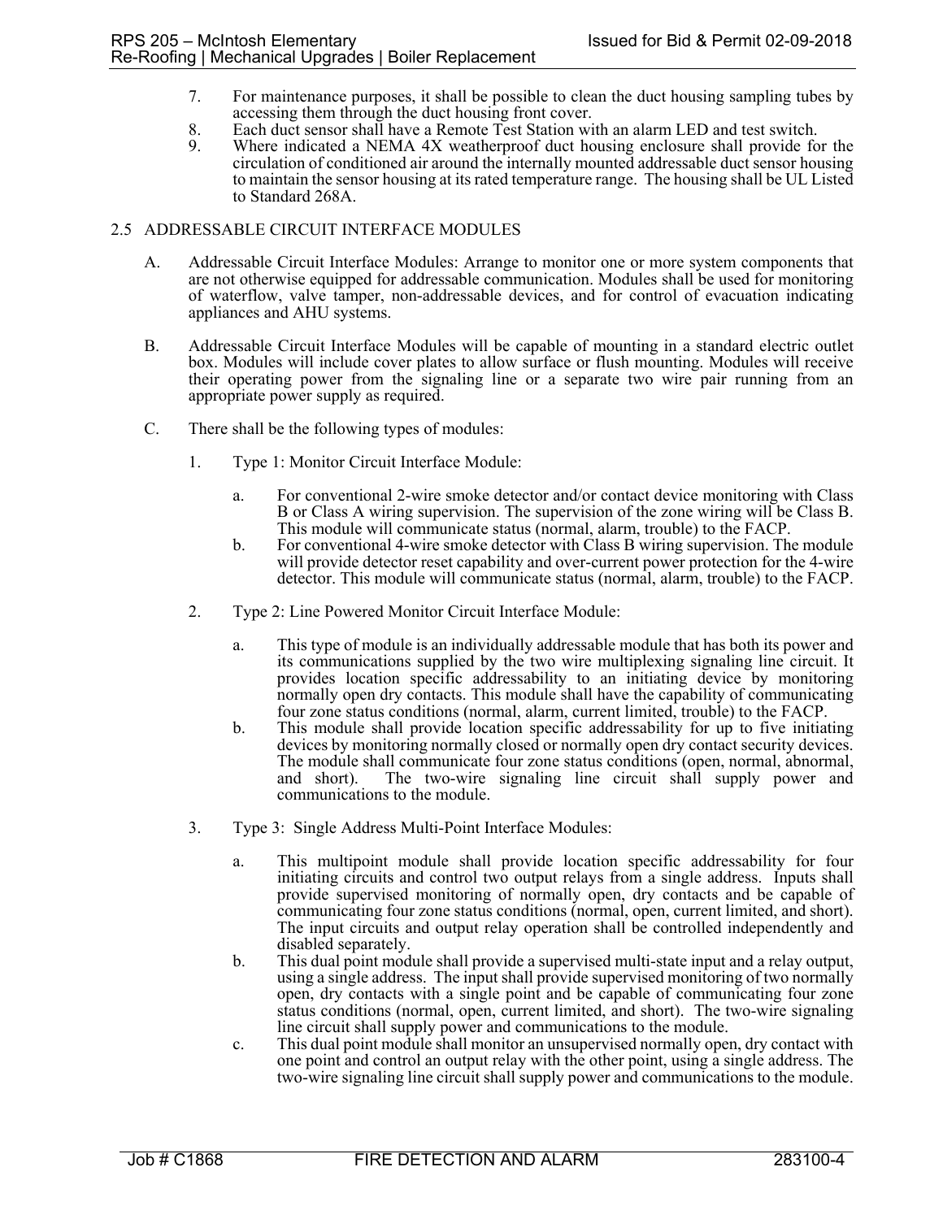7. For maintenance purposes, it shall be possible to clean the duct housing sampling tubes by accessing them through the duct housing front cover.
8. Each duct sensor shall have a Remote Test Station with an alarm LED and test switch.
9. Where indicated a NEMA 4X weatherproof duct housing enclosure shall provide for the circulation of conditioned air around the internally mounted addressable duct sensor housing to maintain the sensor housing at its rated temperature range. The housing shall be UL Listed to Standard 268A.

## 2.5 ADDRESSABLE CIRCUIT INTERFACE MODULES

A. Addressable Circuit Interface Modules: Arrange to monitor one or more system components that are not otherwise equipped for addressable communication. Modules shall be used for monitoring of waterflow, valve tamper, non-addressable devices, and for control of evacuation indicating appliances and AHU systems.

B. Addressable Circuit Interface Modules will be capable of mounting in a standard electric outlet box. Modules will include cover plates to allow surface or flush mounting. Modules will receive their operating power from the signaling line or a separate two wire pair running from an appropriate power supply as required.

C. There shall be the following types of modules:

1. Type 1: Monitor Circuit Interface Module:

   a. For conventional 2-wire smoke detector and/or contact device monitoring with Class B or Class A wiring supervision. The supervision of the zone wiring will be Class B. This module will communicate status (normal, alarm, trouble) to the FACP.
   b. For conventional 4-wire smoke detector with Class B wiring supervision. The module will provide detector reset capability and over-current power protection for the 4-wire detector. This module will communicate status (normal, alarm, trouble) to the FACP.

2. Type 2: Line Powered Monitor Circuit Interface Module:

   a. This type of module is an individually addressable module that has both its power and its communications supplied by the two wire multiplexing signaling line circuit. It provides location specific addressability to an initiating device by monitoring normally open dry contacts. This module shall have the capability of communicating four zone status conditions (normal, alarm, current limited, trouble) to the FACP.
   b. This module shall provide location specific addressability for up to five initiating devices by monitoring normally closed or normally open dry contact security devices. The module shall communicate four zone status conditions (open, normal, abnormal, and short). The two-wire signaling line circuit shall supply power and communications to the module.

3. Type 3: Single Address Multi-Point Interface Modules:

   a. This multipoint module shall provide location specific addressability for four initiating circuits and control two output relays from a single address. Inputs shall provide supervised monitoring of normally open, dry contacts and be capable of communicating four zone status conditions (normal, open, current limited, and short). The input circuits and output relay operation shall be controlled independently and disabled separately.
   b. This dual point module shall provide a supervised multi-state input and a relay output, using a single address. The input shall provide supervised monitoring of two normally open, dry contacts with a single point and be capable of communicating four zone status conditions (normal, open, current limited, and short). The two-wire signaling line circuit shall supply power and communications to the module.
   c. This dual point module shall monitor an unsupervised normally open, dry contact with one point and control an output relay with the other point, using a single address. The two-wire signaling line circuit shall supply power and communications to the module.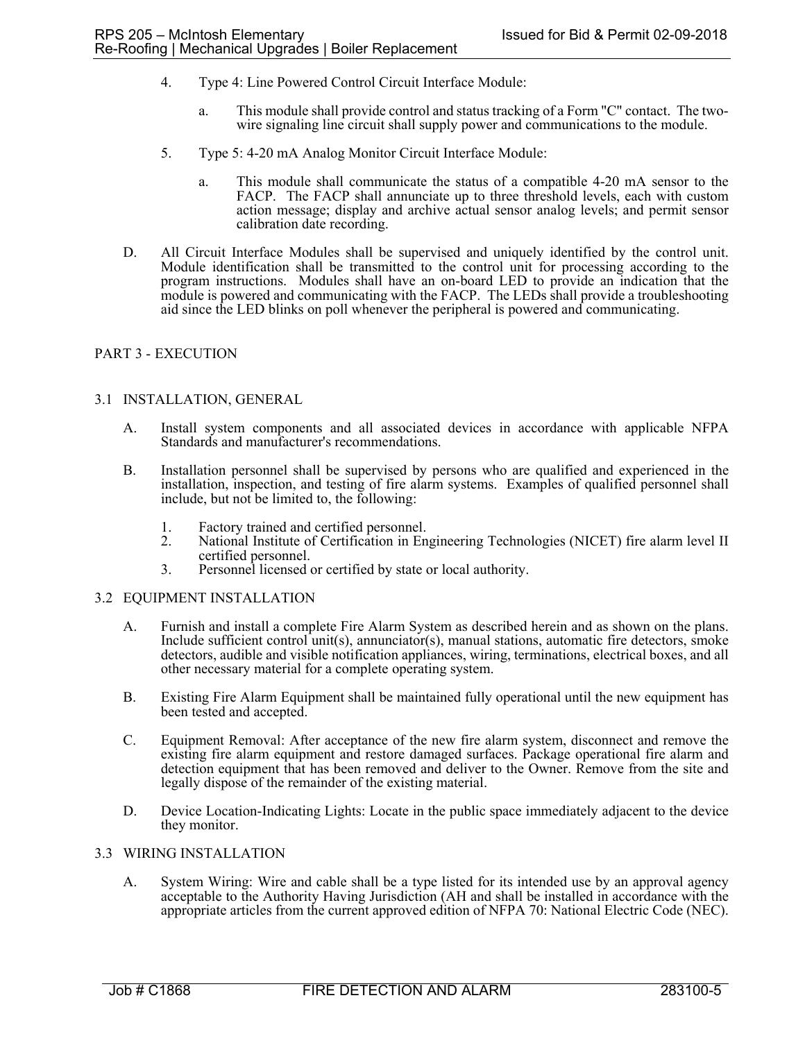4. Type 4: Line Powered Control Circuit Interface Module:

   a. This module shall provide control and status tracking of a Form "C" contact. The two-wire signaling line circuit shall supply power and communications to the module.

5. Type 5: 4-20 mA Analog Monitor Circuit Interface Module:

   a. This module shall communicate the status of a compatible 4-20 mA sensor to the FACP. The FACP shall annunciate up to three threshold levels, each with custom action message; display and archive actual sensor analog levels; and permit sensor calibration date recording.

D. All Circuit Interface Modules shall be supervised and uniquely identified by the control unit. Module identification shall be transmitted to the control unit for processing according to the program instructions. Modules shall have an on-board LED to provide an indication that the module is powered and communicating with the FACP. The LEDs shall provide a troubleshooting aid since the LED blinks on poll whenever the peripheral is powered and communicating.

## PART 3 - EXECUTION

### 3.1 INSTALLATION, GENERAL

A. Install system components and all associated devices in accordance with applicable NFPA Standards and manufacturer's recommendations.

B. Installation personnel shall be supervised by persons who are qualified and experienced in the installation, inspection, and testing of fire alarm systems. Examples of qualified personnel shall include, but not be limited to, the following:

   1. Factory trained and certified personnel.
   2. National Institute of Certification in Engineering Technologies (NICET) fire alarm level II certified personnel.
   3. Personnel licensed or certified by state or local authority.

### 3.2 EQUIPMENT INSTALLATION

A. Furnish and install a complete Fire Alarm System as described herein and as shown on the plans. Include sufficient control unit(s), annunciator(s), manual stations, automatic fire detectors, smoke detectors, audible and visible notification appliances, wiring, terminations, electrical boxes, and all other necessary material for a complete operating system.

B. Existing Fire Alarm Equipment shall be maintained fully operational until the new equipment has been tested and accepted.

C. Equipment Removal: After acceptance of the new fire alarm system, disconnect and remove the existing fire alarm equipment and restore damaged surfaces. Package operational fire alarm and detection equipment that has been removed and deliver to the Owner. Remove from the site and legally dispose of the remainder of the existing material.

D. Device Location-Indicating Lights: Locate in the public space immediately adjacent to the device they monitor.

### 3.3 WIRING INSTALLATION

A. System Wiring: Wire and cable shall be a type listed for its intended use by an approval agency acceptable to the Authority Having Jurisdiction (AH and shall be installed in accordance with the appropriate articles from the current approved edition of NFPA 70: National Electric Code (NEC).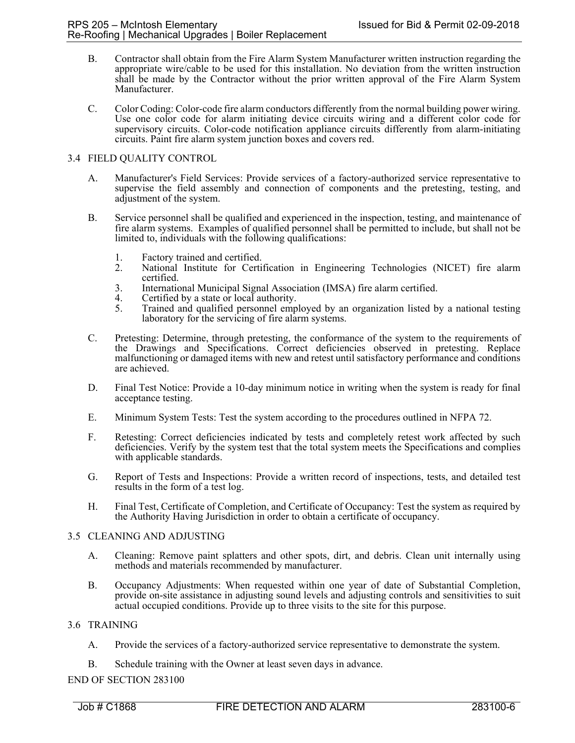B. Contractor shall obtain from the Fire Alarm System Manufacturer written instruction regarding the appropriate wire/cable to be used for this installation. No deviation from the written instruction shall be made by the Contractor without the prior written approval of the Fire Alarm System Manufacturer.

C. Color Coding: Color-code fire alarm conductors differently from the normal building power wiring. Use one color code for alarm initiating device circuits wiring and a different color code for supervisory circuits. Color-code notification appliance circuits differently from alarm-initiating circuits. Paint fire alarm system junction boxes and covers red.

## 3.4 FIELD QUALITY CONTROL

A. Manufacturer's Field Services: Provide services of a factory-authorized service representative to supervise the field assembly and connection of components and the pretesting, testing, and adjustment of the system.

B. Service personnel shall be qualified and experienced in the inspection, testing, and maintenance of fire alarm systems. Examples of qualified personnel shall be permitted to include, but shall not be limited to, individuals with the following qualifications:

1. Factory trained and certified.
2. National Institute for Certification in Engineering Technologies (NICET) fire alarm certified.
3. International Municipal Signal Association (IMSA) fire alarm certified.
4. Certified by a state or local authority.
5. Trained and qualified personnel employed by an organization listed by a national testing laboratory for the servicing of fire alarm systems.

C. Pretesting: Determine, through pretesting, the conformance of the system to the requirements of the Drawings and Specifications. Correct deficiencies observed in pretesting. Replace malfunctioning or damaged items with new and retest until satisfactory performance and conditions are achieved.

D. Final Test Notice: Provide a 10-day minimum notice in writing when the system is ready for final acceptance testing.

E. Minimum System Tests: Test the system according to the procedures outlined in NFPA 72.

F. Retesting: Correct deficiencies indicated by tests and completely retest work affected by such deficiencies. Verify by the system test that the total system meets the Specifications and complies with applicable standards.

G. Report of Tests and Inspections: Provide a written record of inspections, tests, and detailed test results in the form of a test log.

H. Final Test, Certificate of Completion, and Certificate of Occupancy: Test the system as required by the Authority Having Jurisdiction in order to obtain a certificate of occupancy.

## 3.5 CLEANING AND ADJUSTING

A. Cleaning: Remove paint splatters and other spots, dirt, and debris. Clean unit internally using methods and materials recommended by manufacturer.

B. Occupancy Adjustments: When requested within one year of date of Substantial Completion, provide on-site assistance in adjusting sound levels and adjusting controls and sensitivities to suit actual occupied conditions. Provide up to three visits to the site for this purpose.

## 3.6 TRAINING

A. Provide the services of a factory-authorized service representative to demonstrate the system.

B. Schedule training with the Owner at least seven days in advance.

END OF SECTION 283100